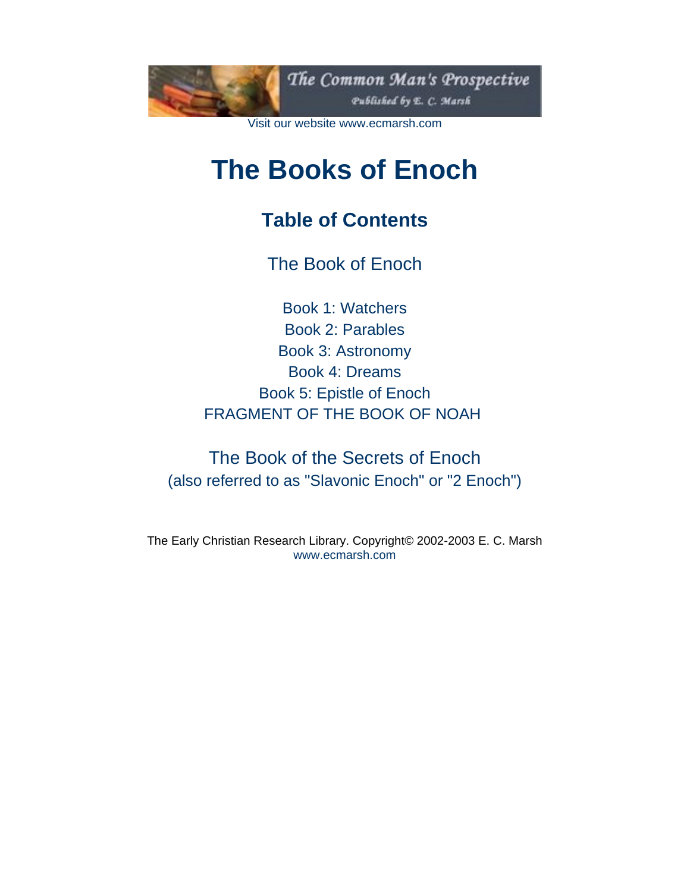The Common Man's Prospective

Published by E. C. Marsh

Visit our website www.ecmarsh.com

# The Books of Enoch

## Table of Contents

The Book of Enoch

Book 1: Watchers
Book 2: Parables
Book 3: Astronomy
Book 4: Dreams
Book 5: Epistle of Enoch
FRAGMENT OF THE BOOK OF NOAH

The Book of the Secrets of Enoch
(also referred to as "Slavonic Enoch" or "2 Enoch")

The Early Christian Research Library. Copyright© 2002-2003 E. C. Marsh
www.ecmarsh.com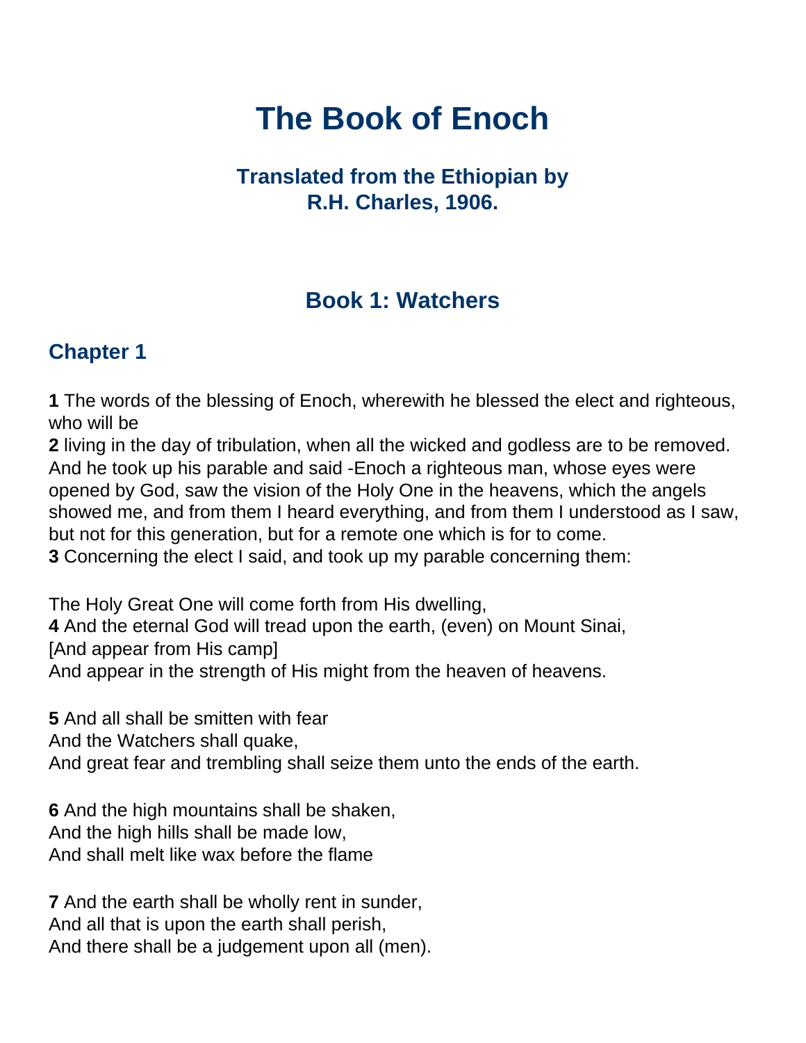# The Book of Enoch

### Translated from the Ethiopian by R.H. Charles, 1906.

## Book 1: Watchers

### Chapter 1

**1** The words of the blessing of Enoch, wherewith he blessed the elect and righteous, who will be
**2** living in the day of tribulation, when all the wicked and godless are to be removed. And he took up his parable and said -Enoch a righteous man, whose eyes were opened by God, saw the vision of the Holy One in the heavens, which the angels showed me, and from them I heard everything, and from them I understood as I saw, but not for this generation, but for a remote one which is for to come.
**3** Concerning the elect I said, and took up my parable concerning them:

The Holy Great One will come forth from His dwelling,
**4** And the eternal God will tread upon the earth, (even) on Mount Sinai,
[And appear from His camp]
And appear in the strength of His might from the heaven of heavens.

**5** And all shall be smitten with fear
And the Watchers shall quake,
And great fear and trembling shall seize them unto the ends of the earth.

**6** And the high mountains shall be shaken,
And the high hills shall be made low,
And shall melt like wax before the flame

**7** And the earth shall be wholly rent in sunder,
And all that is upon the earth shall perish,
And there shall be a judgement upon all (men).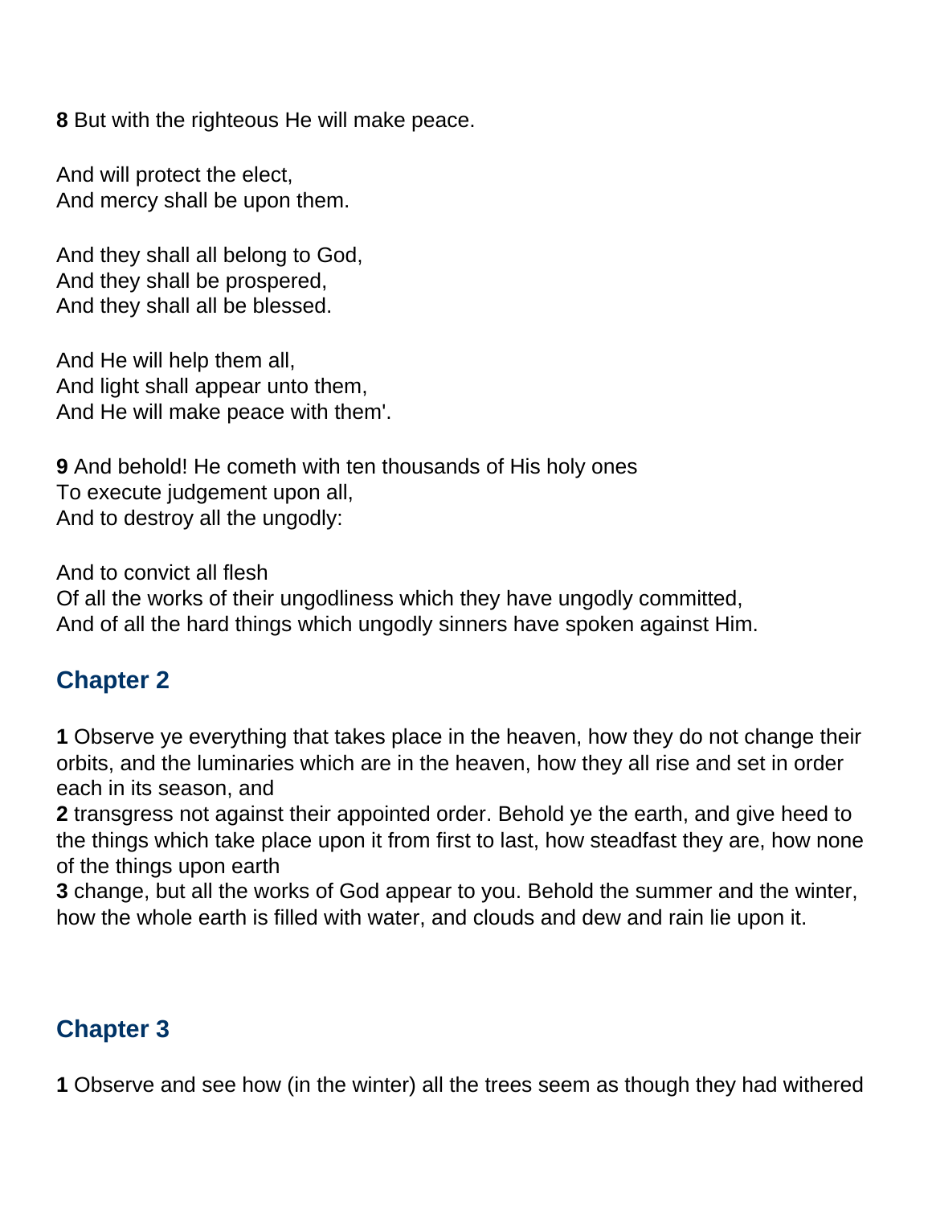**8** But with the righteous He will make peace.

And will protect the elect,
And mercy shall be upon them.

And they shall all belong to God,
And they shall be prospered,
And they shall all be blessed.

And He will help them all,
And light shall appear unto them,
And He will make peace with them'.

**9** And behold! He cometh with ten thousands of His holy ones
To execute judgement upon all,
And to destroy all the ungodly:

And to convict all flesh
Of all the works of their ungodliness which they have ungodly committed,
And of all the hard things which ungodly sinners have spoken against Him.

## Chapter 2

**1** Observe ye everything that takes place in the heaven, how they do not change their orbits, and the luminaries which are in the heaven, how they all rise and set in order each in its season, and
**2** transgress not against their appointed order. Behold ye the earth, and give heed to the things which take place upon it from first to last, how steadfast they are, how none of the things upon earth
**3** change, but all the works of God appear to you. Behold the summer and the winter, how the whole earth is filled with water, and clouds and dew and rain lie upon it.

## Chapter 3

**1** Observe and see how (in the winter) all the trees seem as though they had withered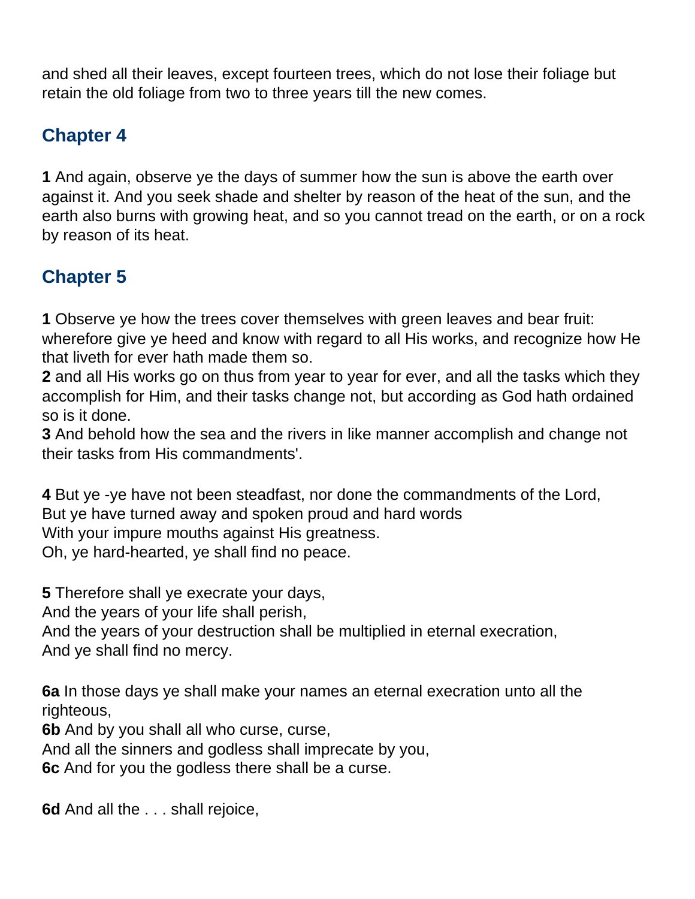and shed all their leaves, except fourteen trees, which do not lose their foliage but retain the old foliage from two to three years till the new comes.

## Chapter 4

**1** And again, observe ye the days of summer how the sun is above the earth over against it. And you seek shade and shelter by reason of the heat of the sun, and the earth also burns with growing heat, and so you cannot tread on the earth, or on a rock by reason of its heat.

## Chapter 5

**1** Observe ye how the trees cover themselves with green leaves and bear fruit: wherefore give ye heed and know with regard to all His works, and recognize how He that liveth for ever hath made them so.
**2** and all His works go on thus from year to year for ever, and all the tasks which they accomplish for Him, and their tasks change not, but according as God hath ordained so is it done.
**3** And behold how the sea and the rivers in like manner accomplish and change not their tasks from His commandments'.

**4** But ye -ye have not been steadfast, nor done the commandments of the Lord,
But ye have turned away and spoken proud and hard words
With your impure mouths against His greatness.
Oh, ye hard-hearted, ye shall find no peace.

**5** Therefore shall ye execrate your days,
And the years of your life shall perish,
And the years of your destruction shall be multiplied in eternal execration,
And ye shall find no mercy.

**6a** In those days ye shall make your names an eternal execration unto all the righteous,
**6b** And by you shall all who curse, curse,
And all the sinners and godless shall imprecate by you,
**6c** And for you the godless there shall be a curse.

**6d** And all the . . . shall rejoice,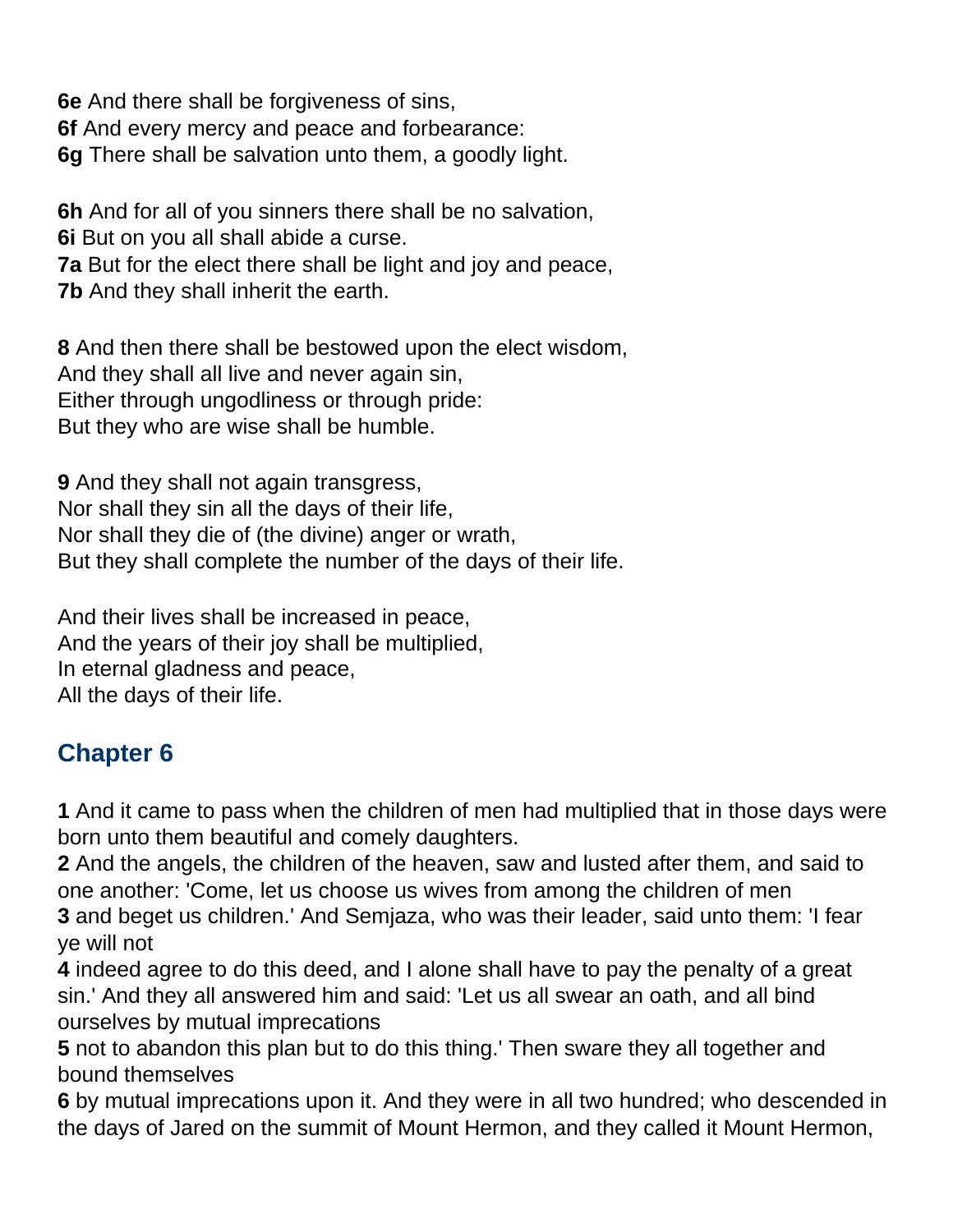**6e** And there shall be forgiveness of sins,
**6f** And every mercy and peace and forbearance:
**6g** There shall be salvation unto them, a goodly light.

**6h** And for all of you sinners there shall be no salvation,
**6i** But on you all shall abide a curse.
**7a** But for the elect there shall be light and joy and peace,
**7b** And they shall inherit the earth.

**8** And then there shall be bestowed upon the elect wisdom,
And they shall all live and never again sin,
Either through ungodliness or through pride:
But they who are wise shall be humble.

**9** And they shall not again transgress,
Nor shall they sin all the days of their life,
Nor shall they die of (the divine) anger or wrath,
But they shall complete the number of the days of their life.

And their lives shall be increased in peace,
And the years of their joy shall be multiplied,
In eternal gladness and peace,
All the days of their life.

## Chapter 6

**1** And it came to pass when the children of men had multiplied that in those days were born unto them beautiful and comely daughters.
**2** And the angels, the children of the heaven, saw and lusted after them, and said to one another: 'Come, let us choose us wives from among the children of men
**3** and beget us children.' And Semjaza, who was their leader, said unto them: 'I fear ye will not
**4** indeed agree to do this deed, and I alone shall have to pay the penalty of a great sin.' And they all answered him and said: 'Let us all swear an oath, and all bind ourselves by mutual imprecations
**5** not to abandon this plan but to do this thing.' Then sware they all together and bound themselves
**6** by mutual imprecations upon it. And they were in all two hundred; who descended in the days of Jared on the summit of Mount Hermon, and they called it Mount Hermon,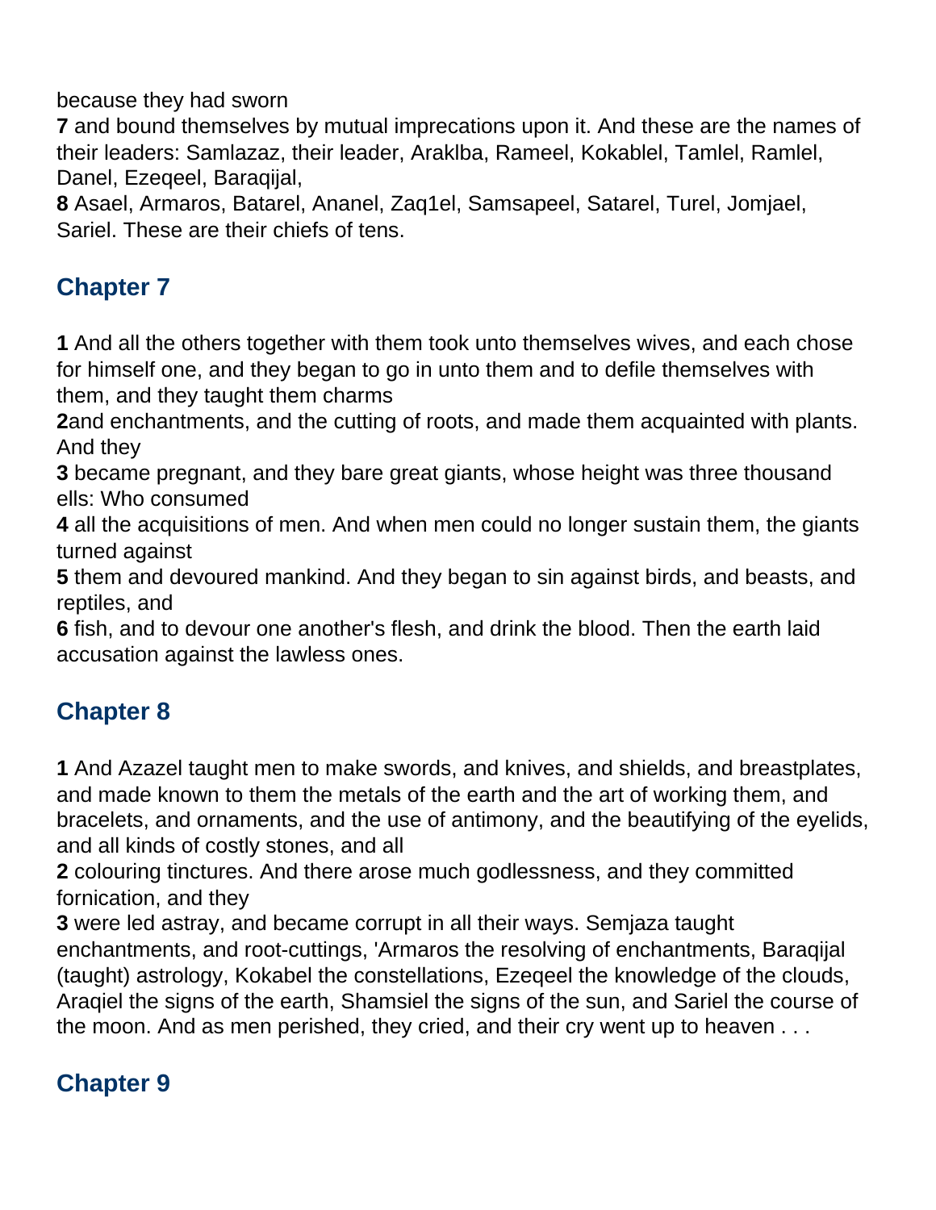because they had sworn
**7** and bound themselves by mutual imprecations upon it. And these are the names of their leaders: Samlazaz, their leader, Araklba, Rameel, Kokablel, Tamlel, Ramlel, Danel, Ezeqeel, Baraqijal,
**8** Asael, Armaros, Batarel, Ananel, Zaq1el, Samsapeel, Satarel, Turel, Jomjael, Sariel. These are their chiefs of tens.

## Chapter 7

**1** And all the others together with them took unto themselves wives, and each chose for himself one, and they began to go in unto them and to defile themselves with them, and they taught them charms
**2**and enchantments, and the cutting of roots, and made them acquainted with plants. And they
**3** became pregnant, and they bare great giants, whose height was three thousand ells: Who consumed
**4** all the acquisitions of men. And when men could no longer sustain them, the giants turned against
**5** them and devoured mankind. And they began to sin against birds, and beasts, and reptiles, and
**6** fish, and to devour one another's flesh, and drink the blood. Then the earth laid accusation against the lawless ones.

## Chapter 8

**1** And Azazel taught men to make swords, and knives, and shields, and breastplates, and made known to them the metals of the earth and the art of working them, and bracelets, and ornaments, and the use of antimony, and the beautifying of the eyelids, and all kinds of costly stones, and all
**2** colouring tinctures. And there arose much godlessness, and they committed fornication, and they
**3** were led astray, and became corrupt in all their ways. Semjaza taught enchantments, and root-cuttings, 'Armaros the resolving of enchantments, Baraqijal (taught) astrology, Kokabel the constellations, Ezeqeel the knowledge of the clouds, Araqiel the signs of the earth, Shamsiel the signs of the sun, and Sariel the course of the moon. And as men perished, they cried, and their cry went up to heaven . . .

## Chapter 9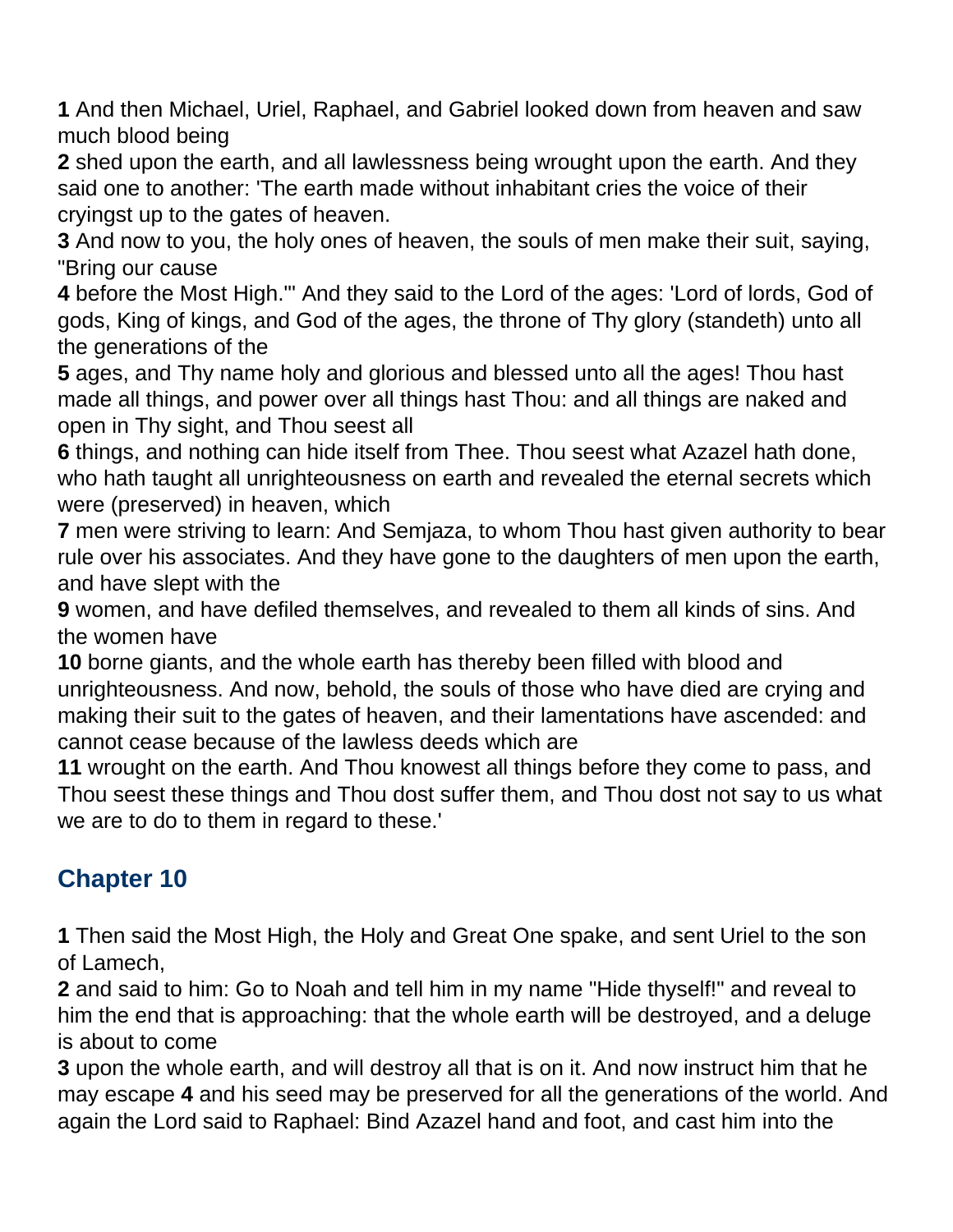**1** And then Michael, Uriel, Raphael, and Gabriel looked down from heaven and saw much blood being
**2** shed upon the earth, and all lawlessness being wrought upon the earth. And they said one to another: 'The earth made without inhabitant cries the voice of their cryingst up to the gates of heaven.
**3** And now to you, the holy ones of heaven, the souls of men make their suit, saying, "Bring our cause
**4** before the Most High."' And they said to the Lord of the ages: 'Lord of lords, God of gods, King of kings, and God of the ages, the throne of Thy glory (standeth) unto all the generations of the
**5** ages, and Thy name holy and glorious and blessed unto all the ages! Thou hast made all things, and power over all things hast Thou: and all things are naked and open in Thy sight, and Thou seest all
**6** things, and nothing can hide itself from Thee. Thou seest what Azazel hath done, who hath taught all unrighteousness on earth and revealed the eternal secrets which were (preserved) in heaven, which
**7** men were striving to learn: And Semjaza, to whom Thou hast given authority to bear rule over his associates. And they have gone to the daughters of men upon the earth, and have slept with the
**9** women, and have defiled themselves, and revealed to them all kinds of sins. And the women have
**10** borne giants, and the whole earth has thereby been filled with blood and unrighteousness. And now, behold, the souls of those who have died are crying and making their suit to the gates of heaven, and their lamentations have ascended: and cannot cease because of the lawless deeds which are
**11** wrought on the earth. And Thou knowest all things before they come to pass, and Thou seest these things and Thou dost suffer them, and Thou dost not say to us what we are to do to them in regard to these.'

## Chapter 10

**1** Then said the Most High, the Holy and Great One spake, and sent Uriel to the son of Lamech,
**2** and said to him: Go to Noah and tell him in my name "Hide thyself!" and reveal to him the end that is approaching: that the whole earth will be destroyed, and a deluge is about to come
**3** upon the whole earth, and will destroy all that is on it. And now instruct him that he may escape **4** and his seed may be preserved for all the generations of the world. And again the Lord said to Raphael: Bind Azazel hand and foot, and cast him into the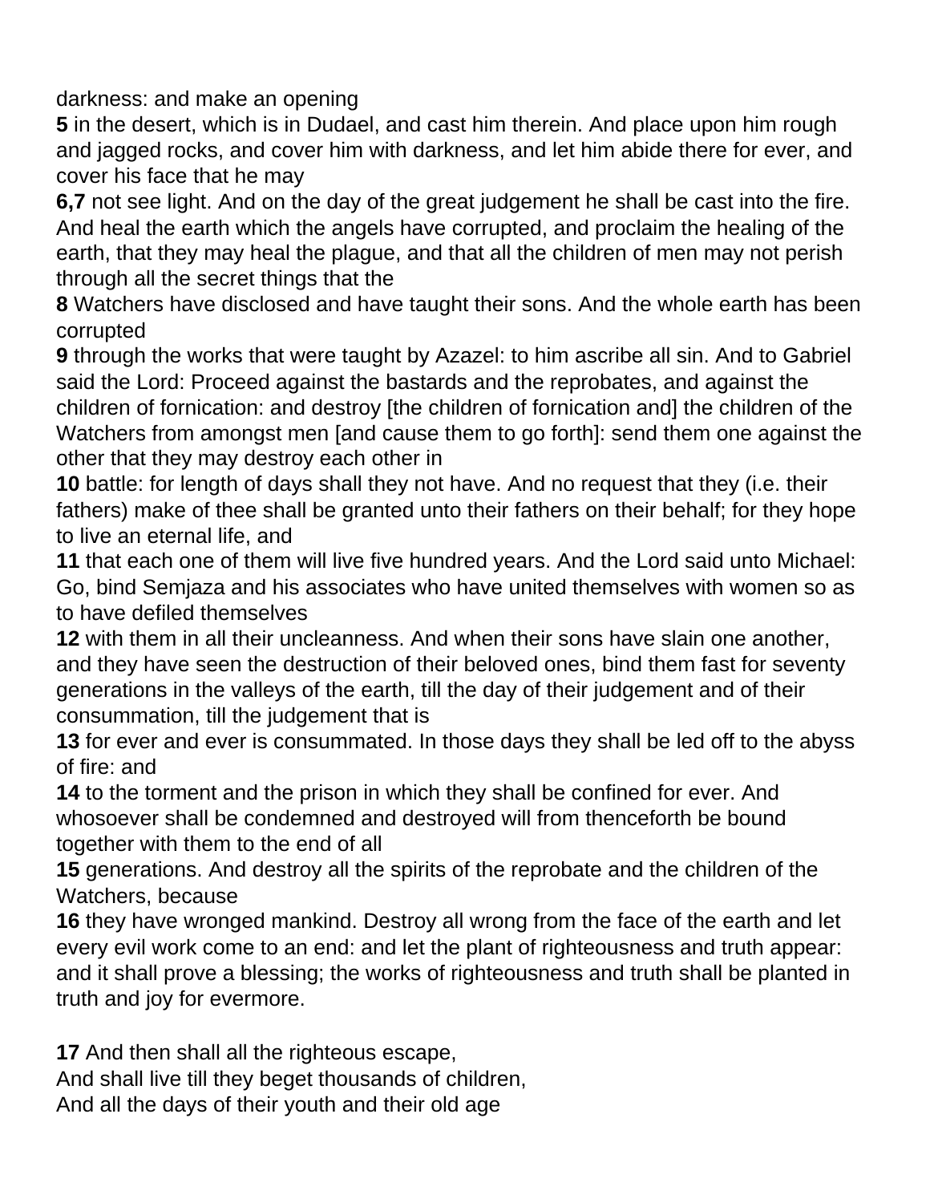darkness: and make an opening
**5** in the desert, which is in Dudael, and cast him therein. And place upon him rough and jagged rocks, and cover him with darkness, and let him abide there for ever, and cover his face that he may
**6,7** not see light. And on the day of the great judgement he shall be cast into the fire. And heal the earth which the angels have corrupted, and proclaim the healing of the earth, that they may heal the plague, and that all the children of men may not perish through all the secret things that the
**8** Watchers have disclosed and have taught their sons. And the whole earth has been corrupted
**9** through the works that were taught by Azazel: to him ascribe all sin. And to Gabriel said the Lord: Proceed against the bastards and the reprobates, and against the children of fornication: and destroy [the children of fornication and] the children of the Watchers from amongst men [and cause them to go forth]: send them one against the other that they may destroy each other in
**10** battle: for length of days shall they not have. And no request that they (i.e. their fathers) make of thee shall be granted unto their fathers on their behalf; for they hope to live an eternal life, and
**11** that each one of them will live five hundred years. And the Lord said unto Michael: Go, bind Semjaza and his associates who have united themselves with women so as to have defiled themselves
**12** with them in all their uncleanness. And when their sons have slain one another, and they have seen the destruction of their beloved ones, bind them fast for seventy generations in the valleys of the earth, till the day of their judgement and of their consummation, till the judgement that is
**13** for ever and ever is consummated. In those days they shall be led off to the abyss of fire: and
**14** to the torment and the prison in which they shall be confined for ever. And whosoever shall be condemned and destroyed will from thenceforth be bound together with them to the end of all
**15** generations. And destroy all the spirits of the reprobate and the children of the Watchers, because
**16** they have wronged mankind. Destroy all wrong from the face of the earth and let every evil work come to an end: and let the plant of righteousness and truth appear: and it shall prove a blessing; the works of righteousness and truth shall be planted in truth and joy for evermore.

**17** And then shall all the righteous escape,
And shall live till they beget thousands of children,
And all the days of their youth and their old age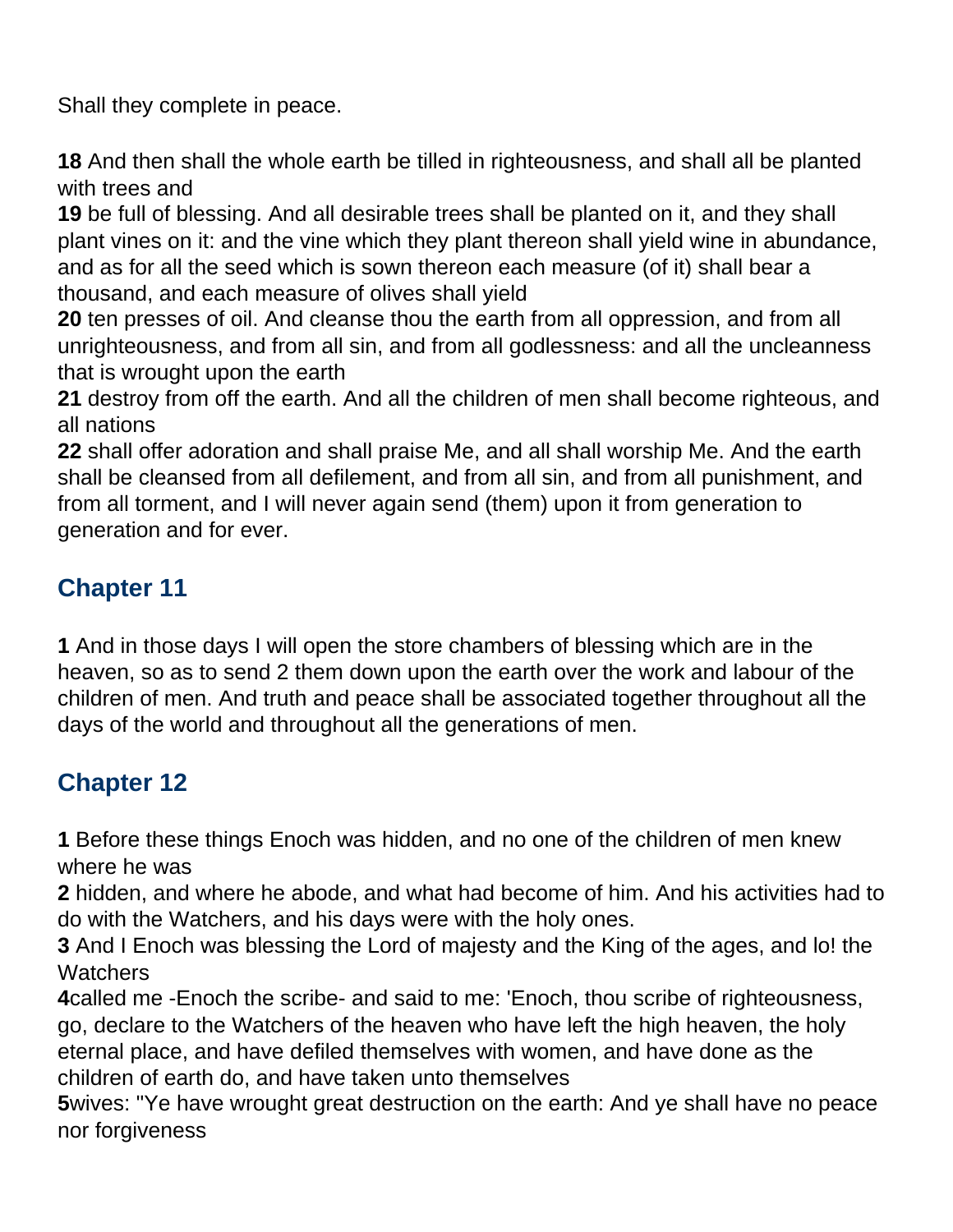Shall they complete in peace.

**18** And then shall the whole earth be tilled in righteousness, and shall all be planted with trees and
**19** be full of blessing. And all desirable trees shall be planted on it, and they shall plant vines on it: and the vine which they plant thereon shall yield wine in abundance, and as for all the seed which is sown thereon each measure (of it) shall bear a thousand, and each measure of olives shall yield
**20** ten presses of oil. And cleanse thou the earth from all oppression, and from all unrighteousness, and from all sin, and from all godlessness: and all the uncleanness that is wrought upon the earth
**21** destroy from off the earth. And all the children of men shall become righteous, and all nations
**22** shall offer adoration and shall praise Me, and all shall worship Me. And the earth shall be cleansed from all defilement, and from all sin, and from all punishment, and from all torment, and I will never again send (them) upon it from generation to generation and for ever.

## Chapter 11

**1** And in those days I will open the store chambers of blessing which are in the heaven, so as to send 2 them down upon the earth over the work and labour of the children of men. And truth and peace shall be associated together throughout all the days of the world and throughout all the generations of men.

## Chapter 12

**1** Before these things Enoch was hidden, and no one of the children of men knew where he was
**2** hidden, and where he abode, and what had become of him. And his activities had to do with the Watchers, and his days were with the holy ones.
**3** And I Enoch was blessing the Lord of majesty and the King of the ages, and lo! the Watchers
**4**called me -Enoch the scribe- and said to me: 'Enoch, thou scribe of righteousness, go, declare to the Watchers of the heaven who have left the high heaven, the holy eternal place, and have defiled themselves with women, and have done as the children of earth do, and have taken unto themselves
**5**wives: "Ye have wrought great destruction on the earth: And ye shall have no peace nor forgiveness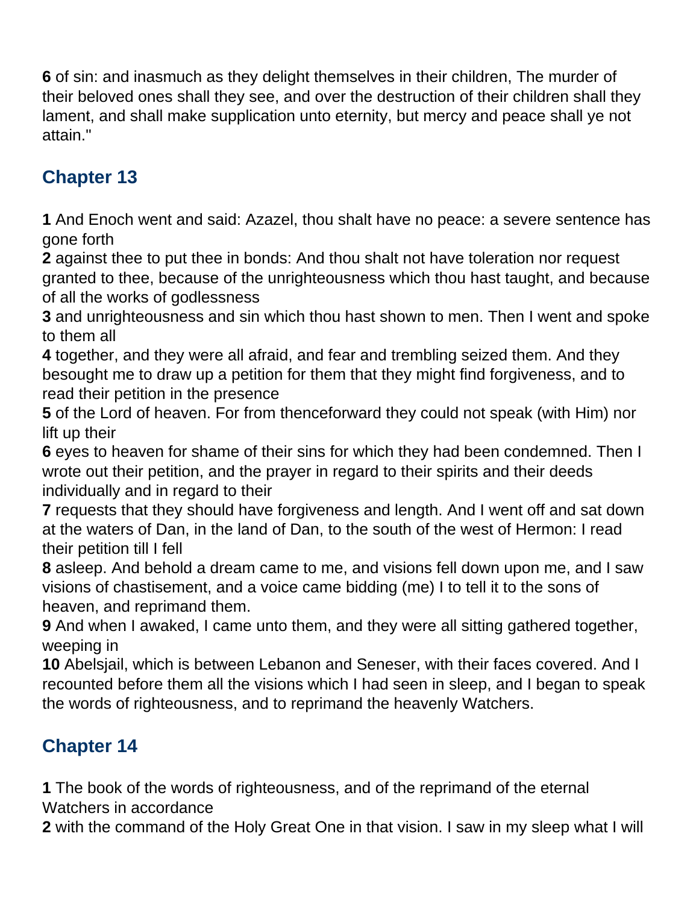**6** of sin: and inasmuch as they delight themselves in their children, The murder of their beloved ones shall they see, and over the destruction of their children shall they lament, and shall make supplication unto eternity, but mercy and peace shall ye not attain."

## Chapter 13

**1** And Enoch went and said: Azazel, thou shalt have no peace: a severe sentence has gone forth
**2** against thee to put thee in bonds: And thou shalt not have toleration nor request granted to thee, because of the unrighteousness which thou hast taught, and because of all the works of godlessness
**3** and unrighteousness and sin which thou hast shown to men. Then I went and spoke to them all
**4** together, and they were all afraid, and fear and trembling seized them. And they besought me to draw up a petition for them that they might find forgiveness, and to read their petition in the presence
**5** of the Lord of heaven. For from thenceforward they could not speak (with Him) nor lift up their
**6** eyes to heaven for shame of their sins for which they had been condemned. Then I wrote out their petition, and the prayer in regard to their spirits and their deeds individually and in regard to their
**7** requests that they should have forgiveness and length. And I went off and sat down at the waters of Dan, in the land of Dan, to the south of the west of Hermon: I read their petition till I fell
**8** asleep. And behold a dream came to me, and visions fell down upon me, and I saw visions of chastisement, and a voice came bidding (me) I to tell it to the sons of heaven, and reprimand them.
**9** And when I awaked, I came unto them, and they were all sitting gathered together, weeping in
**10** Abelsjail, which is between Lebanon and Seneser, with their faces covered. And I recounted before them all the visions which I had seen in sleep, and I began to speak the words of righteousness, and to reprimand the heavenly Watchers.

## Chapter 14

**1** The book of the words of righteousness, and of the reprimand of the eternal Watchers in accordance
**2** with the command of the Holy Great One in that vision. I saw in my sleep what I will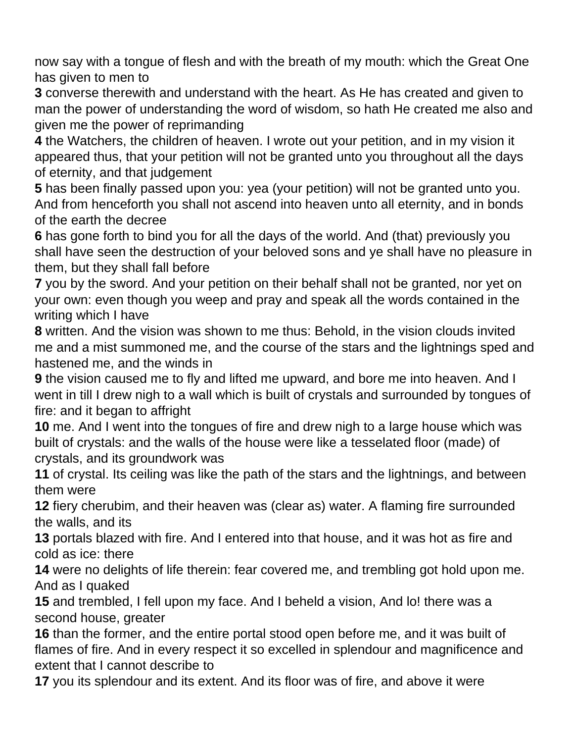now say with a tongue of flesh and with the breath of my mouth: which the Great One has given to men to
**3** converse therewith and understand with the heart. As He has created and given to man the power of understanding the word of wisdom, so hath He created me also and given me the power of reprimanding
**4** the Watchers, the children of heaven. I wrote out your petition, and in my vision it appeared thus, that your petition will not be granted unto you throughout all the days of eternity, and that judgement
**5** has been finally passed upon you: yea (your petition) will not be granted unto you. And from henceforth you shall not ascend into heaven unto all eternity, and in bonds of the earth the decree
**6** has gone forth to bind you for all the days of the world. And (that) previously you shall have seen the destruction of your beloved sons and ye shall have no pleasure in them, but they shall fall before
**7** you by the sword. And your petition on their behalf shall not be granted, nor yet on your own: even though you weep and pray and speak all the words contained in the writing which I have
**8** written. And the vision was shown to me thus: Behold, in the vision clouds invited me and a mist summoned me, and the course of the stars and the lightnings sped and hastened me, and the winds in
**9** the vision caused me to fly and lifted me upward, and bore me into heaven. And I went in till I drew nigh to a wall which is built of crystals and surrounded by tongues of fire: and it began to affright
**10** me. And I went into the tongues of fire and drew nigh to a large house which was built of crystals: and the walls of the house were like a tesselated floor (made) of crystals, and its groundwork was
**11** of crystal. Its ceiling was like the path of the stars and the lightnings, and between them were
**12** fiery cherubim, and their heaven was (clear as) water. A flaming fire surrounded the walls, and its
**13** portals blazed with fire. And I entered into that house, and it was hot as fire and cold as ice: there
**14** were no delights of life therein: fear covered me, and trembling got hold upon me. And as I quaked
**15** and trembled, I fell upon my face. And I beheld a vision, And lo! there was a second house, greater
**16** than the former, and the entire portal stood open before me, and it was built of flames of fire. And in every respect it so excelled in splendour and magnificence and extent that I cannot describe to
**17** you its splendour and its extent. And its floor was of fire, and above it were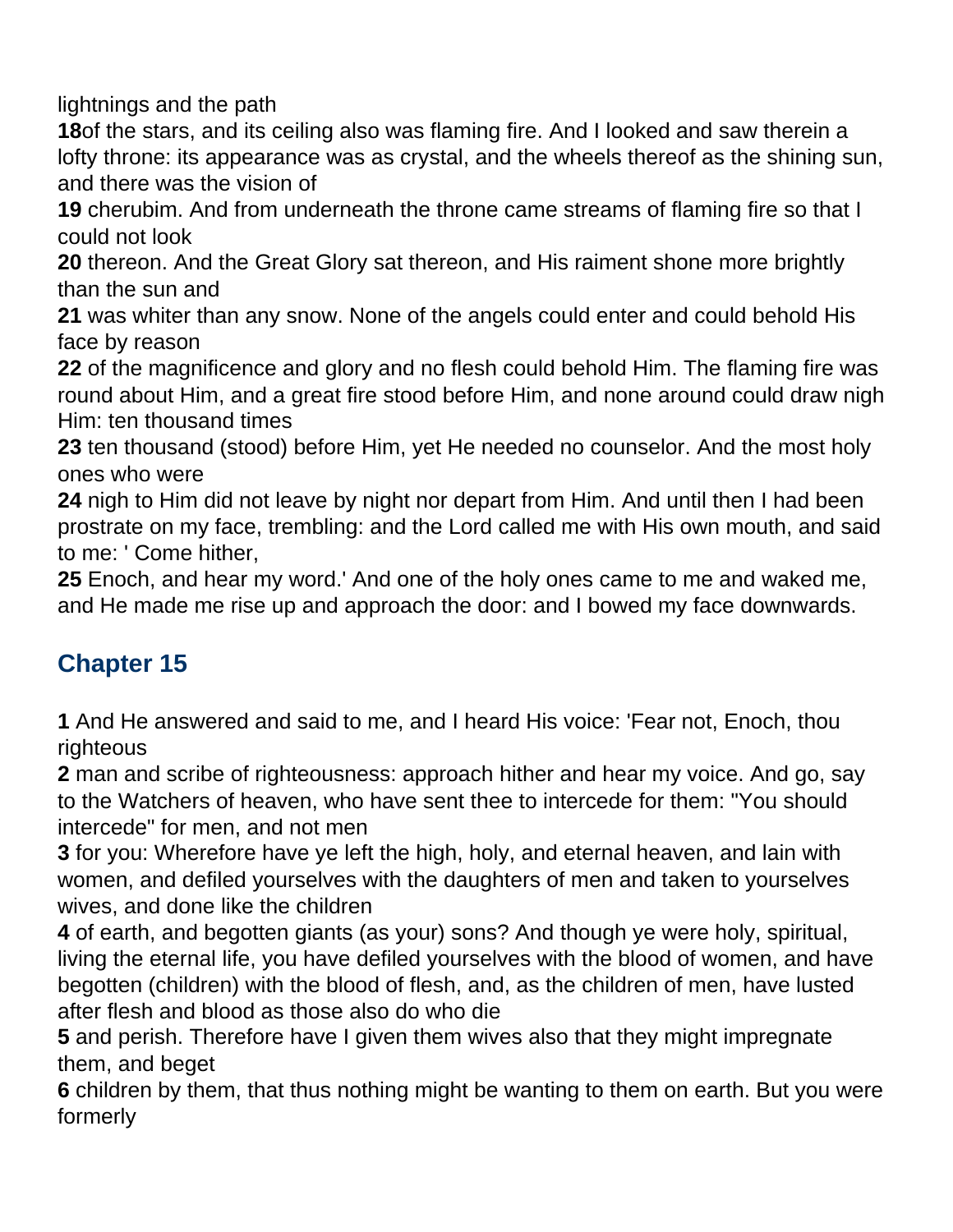lightnings and the path

**18**of the stars, and its ceiling also was flaming fire. And I looked and saw therein a lofty throne: its appearance was as crystal, and the wheels thereof as the shining sun, and there was the vision of

**19** cherubim. And from underneath the throne came streams of flaming fire so that I could not look

**20** thereon. And the Great Glory sat thereon, and His raiment shone more brightly than the sun and

**21** was whiter than any snow. None of the angels could enter and could behold His face by reason

**22** of the magnificence and glory and no flesh could behold Him. The flaming fire was round about Him, and a great fire stood before Him, and none around could draw nigh Him: ten thousand times

**23** ten thousand (stood) before Him, yet He needed no counselor. And the most holy ones who were

**24** nigh to Him did not leave by night nor depart from Him. And until then I had been prostrate on my face, trembling: and the Lord called me with His own mouth, and said to me: ' Come hither,

**25** Enoch, and hear my word.' And one of the holy ones came to me and waked me, and He made me rise up and approach the door: and I bowed my face downwards.

## Chapter 15

**1** And He answered and said to me, and I heard His voice: 'Fear not, Enoch, thou righteous

**2** man and scribe of righteousness: approach hither and hear my voice. And go, say to the Watchers of heaven, who have sent thee to intercede for them: "You should intercede" for men, and not men

**3** for you: Wherefore have ye left the high, holy, and eternal heaven, and lain with women, and defiled yourselves with the daughters of men and taken to yourselves wives, and done like the children

**4** of earth, and begotten giants (as your) sons? And though ye were holy, spiritual, living the eternal life, you have defiled yourselves with the blood of women, and have begotten (children) with the blood of flesh, and, as the children of men, have lusted after flesh and blood as those also do who die

**5** and perish. Therefore have I given them wives also that they might impregnate them, and beget

**6** children by them, that thus nothing might be wanting to them on earth. But you were formerly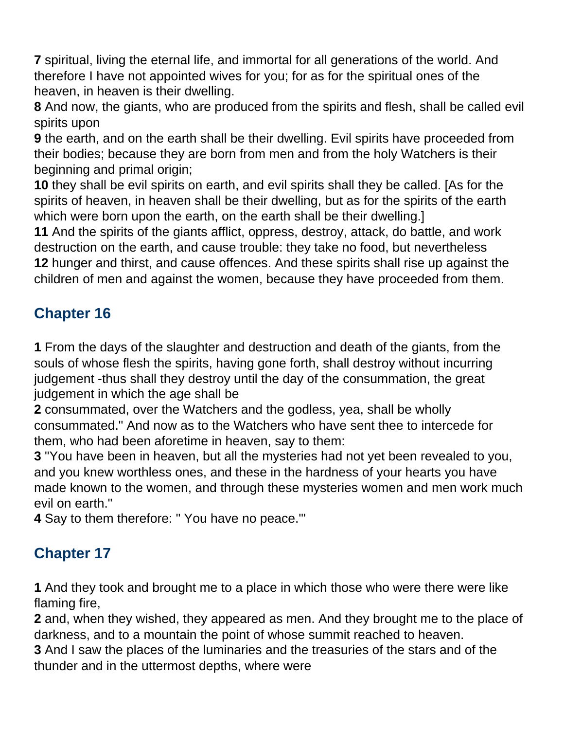**7** spiritual, living the eternal life, and immortal for all generations of the world. And therefore I have not appointed wives for you; for as for the spiritual ones of the heaven, in heaven is their dwelling.
**8** And now, the giants, who are produced from the spirits and flesh, shall be called evil spirits upon
**9** the earth, and on the earth shall be their dwelling. Evil spirits have proceeded from their bodies; because they are born from men and from the holy Watchers is their beginning and primal origin;
**10** they shall be evil spirits on earth, and evil spirits shall they be called. [As for the spirits of heaven, in heaven shall be their dwelling, but as for the spirits of the earth which were born upon the earth, on the earth shall be their dwelling.]
**11** And the spirits of the giants afflict, oppress, destroy, attack, do battle, and work destruction on the earth, and cause trouble: they take no food, but nevertheless
**12** hunger and thirst, and cause offences. And these spirits shall rise up against the children of men and against the women, because they have proceeded from them.

## Chapter 16

**1** From the days of the slaughter and destruction and death of the giants, from the souls of whose flesh the spirits, having gone forth, shall destroy without incurring judgement -thus shall they destroy until the day of the consummation, the great judgement in which the age shall be
**2** consummated, over the Watchers and the godless, yea, shall be wholly consummated." And now as to the Watchers who have sent thee to intercede for them, who had been aforetime in heaven, say to them:
**3** "You have been in heaven, but all the mysteries had not yet been revealed to you, and you knew worthless ones, and these in the hardness of your hearts you have made known to the women, and through these mysteries women and men work much evil on earth."
**4** Say to them therefore: " You have no peace."'

## Chapter 17

**1** And they took and brought me to a place in which those who were there were like flaming fire,
**2** and, when they wished, they appeared as men. And they brought me to the place of darkness, and to a mountain the point of whose summit reached to heaven.
**3** And I saw the places of the luminaries and the treasuries of the stars and of the thunder and in the uttermost depths, where were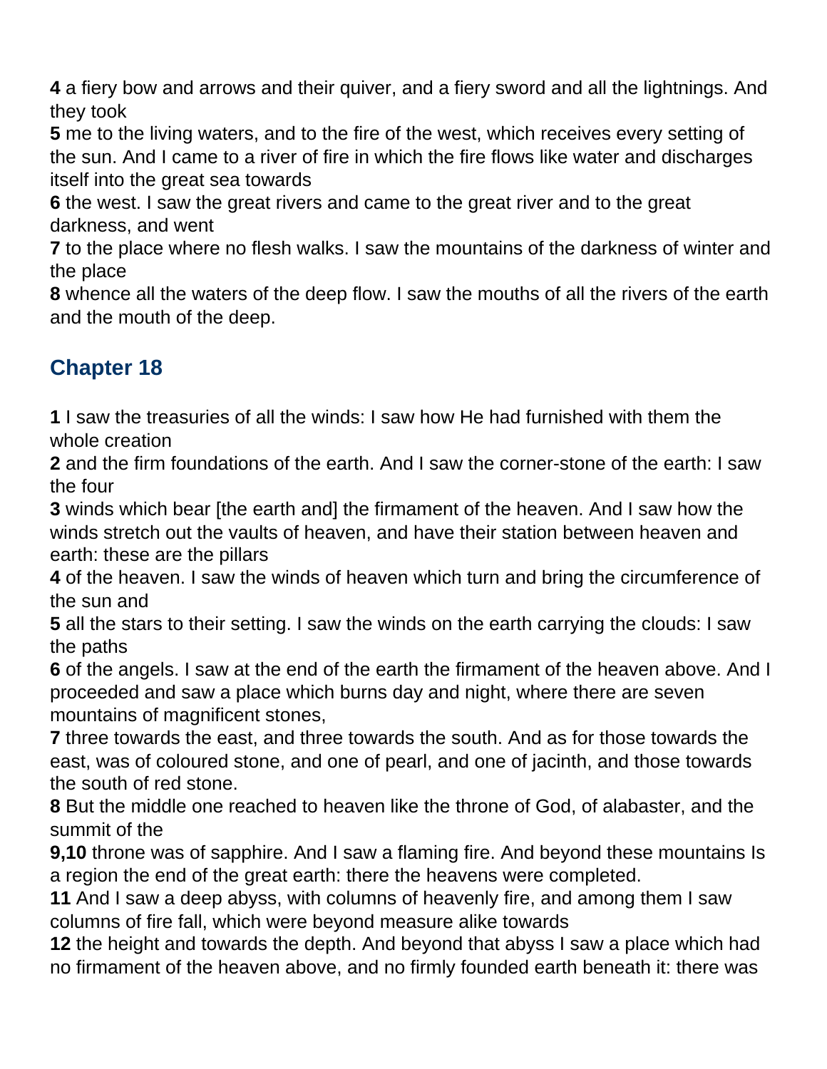**4** a fiery bow and arrows and their quiver, and a fiery sword and all the lightnings. And they took
**5** me to the living waters, and to the fire of the west, which receives every setting of the sun. And I came to a river of fire in which the fire flows like water and discharges itself into the great sea towards
**6** the west. I saw the great rivers and came to the great river and to the great darkness, and went
**7** to the place where no flesh walks. I saw the mountains of the darkness of winter and the place
**8** whence all the waters of the deep flow. I saw the mouths of all the rivers of the earth and the mouth of the deep.

## Chapter 18

**1** I saw the treasuries of all the winds: I saw how He had furnished with them the whole creation
**2** and the firm foundations of the earth. And I saw the corner-stone of the earth: I saw the four
**3** winds which bear [the earth and] the firmament of the heaven. And I saw how the winds stretch out the vaults of heaven, and have their station between heaven and earth: these are the pillars
**4** of the heaven. I saw the winds of heaven which turn and bring the circumference of the sun and
**5** all the stars to their setting. I saw the winds on the earth carrying the clouds: I saw the paths
**6** of the angels. I saw at the end of the earth the firmament of the heaven above. And I proceeded and saw a place which burns day and night, where there are seven mountains of magnificent stones,
**7** three towards the east, and three towards the south. And as for those towards the east, was of coloured stone, and one of pearl, and one of jacinth, and those towards the south of red stone.
**8** But the middle one reached to heaven like the throne of God, of alabaster, and the summit of the
**9,10** throne was of sapphire. And I saw a flaming fire. And beyond these mountains Is a region the end of the great earth: there the heavens were completed.
**11** And I saw a deep abyss, with columns of heavenly fire, and among them I saw columns of fire fall, which were beyond measure alike towards
**12** the height and towards the depth. And beyond that abyss I saw a place which had no firmament of the heaven above, and no firmly founded earth beneath it: there was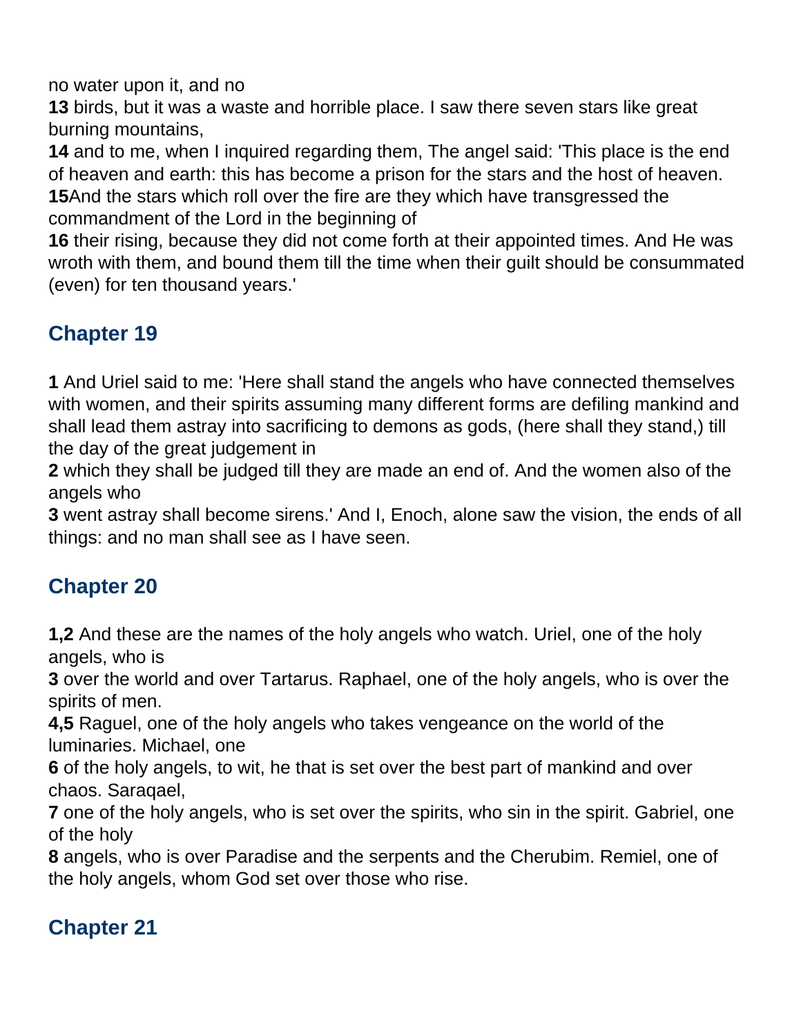no water upon it, and no

**13** birds, but it was a waste and horrible place. I saw there seven stars like great burning mountains,

**14** and to me, when I inquired regarding them, The angel said: 'This place is the end of heaven and earth: this has become a prison for the stars and the host of heaven.

**15**And the stars which roll over the fire are they which have transgressed the commandment of the Lord in the beginning of

**16** their rising, because they did not come forth at their appointed times. And He was wroth with them, and bound them till the time when their guilt should be consummated (even) for ten thousand years.'

## Chapter 19

**1** And Uriel said to me: 'Here shall stand the angels who have connected themselves with women, and their spirits assuming many different forms are defiling mankind and shall lead them astray into sacrificing to demons as gods, (here shall they stand,) till the day of the great judgement in

**2** which they shall be judged till they are made an end of. And the women also of the angels who

**3** went astray shall become sirens.' And I, Enoch, alone saw the vision, the ends of all things: and no man shall see as I have seen.

## Chapter 20

**1,2** And these are the names of the holy angels who watch. Uriel, one of the holy angels, who is

**3** over the world and over Tartarus. Raphael, one of the holy angels, who is over the spirits of men.

**4,5** Raguel, one of the holy angels who takes vengeance on the world of the luminaries. Michael, one

**6** of the holy angels, to wit, he that is set over the best part of mankind and over chaos. Saraqael,

**7** one of the holy angels, who is set over the spirits, who sin in the spirit. Gabriel, one of the holy

**8** angels, who is over Paradise and the serpents and the Cherubim. Remiel, one of the holy angels, whom God set over those who rise.

## Chapter 21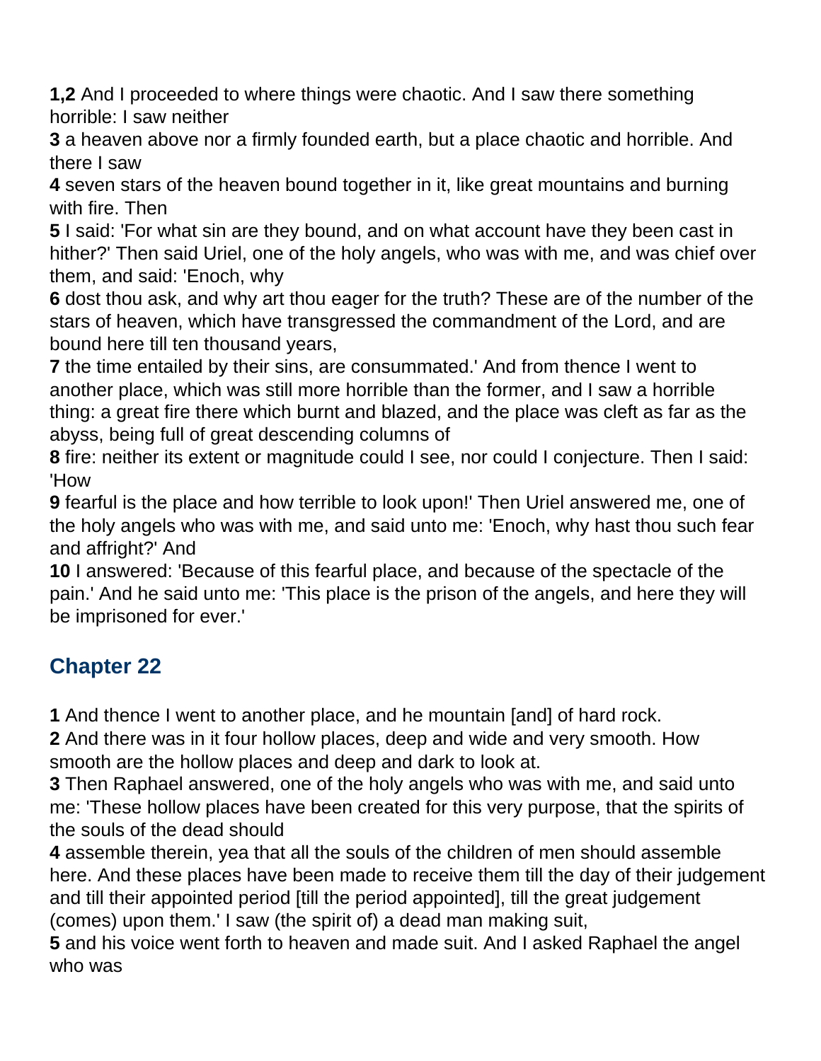**1,2** And I proceeded to where things were chaotic. And I saw there something horrible: I saw neither
**3** a heaven above nor a firmly founded earth, but a place chaotic and horrible. And there I saw
**4** seven stars of the heaven bound together in it, like great mountains and burning with fire. Then
**5** I said: 'For what sin are they bound, and on what account have they been cast in hither?' Then said Uriel, one of the holy angels, who was with me, and was chief over them, and said: 'Enoch, why
**6** dost thou ask, and why art thou eager for the truth? These are of the number of the stars of heaven, which have transgressed the commandment of the Lord, and are bound here till ten thousand years,
**7** the time entailed by their sins, are consummated.' And from thence I went to another place, which was still more horrible than the former, and I saw a horrible thing: a great fire there which burnt and blazed, and the place was cleft as far as the abyss, being full of great descending columns of
**8** fire: neither its extent or magnitude could I see, nor could I conjecture. Then I said: 'How
**9** fearful is the place and how terrible to look upon!' Then Uriel answered me, one of the holy angels who was with me, and said unto me: 'Enoch, why hast thou such fear and affright?' And
**10** I answered: 'Because of this fearful place, and because of the spectacle of the pain.' And he said unto me: 'This place is the prison of the angels, and here they will be imprisoned for ever.'

## Chapter 22

**1** And thence I went to another place, and he mountain [and] of hard rock.
**2** And there was in it four hollow places, deep and wide and very smooth. How smooth are the hollow places and deep and dark to look at.
**3** Then Raphael answered, one of the holy angels who was with me, and said unto me: 'These hollow places have been created for this very purpose, that the spirits of the souls of the dead should
**4** assemble therein, yea that all the souls of the children of men should assemble here. And these places have been made to receive them till the day of their judgement and till their appointed period [till the period appointed], till the great judgement (comes) upon them.' I saw (the spirit of) a dead man making suit,
**5** and his voice went forth to heaven and made suit. And I asked Raphael the angel who was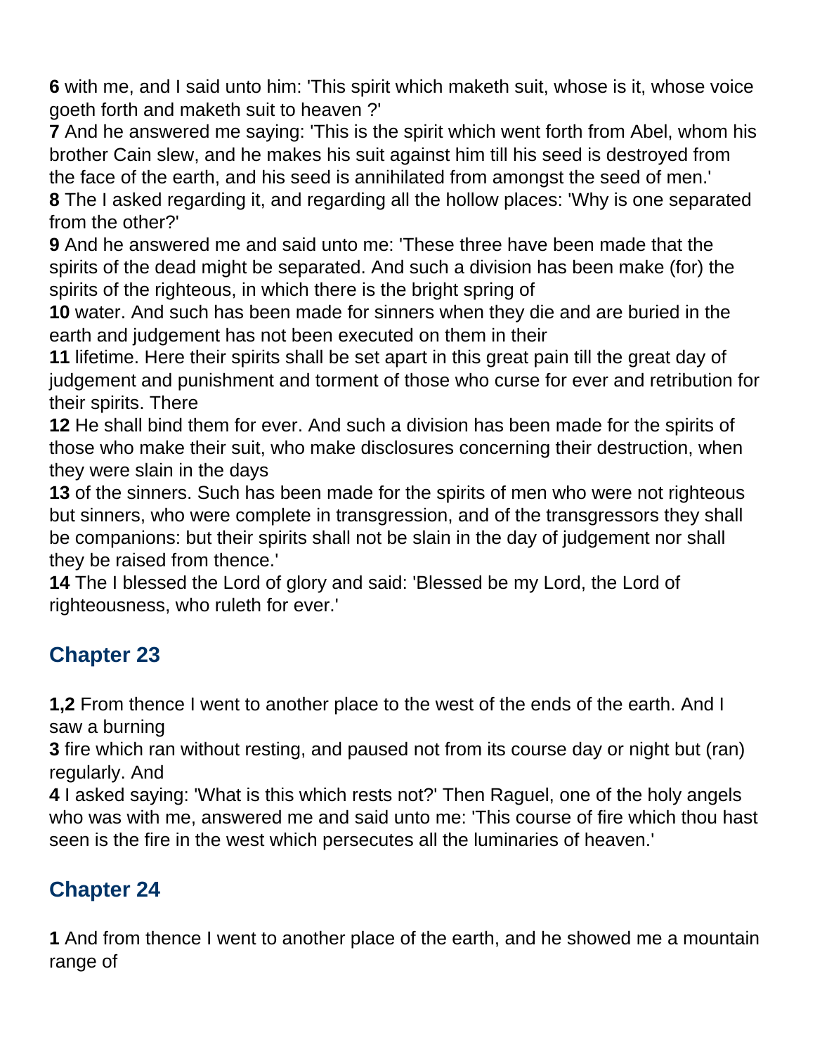**6** with me, and I said unto him: 'This spirit which maketh suit, whose is it, whose voice goeth forth and maketh suit to heaven ?'
**7** And he answered me saying: 'This is the spirit which went forth from Abel, whom his brother Cain slew, and he makes his suit against him till his seed is destroyed from the face of the earth, and his seed is annihilated from amongst the seed of men.'
**8** The I asked regarding it, and regarding all the hollow places: 'Why is one separated from the other?'
**9** And he answered me and said unto me: 'These three have been made that the spirits of the dead might be separated. And such a division has been make (for) the spirits of the righteous, in which there is the bright spring of
**10** water. And such has been made for sinners when they die and are buried in the earth and judgement has not been executed on them in their
**11** lifetime. Here their spirits shall be set apart in this great pain till the great day of judgement and punishment and torment of those who curse for ever and retribution for their spirits. There
**12** He shall bind them for ever. And such a division has been made for the spirits of those who make their suit, who make disclosures concerning their destruction, when they were slain in the days
**13** of the sinners. Such has been made for the spirits of men who were not righteous but sinners, who were complete in transgression, and of the transgressors they shall be companions: but their spirits shall not be slain in the day of judgement nor shall they be raised from thence.'
**14** The I blessed the Lord of glory and said: 'Blessed be my Lord, the Lord of righteousness, who ruleth for ever.'

## Chapter 23

**1,2** From thence I went to another place to the west of the ends of the earth. And I saw a burning
**3** fire which ran without resting, and paused not from its course day or night but (ran) regularly. And
**4** I asked saying: 'What is this which rests not?' Then Raguel, one of the holy angels who was with me, answered me and said unto me: 'This course of fire which thou hast seen is the fire in the west which persecutes all the luminaries of heaven.'

## Chapter 24

**1** And from thence I went to another place of the earth, and he showed me a mountain range of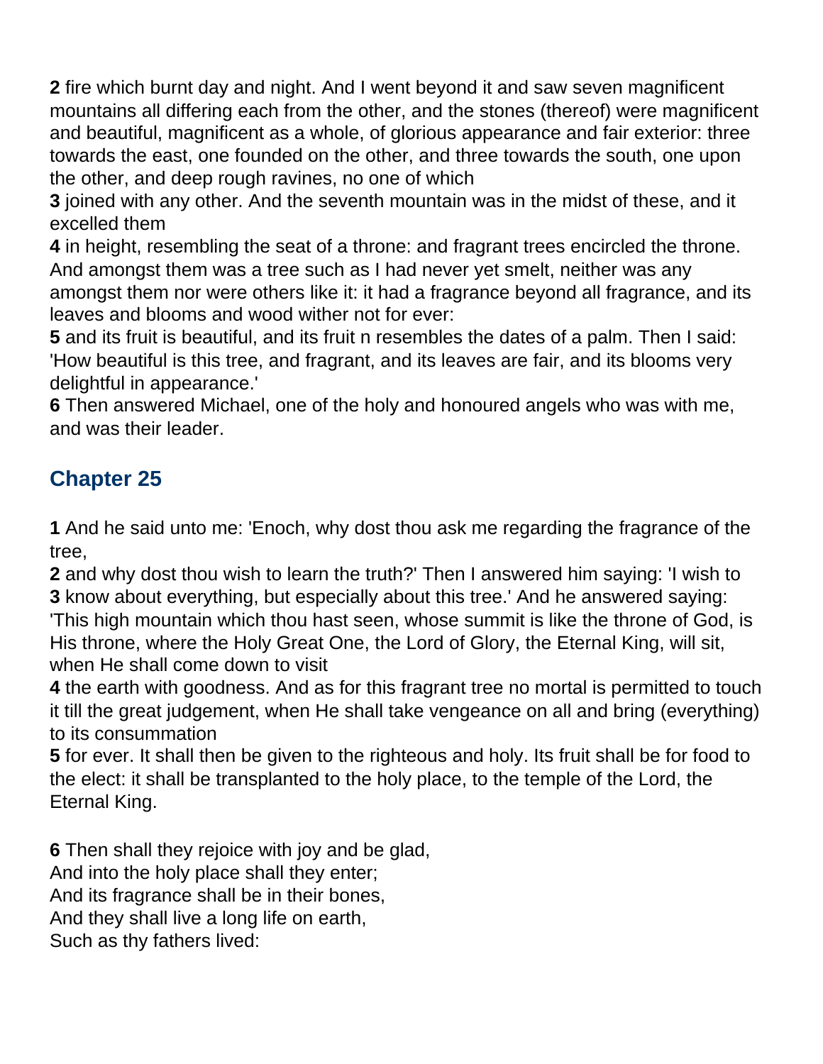**2** fire which burnt day and night. And I went beyond it and saw seven magnificent mountains all differing each from the other, and the stones (thereof) were magnificent and beautiful, magnificent as a whole, of glorious appearance and fair exterior: three towards the east, one founded on the other, and three towards the south, one upon the other, and deep rough ravines, no one of which

**3** joined with any other. And the seventh mountain was in the midst of these, and it excelled them

**4** in height, resembling the seat of a throne: and fragrant trees encircled the throne. And amongst them was a tree such as I had never yet smelt, neither was any amongst them nor were others like it: it had a fragrance beyond all fragrance, and its leaves and blooms and wood wither not for ever:

**5** and its fruit is beautiful, and its fruit n resembles the dates of a palm. Then I said: 'How beautiful is this tree, and fragrant, and its leaves are fair, and its blooms very delightful in appearance.'

**6** Then answered Michael, one of the holy and honoured angels who was with me, and was their leader.

## Chapter 25

**1** And he said unto me: 'Enoch, why dost thou ask me regarding the fragrance of the tree,

**2** and why dost thou wish to learn the truth?' Then I answered him saying: 'I wish to

**3** know about everything, but especially about this tree.' And he answered saying: 'This high mountain which thou hast seen, whose summit is like the throne of God, is His throne, where the Holy Great One, the Lord of Glory, the Eternal King, will sit, when He shall come down to visit

**4** the earth with goodness. And as for this fragrant tree no mortal is permitted to touch it till the great judgement, when He shall take vengeance on all and bring (everything) to its consummation

**5** for ever. It shall then be given to the righteous and holy. Its fruit shall be for food to the elect: it shall be transplanted to the holy place, to the temple of the Lord, the Eternal King.

**6** Then shall they rejoice with joy and be glad,  
And into the holy place shall they enter;  
And its fragrance shall be in their bones,  
And they shall live a long life on earth,  
Such as thy fathers lived: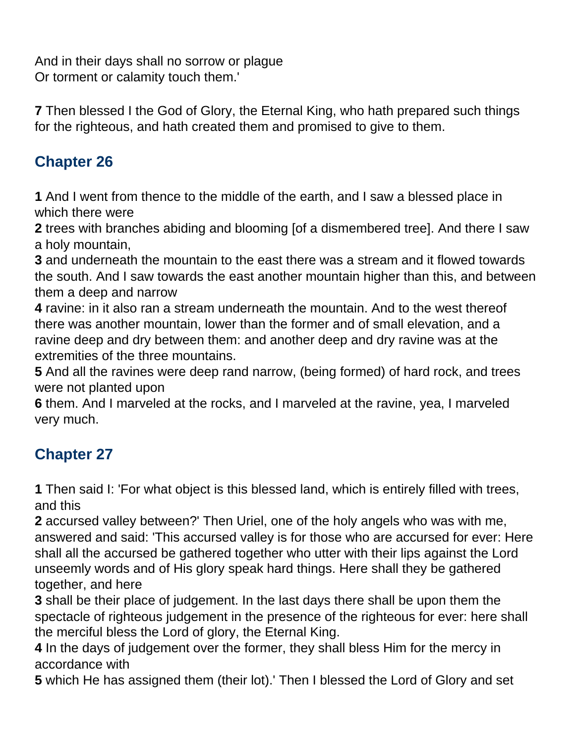And in their days shall no sorrow or plague
Or torment or calamity touch them.'

**7** Then blessed I the God of Glory, the Eternal King, who hath prepared such things for the righteous, and hath created them and promised to give to them.

## Chapter 26

**1** And I went from thence to the middle of the earth, and I saw a blessed place in which there were
**2** trees with branches abiding and blooming [of a dismembered tree]. And there I saw a holy mountain,
**3** and underneath the mountain to the east there was a stream and it flowed towards the south. And I saw towards the east another mountain higher than this, and between them a deep and narrow
**4** ravine: in it also ran a stream underneath the mountain. And to the west thereof there was another mountain, lower than the former and of small elevation, and a ravine deep and dry between them: and another deep and dry ravine was at the extremities of the three mountains.
**5** And all the ravines were deep rand narrow, (being formed) of hard rock, and trees were not planted upon
**6** them. And I marveled at the rocks, and I marveled at the ravine, yea, I marveled very much.

## Chapter 27

**1** Then said I: 'For what object is this blessed land, which is entirely filled with trees, and this
**2** accursed valley between?' Then Uriel, one of the holy angels who was with me, answered and said: 'This accursed valley is for those who are accursed for ever: Here shall all the accursed be gathered together who utter with their lips against the Lord unseemly words and of His glory speak hard things. Here shall they be gathered together, and here
**3** shall be their place of judgement. In the last days there shall be upon them the spectacle of righteous judgement in the presence of the righteous for ever: here shall the merciful bless the Lord of glory, the Eternal King.
**4** In the days of judgement over the former, they shall bless Him for the mercy in accordance with
**5** which He has assigned them (their lot).' Then I blessed the Lord of Glory and set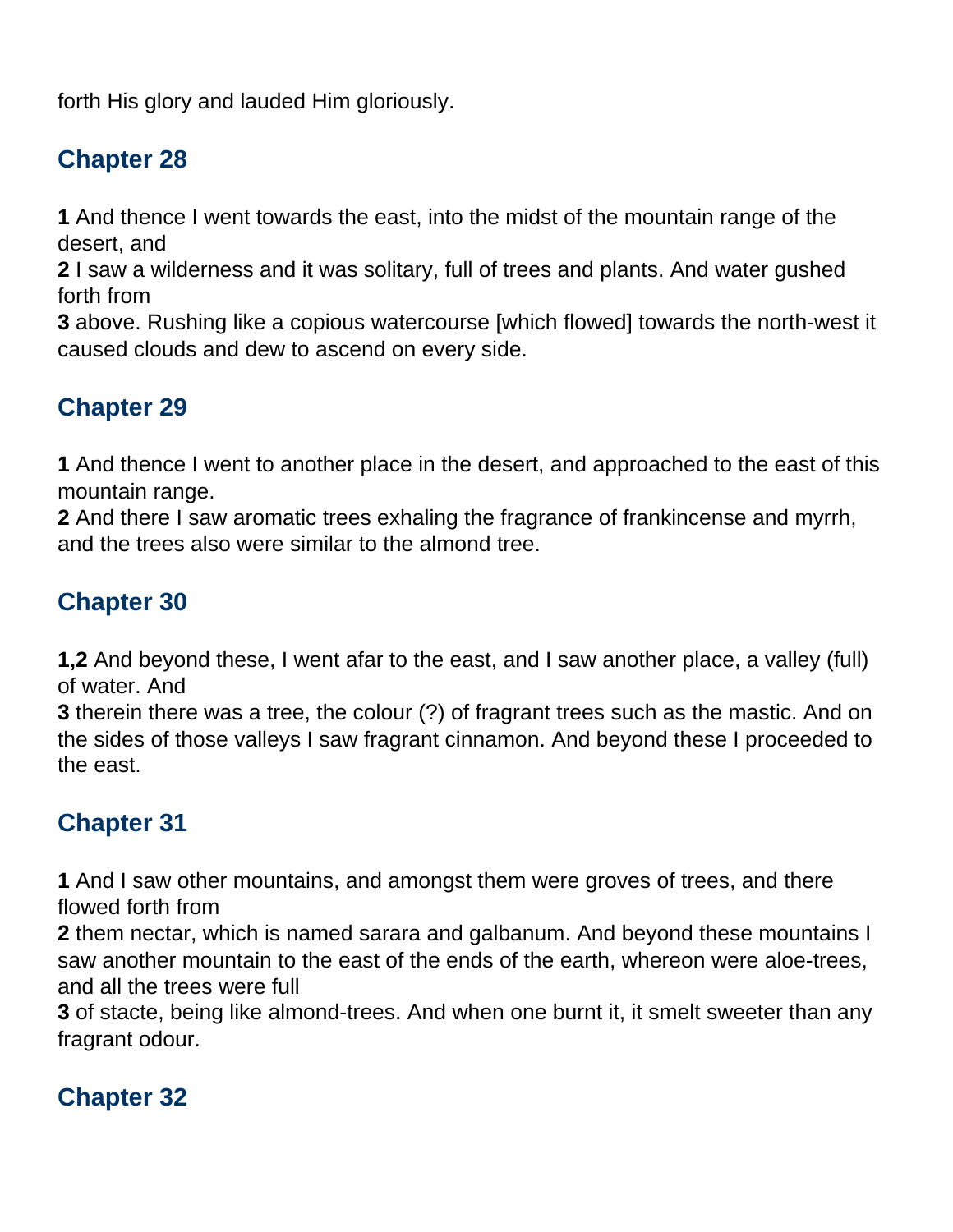forth His glory and lauded Him gloriously.

## Chapter 28

**1** And thence I went towards the east, into the midst of the mountain range of the desert, and
**2** I saw a wilderness and it was solitary, full of trees and plants. And water gushed forth from
**3** above. Rushing like a copious watercourse [which flowed] towards the north-west it caused clouds and dew to ascend on every side.

## Chapter 29

**1** And thence I went to another place in the desert, and approached to the east of this mountain range.
**2** And there I saw aromatic trees exhaling the fragrance of frankincense and myrrh, and the trees also were similar to the almond tree.

## Chapter 30

**1,2** And beyond these, I went afar to the east, and I saw another place, a valley (full) of water. And
**3** therein there was a tree, the colour (?) of fragrant trees such as the mastic. And on the sides of those valleys I saw fragrant cinnamon. And beyond these I proceeded to the east.

## Chapter 31

**1** And I saw other mountains, and amongst them were groves of trees, and there flowed forth from
**2** them nectar, which is named sarara and galbanum. And beyond these mountains I saw another mountain to the east of the ends of the earth, whereon were aloe-trees, and all the trees were full
**3** of stacte, being like almond-trees. And when one burnt it, it smelt sweeter than any fragrant odour.

## Chapter 32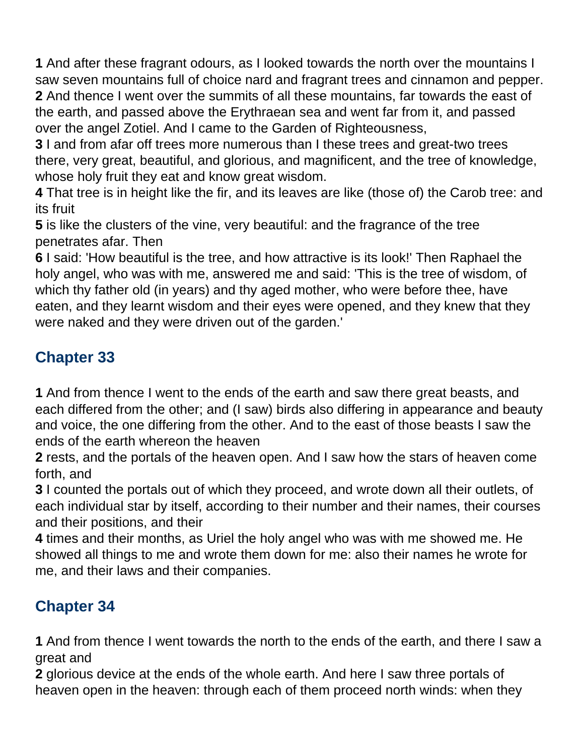**1** And after these fragrant odours, as I looked towards the north over the mountains I saw seven mountains full of choice nard and fragrant trees and cinnamon and pepper.
**2** And thence I went over the summits of all these mountains, far towards the east of the earth, and passed above the Erythraean sea and went far from it, and passed over the angel Zotiel. And I came to the Garden of Righteousness,
**3** I and from afar off trees more numerous than I these trees and great-two trees there, very great, beautiful, and glorious, and magnificent, and the tree of knowledge, whose holy fruit they eat and know great wisdom.
**4** That tree is in height like the fir, and its leaves are like (those of) the Carob tree: and its fruit
**5** is like the clusters of the vine, very beautiful: and the fragrance of the tree penetrates afar. Then
**6** I said: 'How beautiful is the tree, and how attractive is its look!' Then Raphael the holy angel, who was with me, answered me and said: 'This is the tree of wisdom, of which thy father old (in years) and thy aged mother, who were before thee, have eaten, and they learnt wisdom and their eyes were opened, and they knew that they were naked and they were driven out of the garden.'

## Chapter 33

**1** And from thence I went to the ends of the earth and saw there great beasts, and each differed from the other; and (I saw) birds also differing in appearance and beauty and voice, the one differing from the other. And to the east of those beasts I saw the ends of the earth whereon the heaven
**2** rests, and the portals of the heaven open. And I saw how the stars of heaven come forth, and
**3** I counted the portals out of which they proceed, and wrote down all their outlets, of each individual star by itself, according to their number and their names, their courses and their positions, and their
**4** times and their months, as Uriel the holy angel who was with me showed me. He showed all things to me and wrote them down for me: also their names he wrote for me, and their laws and their companies.

## Chapter 34

**1** And from thence I went towards the north to the ends of the earth, and there I saw a great and
**2** glorious device at the ends of the whole earth. And here I saw three portals of heaven open in the heaven: through each of them proceed north winds: when they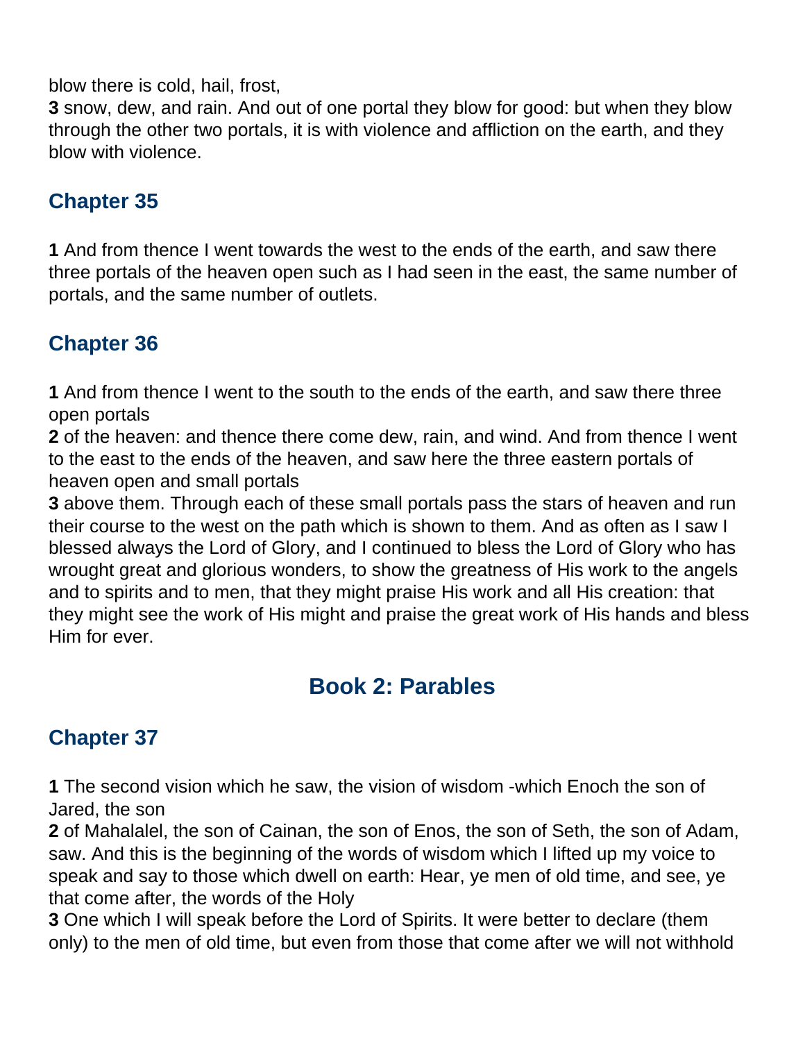blow there is cold, hail, frost,

**3** snow, dew, and rain. And out of one portal they blow for good: but when they blow through the other two portals, it is with violence and affliction on the earth, and they blow with violence.

## Chapter 35

**1** And from thence I went towards the west to the ends of the earth, and saw there three portals of the heaven open such as I had seen in the east, the same number of portals, and the same number of outlets.

## Chapter 36

**1** And from thence I went to the south to the ends of the earth, and saw there three open portals

**2** of the heaven: and thence there come dew, rain, and wind. And from thence I went to the east to the ends of the heaven, and saw here the three eastern portals of heaven open and small portals

**3** above them. Through each of these small portals pass the stars of heaven and run their course to the west on the path which is shown to them. And as often as I saw I blessed always the Lord of Glory, and I continued to bless the Lord of Glory who has wrought great and glorious wonders, to show the greatness of His work to the angels and to spirits and to men, that they might praise His work and all His creation: that they might see the work of His might and praise the great work of His hands and bless Him for ever.

# Book 2: Parables

## Chapter 37

**1** The second vision which he saw, the vision of wisdom -which Enoch the son of Jared, the son

**2** of Mahalalel, the son of Cainan, the son of Enos, the son of Seth, the son of Adam, saw. And this is the beginning of the words of wisdom which I lifted up my voice to speak and say to those which dwell on earth: Hear, ye men of old time, and see, ye that come after, the words of the Holy

**3** One which I will speak before the Lord of Spirits. It were better to declare (them only) to the men of old time, but even from those that come after we will not withhold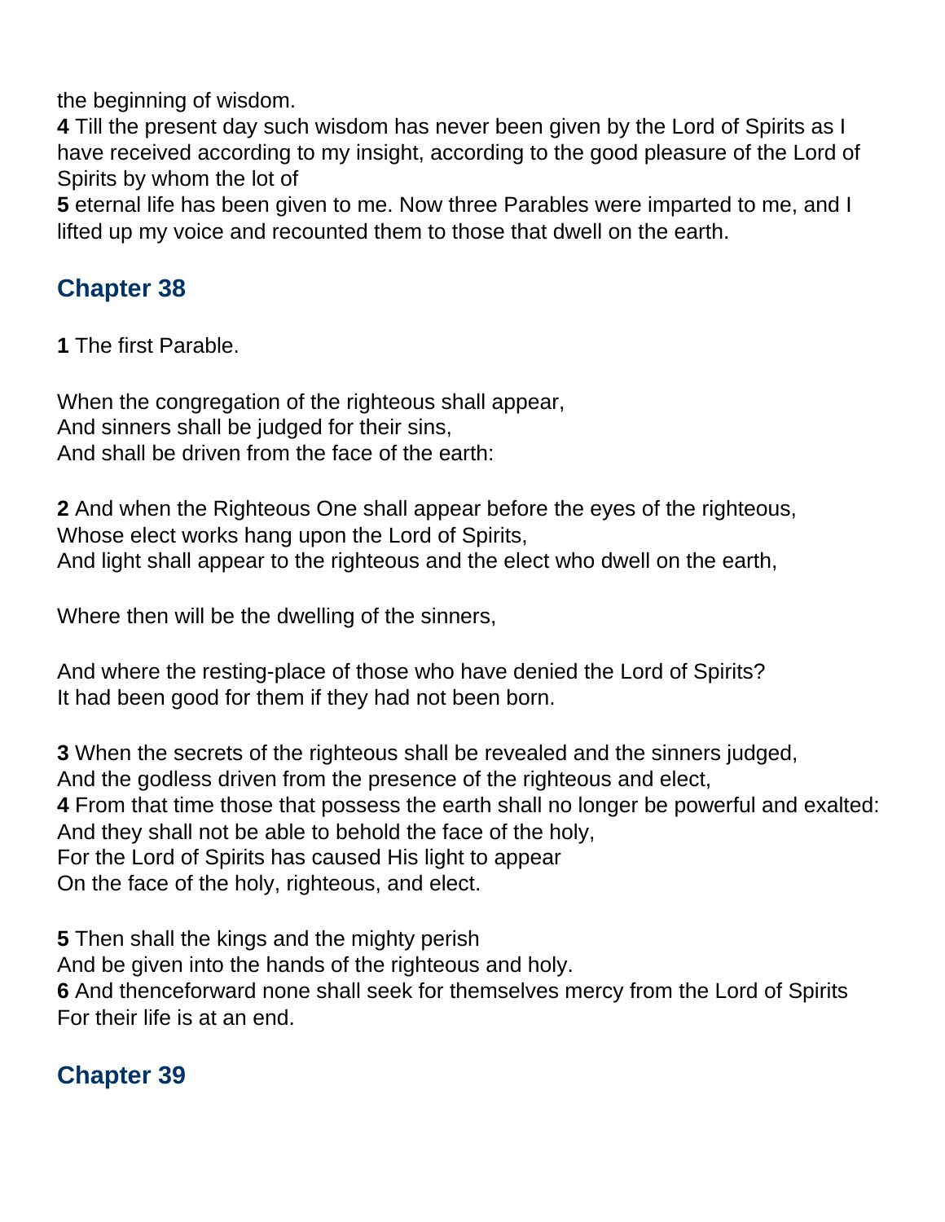the beginning of wisdom.
**4** Till the present day such wisdom has never been given by the Lord of Spirits as I have received according to my insight, according to the good pleasure of the Lord of Spirits by whom the lot of
**5** eternal life has been given to me. Now three Parables were imparted to me, and I lifted up my voice and recounted them to those that dwell on the earth.

## Chapter 38

**1** The first Parable.

When the congregation of the righteous shall appear,
And sinners shall be judged for their sins,
And shall be driven from the face of the earth:

**2** And when the Righteous One shall appear before the eyes of the righteous,
Whose elect works hang upon the Lord of Spirits,
And light shall appear to the righteous and the elect who dwell on the earth,

Where then will be the dwelling of the sinners,

And where the resting-place of those who have denied the Lord of Spirits?
It had been good for them if they had not been born.

**3** When the secrets of the righteous shall be revealed and the sinners judged,
And the godless driven from the presence of the righteous and elect,
**4** From that time those that possess the earth shall no longer be powerful and exalted:
And they shall not be able to behold the face of the holy,
For the Lord of Spirits has caused His light to appear
On the face of the holy, righteous, and elect.

**5** Then shall the kings and the mighty perish
And be given into the hands of the righteous and holy.
**6** And thenceforward none shall seek for themselves mercy from the Lord of Spirits
For their life is at an end.

## Chapter 39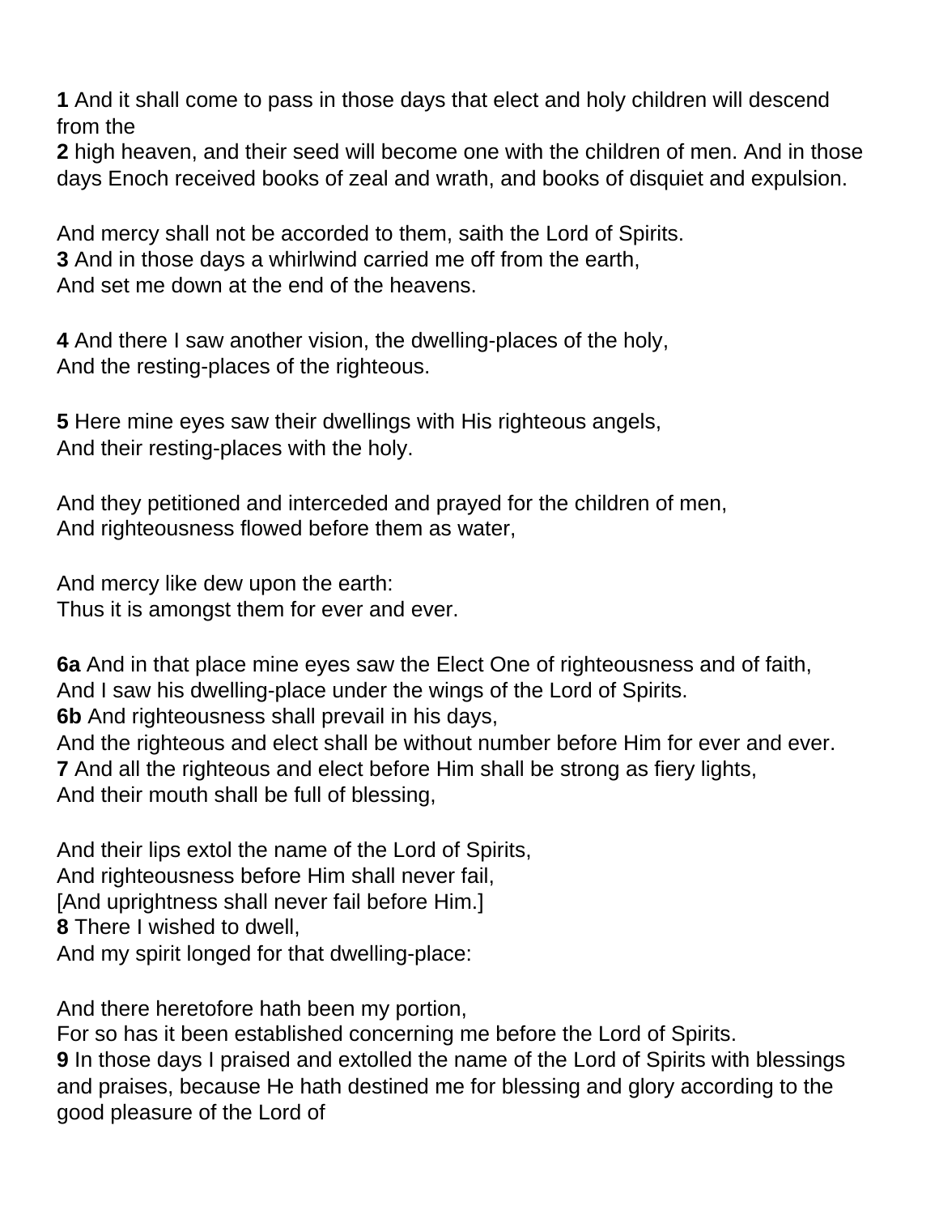**1** And it shall come to pass in those days that elect and holy children will descend from the
**2** high heaven, and their seed will become one with the children of men. And in those days Enoch received books of zeal and wrath, and books of disquiet and expulsion.

And mercy shall not be accorded to them, saith the Lord of Spirits.
**3** And in those days a whirlwind carried me off from the earth,
And set me down at the end of the heavens.

**4** And there I saw another vision, the dwelling-places of the holy,
And the resting-places of the righteous.

**5** Here mine eyes saw their dwellings with His righteous angels,
And their resting-places with the holy.

And they petitioned and interceded and prayed for the children of men,
And righteousness flowed before them as water,

And mercy like dew upon the earth:
Thus it is amongst them for ever and ever.

**6a** And in that place mine eyes saw the Elect One of righteousness and of faith,
And I saw his dwelling-place under the wings of the Lord of Spirits.
**6b** And righteousness shall prevail in his days,
And the righteous and elect shall be without number before Him for ever and ever.
**7** And all the righteous and elect before Him shall be strong as fiery lights,
And their mouth shall be full of blessing,

And their lips extol the name of the Lord of Spirits,
And righteousness before Him shall never fail,
[And uprightness shall never fail before Him.]
**8** There I wished to dwell,
And my spirit longed for that dwelling-place:

And there heretofore hath been my portion,
For so has it been established concerning me before the Lord of Spirits.
**9** In those days I praised and extolled the name of the Lord of Spirits with blessings and praises, because He hath destined me for blessing and glory according to the good pleasure of the Lord of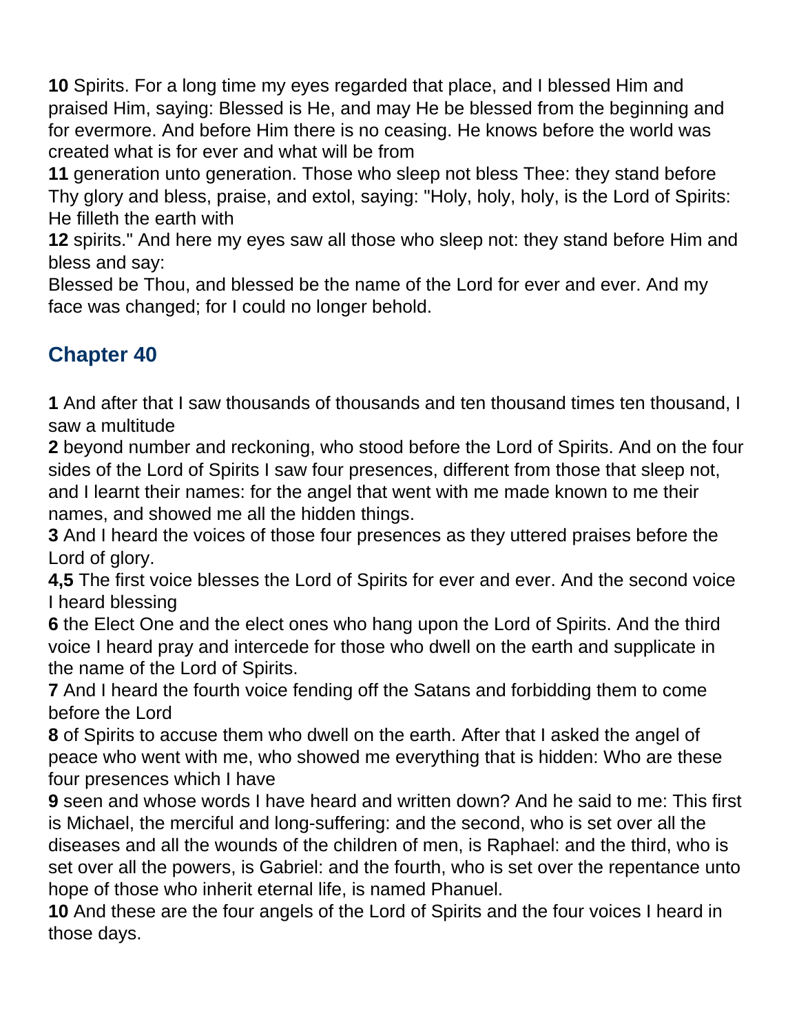**10** Spirits. For a long time my eyes regarded that place, and I blessed Him and praised Him, saying: Blessed is He, and may He be blessed from the beginning and for evermore. And before Him there is no ceasing. He knows before the world was created what is for ever and what will be from

**11** generation unto generation. Those who sleep not bless Thee: they stand before Thy glory and bless, praise, and extol, saying: "Holy, holy, holy, is the Lord of Spirits: He filleth the earth with

**12** spirits." And here my eyes saw all those who sleep not: they stand before Him and bless and say:

Blessed be Thou, and blessed be the name of the Lord for ever and ever. And my face was changed; for I could no longer behold.

## Chapter 40

**1** And after that I saw thousands of thousands and ten thousand times ten thousand, I saw a multitude

**2** beyond number and reckoning, who stood before the Lord of Spirits. And on the four sides of the Lord of Spirits I saw four presences, different from those that sleep not, and I learnt their names: for the angel that went with me made known to me their names, and showed me all the hidden things.

**3** And I heard the voices of those four presences as they uttered praises before the Lord of glory.

**4,5** The first voice blesses the Lord of Spirits for ever and ever. And the second voice I heard blessing

**6** the Elect One and the elect ones who hang upon the Lord of Spirits. And the third voice I heard pray and intercede for those who dwell on the earth and supplicate in the name of the Lord of Spirits.

**7** And I heard the fourth voice fending off the Satans and forbidding them to come before the Lord

**8** of Spirits to accuse them who dwell on the earth. After that I asked the angel of peace who went with me, who showed me everything that is hidden: Who are these four presences which I have

**9** seen and whose words I have heard and written down? And he said to me: This first is Michael, the merciful and long-suffering: and the second, who is set over all the diseases and all the wounds of the children of men, is Raphael: and the third, who is set over all the powers, is Gabriel: and the fourth, who is set over the repentance unto hope of those who inherit eternal life, is named Phanuel.

**10** And these are the four angels of the Lord of Spirits and the four voices I heard in those days.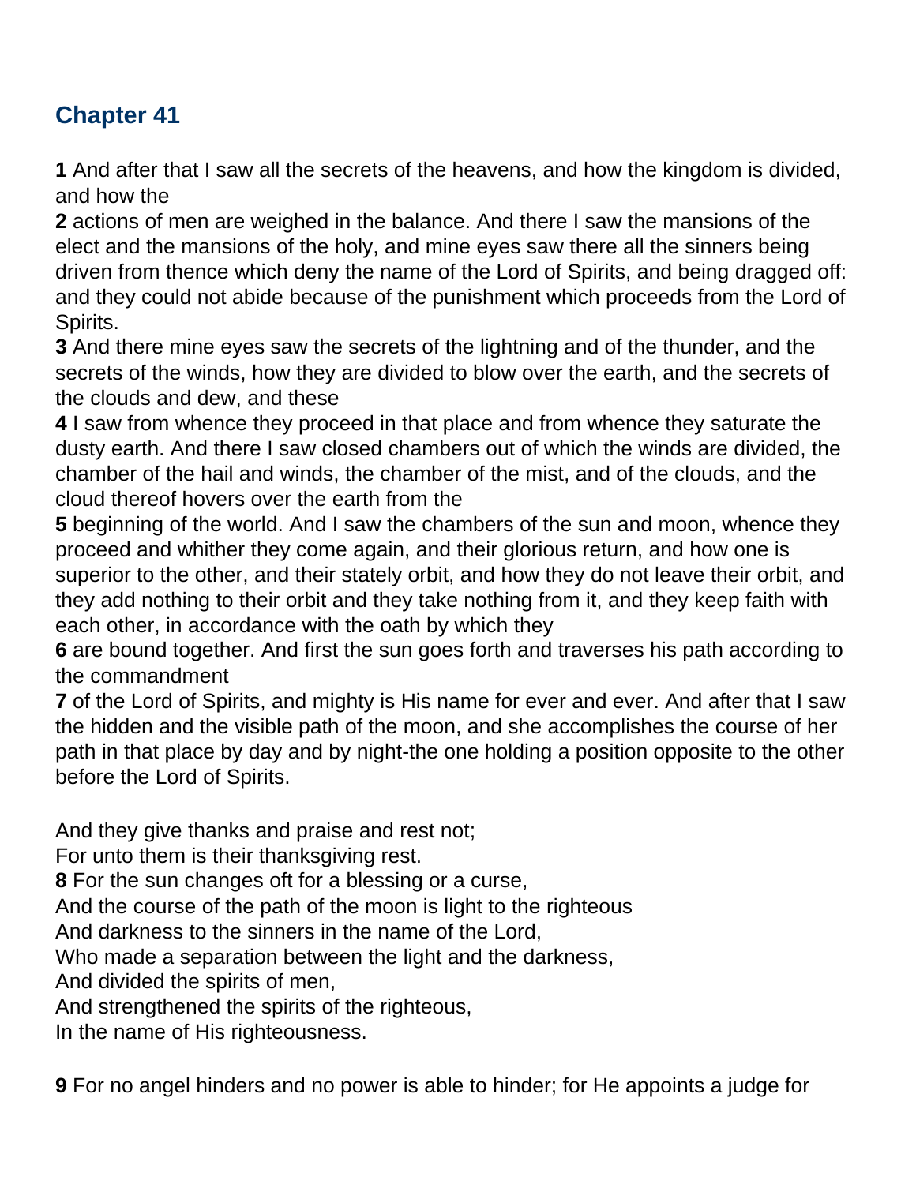## Chapter 41

**1** And after that I saw all the secrets of the heavens, and how the kingdom is divided, and how the
**2** actions of men are weighed in the balance. And there I saw the mansions of the elect and the mansions of the holy, and mine eyes saw there all the sinners being driven from thence which deny the name of the Lord of Spirits, and being dragged off: and they could not abide because of the punishment which proceeds from the Lord of Spirits.
**3** And there mine eyes saw the secrets of the lightning and of the thunder, and the secrets of the winds, how they are divided to blow over the earth, and the secrets of the clouds and dew, and these
**4** I saw from whence they proceed in that place and from whence they saturate the dusty earth. And there I saw closed chambers out of which the winds are divided, the chamber of the hail and winds, the chamber of the mist, and of the clouds, and the cloud thereof hovers over the earth from the
**5** beginning of the world. And I saw the chambers of the sun and moon, whence they proceed and whither they come again, and their glorious return, and how one is superior to the other, and their stately orbit, and how they do not leave their orbit, and they add nothing to their orbit and they take nothing from it, and they keep faith with each other, in accordance with the oath by which they
**6** are bound together. And first the sun goes forth and traverses his path according to the commandment
**7** of the Lord of Spirits, and mighty is His name for ever and ever. And after that I saw the hidden and the visible path of the moon, and she accomplishes the course of her path in that place by day and by night-the one holding a position opposite to the other before the Lord of Spirits.

And they give thanks and praise and rest not;
For unto them is their thanksgiving rest.
**8** For the sun changes oft for a blessing or a curse,
And the course of the path of the moon is light to the righteous
And darkness to the sinners in the name of the Lord,
Who made a separation between the light and the darkness,
And divided the spirits of men,
And strengthened the spirits of the righteous,
In the name of His righteousness.

**9** For no angel hinders and no power is able to hinder; for He appoints a judge for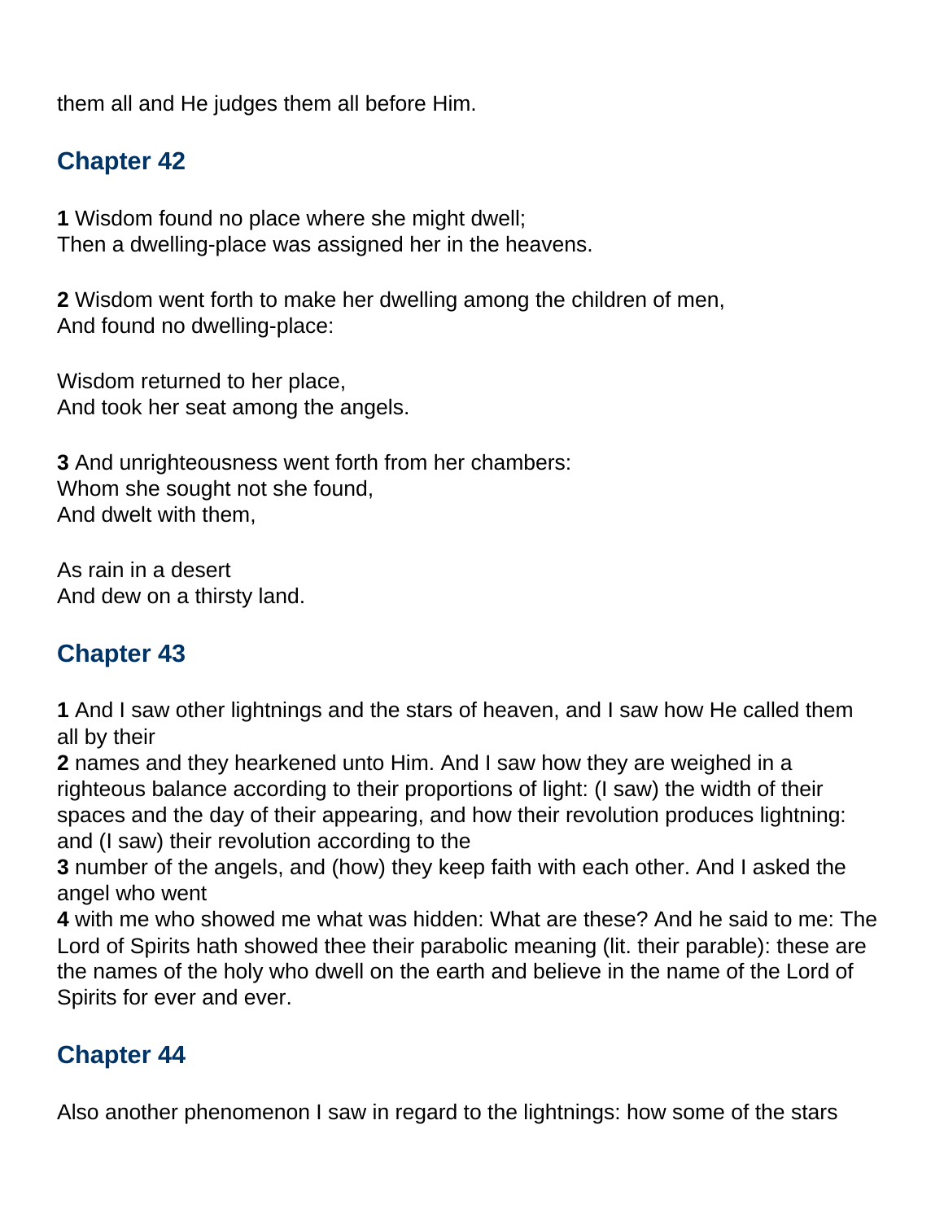them all and He judges them all before Him.

## Chapter 42

**1** Wisdom found no place where she might dwell;
Then a dwelling-place was assigned her in the heavens.

**2** Wisdom went forth to make her dwelling among the children of men,
And found no dwelling-place:

Wisdom returned to her place,
And took her seat among the angels.

**3** And unrighteousness went forth from her chambers:
Whom she sought not she found,
And dwelt with them,

As rain in a desert
And dew on a thirsty land.

## Chapter 43

**1** And I saw other lightnings and the stars of heaven, and I saw how He called them all by their
**2** names and they hearkened unto Him. And I saw how they are weighed in a righteous balance according to their proportions of light: (I saw) the width of their spaces and the day of their appearing, and how their revolution produces lightning: and (I saw) their revolution according to the
**3** number of the angels, and (how) they keep faith with each other. And I asked the angel who went
**4** with me who showed me what was hidden: What are these? And he said to me: The Lord of Spirits hath showed thee their parabolic meaning (lit. their parable): these are the names of the holy who dwell on the earth and believe in the name of the Lord of Spirits for ever and ever.

## Chapter 44

Also another phenomenon I saw in regard to the lightnings: how some of the stars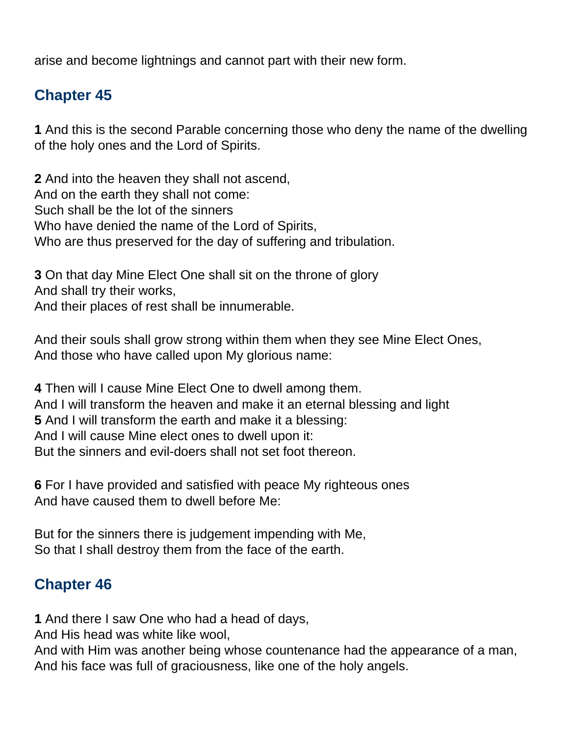arise and become lightnings and cannot part with their new form.

## Chapter 45

**1** And this is the second Parable concerning those who deny the name of the dwelling of the holy ones and the Lord of Spirits.

**2** And into the heaven they shall not ascend,
And on the earth they shall not come:
Such shall be the lot of the sinners
Who have denied the name of the Lord of Spirits,
Who are thus preserved for the day of suffering and tribulation.

**3** On that day Mine Elect One shall sit on the throne of glory
And shall try their works,
And their places of rest shall be innumerable.

And their souls shall grow strong within them when they see Mine Elect Ones,
And those who have called upon My glorious name:

**4** Then will I cause Mine Elect One to dwell among them.
And I will transform the heaven and make it an eternal blessing and light
**5** And I will transform the earth and make it a blessing:
And I will cause Mine elect ones to dwell upon it:
But the sinners and evil-doers shall not set foot thereon.

**6** For I have provided and satisfied with peace My righteous ones
And have caused them to dwell before Me:

But for the sinners there is judgement impending with Me,
So that I shall destroy them from the face of the earth.

## Chapter 46

**1** And there I saw One who had a head of days,
And His head was white like wool,
And with Him was another being whose countenance had the appearance of a man,
And his face was full of graciousness, like one of the holy angels.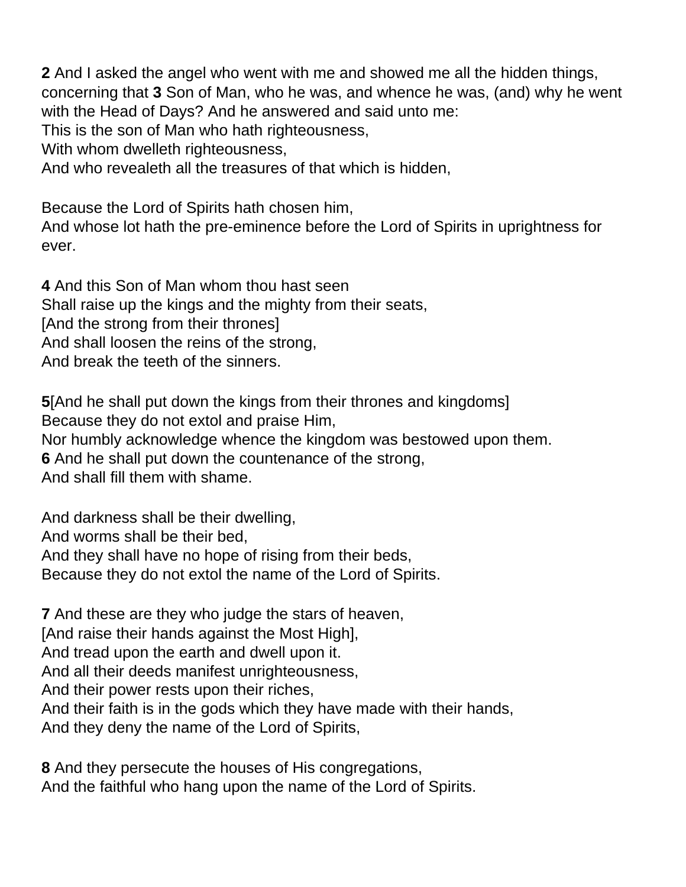**2** And I asked the angel who went with me and showed me all the hidden things, concerning that **3** Son of Man, who he was, and whence he was, (and) why he went with the Head of Days? And he answered and said unto me:
This is the son of Man who hath righteousness,
With whom dwelleth righteousness,
And who revealeth all the treasures of that which is hidden,

Because the Lord of Spirits hath chosen him,
And whose lot hath the pre-eminence before the Lord of Spirits in uprightness for ever.

**4** And this Son of Man whom thou hast seen
Shall raise up the kings and the mighty from their seats,
[And the strong from their thrones]
And shall loosen the reins of the strong,
And break the teeth of the sinners.

**5**[And he shall put down the kings from their thrones and kingdoms]
Because they do not extol and praise Him,
Nor humbly acknowledge whence the kingdom was bestowed upon them.
**6** And he shall put down the countenance of the strong,
And shall fill them with shame.

And darkness shall be their dwelling,
And worms shall be their bed,
And they shall have no hope of rising from their beds,
Because they do not extol the name of the Lord of Spirits.

**7** And these are they who judge the stars of heaven,
[And raise their hands against the Most High],
And tread upon the earth and dwell upon it.
And all their deeds manifest unrighteousness,
And their power rests upon their riches,
And their faith is in the gods which they have made with their hands,
And they deny the name of the Lord of Spirits,

**8** And they persecute the houses of His congregations,
And the faithful who hang upon the name of the Lord of Spirits.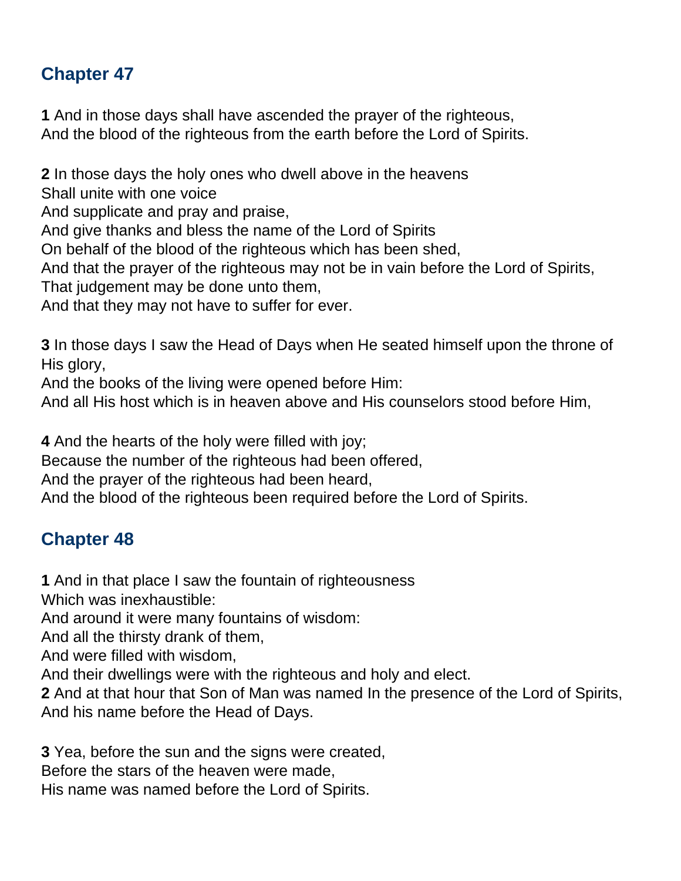## Chapter 47

**1** And in those days shall have ascended the prayer of the righteous,
And the blood of the righteous from the earth before the Lord of Spirits.

**2** In those days the holy ones who dwell above in the heavens
Shall unite with one voice
And supplicate and pray and praise,
And give thanks and bless the name of the Lord of Spirits
On behalf of the blood of the righteous which has been shed,
And that the prayer of the righteous may not be in vain before the Lord of Spirits,
That judgement may be done unto them,
And that they may not have to suffer for ever.

**3** In those days I saw the Head of Days when He seated himself upon the throne of His glory,
And the books of the living were opened before Him:
And all His host which is in heaven above and His counselors stood before Him,

**4** And the hearts of the holy were filled with joy;
Because the number of the righteous had been offered,
And the prayer of the righteous had been heard,
And the blood of the righteous been required before the Lord of Spirits.

## Chapter 48

**1** And in that place I saw the fountain of righteousness
Which was inexhaustible:
And around it were many fountains of wisdom:
And all the thirsty drank of them,
And were filled with wisdom,
And their dwellings were with the righteous and holy and elect.
**2** And at that hour that Son of Man was named In the presence of the Lord of Spirits,
And his name before the Head of Days.

**3** Yea, before the sun and the signs were created,
Before the stars of the heaven were made,
His name was named before the Lord of Spirits.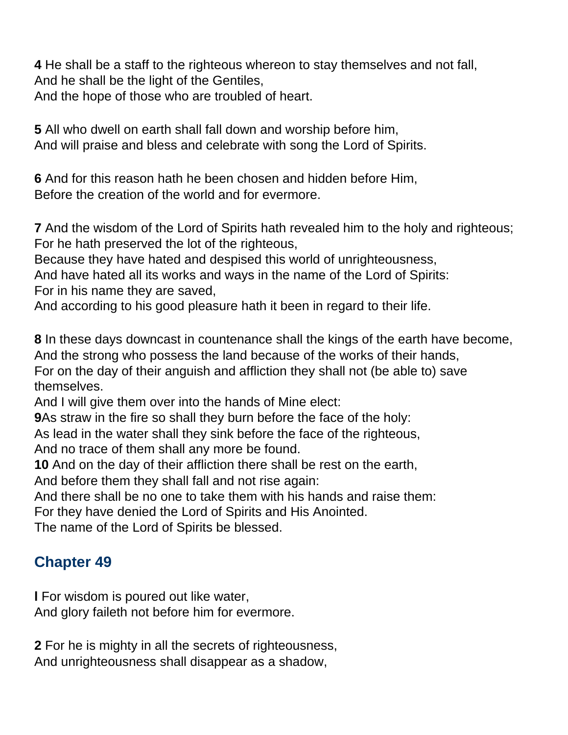**4** He shall be a staff to the righteous whereon to stay themselves and not fall,
And he shall be the light of the Gentiles,
And the hope of those who are troubled of heart.

**5** All who dwell on earth shall fall down and worship before him,
And will praise and bless and celebrate with song the Lord of Spirits.

**6** And for this reason hath he been chosen and hidden before Him,
Before the creation of the world and for evermore.

**7** And the wisdom of the Lord of Spirits hath revealed him to the holy and righteous;
For he hath preserved the lot of the righteous,
Because they have hated and despised this world of unrighteousness,
And have hated all its works and ways in the name of the Lord of Spirits:
For in his name they are saved,
And according to his good pleasure hath it been in regard to their life.

**8** In these days downcast in countenance shall the kings of the earth have become,
And the strong who possess the land because of the works of their hands,
For on the day of their anguish and affliction they shall not (be able to) save themselves.
And I will give them over into the hands of Mine elect:
**9**As straw in the fire so shall they burn before the face of the holy:
As lead in the water shall they sink before the face of the righteous,
And no trace of them shall any more be found.
**10** And on the day of their affliction there shall be rest on the earth,
And before them they shall fall and not rise again:
And there shall be no one to take them with his hands and raise them:
For they have denied the Lord of Spirits and His Anointed.
The name of the Lord of Spirits be blessed.

## Chapter 49

**l** For wisdom is poured out like water,
And glory faileth not before him for evermore.

**2** For he is mighty in all the secrets of righteousness,
And unrighteousness shall disappear as a shadow,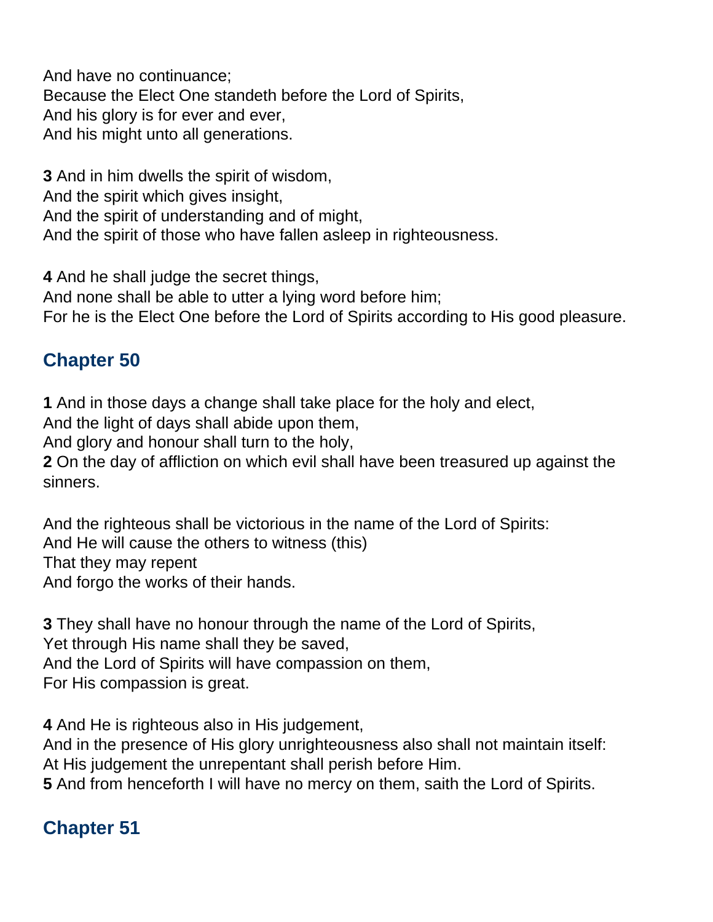And have no continuance;
Because the Elect One standeth before the Lord of Spirits,
And his glory is for ever and ever,
And his might unto all generations.

**3** And in him dwells the spirit of wisdom,
And the spirit which gives insight,
And the spirit of understanding and of might,
And the spirit of those who have fallen asleep in righteousness.

**4** And he shall judge the secret things,
And none shall be able to utter a lying word before him;
For he is the Elect One before the Lord of Spirits according to His good pleasure.

## Chapter 50

**1** And in those days a change shall take place for the holy and elect,
And the light of days shall abide upon them,
And glory and honour shall turn to the holy,
**2** On the day of affliction on which evil shall have been treasured up against the sinners.

And the righteous shall be victorious in the name of the Lord of Spirits:
And He will cause the others to witness (this)
That they may repent
And forgo the works of their hands.

**3** They shall have no honour through the name of the Lord of Spirits,
Yet through His name shall they be saved,
And the Lord of Spirits will have compassion on them,
For His compassion is great.

**4** And He is righteous also in His judgement,
And in the presence of His glory unrighteousness also shall not maintain itself:
At His judgement the unrepentant shall perish before Him.
**5** And from henceforth I will have no mercy on them, saith the Lord of Spirits.

## Chapter 51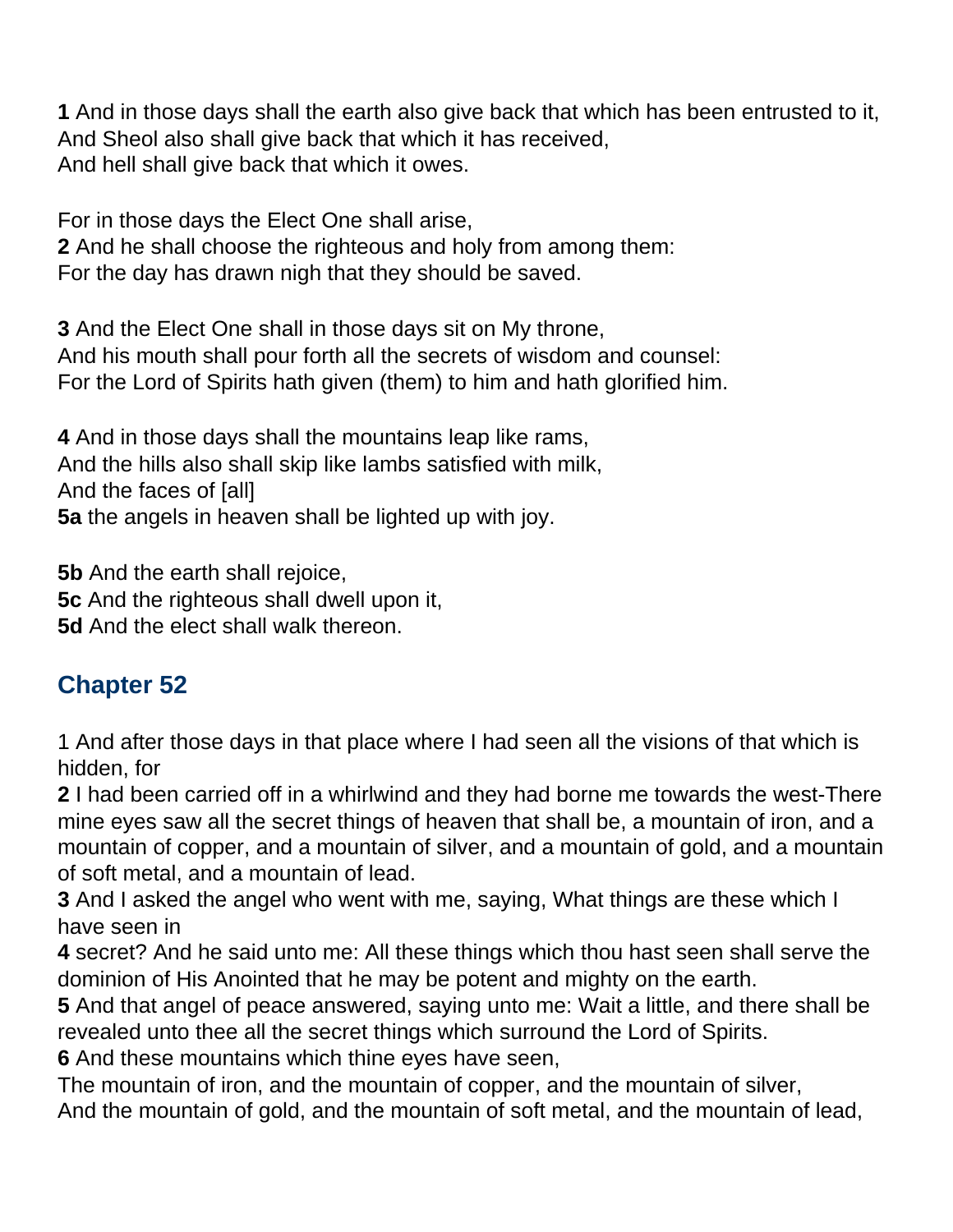**1** And in those days shall the earth also give back that which has been entrusted to it,
And Sheol also shall give back that which it has received,
And hell shall give back that which it owes.

For in those days the Elect One shall arise,
**2** And he shall choose the righteous and holy from among them:
For the day has drawn nigh that they should be saved.

**3** And the Elect One shall in those days sit on My throne,
And his mouth shall pour forth all the secrets of wisdom and counsel:
For the Lord of Spirits hath given (them) to him and hath glorified him.

**4** And in those days shall the mountains leap like rams,
And the hills also shall skip like lambs satisfied with milk,
And the faces of [all]
**5a** the angels in heaven shall be lighted up with joy.

**5b** And the earth shall rejoice,
**5c** And the righteous shall dwell upon it,
**5d** And the elect shall walk thereon.

## Chapter 52

1 And after those days in that place where I had seen all the visions of that which is hidden, for
**2** I had been carried off in a whirlwind and they had borne me towards the west-There mine eyes saw all the secret things of heaven that shall be, a mountain of iron, and a mountain of copper, and a mountain of silver, and a mountain of gold, and a mountain of soft metal, and a mountain of lead.
**3** And I asked the angel who went with me, saying, What things are these which I have seen in
**4** secret? And he said unto me: All these things which thou hast seen shall serve the dominion of His Anointed that he may be potent and mighty on the earth.
**5** And that angel of peace answered, saying unto me: Wait a little, and there shall be revealed unto thee all the secret things which surround the Lord of Spirits.
**6** And these mountains which thine eyes have seen,
The mountain of iron, and the mountain of copper, and the mountain of silver,
And the mountain of gold, and the mountain of soft metal, and the mountain of lead,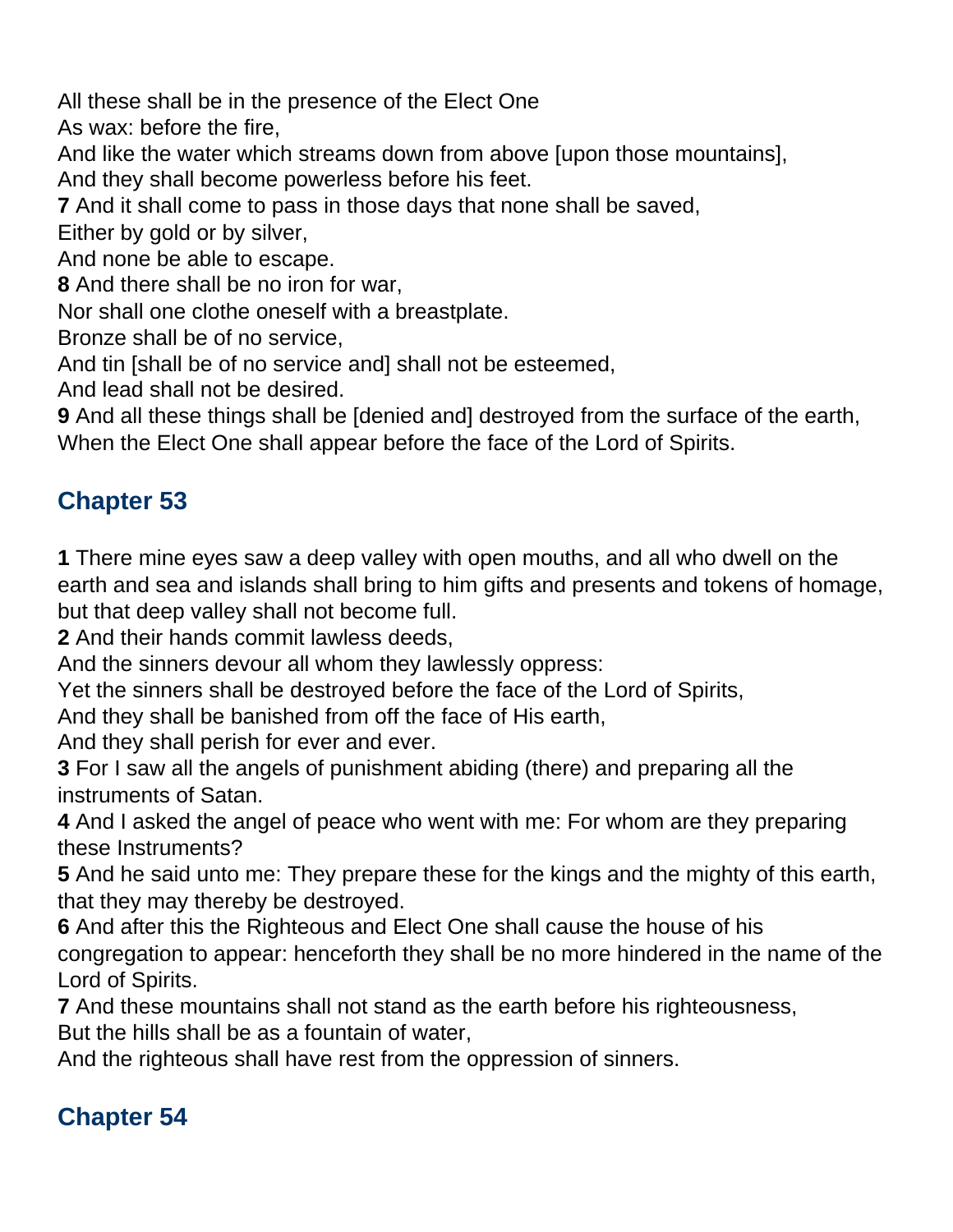All these shall be in the presence of the Elect One
As wax: before the fire,
And like the water which streams down from above [upon those mountains],
And they shall become powerless before his feet.
**7** And it shall come to pass in those days that none shall be saved,
Either by gold or by silver,
And none be able to escape.
**8** And there shall be no iron for war,
Nor shall one clothe oneself with a breastplate.
Bronze shall be of no service,
And tin [shall be of no service and] shall not be esteemed,
And lead shall not be desired.
**9** And all these things shall be [denied and] destroyed from the surface of the earth,
When the Elect One shall appear before the face of the Lord of Spirits.

## Chapter 53

**1** There mine eyes saw a deep valley with open mouths, and all who dwell on the earth and sea and islands shall bring to him gifts and presents and tokens of homage, but that deep valley shall not become full.
**2** And their hands commit lawless deeds,
And the sinners devour all whom they lawlessly oppress:
Yet the sinners shall be destroyed before the face of the Lord of Spirits,
And they shall be banished from off the face of His earth,
And they shall perish for ever and ever.
**3** For I saw all the angels of punishment abiding (there) and preparing all the instruments of Satan.
**4** And I asked the angel of peace who went with me: For whom are they preparing these Instruments?
**5** And he said unto me: They prepare these for the kings and the mighty of this earth, that they may thereby be destroyed.
**6** And after this the Righteous and Elect One shall cause the house of his congregation to appear: henceforth they shall be no more hindered in the name of the Lord of Spirits.
**7** And these mountains shall not stand as the earth before his righteousness,
But the hills shall be as a fountain of water,
And the righteous shall have rest from the oppression of sinners.

## Chapter 54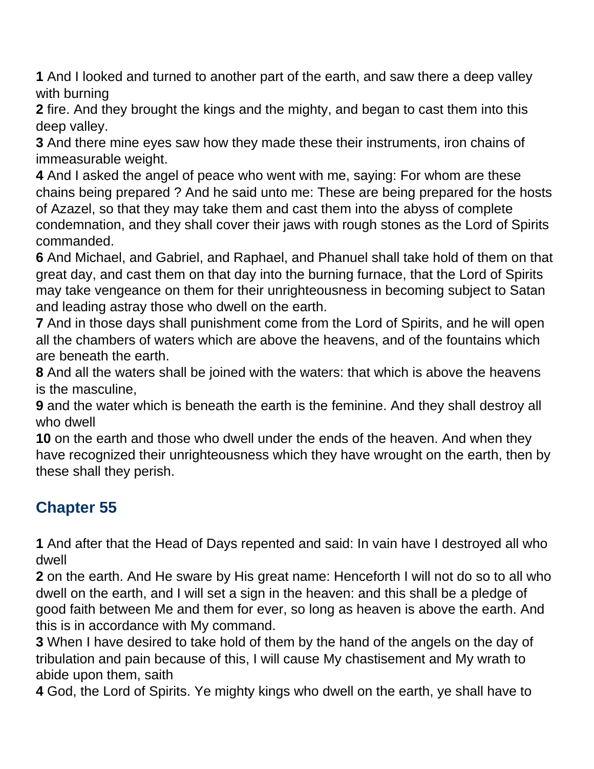**1** And I looked and turned to another part of the earth, and saw there a deep valley with burning
**2** fire. And they brought the kings and the mighty, and began to cast them into this deep valley.
**3** And there mine eyes saw how they made these their instruments, iron chains of immeasurable weight.
**4** And I asked the angel of peace who went with me, saying: For whom are these chains being prepared ? And he said unto me: These are being prepared for the hosts of Azazel, so that they may take them and cast them into the abyss of complete condemnation, and they shall cover their jaws with rough stones as the Lord of Spirits commanded.
**6** And Michael, and Gabriel, and Raphael, and Phanuel shall take hold of them on that great day, and cast them on that day into the burning furnace, that the Lord of Spirits may take vengeance on them for their unrighteousness in becoming subject to Satan and leading astray those who dwell on the earth.
**7** And in those days shall punishment come from the Lord of Spirits, and he will open all the chambers of waters which are above the heavens, and of the fountains which are beneath the earth.
**8** And all the waters shall be joined with the waters: that which is above the heavens is the masculine,
**9** and the water which is beneath the earth is the feminine. And they shall destroy all who dwell
**10** on the earth and those who dwell under the ends of the heaven. And when they have recognized their unrighteousness which they have wrought on the earth, then by these shall they perish.

## Chapter 55

**1** And after that the Head of Days repented and said: In vain have I destroyed all who dwell
**2** on the earth. And He sware by His great name: Henceforth I will not do so to all who dwell on the earth, and I will set a sign in the heaven: and this shall be a pledge of good faith between Me and them for ever, so long as heaven is above the earth. And this is in accordance with My command.
**3** When I have desired to take hold of them by the hand of the angels on the day of tribulation and pain because of this, I will cause My chastisement and My wrath to abide upon them, saith
**4** God, the Lord of Spirits. Ye mighty kings who dwell on the earth, ye shall have to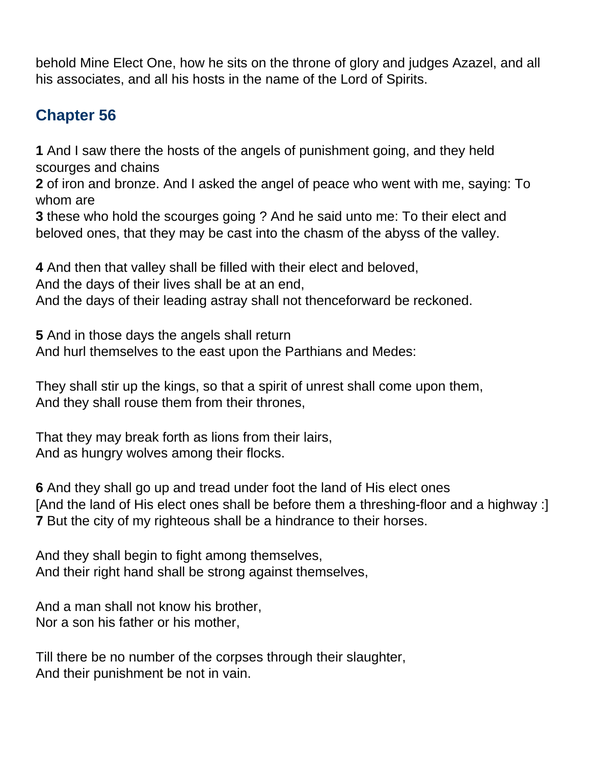behold Mine Elect One, how he sits on the throne of glory and judges Azazel, and all his associates, and all his hosts in the name of the Lord of Spirits.

## Chapter 56

**1** And I saw there the hosts of the angels of punishment going, and they held scourges and chains
**2** of iron and bronze. And I asked the angel of peace who went with me, saying: To whom are
**3** these who hold the scourges going ? And he said unto me: To their elect and beloved ones, that they may be cast into the chasm of the abyss of the valley.

**4** And then that valley shall be filled with their elect and beloved,
And the days of their lives shall be at an end,
And the days of their leading astray shall not thenceforward be reckoned.

**5** And in those days the angels shall return
And hurl themselves to the east upon the Parthians and Medes:

They shall stir up the kings, so that a spirit of unrest shall come upon them,
And they shall rouse them from their thrones,

That they may break forth as lions from their lairs,
And as hungry wolves among their flocks.

**6** And they shall go up and tread under foot the land of His elect ones
[And the land of His elect ones shall be before them a threshing-floor and a highway :]
**7** But the city of my righteous shall be a hindrance to their horses.

And they shall begin to fight among themselves,
And their right hand shall be strong against themselves,

And a man shall not know his brother,
Nor a son his father or his mother,

Till there be no number of the corpses through their slaughter,
And their punishment be not in vain.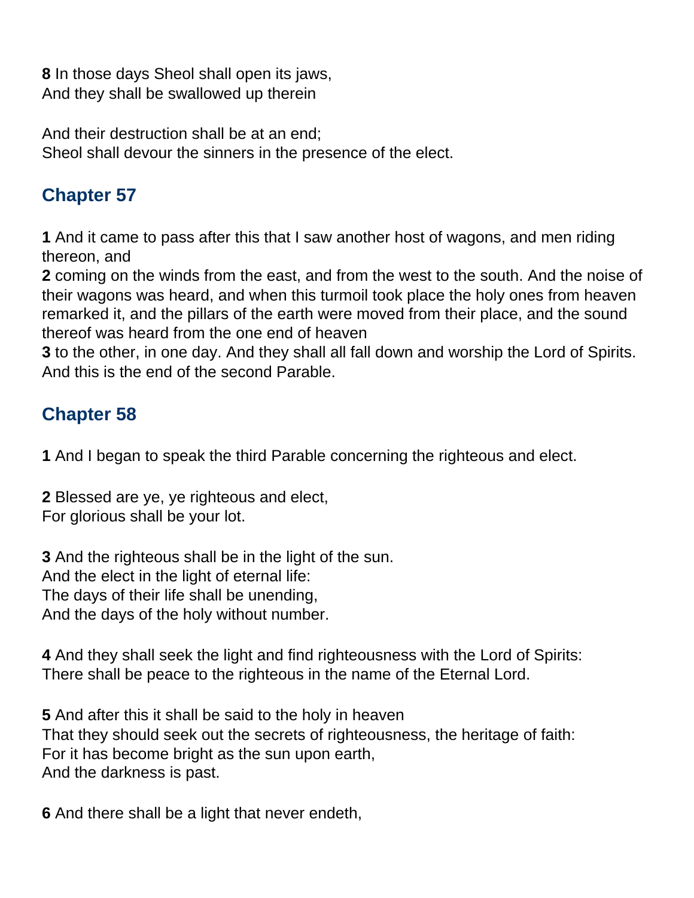**8** In those days Sheol shall open its jaws,
And they shall be swallowed up therein

And their destruction shall be at an end;
Sheol shall devour the sinners in the presence of the elect.

## Chapter 57

**1** And it came to pass after this that I saw another host of wagons, and men riding thereon, and
**2** coming on the winds from the east, and from the west to the south. And the noise of their wagons was heard, and when this turmoil took place the holy ones from heaven remarked it, and the pillars of the earth were moved from their place, and the sound thereof was heard from the one end of heaven
**3** to the other, in one day. And they shall all fall down and worship the Lord of Spirits. And this is the end of the second Parable.

## Chapter 58

**1** And I began to speak the third Parable concerning the righteous and elect.

**2** Blessed are ye, ye righteous and elect,
For glorious shall be your lot.

**3** And the righteous shall be in the light of the sun.
And the elect in the light of eternal life:
The days of their life shall be unending,
And the days of the holy without number.

**4** And they shall seek the light and find righteousness with the Lord of Spirits:
There shall be peace to the righteous in the name of the Eternal Lord.

**5** And after this it shall be said to the holy in heaven
That they should seek out the secrets of righteousness, the heritage of faith:
For it has become bright as the sun upon earth,
And the darkness is past.

**6** And there shall be a light that never endeth,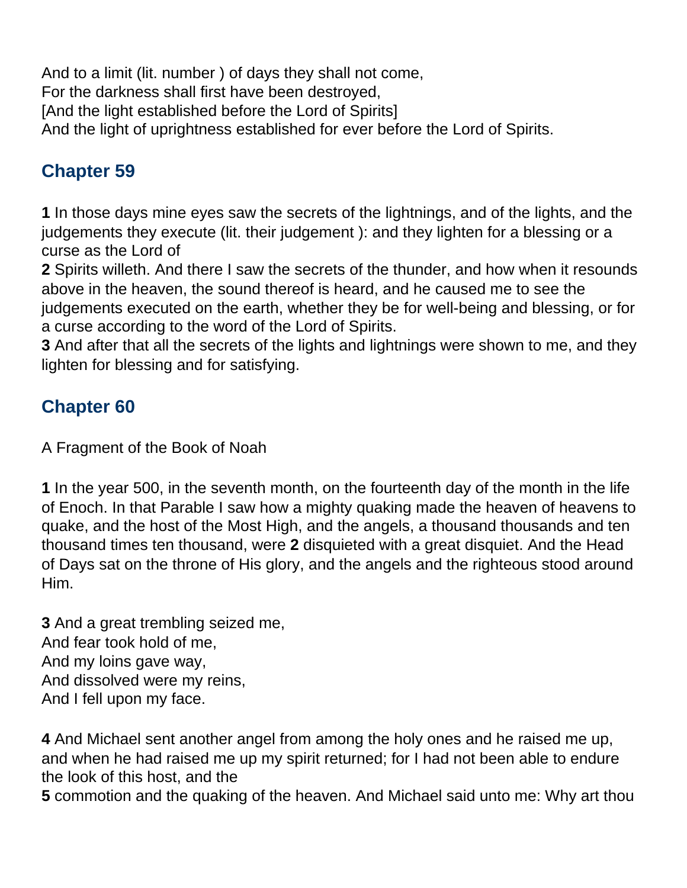And to a limit (lit. number ) of days they shall not come,  
For the darkness shall first have been destroyed,  
[And the light established before the Lord of Spirits]  
And the light of uprightness established for ever before the Lord of Spirits.

## Chapter 59

**1** In those days mine eyes saw the secrets of the lightnings, and of the lights, and the judgements they execute (lit. their judgement ): and they lighten for a blessing or a curse as the Lord of  
**2** Spirits willeth. And there I saw the secrets of the thunder, and how when it resounds above in the heaven, the sound thereof is heard, and he caused me to see the judgements executed on the earth, whether they be for well-being and blessing, or for a curse according to the word of the Lord of Spirits.  
**3** And after that all the secrets of the lights and lightnings were shown to me, and they lighten for blessing and for satisfying.

## Chapter 60

A Fragment of the Book of Noah

**1** In the year 500, in the seventh month, on the fourteenth day of the month in the life of Enoch. In that Parable I saw how a mighty quaking made the heaven of heavens to quake, and the host of the Most High, and the angels, a thousand thousands and ten thousand times ten thousand, were **2** disquieted with a great disquiet. And the Head of Days sat on the throne of His glory, and the angels and the righteous stood around Him.

**3** And a great trembling seized me,  
And fear took hold of me,  
And my loins gave way,  
And dissolved were my reins,  
And I fell upon my face.

**4** And Michael sent another angel from among the holy ones and he raised me up, and when he had raised me up my spirit returned; for I had not been able to endure the look of this host, and the  
**5** commotion and the quaking of the heaven. And Michael said unto me: Why art thou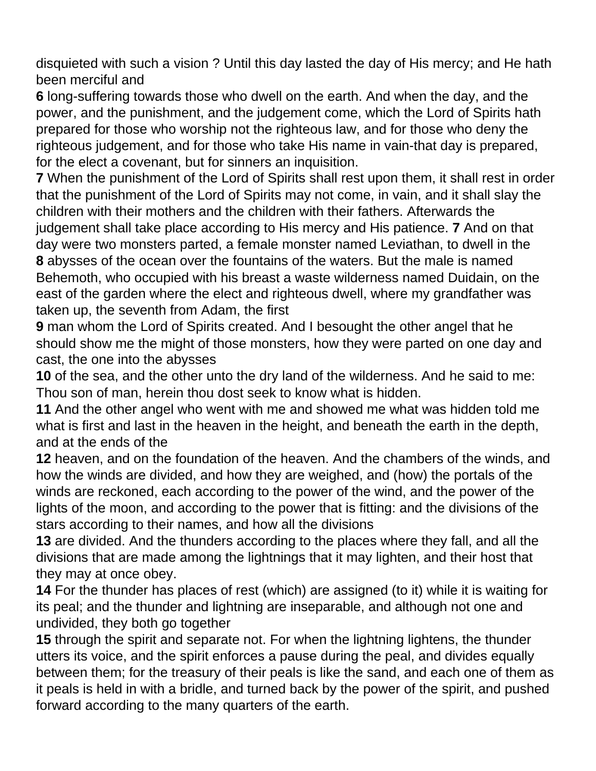disquieted with such a vision ? Until this day lasted the day of His mercy; and He hath been merciful and
**6** long-suffering towards those who dwell on the earth. And when the day, and the power, and the punishment, and the judgement come, which the Lord of Spirits hath prepared for those who worship not the righteous law, and for those who deny the righteous judgement, and for those who take His name in vain-that day is prepared, for the elect a covenant, but for sinners an inquisition.
**7** When the punishment of the Lord of Spirits shall rest upon them, it shall rest in order that the punishment of the Lord of Spirits may not come, in vain, and it shall slay the children with their mothers and the children with their fathers. Afterwards the judgement shall take place according to His mercy and His patience. **7** And on that day were two monsters parted, a female monster named Leviathan, to dwell in the
**8** abysses of the ocean over the fountains of the waters. But the male is named Behemoth, who occupied with his breast a waste wilderness named Duidain, on the east of the garden where the elect and righteous dwell, where my grandfather was taken up, the seventh from Adam, the first
**9** man whom the Lord of Spirits created. And I besought the other angel that he should show me the might of those monsters, how they were parted on one day and cast, the one into the abysses
**10** of the sea, and the other unto the dry land of the wilderness. And he said to me: Thou son of man, herein thou dost seek to know what is hidden.
**11** And the other angel who went with me and showed me what was hidden told me what is first and last in the heaven in the height, and beneath the earth in the depth, and at the ends of the
**12** heaven, and on the foundation of the heaven. And the chambers of the winds, and how the winds are divided, and how they are weighed, and (how) the portals of the winds are reckoned, each according to the power of the wind, and the power of the lights of the moon, and according to the power that is fitting: and the divisions of the stars according to their names, and how all the divisions
**13** are divided. And the thunders according to the places where they fall, and all the divisions that are made among the lightnings that it may lighten, and their host that they may at once obey.
**14** For the thunder has places of rest (which) are assigned (to it) while it is waiting for its peal; and the thunder and lightning are inseparable, and although not one and undivided, they both go together
**15** through the spirit and separate not. For when the lightning lightens, the thunder utters its voice, and the spirit enforces a pause during the peal, and divides equally between them; for the treasury of their peals is like the sand, and each one of them as it peals is held in with a bridle, and turned back by the power of the spirit, and pushed forward according to the many quarters of the earth.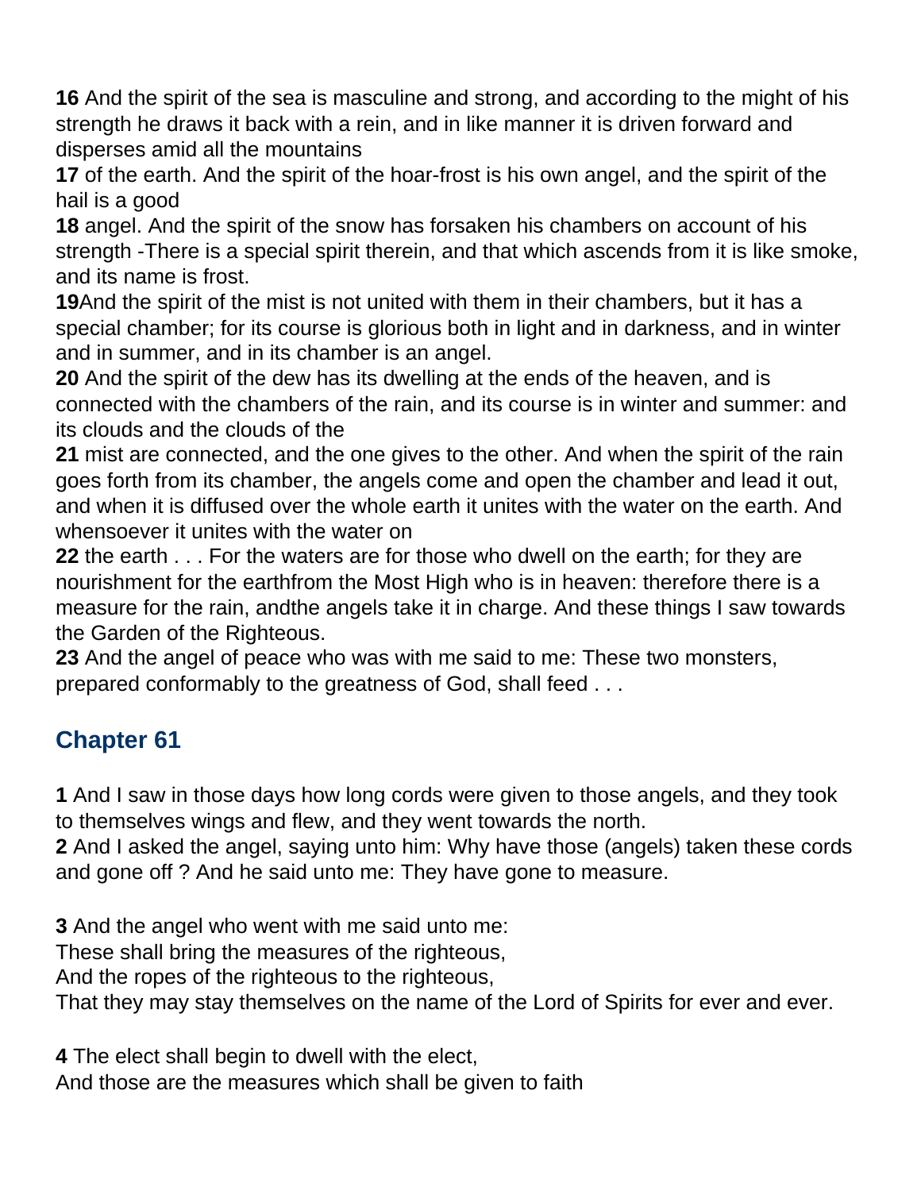**16** And the spirit of the sea is masculine and strong, and according to the might of his strength he draws it back with a rein, and in like manner it is driven forward and disperses amid all the mountains
**17** of the earth. And the spirit of the hoar-frost is his own angel, and the spirit of the hail is a good
**18** angel. And the spirit of the snow has forsaken his chambers on account of his strength -There is a special spirit therein, and that which ascends from it is like smoke, and its name is frost.
**19**And the spirit of the mist is not united with them in their chambers, but it has a special chamber; for its course is glorious both in light and in darkness, and in winter and in summer, and in its chamber is an angel.
**20** And the spirit of the dew has its dwelling at the ends of the heaven, and is connected with the chambers of the rain, and its course is in winter and summer: and its clouds and the clouds of the
**21** mist are connected, and the one gives to the other. And when the spirit of the rain goes forth from its chamber, the angels come and open the chamber and lead it out, and when it is diffused over the whole earth it unites with the water on the earth. And whensoever it unites with the water on
**22** the earth . . . For the waters are for those who dwell on the earth; for they are nourishment for the earthfrom the Most High who is in heaven: therefore there is a measure for the rain, andthe angels take it in charge. And these things I saw towards the Garden of the Righteous.
**23** And the angel of peace who was with me said to me: These two monsters, prepared conformably to the greatness of God, shall feed . . .

## Chapter 61

**1** And I saw in those days how long cords were given to those angels, and they took to themselves wings and flew, and they went towards the north.
**2** And I asked the angel, saying unto him: Why have those (angels) taken these cords and gone off ? And he said unto me: They have gone to measure.

**3** And the angel who went with me said unto me:
These shall bring the measures of the righteous,
And the ropes of the righteous to the righteous,
That they may stay themselves on the name of the Lord of Spirits for ever and ever.

**4** The elect shall begin to dwell with the elect,
And those are the measures which shall be given to faith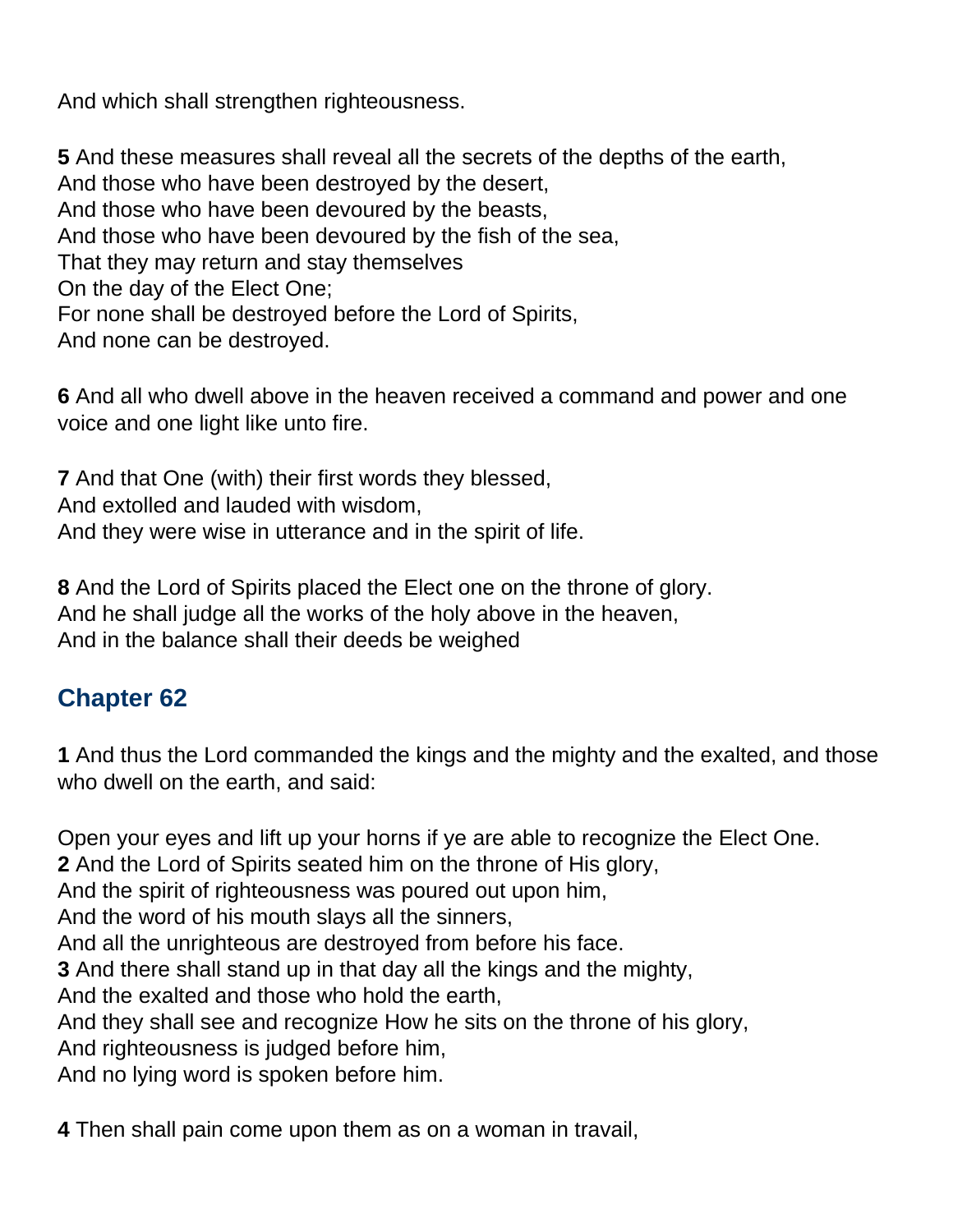And which shall strengthen righteousness.

**5** And these measures shall reveal all the secrets of the depths of the earth,
And those who have been destroyed by the desert,
And those who have been devoured by the beasts,
And those who have been devoured by the fish of the sea,
That they may return and stay themselves
On the day of the Elect One;
For none shall be destroyed before the Lord of Spirits,
And none can be destroyed.

**6** And all who dwell above in the heaven received a command and power and one voice and one light like unto fire.

**7** And that One (with) their first words they blessed,
And extolled and lauded with wisdom,
And they were wise in utterance and in the spirit of life.

**8** And the Lord of Spirits placed the Elect one on the throne of glory.
And he shall judge all the works of the holy above in the heaven,
And in the balance shall their deeds be weighed

## Chapter 62

**1** And thus the Lord commanded the kings and the mighty and the exalted, and those who dwell on the earth, and said:

Open your eyes and lift up your horns if ye are able to recognize the Elect One.
**2** And the Lord of Spirits seated him on the throne of His glory,
And the spirit of righteousness was poured out upon him,
And the word of his mouth slays all the sinners,
And all the unrighteous are destroyed from before his face.
**3** And there shall stand up in that day all the kings and the mighty,
And the exalted and those who hold the earth,
And they shall see and recognize How he sits on the throne of his glory,
And righteousness is judged before him,
And no lying word is spoken before him.

**4** Then shall pain come upon them as on a woman in travail,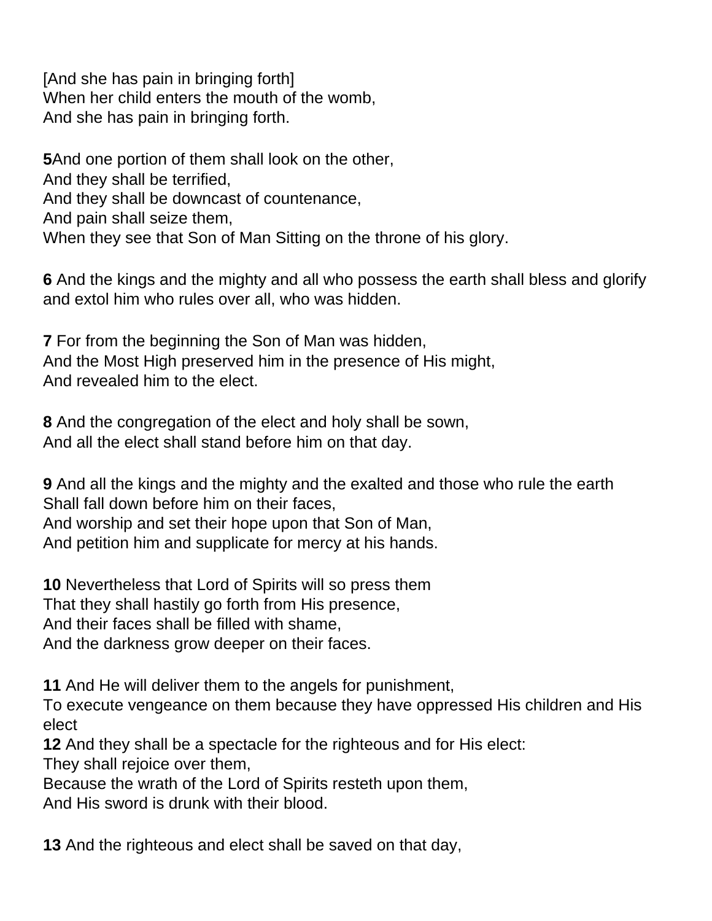[And she has pain in bringing forth]
When her child enters the mouth of the womb,
And she has pain in bringing forth.

**5**And one portion of them shall look on the other,
And they shall be terrified,
And they shall be downcast of countenance,
And pain shall seize them,
When they see that Son of Man Sitting on the throne of his glory.

**6** And the kings and the mighty and all who possess the earth shall bless and glorify and extol him who rules over all, who was hidden.

**7** For from the beginning the Son of Man was hidden,
And the Most High preserved him in the presence of His might,
And revealed him to the elect.

**8** And the congregation of the elect and holy shall be sown,
And all the elect shall stand before him on that day.

**9** And all the kings and the mighty and the exalted and those who rule the earth
Shall fall down before him on their faces,
And worship and set their hope upon that Son of Man,
And petition him and supplicate for mercy at his hands.

**10** Nevertheless that Lord of Spirits will so press them
That they shall hastily go forth from His presence,
And their faces shall be filled with shame,
And the darkness grow deeper on their faces.

**11** And He will deliver them to the angels for punishment,
To execute vengeance on them because they have oppressed His children and His elect
**12** And they shall be a spectacle for the righteous and for His elect:
They shall rejoice over them,
Because the wrath of the Lord of Spirits resteth upon them,
And His sword is drunk with their blood.

**13** And the righteous and elect shall be saved on that day,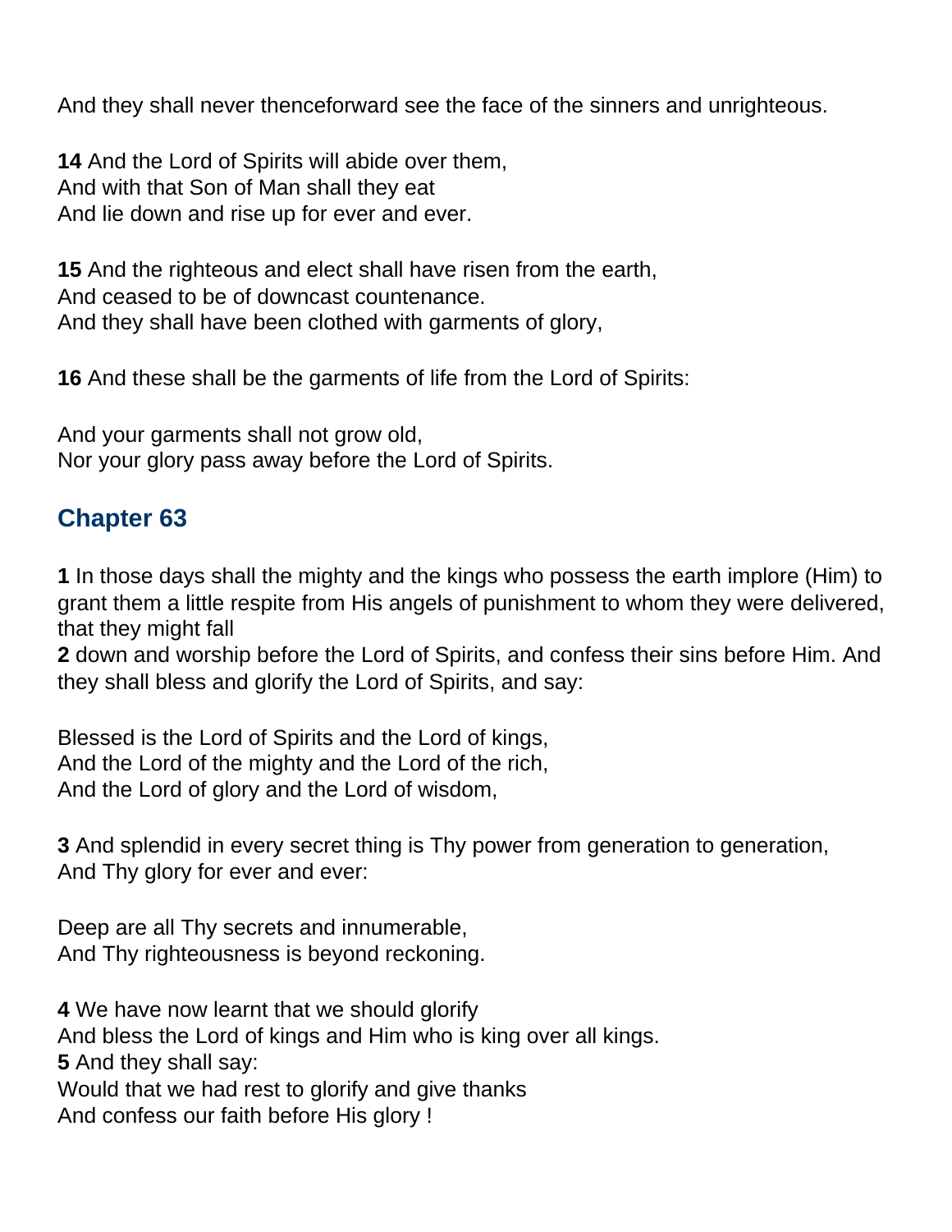And they shall never thenceforward see the face of the sinners and unrighteous.

**14** And the Lord of Spirits will abide over them,
And with that Son of Man shall they eat
And lie down and rise up for ever and ever.

**15** And the righteous and elect shall have risen from the earth,
And ceased to be of downcast countenance.
And they shall have been clothed with garments of glory,

**16** And these shall be the garments of life from the Lord of Spirits:

And your garments shall not grow old,
Nor your glory pass away before the Lord of Spirits.

## Chapter 63

**1** In those days shall the mighty and the kings who possess the earth implore (Him) to grant them a little respite from His angels of punishment to whom they were delivered, that they might fall
**2** down and worship before the Lord of Spirits, and confess their sins before Him. And they shall bless and glorify the Lord of Spirits, and say:

Blessed is the Lord of Spirits and the Lord of kings,
And the Lord of the mighty and the Lord of the rich,
And the Lord of glory and the Lord of wisdom,

**3** And splendid in every secret thing is Thy power from generation to generation,
And Thy glory for ever and ever:

Deep are all Thy secrets and innumerable,
And Thy righteousness is beyond reckoning.

**4** We have now learnt that we should glorify
And bless the Lord of kings and Him who is king over all kings.
**5** And they shall say:
Would that we had rest to glorify and give thanks
And confess our faith before His glory !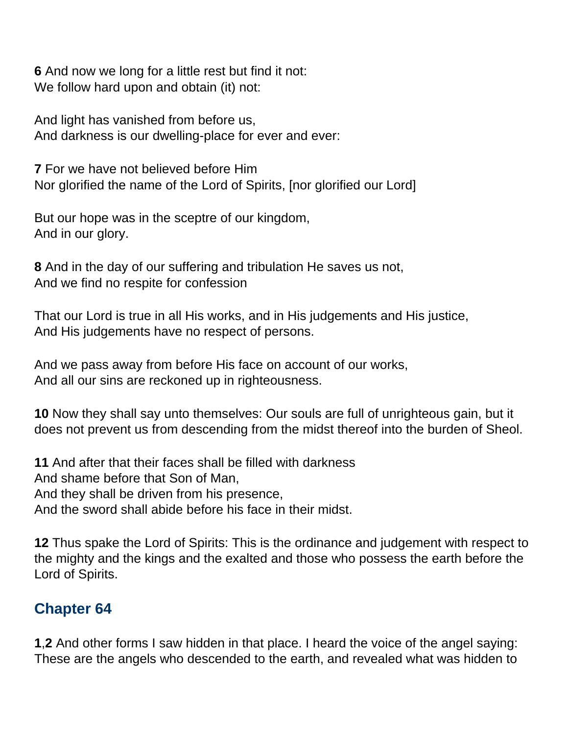**6** And now we long for a little rest but find it not:
We follow hard upon and obtain (it) not:

And light has vanished from before us,
And darkness is our dwelling-place for ever and ever:

**7** For we have not believed before Him
Nor glorified the name of the Lord of Spirits, [nor glorified our Lord]

But our hope was in the sceptre of our kingdom,
And in our glory.

**8** And in the day of our suffering and tribulation He saves us not,
And we find no respite for confession

That our Lord is true in all His works, and in His judgements and His justice,
And His judgements have no respect of persons.

And we pass away from before His face on account of our works,
And all our sins are reckoned up in righteousness.

**10** Now they shall say unto themselves: Our souls are full of unrighteous gain, but it does not prevent us from descending from the midst thereof into the burden of Sheol.

**11** And after that their faces shall be filled with darkness
And shame before that Son of Man,
And they shall be driven from his presence,
And the sword shall abide before his face in their midst.

**12** Thus spake the Lord of Spirits: This is the ordinance and judgement with respect to the mighty and the kings and the exalted and those who possess the earth before the Lord of Spirits.

## Chapter 64

**1**,**2** And other forms I saw hidden in that place. I heard the voice of the angel saying: These are the angels who descended to the earth, and revealed what was hidden to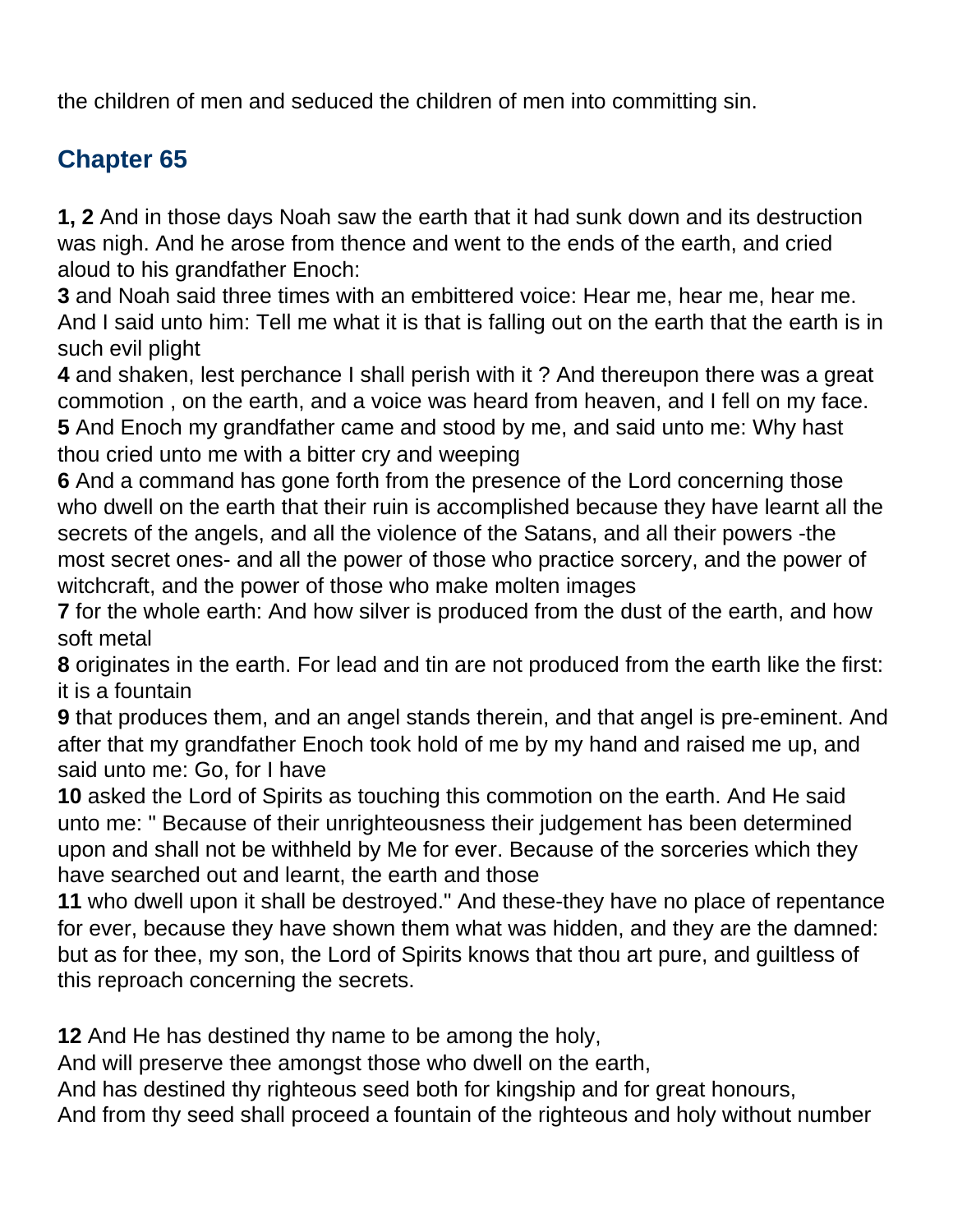the children of men and seduced the children of men into committing sin.

## Chapter 65

**1, 2** And in those days Noah saw the earth that it had sunk down and its destruction was nigh. And he arose from thence and went to the ends of the earth, and cried aloud to his grandfather Enoch:
**3** and Noah said three times with an embittered voice: Hear me, hear me, hear me. And I said unto him: Tell me what it is that is falling out on the earth that the earth is in such evil plight
**4** and shaken, lest perchance I shall perish with it ? And thereupon there was a great commotion , on the earth, and a voice was heard from heaven, and I fell on my face.
**5** And Enoch my grandfather came and stood by me, and said unto me: Why hast thou cried unto me with a bitter cry and weeping
**6** And a command has gone forth from the presence of the Lord concerning those who dwell on the earth that their ruin is accomplished because they have learnt all the secrets of the angels, and all the violence of the Satans, and all their powers -the most secret ones- and all the power of those who practice sorcery, and the power of witchcraft, and the power of those who make molten images
**7** for the whole earth: And how silver is produced from the dust of the earth, and how soft metal
**8** originates in the earth. For lead and tin are not produced from the earth like the first: it is a fountain
**9** that produces them, and an angel stands therein, and that angel is pre-eminent. And after that my grandfather Enoch took hold of me by my hand and raised me up, and said unto me: Go, for I have
**10** asked the Lord of Spirits as touching this commotion on the earth. And He said unto me: " Because of their unrighteousness their judgement has been determined upon and shall not be withheld by Me for ever. Because of the sorceries which they have searched out and learnt, the earth and those
**11** who dwell upon it shall be destroyed." And these-they have no place of repentance for ever, because they have shown them what was hidden, and they are the damned: but as for thee, my son, the Lord of Spirits knows that thou art pure, and guiltless of this reproach concerning the secrets.

**12** And He has destined thy name to be among the holy,
And will preserve thee amongst those who dwell on the earth,
And has destined thy righteous seed both for kingship and for great honours,
And from thy seed shall proceed a fountain of the righteous and holy without number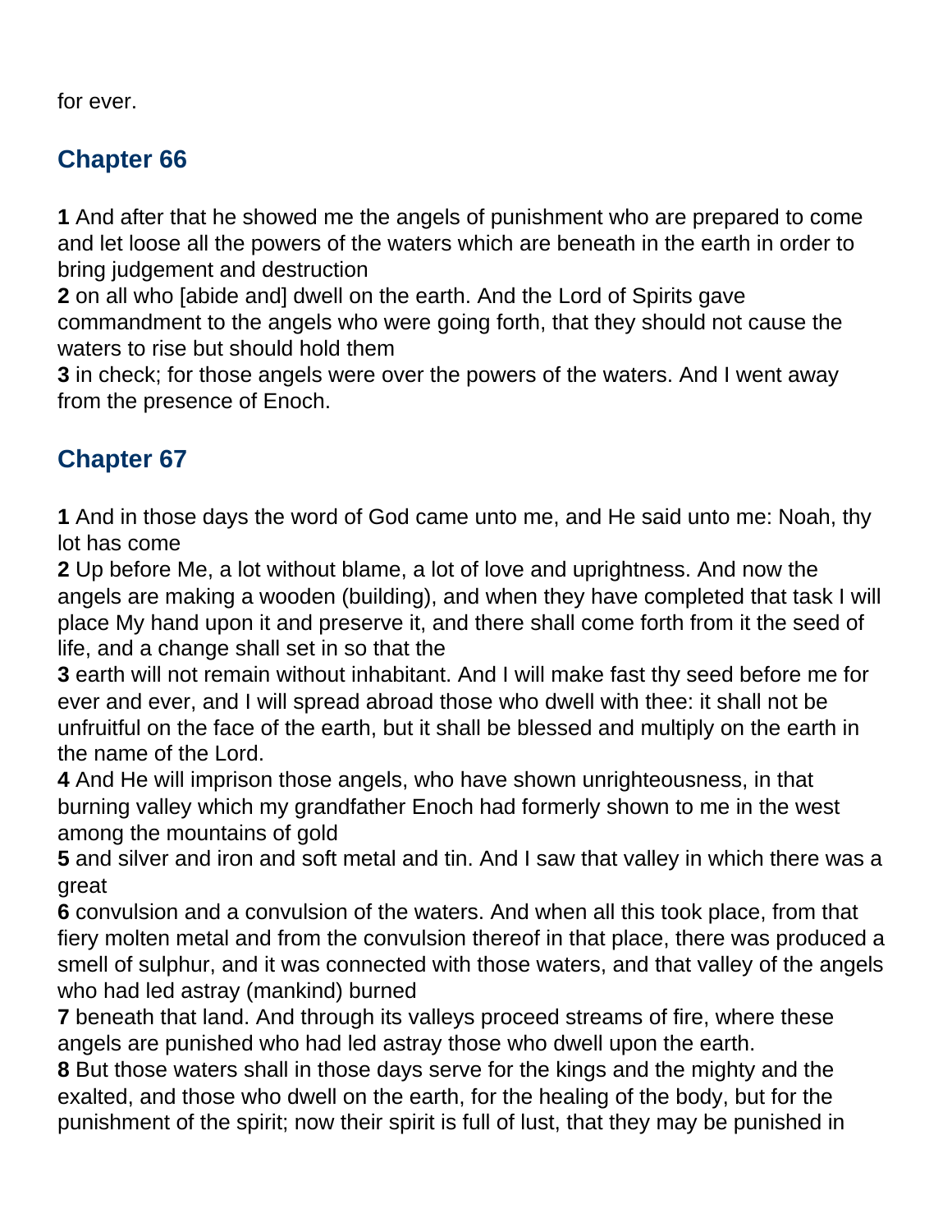for ever.

## Chapter 66

**1** And after that he showed me the angels of punishment who are prepared to come and let loose all the powers of the waters which are beneath in the earth in order to bring judgement and destruction
**2** on all who [abide and] dwell on the earth. And the Lord of Spirits gave commandment to the angels who were going forth, that they should not cause the waters to rise but should hold them
**3** in check; for those angels were over the powers of the waters. And I went away from the presence of Enoch.

## Chapter 67

**1** And in those days the word of God came unto me, and He said unto me: Noah, thy lot has come
**2** Up before Me, a lot without blame, a lot of love and uprightness. And now the angels are making a wooden (building), and when they have completed that task I will place My hand upon it and preserve it, and there shall come forth from it the seed of life, and a change shall set in so that the
**3** earth will not remain without inhabitant. And I will make fast thy seed before me for ever and ever, and I will spread abroad those who dwell with thee: it shall not be unfruitful on the face of the earth, but it shall be blessed and multiply on the earth in the name of the Lord.
**4** And He will imprison those angels, who have shown unrighteousness, in that burning valley which my grandfather Enoch had formerly shown to me in the west among the mountains of gold
**5** and silver and iron and soft metal and tin. And I saw that valley in which there was a great
**6** convulsion and a convulsion of the waters. And when all this took place, from that fiery molten metal and from the convulsion thereof in that place, there was produced a smell of sulphur, and it was connected with those waters, and that valley of the angels who had led astray (mankind) burned
**7** beneath that land. And through its valleys proceed streams of fire, where these angels are punished who had led astray those who dwell upon the earth.
**8** But those waters shall in those days serve for the kings and the mighty and the exalted, and those who dwell on the earth, for the healing of the body, but for the punishment of the spirit; now their spirit is full of lust, that they may be punished in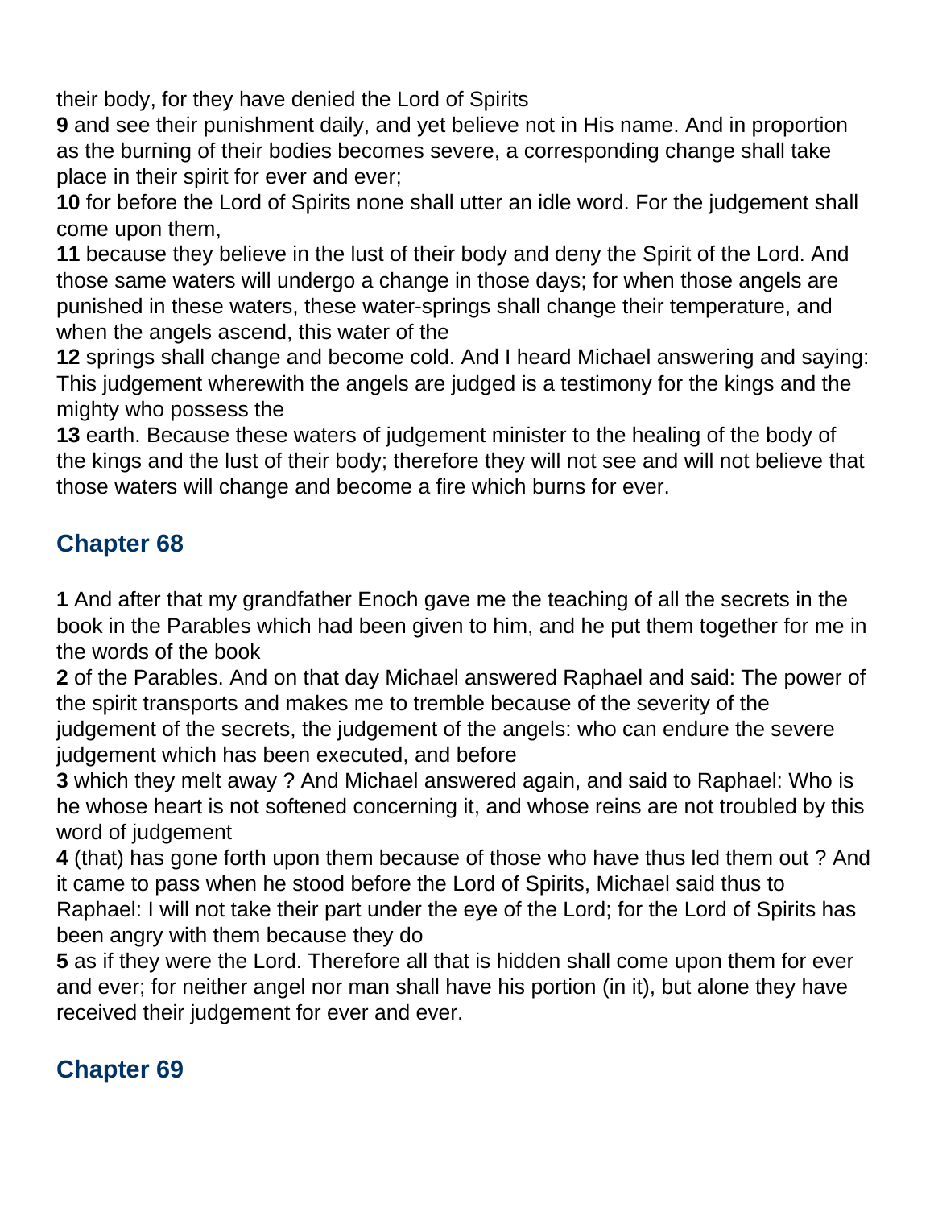their body, for they have denied the Lord of Spirits
**9** and see their punishment daily, and yet believe not in His name. And in proportion as the burning of their bodies becomes severe, a corresponding change shall take place in their spirit for ever and ever;
**10** for before the Lord of Spirits none shall utter an idle word. For the judgement shall come upon them,
**11** because they believe in the lust of their body and deny the Spirit of the Lord. And those same waters will undergo a change in those days; for when those angels are punished in these waters, these water-springs shall change their temperature, and when the angels ascend, this water of the
**12** springs shall change and become cold. And I heard Michael answering and saying: This judgement wherewith the angels are judged is a testimony for the kings and the mighty who possess the
**13** earth. Because these waters of judgement minister to the healing of the body of the kings and the lust of their body; therefore they will not see and will not believe that those waters will change and become a fire which burns for ever.

## Chapter 68

**1** And after that my grandfather Enoch gave me the teaching of all the secrets in the book in the Parables which had been given to him, and he put them together for me in the words of the book
**2** of the Parables. And on that day Michael answered Raphael and said: The power of the spirit transports and makes me to tremble because of the severity of the judgement of the secrets, the judgement of the angels: who can endure the severe judgement which has been executed, and before
**3** which they melt away ? And Michael answered again, and said to Raphael: Who is he whose heart is not softened concerning it, and whose reins are not troubled by this word of judgement
**4** (that) has gone forth upon them because of those who have thus led them out ? And it came to pass when he stood before the Lord of Spirits, Michael said thus to Raphael: I will not take their part under the eye of the Lord; for the Lord of Spirits has been angry with them because they do
**5** as if they were the Lord. Therefore all that is hidden shall come upon them for ever and ever; for neither angel nor man shall have his portion (in it), but alone they have received their judgement for ever and ever.

## Chapter 69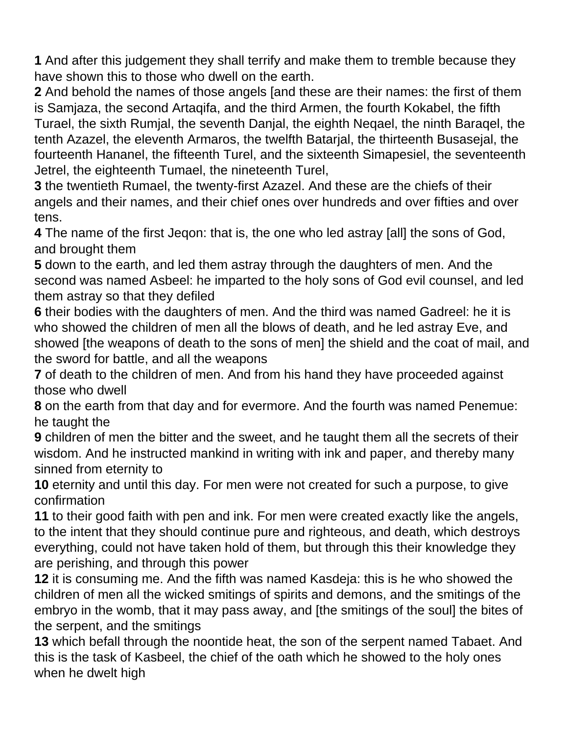**1** And after this judgement they shall terrify and make them to tremble because they have shown this to those who dwell on the earth.
**2** And behold the names of those angels [and these are their names: the first of them is Samjaza, the second Artaqifa, and the third Armen, the fourth Kokabel, the fifth Turael, the sixth Rumjal, the seventh Danjal, the eighth Neqael, the ninth Baraqel, the tenth Azazel, the eleventh Armaros, the twelfth Batarjal, the thirteenth Busasejal, the fourteenth Hananel, the fifteenth Turel, and the sixteenth Simapesiel, the seventeenth Jetrel, the eighteenth Tumael, the nineteenth Turel,
**3** the twentieth Rumael, the twenty-first Azazel. And these are the chiefs of their angels and their names, and their chief ones over hundreds and over fifties and over tens.
**4** The name of the first Jeqon: that is, the one who led astray [all] the sons of God, and brought them
**5** down to the earth, and led them astray through the daughters of men. And the second was named Asbeel: he imparted to the holy sons of God evil counsel, and led them astray so that they defiled
**6** their bodies with the daughters of men. And the third was named Gadreel: he it is who showed the children of men all the blows of death, and he led astray Eve, and showed [the weapons of death to the sons of men] the shield and the coat of mail, and the sword for battle, and all the weapons
**7** of death to the children of men. And from his hand they have proceeded against those who dwell
**8** on the earth from that day and for evermore. And the fourth was named Penemue: he taught the
**9** children of men the bitter and the sweet, and he taught them all the secrets of their wisdom. And he instructed mankind in writing with ink and paper, and thereby many sinned from eternity to
**10** eternity and until this day. For men were not created for such a purpose, to give confirmation
**11** to their good faith with pen and ink. For men were created exactly like the angels, to the intent that they should continue pure and righteous, and death, which destroys everything, could not have taken hold of them, but through this their knowledge they are perishing, and through this power
**12** it is consuming me. And the fifth was named Kasdeja: this is he who showed the children of men all the wicked smitings of spirits and demons, and the smitings of the embryo in the womb, that it may pass away, and [the smitings of the soul] the bites of the serpent, and the smitings
**13** which befall through the noontide heat, the son of the serpent named Tabaet. And this is the task of Kasbeel, the chief of the oath which he showed to the holy ones when he dwelt high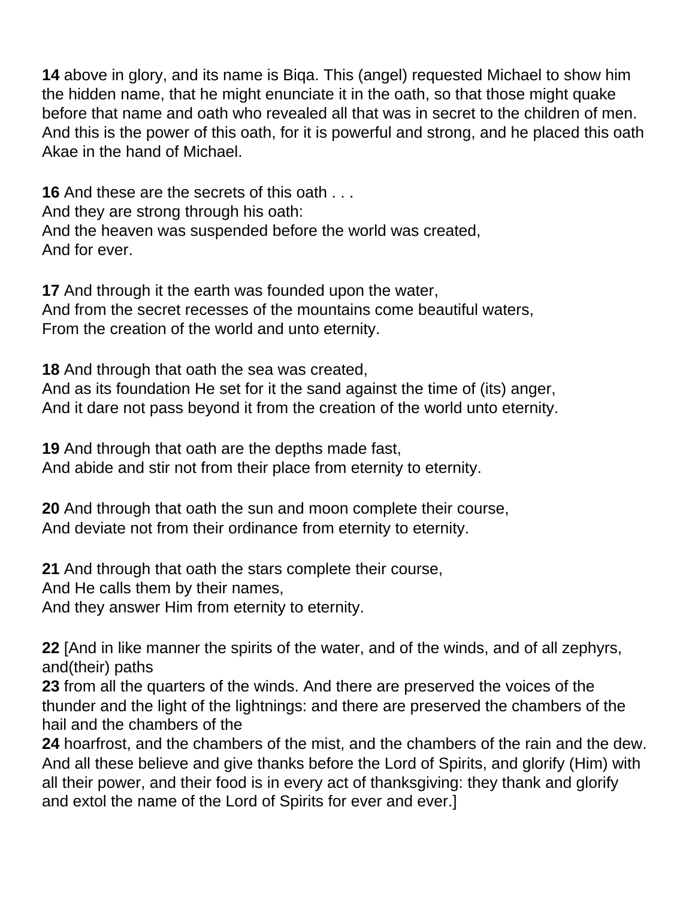**14** above in glory, and its name is Biqa. This (angel) requested Michael to show him the hidden name, that he might enunciate it in the oath, so that those might quake before that name and oath who revealed all that was in secret to the children of men. And this is the power of this oath, for it is powerful and strong, and he placed this oath Akae in the hand of Michael.

**16** And these are the secrets of this oath . . .
And they are strong through his oath:
And the heaven was suspended before the world was created,
And for ever.

**17** And through it the earth was founded upon the water,
And from the secret recesses of the mountains come beautiful waters,
From the creation of the world and unto eternity.

**18** And through that oath the sea was created,
And as its foundation He set for it the sand against the time of (its) anger,
And it dare not pass beyond it from the creation of the world unto eternity.

**19** And through that oath are the depths made fast,
And abide and stir not from their place from eternity to eternity.

**20** And through that oath the sun and moon complete their course,
And deviate not from their ordinance from eternity to eternity.

**21** And through that oath the stars complete their course,
And He calls them by their names,
And they answer Him from eternity to eternity.

**22** [And in like manner the spirits of the water, and of the winds, and of all zephyrs, and(their) paths
**23** from all the quarters of the winds. And there are preserved the voices of the thunder and the light of the lightnings: and there are preserved the chambers of the hail and the chambers of the
**24** hoarfrost, and the chambers of the mist, and the chambers of the rain and the dew. And all these believe and give thanks before the Lord of Spirits, and glorify (Him) with all their power, and their food is in every act of thanksgiving: they thank and glorify and extol the name of the Lord of Spirits for ever and ever.]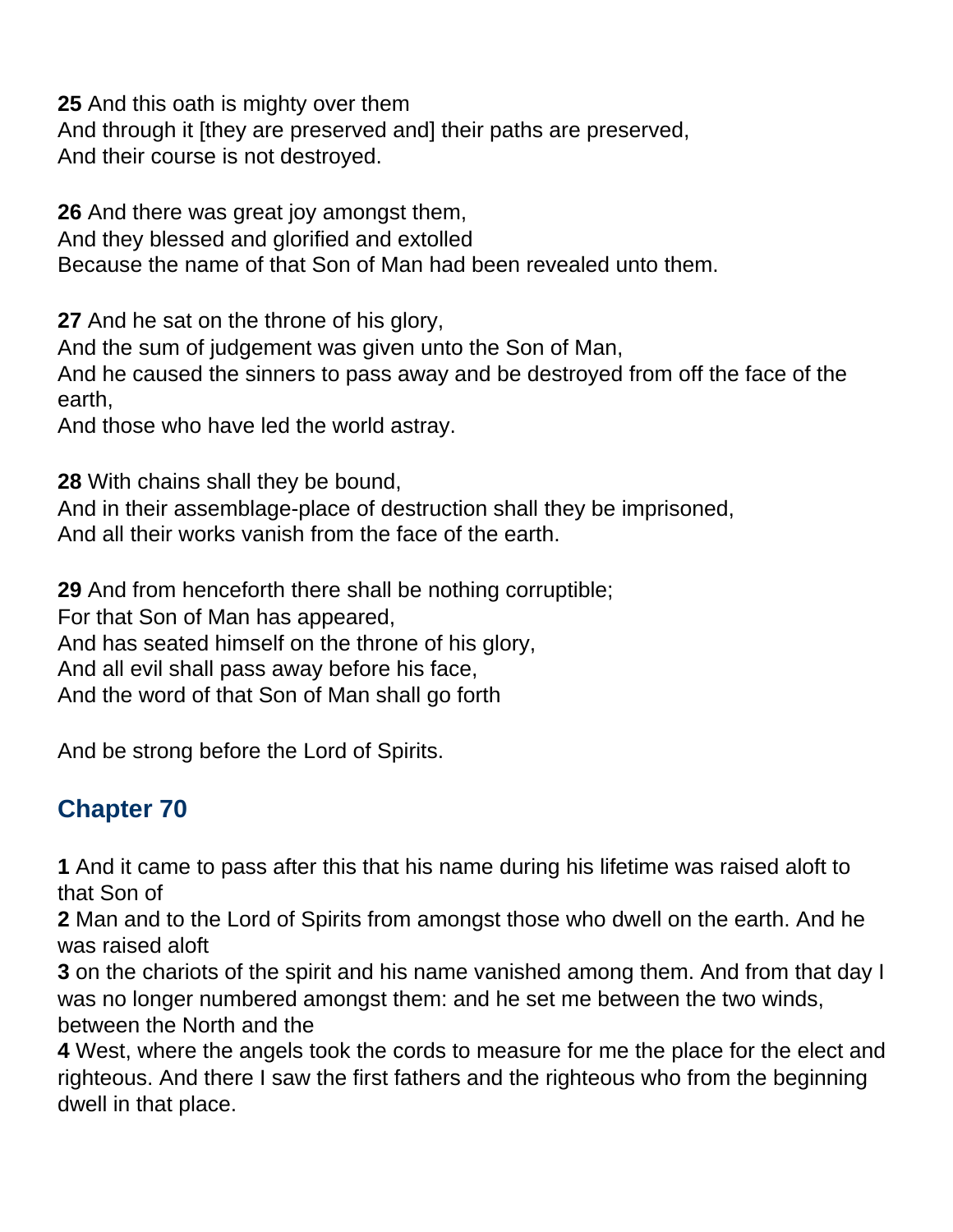**25** And this oath is mighty over them
And through it [they are preserved and] their paths are preserved,
And their course is not destroyed.

**26** And there was great joy amongst them,
And they blessed and glorified and extolled
Because the name of that Son of Man had been revealed unto them.

**27** And he sat on the throne of his glory,
And the sum of judgement was given unto the Son of Man,
And he caused the sinners to pass away and be destroyed from off the face of the earth,
And those who have led the world astray.

**28** With chains shall they be bound,
And in their assemblage-place of destruction shall they be imprisoned,
And all their works vanish from the face of the earth.

**29** And from henceforth there shall be nothing corruptible;
For that Son of Man has appeared,
And has seated himself on the throne of his glory,
And all evil shall pass away before his face,
And the word of that Son of Man shall go forth

And be strong before the Lord of Spirits.

## Chapter 70

**1** And it came to pass after this that his name during his lifetime was raised aloft to that Son of
**2** Man and to the Lord of Spirits from amongst those who dwell on the earth. And he was raised aloft
**3** on the chariots of the spirit and his name vanished among them. And from that day I was no longer numbered amongst them: and he set me between the two winds, between the North and the
**4** West, where the angels took the cords to measure for me the place for the elect and righteous. And there I saw the first fathers and the righteous who from the beginning dwell in that place.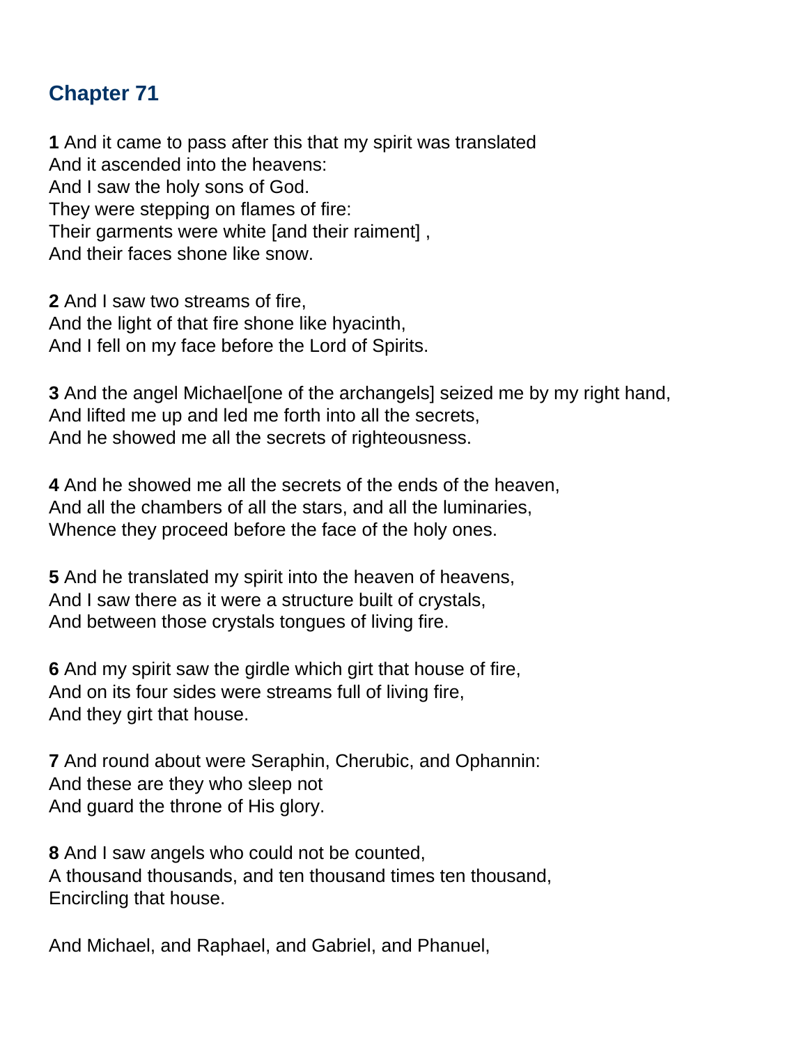## Chapter 71

**1** And it came to pass after this that my spirit was translated  
And it ascended into the heavens:  
And I saw the holy sons of God.  
They were stepping on flames of fire:  
Their garments were white [and their raiment] ,  
And their faces shone like snow.

**2** And I saw two streams of fire,  
And the light of that fire shone like hyacinth,  
And I fell on my face before the Lord of Spirits.

**3** And the angel Michael[one of the archangels] seized me by my right hand,  
And lifted me up and led me forth into all the secrets,  
And he showed me all the secrets of righteousness.

**4** And he showed me all the secrets of the ends of the heaven,  
And all the chambers of all the stars, and all the luminaries,  
Whence they proceed before the face of the holy ones.

**5** And he translated my spirit into the heaven of heavens,  
And I saw there as it were a structure built of crystals,  
And between those crystals tongues of living fire.

**6** And my spirit saw the girdle which girt that house of fire,  
And on its four sides were streams full of living fire,  
And they girt that house.

**7** And round about were Seraphin, Cherubic, and Ophannin:  
And these are they who sleep not  
And guard the throne of His glory.

**8** And I saw angels who could not be counted,  
A thousand thousands, and ten thousand times ten thousand,  
Encircling that house.

And Michael, and Raphael, and Gabriel, and Phanuel,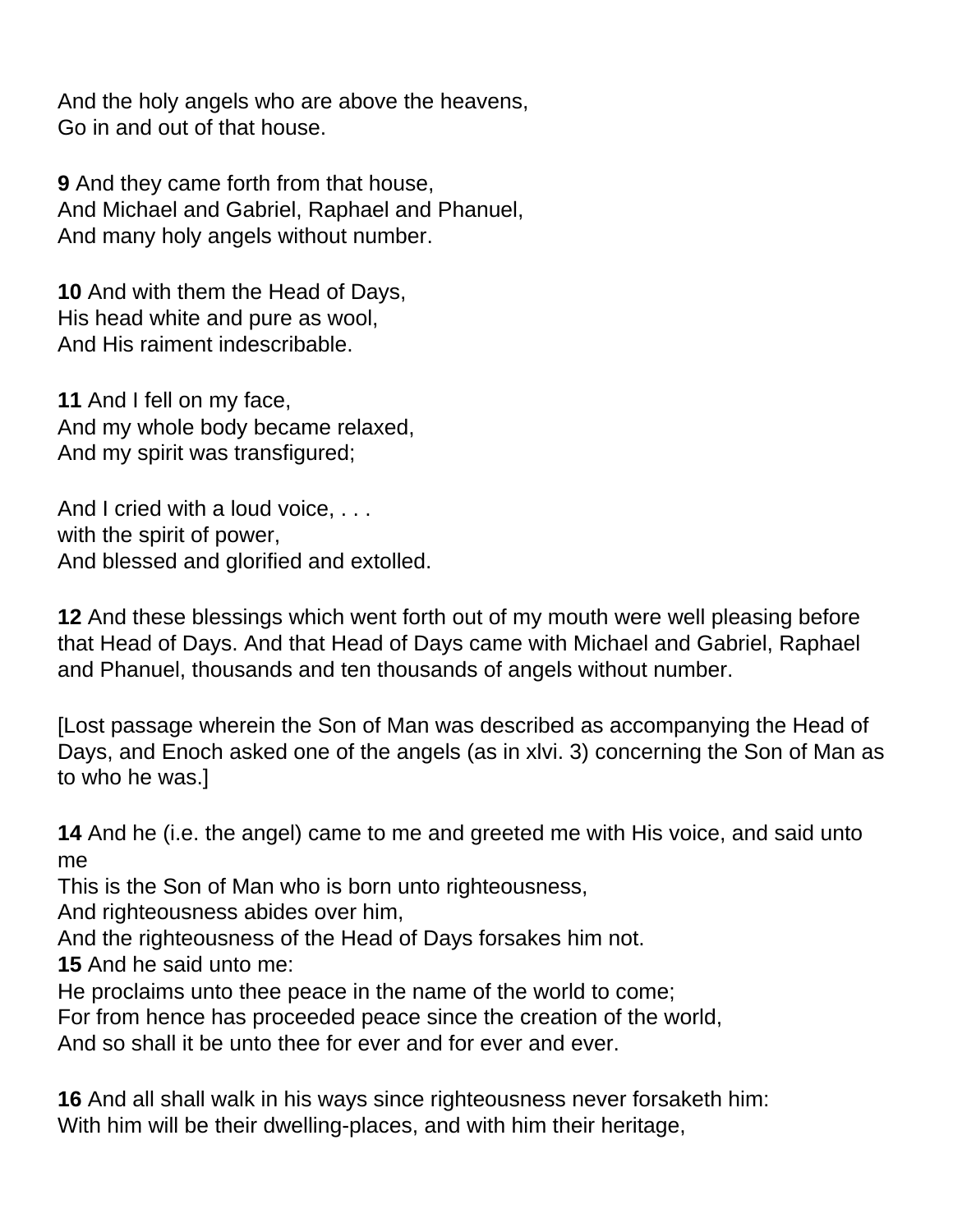And the holy angels who are above the heavens,
Go in and out of that house.

**9** And they came forth from that house,
And Michael and Gabriel, Raphael and Phanuel,
And many holy angels without number.

**10** And with them the Head of Days,
His head white and pure as wool,
And His raiment indescribable.

**11** And I fell on my face,
And my whole body became relaxed,
And my spirit was transfigured;

And I cried with a loud voice, . . .
with the spirit of power,
And blessed and glorified and extolled.

**12** And these blessings which went forth out of my mouth were well pleasing before that Head of Days. And that Head of Days came with Michael and Gabriel, Raphael and Phanuel, thousands and ten thousands of angels without number.

[Lost passage wherein the Son of Man was described as accompanying the Head of Days, and Enoch asked one of the angels (as in xlvi. 3) concerning the Son of Man as to who he was.]

**14** And he (i.e. the angel) came to me and greeted me with His voice, and said unto me
This is the Son of Man who is born unto righteousness,
And righteousness abides over him,
And the righteousness of the Head of Days forsakes him not.
**15** And he said unto me:
He proclaims unto thee peace in the name of the world to come;
For from hence has proceeded peace since the creation of the world,
And so shall it be unto thee for ever and for ever and ever.

**16** And all shall walk in his ways since righteousness never forsaketh him:
With him will be their dwelling-places, and with him their heritage,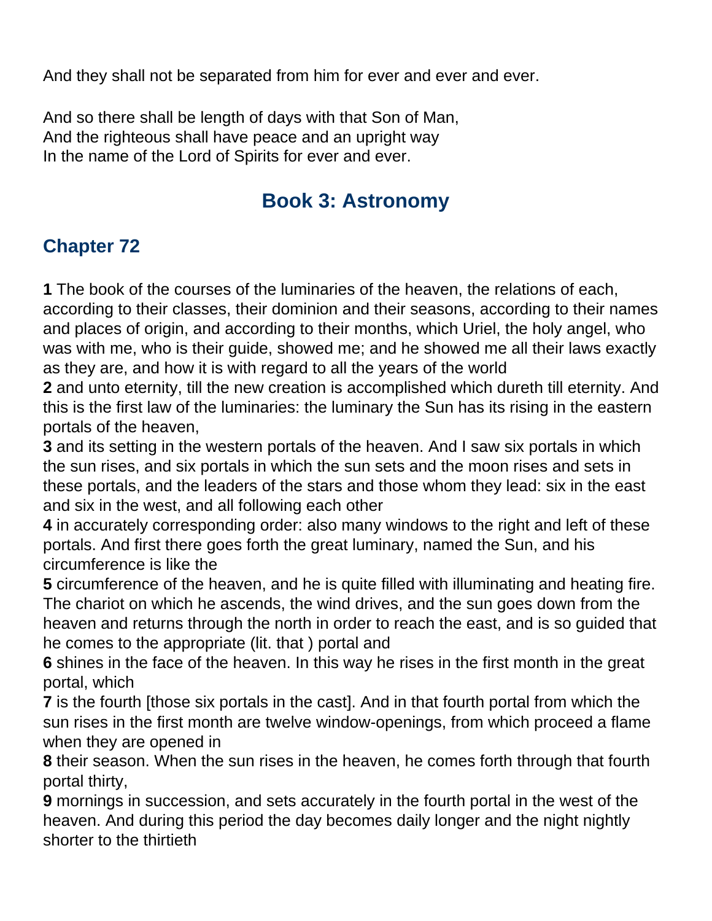And they shall not be separated from him for ever and ever and ever.

And so there shall be length of days with that Son of Man,
And the righteous shall have peace and an upright way
In the name of the Lord of Spirits for ever and ever.

## Book 3: Astronomy

## Chapter 72

**1** The book of the courses of the luminaries of the heaven, the relations of each, according to their classes, their dominion and their seasons, according to their names and places of origin, and according to their months, which Uriel, the holy angel, who was with me, who is their guide, showed me; and he showed me all their laws exactly as they are, and how it is with regard to all the years of the world
**2** and unto eternity, till the new creation is accomplished which dureth till eternity. And this is the first law of the luminaries: the luminary the Sun has its rising in the eastern portals of the heaven,
**3** and its setting in the western portals of the heaven. And I saw six portals in which the sun rises, and six portals in which the sun sets and the moon rises and sets in these portals, and the leaders of the stars and those whom they lead: six in the east and six in the west, and all following each other
**4** in accurately corresponding order: also many windows to the right and left of these portals. And first there goes forth the great luminary, named the Sun, and his circumference is like the
**5** circumference of the heaven, and he is quite filled with illuminating and heating fire. The chariot on which he ascends, the wind drives, and the sun goes down from the heaven and returns through the north in order to reach the east, and is so guided that he comes to the appropriate (lit. that ) portal and
**6** shines in the face of the heaven. In this way he rises in the first month in the great portal, which
**7** is the fourth [those six portals in the cast]. And in that fourth portal from which the sun rises in the first month are twelve window-openings, from which proceed a flame when they are opened in
**8** their season. When the sun rises in the heaven, he comes forth through that fourth portal thirty,
**9** mornings in succession, and sets accurately in the fourth portal in the west of the heaven. And during this period the day becomes daily longer and the night nightly shorter to the thirtieth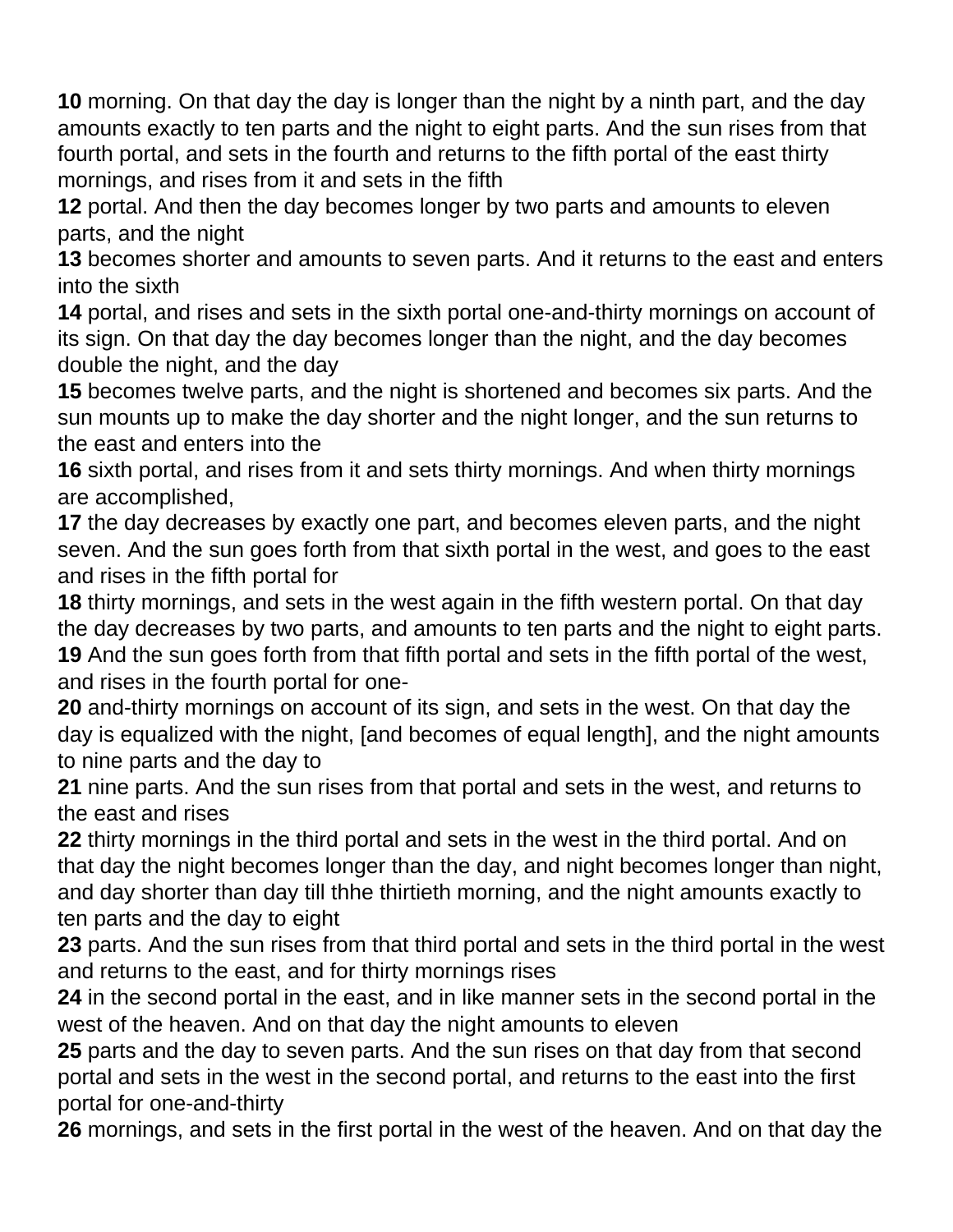**10** morning. On that day the day is longer than the night by a ninth part, and the day amounts exactly to ten parts and the night to eight parts. And the sun rises from that fourth portal, and sets in the fourth and returns to the fifth portal of the east thirty mornings, and rises from it and sets in the fifth
**12** portal. And then the day becomes longer by two parts and amounts to eleven parts, and the night
**13** becomes shorter and amounts to seven parts. And it returns to the east and enters into the sixth
**14** portal, and rises and sets in the sixth portal one-and-thirty mornings on account of its sign. On that day the day becomes longer than the night, and the day becomes double the night, and the day
**15** becomes twelve parts, and the night is shortened and becomes six parts. And the sun mounts up to make the day shorter and the night longer, and the sun returns to the east and enters into the
**16** sixth portal, and rises from it and sets thirty mornings. And when thirty mornings are accomplished,
**17** the day decreases by exactly one part, and becomes eleven parts, and the night seven. And the sun goes forth from that sixth portal in the west, and goes to the east and rises in the fifth portal for
**18** thirty mornings, and sets in the west again in the fifth western portal. On that day the day decreases by two parts, and amounts to ten parts and the night to eight parts.
**19** And the sun goes forth from that fifth portal and sets in the fifth portal of the west, and rises in the fourth portal for one-
**20** and-thirty mornings on account of its sign, and sets in the west. On that day the day is equalized with the night, [and becomes of equal length], and the night amounts to nine parts and the day to
**21** nine parts. And the sun rises from that portal and sets in the west, and returns to the east and rises
**22** thirty mornings in the third portal and sets in the west in the third portal. And on that day the night becomes longer than the day, and night becomes longer than night, and day shorter than day till thhe thirtieth morning, and the night amounts exactly to ten parts and the day to eight
**23** parts. And the sun rises from that third portal and sets in the third portal in the west and returns to the east, and for thirty mornings rises
**24** in the second portal in the east, and in like manner sets in the second portal in the west of the heaven. And on that day the night amounts to eleven
**25** parts and the day to seven parts. And the sun rises on that day from that second portal and sets in the west in the second portal, and returns to the east into the first portal for one-and-thirty
**26** mornings, and sets in the first portal in the west of the heaven. And on that day the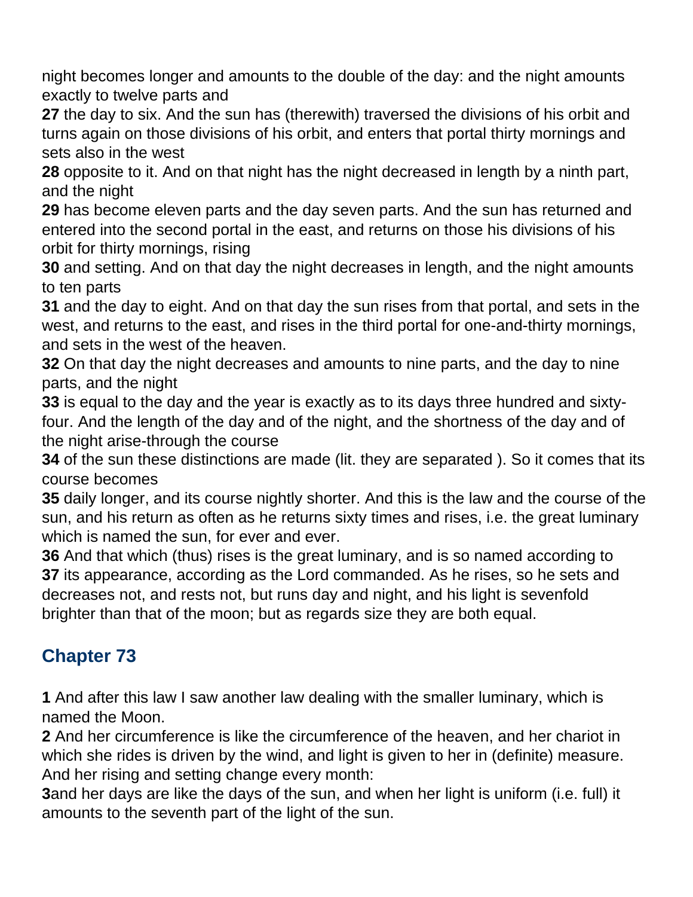night becomes longer and amounts to the double of the day: and the night amounts exactly to twelve parts and
**27** the day to six. And the sun has (therewith) traversed the divisions of his orbit and turns again on those divisions of his orbit, and enters that portal thirty mornings and sets also in the west
**28** opposite to it. And on that night has the night decreased in length by a ninth part, and the night
**29** has become eleven parts and the day seven parts. And the sun has returned and entered into the second portal in the east, and returns on those his divisions of his orbit for thirty mornings, rising
**30** and setting. And on that day the night decreases in length, and the night amounts to ten parts
**31** and the day to eight. And on that day the sun rises from that portal, and sets in the west, and returns to the east, and rises in the third portal for one-and-thirty mornings, and sets in the west of the heaven.
**32** On that day the night decreases and amounts to nine parts, and the day to nine parts, and the night
**33** is equal to the day and the year is exactly as to its days three hundred and sixty-four. And the length of the day and of the night, and the shortness of the day and of the night arise-through the course
**34** of the sun these distinctions are made (lit. they are separated ). So it comes that its course becomes
**35** daily longer, and its course nightly shorter. And this is the law and the course of the sun, and his return as often as he returns sixty times and rises, i.e. the great luminary which is named the sun, for ever and ever.
**36** And that which (thus) rises is the great luminary, and is so named according to
**37** its appearance, according as the Lord commanded. As he rises, so he sets and decreases not, and rests not, but runs day and night, and his light is sevenfold brighter than that of the moon; but as regards size they are both equal.

## Chapter 73

**1** And after this law I saw another law dealing with the smaller luminary, which is named the Moon.
**2** And her circumference is like the circumference of the heaven, and her chariot in which she rides is driven by the wind, and light is given to her in (definite) measure. And her rising and setting change every month:
**3**and her days are like the days of the sun, and when her light is uniform (i.e. full) it amounts to the seventh part of the light of the sun.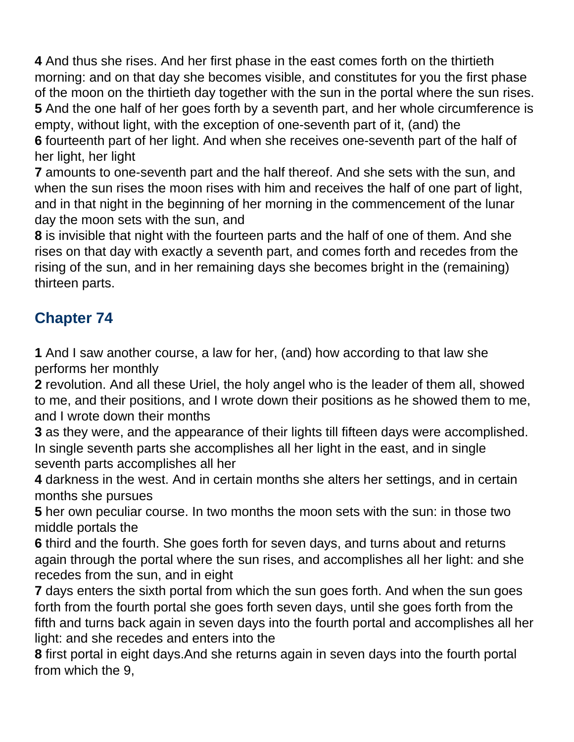**4** And thus she rises. And her first phase in the east comes forth on the thirtieth morning: and on that day she becomes visible, and constitutes for you the first phase of the moon on the thirtieth day together with the sun in the portal where the sun rises.
**5** And the one half of her goes forth by a seventh part, and her whole circumference is empty, without light, with the exception of one-seventh part of it, (and) the
**6** fourteenth part of her light. And when she receives one-seventh part of the half of her light, her light
**7** amounts to one-seventh part and the half thereof. And she sets with the sun, and when the sun rises the moon rises with him and receives the half of one part of light, and in that night in the beginning of her morning in the commencement of the lunar day the moon sets with the sun, and
**8** is invisible that night with the fourteen parts and the half of one of them. And she rises on that day with exactly a seventh part, and comes forth and recedes from the rising of the sun, and in her remaining days she becomes bright in the (remaining) thirteen parts.

## Chapter 74

**1** And I saw another course, a law for her, (and) how according to that law she performs her monthly
**2** revolution. And all these Uriel, the holy angel who is the leader of them all, showed to me, and their positions, and I wrote down their positions as he showed them to me, and I wrote down their months
**3** as they were, and the appearance of their lights till fifteen days were accomplished. In single seventh parts she accomplishes all her light in the east, and in single seventh parts accomplishes all her
**4** darkness in the west. And in certain months she alters her settings, and in certain months she pursues
**5** her own peculiar course. In two months the moon sets with the sun: in those two middle portals the
**6** third and the fourth. She goes forth for seven days, and turns about and returns again through the portal where the sun rises, and accomplishes all her light: and she recedes from the sun, and in eight
**7** days enters the sixth portal from which the sun goes forth. And when the sun goes forth from the fourth portal she goes forth seven days, until she goes forth from the fifth and turns back again in seven days into the fourth portal and accomplishes all her light: and she recedes and enters into the
**8** first portal in eight days.And she returns again in seven days into the fourth portal from which the 9,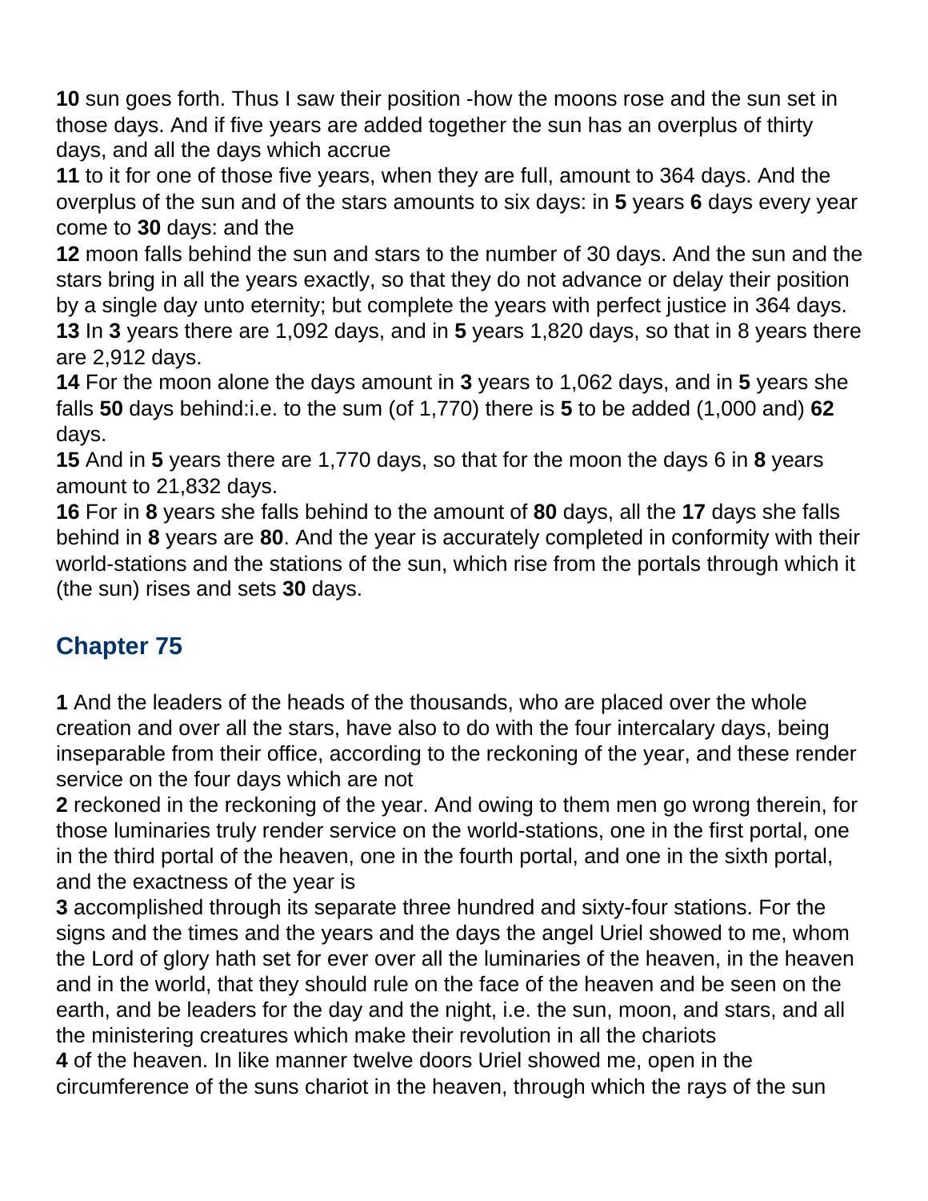**10** sun goes forth. Thus I saw their position -how the moons rose and the sun set in those days. And if five years are added together the sun has an overplus of thirty days, and all the days which accrue
**11** to it for one of those five years, when they are full, amount to 364 days. And the overplus of the sun and of the stars amounts to six days: in **5** years **6** days every year come to **30** days: and the
**12** moon falls behind the sun and stars to the number of 30 days. And the sun and the stars bring in all the years exactly, so that they do not advance or delay their position by a single day unto eternity; but complete the years with perfect justice in 364 days.
**13** In **3** years there are 1,092 days, and in **5** years 1,820 days, so that in 8 years there are 2,912 days.
**14** For the moon alone the days amount in **3** years to 1,062 days, and in **5** years she falls **50** days behind:i.e. to the sum (of 1,770) there is **5** to be added (1,000 and) **62** days.
**15** And in **5** years there are 1,770 days, so that for the moon the days 6 in **8** years amount to 21,832 days.
**16** For in **8** years she falls behind to the amount of **80** days, all the **17** days she falls behind in **8** years are **80**. And the year is accurately completed in conformity with their world-stations and the stations of the sun, which rise from the portals through which it (the sun) rises and sets **30** days.

## Chapter 75

**1** And the leaders of the heads of the thousands, who are placed over the whole creation and over all the stars, have also to do with the four intercalary days, being inseparable from their office, according to the reckoning of the year, and these render service on the four days which are not
**2** reckoned in the reckoning of the year. And owing to them men go wrong therein, for those luminaries truly render service on the world-stations, one in the first portal, one in the third portal of the heaven, one in the fourth portal, and one in the sixth portal, and the exactness of the year is
**3** accomplished through its separate three hundred and sixty-four stations. For the signs and the times and the years and the days the angel Uriel showed to me, whom the Lord of glory hath set for ever over all the luminaries of the heaven, in the heaven and in the world, that they should rule on the face of the heaven and be seen on the earth, and be leaders for the day and the night, i.e. the sun, moon, and stars, and all the ministering creatures which make their revolution in all the chariots
**4** of the heaven. In like manner twelve doors Uriel showed me, open in the circumference of the suns chariot in the heaven, through which the rays of the sun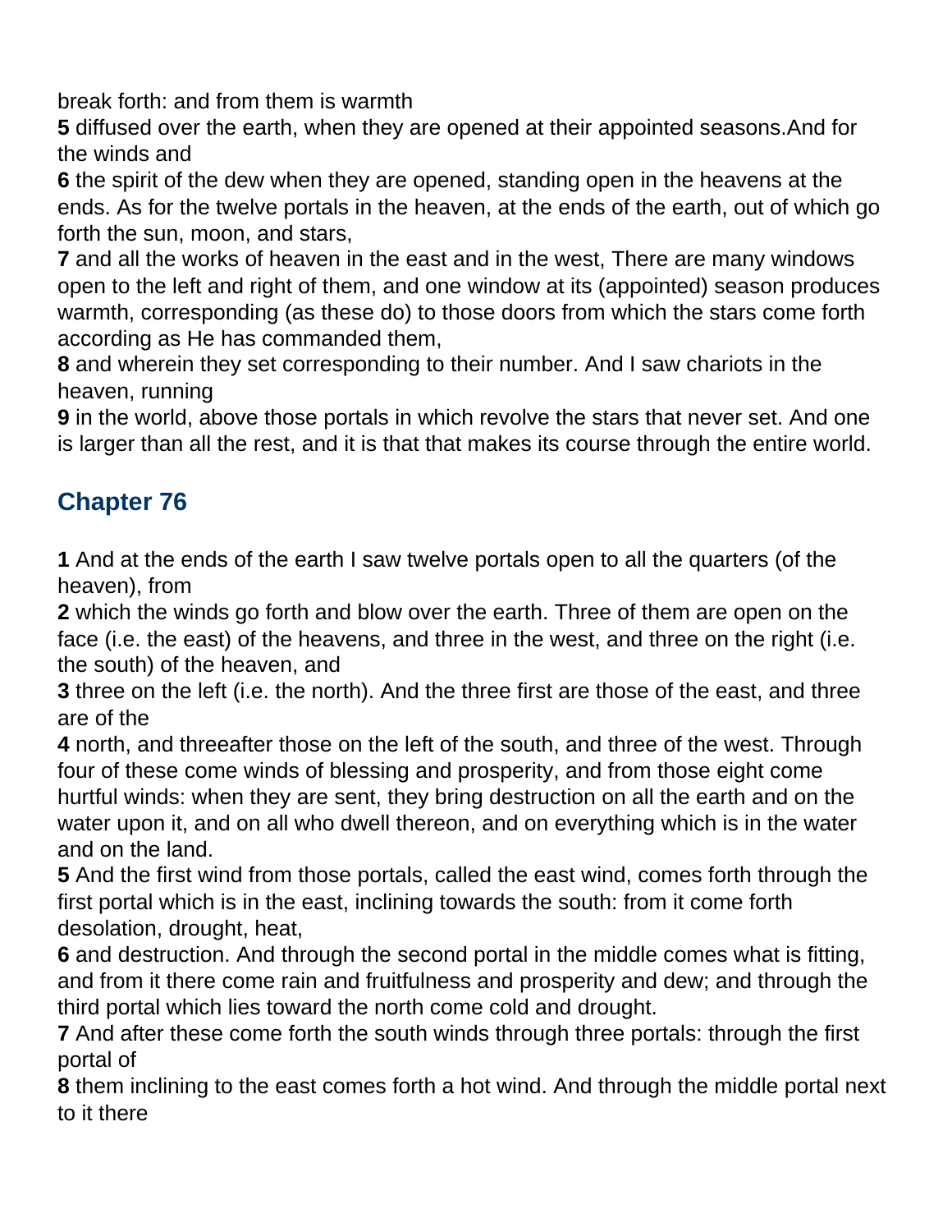break forth: and from them is warmth

**5** diffused over the earth, when they are opened at their appointed seasons.And for the winds and

**6** the spirit of the dew when they are opened, standing open in the heavens at the ends. As for the twelve portals in the heaven, at the ends of the earth, out of which go forth the sun, moon, and stars,

**7** and all the works of heaven in the east and in the west, There are many windows open to the left and right of them, and one window at its (appointed) season produces warmth, corresponding (as these do) to those doors from which the stars come forth according as He has commanded them,

**8** and wherein they set corresponding to their number. And I saw chariots in the heaven, running

**9** in the world, above those portals in which revolve the stars that never set. And one is larger than all the rest, and it is that that makes its course through the entire world.

## Chapter 76

**1** And at the ends of the earth I saw twelve portals open to all the quarters (of the heaven), from

**2** which the winds go forth and blow over the earth. Three of them are open on the face (i.e. the east) of the heavens, and three in the west, and three on the right (i.e. the south) of the heaven, and

**3** three on the left (i.e. the north). And the three first are those of the east, and three are of the

**4** north, and threeafter those on the left of the south, and three of the west. Through four of these come winds of blessing and prosperity, and from those eight come hurtful winds: when they are sent, they bring destruction on all the earth and on the water upon it, and on all who dwell thereon, and on everything which is in the water and on the land.

**5** And the first wind from those portals, called the east wind, comes forth through the first portal which is in the east, inclining towards the south: from it come forth desolation, drought, heat,

**6** and destruction. And through the second portal in the middle comes what is fitting, and from it there come rain and fruitfulness and prosperity and dew; and through the third portal which lies toward the north come cold and drought.

**7** And after these come forth the south winds through three portals: through the first portal of

**8** them inclining to the east comes forth a hot wind. And through the middle portal next to it there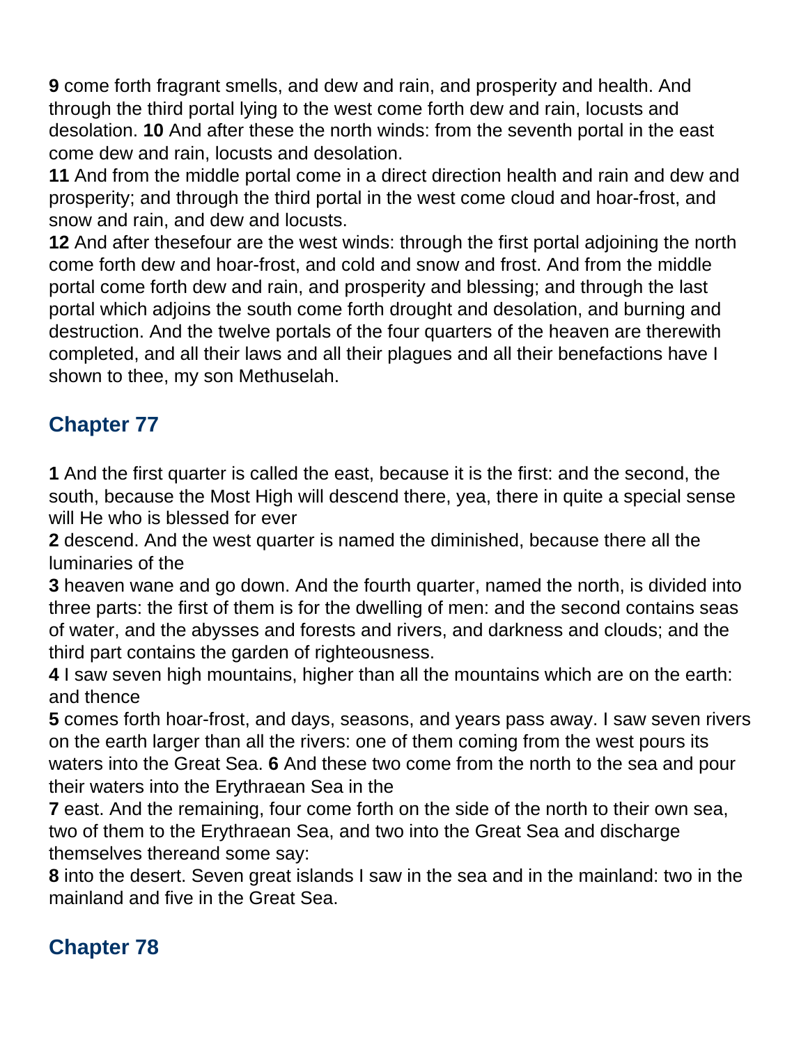**9** come forth fragrant smells, and dew and rain, and prosperity and health. And through the third portal lying to the west come forth dew and rain, locusts and desolation. **10** And after these the north winds: from the seventh portal in the east come dew and rain, locusts and desolation.
**11** And from the middle portal come in a direct direction health and rain and dew and prosperity; and through the third portal in the west come cloud and hoar-frost, and snow and rain, and dew and locusts.
**12** And after thesefour are the west winds: through the first portal adjoining the north come forth dew and hoar-frost, and cold and snow and frost. And from the middle portal come forth dew and rain, and prosperity and blessing; and through the last portal which adjoins the south come forth drought and desolation, and burning and destruction. And the twelve portals of the four quarters of the heaven are therewith completed, and all their laws and all their plagues and all their benefactions have I shown to thee, my son Methuselah.

## Chapter 77

**1** And the first quarter is called the east, because it is the first: and the second, the south, because the Most High will descend there, yea, there in quite a special sense will He who is blessed for ever
**2** descend. And the west quarter is named the diminished, because there all the luminaries of the
**3** heaven wane and go down. And the fourth quarter, named the north, is divided into three parts: the first of them is for the dwelling of men: and the second contains seas of water, and the abysses and forests and rivers, and darkness and clouds; and the third part contains the garden of righteousness.
**4** I saw seven high mountains, higher than all the mountains which are on the earth: and thence
**5** comes forth hoar-frost, and days, seasons, and years pass away. I saw seven rivers on the earth larger than all the rivers: one of them coming from the west pours its waters into the Great Sea. **6** And these two come from the north to the sea and pour their waters into the Erythraean Sea in the
**7** east. And the remaining, four come forth on the side of the north to their own sea, two of them to the Erythraean Sea, and two into the Great Sea and discharge themselves thereand some say:
**8** into the desert. Seven great islands I saw in the sea and in the mainland: two in the mainland and five in the Great Sea.

## Chapter 78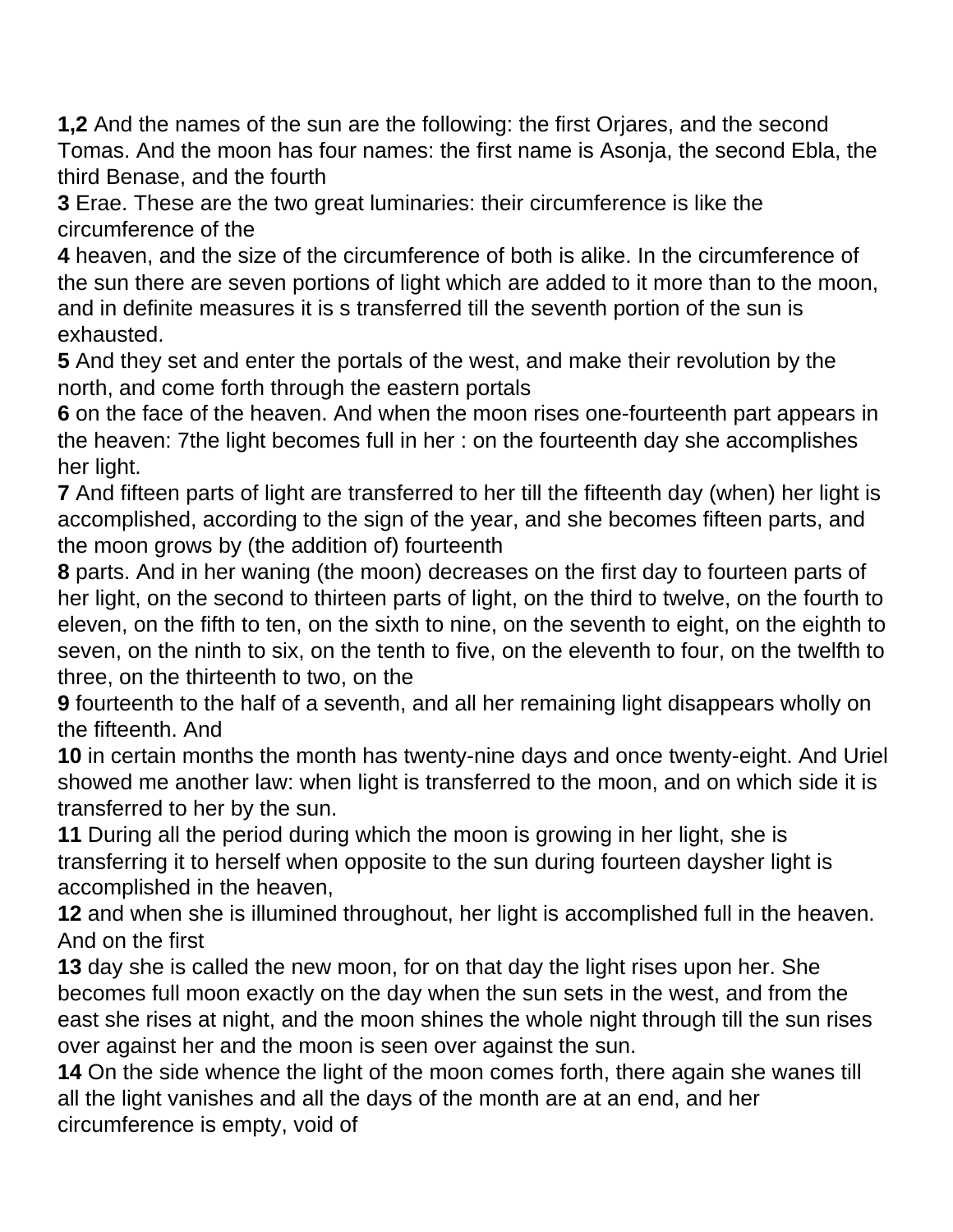**1,2** And the names of the sun are the following: the first Orjares, and the second Tomas. And the moon has four names: the first name is Asonja, the second Ebla, the third Benase, and the fourth

**3** Erae. These are the two great luminaries: their circumference is like the circumference of the

**4** heaven, and the size of the circumference of both is alike. In the circumference of the sun there are seven portions of light which are added to it more than to the moon, and in definite measures it is s transferred till the seventh portion of the sun is exhausted.

**5** And they set and enter the portals of the west, and make their revolution by the north, and come forth through the eastern portals

**6** on the face of the heaven. And when the moon rises one-fourteenth part appears in the heaven: 7the light becomes full in her : on the fourteenth day she accomplishes her light.

**7** And fifteen parts of light are transferred to her till the fifteenth day (when) her light is accomplished, according to the sign of the year, and she becomes fifteen parts, and the moon grows by (the addition of) fourteenth

**8** parts. And in her waning (the moon) decreases on the first day to fourteen parts of her light, on the second to thirteen parts of light, on the third to twelve, on the fourth to eleven, on the fifth to ten, on the sixth to nine, on the seventh to eight, on the eighth to seven, on the ninth to six, on the tenth to five, on the eleventh to four, on the twelfth to three, on the thirteenth to two, on the

**9** fourteenth to the half of a seventh, and all her remaining light disappears wholly on the fifteenth. And

**10** in certain months the month has twenty-nine days and once twenty-eight. And Uriel showed me another law: when light is transferred to the moon, and on which side it is transferred to her by the sun.

**11** During all the period during which the moon is growing in her light, she is transferring it to herself when opposite to the sun during fourteen daysher light is accomplished in the heaven,

**12** and when she is illumined throughout, her light is accomplished full in the heaven. And on the first

**13** day she is called the new moon, for on that day the light rises upon her. She becomes full moon exactly on the day when the sun sets in the west, and from the east she rises at night, and the moon shines the whole night through till the sun rises over against her and the moon is seen over against the sun.

**14** On the side whence the light of the moon comes forth, there again she wanes till all the light vanishes and all the days of the month are at an end, and her circumference is empty, void of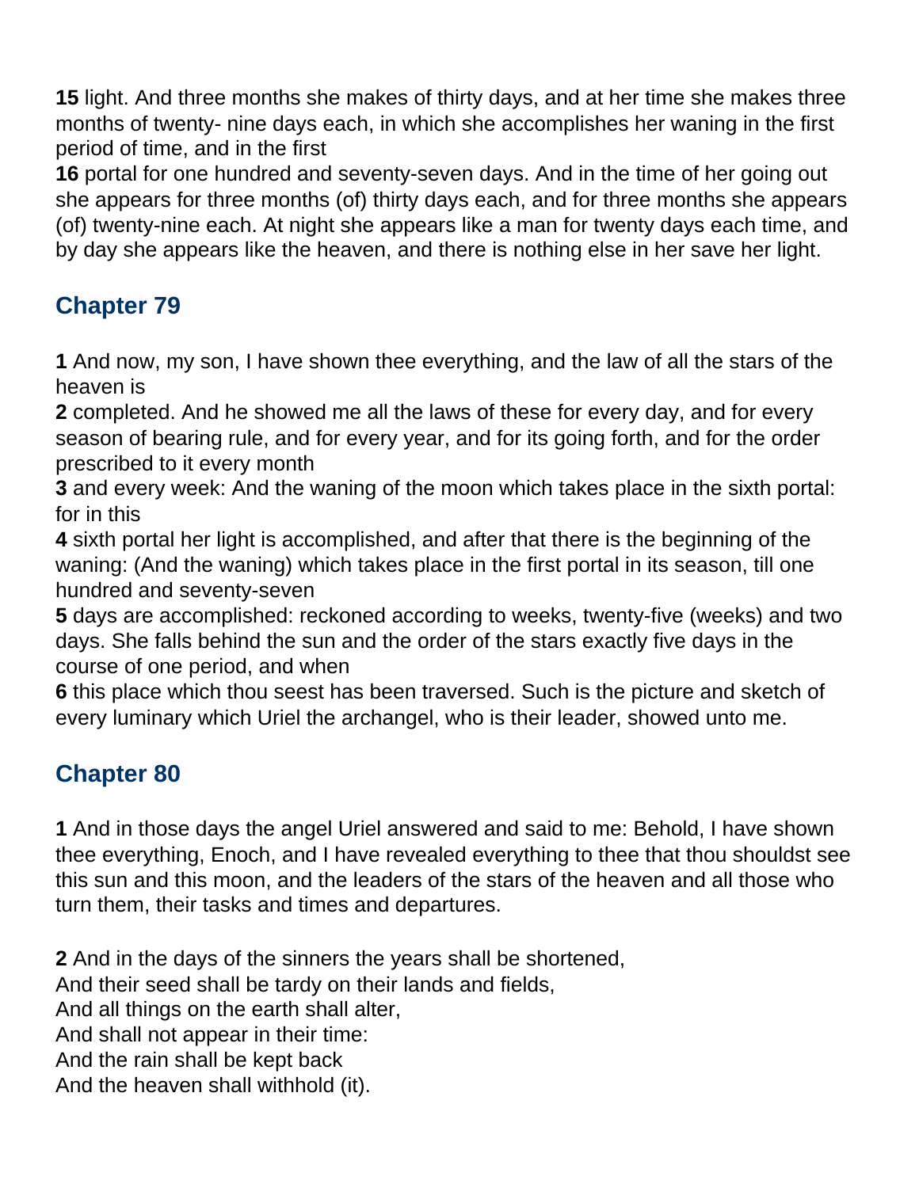**15** light. And three months she makes of thirty days, and at her time she makes three months of twenty- nine days each, in which she accomplishes her waning in the first period of time, and in the first
**16** portal for one hundred and seventy-seven days. And in the time of her going out she appears for three months (of) thirty days each, and for three months she appears (of) twenty-nine each. At night she appears like a man for twenty days each time, and by day she appears like the heaven, and there is nothing else in her save her light.

## Chapter 79

**1** And now, my son, I have shown thee everything, and the law of all the stars of the heaven is
**2** completed. And he showed me all the laws of these for every day, and for every season of bearing rule, and for every year, and for its going forth, and for the order prescribed to it every month
**3** and every week: And the waning of the moon which takes place in the sixth portal: for in this
**4** sixth portal her light is accomplished, and after that there is the beginning of the waning: (And the waning) which takes place in the first portal in its season, till one hundred and seventy-seven
**5** days are accomplished: reckoned according to weeks, twenty-five (weeks) and two days. She falls behind the sun and the order of the stars exactly five days in the course of one period, and when
**6** this place which thou seest has been traversed. Such is the picture and sketch of every luminary which Uriel the archangel, who is their leader, showed unto me.

## Chapter 80

**1** And in those days the angel Uriel answered and said to me: Behold, I have shown thee everything, Enoch, and I have revealed everything to thee that thou shouldst see this sun and this moon, and the leaders of the stars of the heaven and all those who turn them, their tasks and times and departures.

**2** And in the days of the sinners the years shall be shortened,
And their seed shall be tardy on their lands and fields,
And all things on the earth shall alter,
And shall not appear in their time:
And the rain shall be kept back
And the heaven shall withhold (it).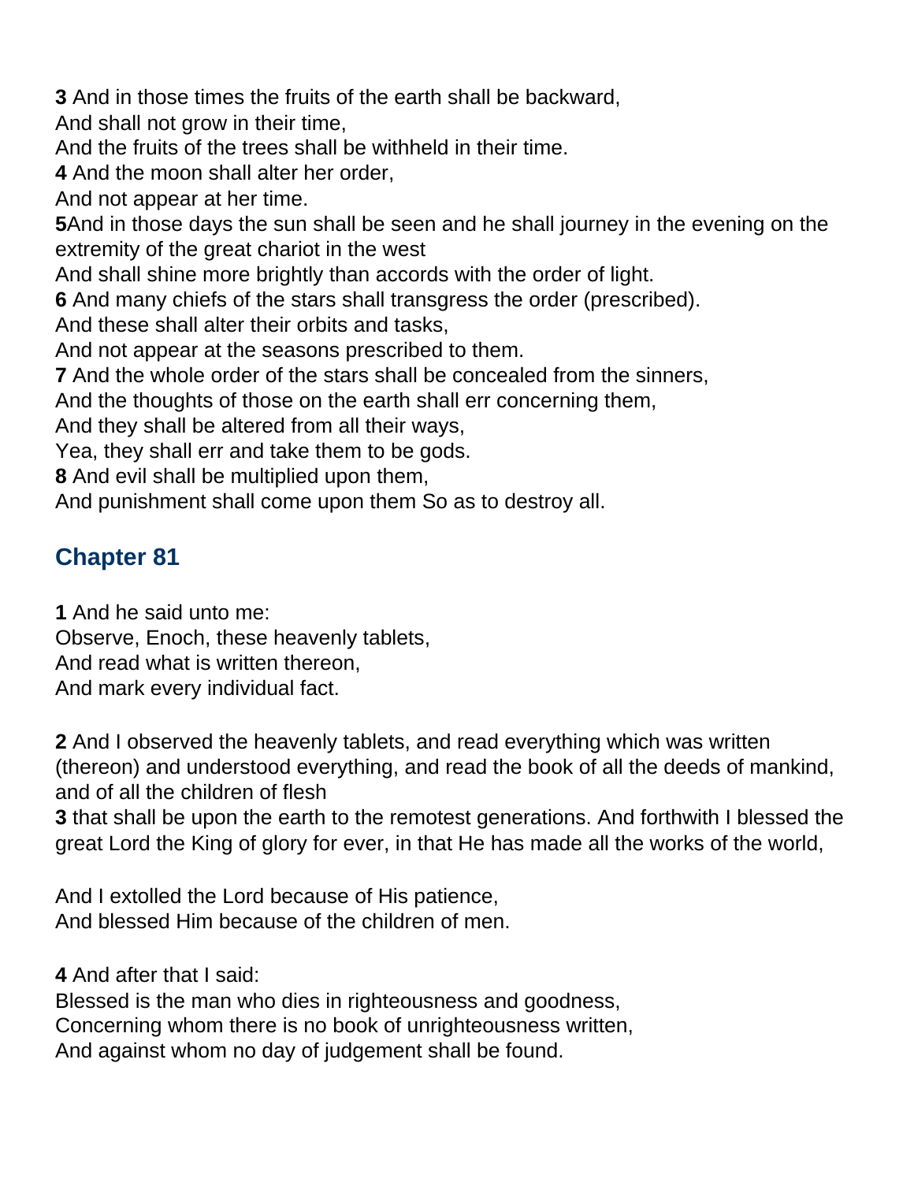**3** And in those times the fruits of the earth shall be backward,
And shall not grow in their time,
And the fruits of the trees shall be withheld in their time.
**4** And the moon shall alter her order,
And not appear at her time.
**5**And in those days the sun shall be seen and he shall journey in the evening on the extremity of the great chariot in the west
And shall shine more brightly than accords with the order of light.
**6** And many chiefs of the stars shall transgress the order (prescribed).
And these shall alter their orbits and tasks,
And not appear at the seasons prescribed to them.
**7** And the whole order of the stars shall be concealed from the sinners,
And the thoughts of those on the earth shall err concerning them,
And they shall be altered from all their ways,
Yea, they shall err and take them to be gods.
**8** And evil shall be multiplied upon them,
And punishment shall come upon them So as to destroy all.

## Chapter 81

**1** And he said unto me:
Observe, Enoch, these heavenly tablets,
And read what is written thereon,
And mark every individual fact.

**2** And I observed the heavenly tablets, and read everything which was written (thereon) and understood everything, and read the book of all the deeds of mankind, and of all the children of flesh
**3** that shall be upon the earth to the remotest generations. And forthwith I blessed the great Lord the King of glory for ever, in that He has made all the works of the world,

And I extolled the Lord because of His patience,
And blessed Him because of the children of men.

**4** And after that I said:
Blessed is the man who dies in righteousness and goodness,
Concerning whom there is no book of unrighteousness written,
And against whom no day of judgement shall be found.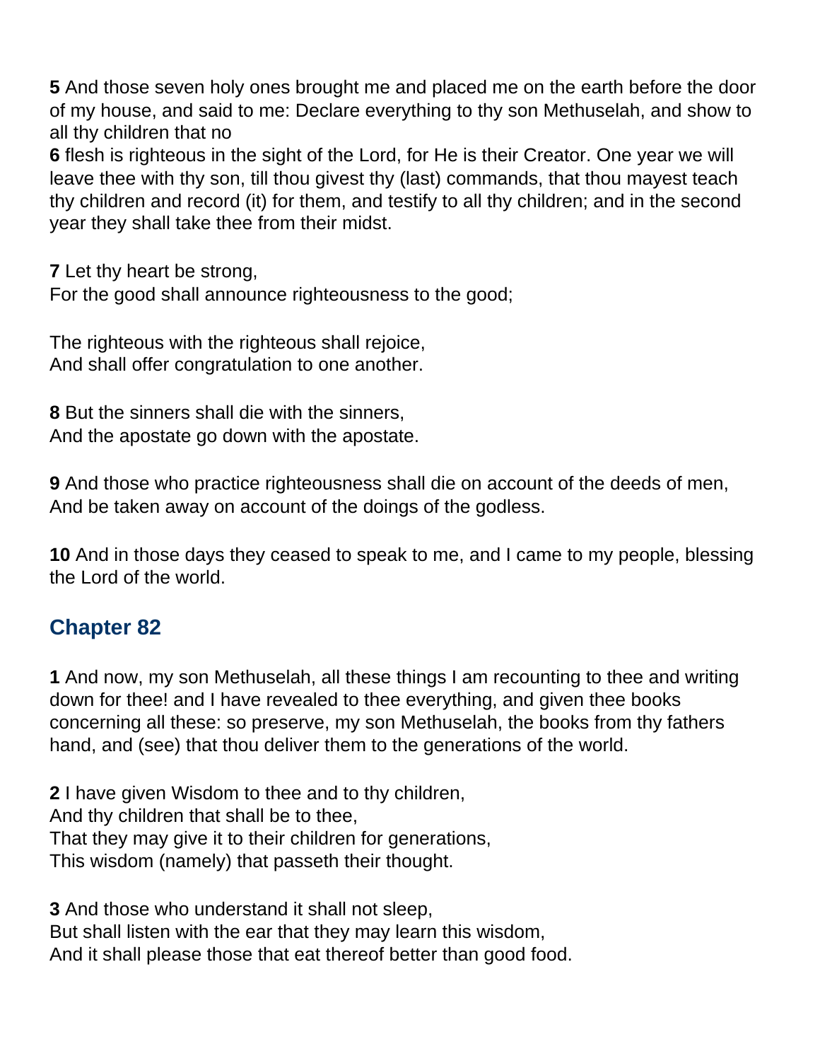**5** And those seven holy ones brought me and placed me on the earth before the door of my house, and said to me: Declare everything to thy son Methuselah, and show to all thy children that no
**6** flesh is righteous in the sight of the Lord, for He is their Creator. One year we will leave thee with thy son, till thou givest thy (last) commands, that thou mayest teach thy children and record (it) for them, and testify to all thy children; and in the second year they shall take thee from their midst.

**7** Let thy heart be strong,
For the good shall announce righteousness to the good;

The righteous with the righteous shall rejoice,
And shall offer congratulation to one another.

**8** But the sinners shall die with the sinners,
And the apostate go down with the apostate.

**9** And those who practice righteousness shall die on account of the deeds of men,
And be taken away on account of the doings of the godless.

**10** And in those days they ceased to speak to me, and I came to my people, blessing the Lord of the world.

## Chapter 82

**1** And now, my son Methuselah, all these things I am recounting to thee and writing down for thee! and I have revealed to thee everything, and given thee books concerning all these: so preserve, my son Methuselah, the books from thy fathers hand, and (see) that thou deliver them to the generations of the world.

**2** I have given Wisdom to thee and to thy children,
And thy children that shall be to thee,
That they may give it to their children for generations,
This wisdom (namely) that passeth their thought.

**3** And those who understand it shall not sleep,
But shall listen with the ear that they may learn this wisdom,
And it shall please those that eat thereof better than good food.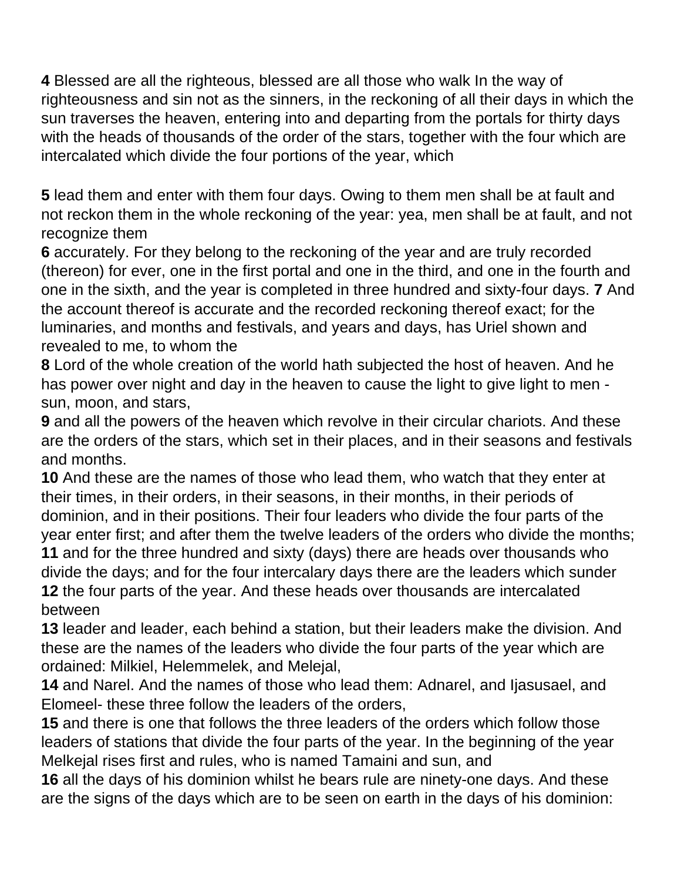**4** Blessed are all the righteous, blessed are all those who walk In the way of righteousness and sin not as the sinners, in the reckoning of all their days in which the sun traverses the heaven, entering into and departing from the portals for thirty days with the heads of thousands of the order of the stars, together with the four which are intercalated which divide the four portions of the year, which

**5** lead them and enter with them four days. Owing to them men shall be at fault and not reckon them in the whole reckoning of the year: yea, men shall be at fault, and not recognize them
**6** accurately. For they belong to the reckoning of the year and are truly recorded (thereon) for ever, one in the first portal and one in the third, and one in the fourth and one in the sixth, and the year is completed in three hundred and sixty-four days. **7** And the account thereof is accurate and the recorded reckoning thereof exact; for the luminaries, and months and festivals, and years and days, has Uriel shown and revealed to me, to whom the
**8** Lord of the whole creation of the world hath subjected the host of heaven. And he has power over night and day in the heaven to cause the light to give light to men - sun, moon, and stars,
**9** and all the powers of the heaven which revolve in their circular chariots. And these are the orders of the stars, which set in their places, and in their seasons and festivals and months.
**10** And these are the names of those who lead them, who watch that they enter at their times, in their orders, in their seasons, in their months, in their periods of dominion, and in their positions. Their four leaders who divide the four parts of the year enter first; and after them the twelve leaders of the orders who divide the months;
**11** and for the three hundred and sixty (days) there are heads over thousands who divide the days; and for the four intercalary days there are the leaders which sunder
**12** the four parts of the year. And these heads over thousands are intercalated between
**13** leader and leader, each behind a station, but their leaders make the division. And these are the names of the leaders who divide the four parts of the year which are ordained: Milkiel, Helemmelek, and Melejal,
**14** and Narel. And the names of those who lead them: Adnarel, and Ijasusael, and Elomeel- these three follow the leaders of the orders,
**15** and there is one that follows the three leaders of the orders which follow those leaders of stations that divide the four parts of the year. In the beginning of the year Melkejal rises first and rules, who is named Tamaini and sun, and
**16** all the days of his dominion whilst he bears rule are ninety-one days. And these are the signs of the days which are to be seen on earth in the days of his dominion: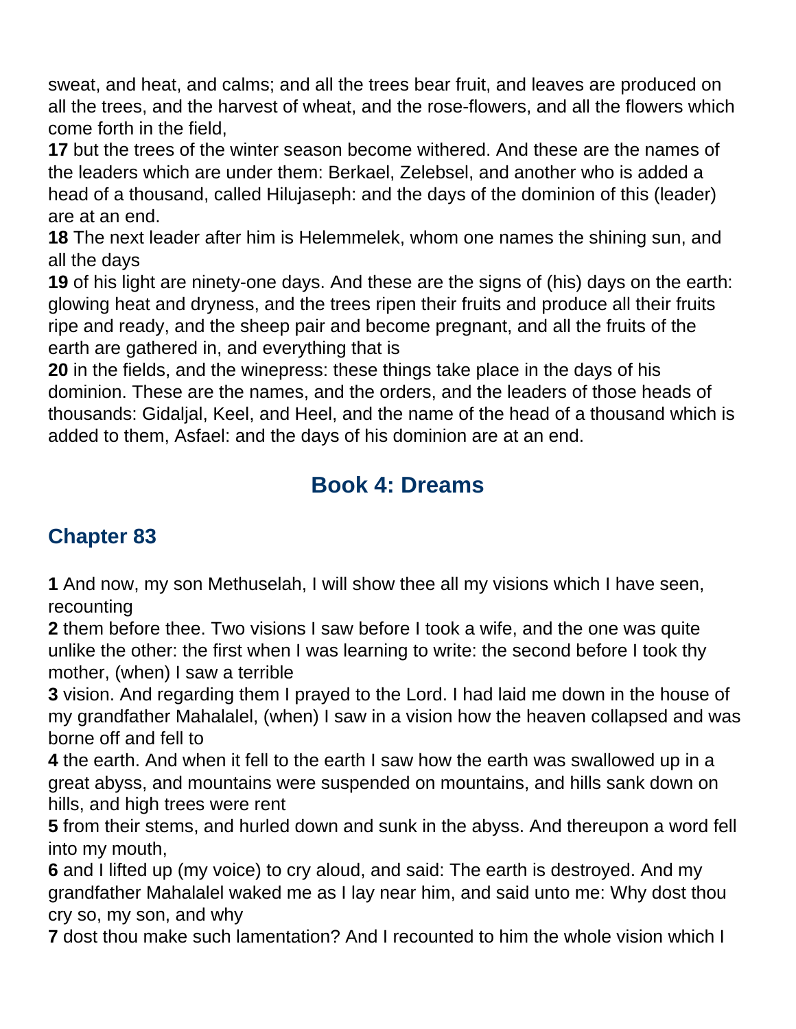sweat, and heat, and calms; and all the trees bear fruit, and leaves are produced on all the trees, and the harvest of wheat, and the rose-flowers, and all the flowers which come forth in the field,

**17** but the trees of the winter season become withered. And these are the names of the leaders which are under them: Berkael, Zelebsel, and another who is added a head of a thousand, called Hilujaseph: and the days of the dominion of this (leader) are at an end.

**18** The next leader after him is Helemmelek, whom one names the shining sun, and all the days

**19** of his light are ninety-one days. And these are the signs of (his) days on the earth: glowing heat and dryness, and the trees ripen their fruits and produce all their fruits ripe and ready, and the sheep pair and become pregnant, and all the fruits of the earth are gathered in, and everything that is

**20** in the fields, and the winepress: these things take place in the days of his dominion. These are the names, and the orders, and the leaders of those heads of thousands: Gidaljal, Keel, and Heel, and the name of the head of a thousand which is added to them, Asfael: and the days of his dominion are at an end.

# Book 4: Dreams

## Chapter 83

**1** And now, my son Methuselah, I will show thee all my visions which I have seen, recounting

**2** them before thee. Two visions I saw before I took a wife, and the one was quite unlike the other: the first when I was learning to write: the second before I took thy mother, (when) I saw a terrible

**3** vision. And regarding them I prayed to the Lord. I had laid me down in the house of my grandfather Mahalalel, (when) I saw in a vision how the heaven collapsed and was borne off and fell to

**4** the earth. And when it fell to the earth I saw how the earth was swallowed up in a great abyss, and mountains were suspended on mountains, and hills sank down on hills, and high trees were rent

**5** from their stems, and hurled down and sunk in the abyss. And thereupon a word fell into my mouth,

**6** and I lifted up (my voice) to cry aloud, and said: The earth is destroyed. And my grandfather Mahalalel waked me as I lay near him, and said unto me: Why dost thou cry so, my son, and why

**7** dost thou make such lamentation? And I recounted to him the whole vision which I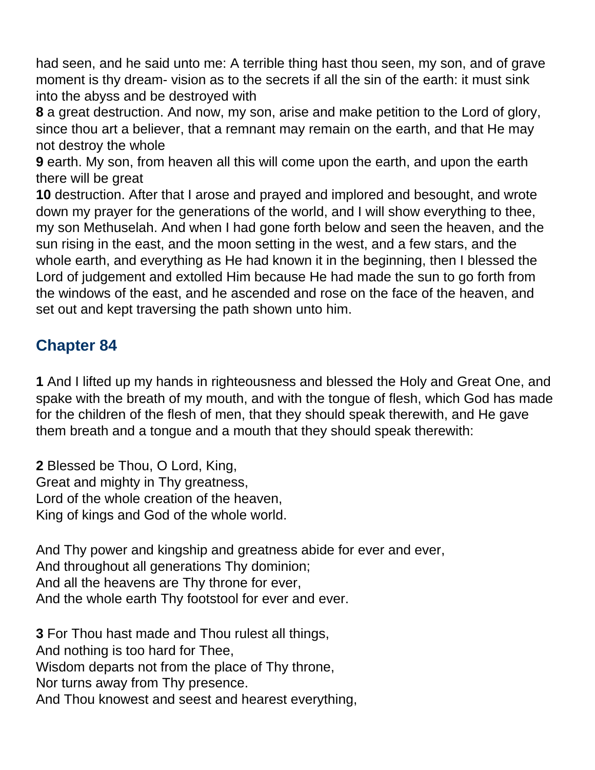had seen, and he said unto me: A terrible thing hast thou seen, my son, and of grave moment is thy dream- vision as to the secrets if all the sin of the earth: it must sink into the abyss and be destroyed with

**8** a great destruction. And now, my son, arise and make petition to the Lord of glory, since thou art a believer, that a remnant may remain on the earth, and that He may not destroy the whole

**9** earth. My son, from heaven all this will come upon the earth, and upon the earth there will be great

**10** destruction. After that I arose and prayed and implored and besought, and wrote down my prayer for the generations of the world, and I will show everything to thee, my son Methuselah. And when I had gone forth below and seen the heaven, and the sun rising in the east, and the moon setting in the west, and a few stars, and the whole earth, and everything as He had known it in the beginning, then I blessed the Lord of judgement and extolled Him because He had made the sun to go forth from the windows of the east, and he ascended and rose on the face of the heaven, and set out and kept traversing the path shown unto him.

## Chapter 84

**1** And I lifted up my hands in righteousness and blessed the Holy and Great One, and spake with the breath of my mouth, and with the tongue of flesh, which God has made for the children of the flesh of men, that they should speak therewith, and He gave them breath and a tongue and a mouth that they should speak therewith:

**2** Blessed be Thou, O Lord, King,
Great and mighty in Thy greatness,
Lord of the whole creation of the heaven,
King of kings and God of the whole world.

And Thy power and kingship and greatness abide for ever and ever,
And throughout all generations Thy dominion;
And all the heavens are Thy throne for ever,
And the whole earth Thy footstool for ever and ever.

**3** For Thou hast made and Thou rulest all things,
And nothing is too hard for Thee,
Wisdom departs not from the place of Thy throne,
Nor turns away from Thy presence.
And Thou knowest and seest and hearest everything,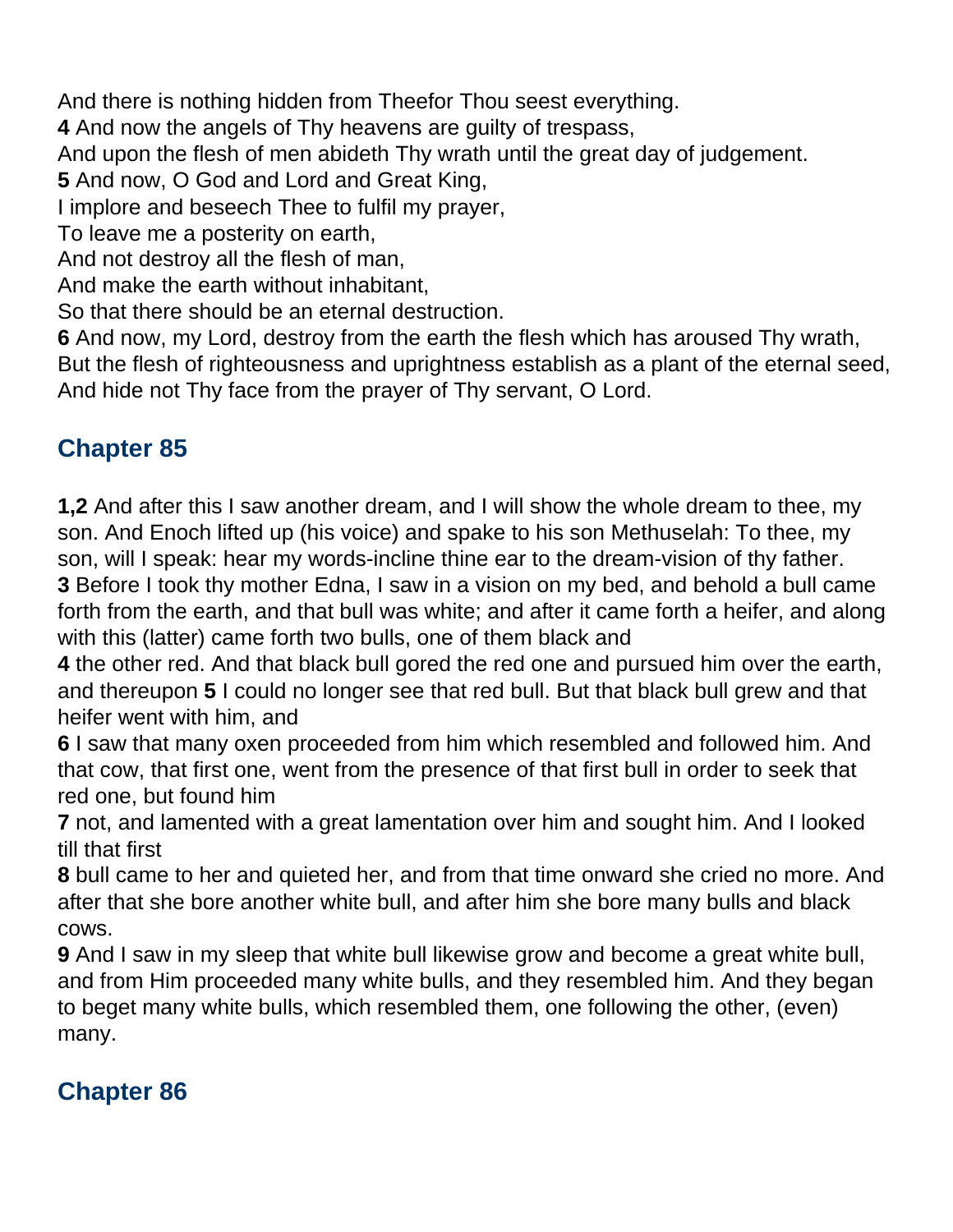And there is nothing hidden from Theefor Thou seest everything.
**4** And now the angels of Thy heavens are guilty of trespass,
And upon the flesh of men abideth Thy wrath until the great day of judgement.
**5** And now, O God and Lord and Great King,
I implore and beseech Thee to fulfil my prayer,
To leave me a posterity on earth,
And not destroy all the flesh of man,
And make the earth without inhabitant,
So that there should be an eternal destruction.
**6** And now, my Lord, destroy from the earth the flesh which has aroused Thy wrath,
But the flesh of righteousness and uprightness establish as a plant of the eternal seed,
And hide not Thy face from the prayer of Thy servant, O Lord.

## Chapter 85

**1,2** And after this I saw another dream, and I will show the whole dream to thee, my son. And Enoch lifted up (his voice) and spake to his son Methuselah: To thee, my son, will I speak: hear my words-incline thine ear to the dream-vision of thy father.
**3** Before I took thy mother Edna, I saw in a vision on my bed, and behold a bull came forth from the earth, and that bull was white; and after it came forth a heifer, and along with this (latter) came forth two bulls, one of them black and
**4** the other red. And that black bull gored the red one and pursued him over the earth, and thereupon **5** I could no longer see that red bull. But that black bull grew and that heifer went with him, and
**6** I saw that many oxen proceeded from him which resembled and followed him. And that cow, that first one, went from the presence of that first bull in order to seek that red one, but found him
**7** not, and lamented with a great lamentation over him and sought him. And I looked till that first
**8** bull came to her and quieted her, and from that time onward she cried no more. And after that she bore another white bull, and after him she bore many bulls and black cows.
**9** And I saw in my sleep that white bull likewise grow and become a great white bull, and from Him proceeded many white bulls, and they resembled him. And they began to beget many white bulls, which resembled them, one following the other, (even) many.

## Chapter 86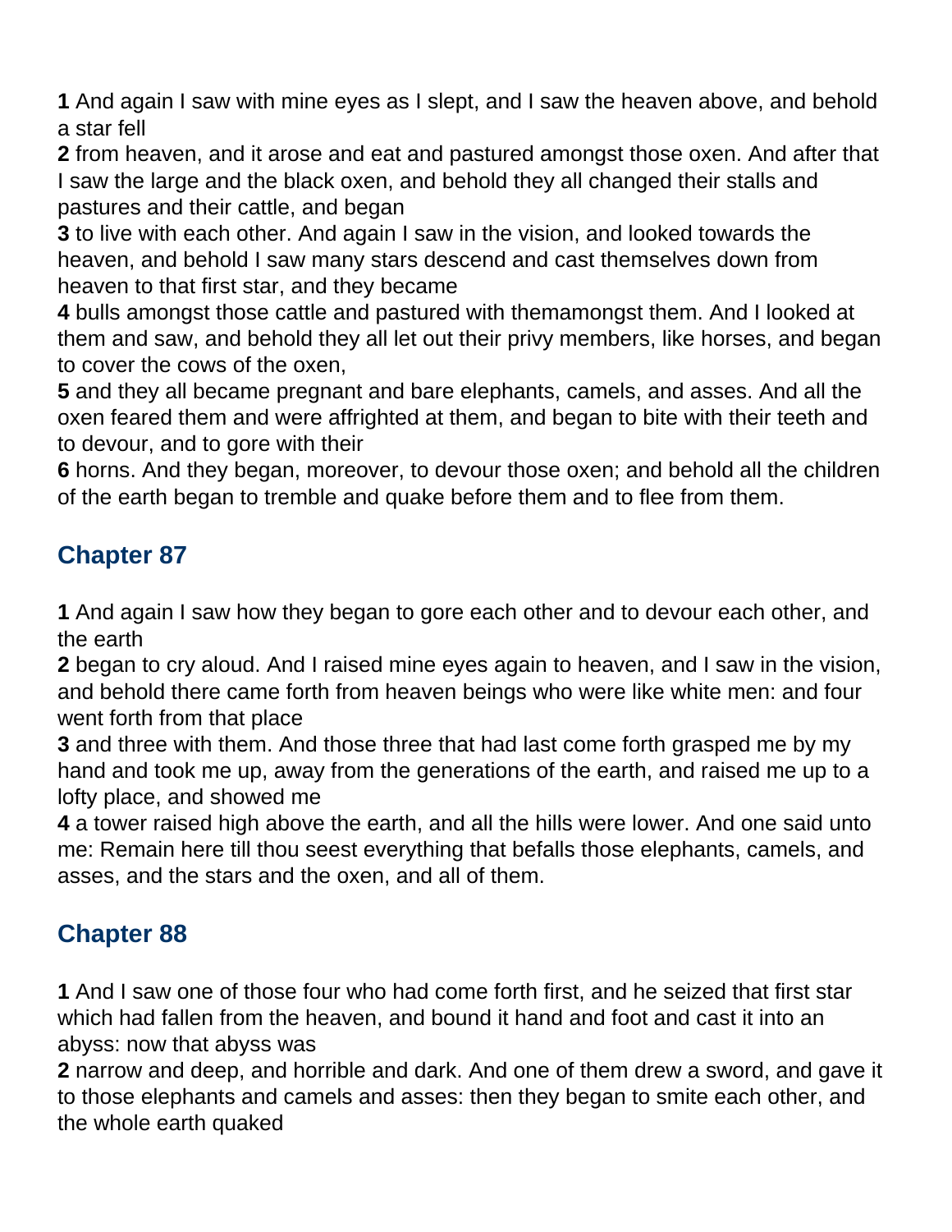**1** And again I saw with mine eyes as I slept, and I saw the heaven above, and behold a star fell
**2** from heaven, and it arose and eat and pastured amongst those oxen. And after that I saw the large and the black oxen, and behold they all changed their stalls and pastures and their cattle, and began
**3** to live with each other. And again I saw in the vision, and looked towards the heaven, and behold I saw many stars descend and cast themselves down from heaven to that first star, and they became
**4** bulls amongst those cattle and pastured with themamongst them. And I looked at them and saw, and behold they all let out their privy members, like horses, and began to cover the cows of the oxen,
**5** and they all became pregnant and bare elephants, camels, and asses. And all the oxen feared them and were affrighted at them, and began to bite with their teeth and to devour, and to gore with their
**6** horns. And they began, moreover, to devour those oxen; and behold all the children of the earth began to tremble and quake before them and to flee from them.

## Chapter 87

**1** And again I saw how they began to gore each other and to devour each other, and the earth
**2** began to cry aloud. And I raised mine eyes again to heaven, and I saw in the vision, and behold there came forth from heaven beings who were like white men: and four went forth from that place
**3** and three with them. And those three that had last come forth grasped me by my hand and took me up, away from the generations of the earth, and raised me up to a lofty place, and showed me
**4** a tower raised high above the earth, and all the hills were lower. And one said unto me: Remain here till thou seest everything that befalls those elephants, camels, and asses, and the stars and the oxen, and all of them.

## Chapter 88

**1** And I saw one of those four who had come forth first, and he seized that first star which had fallen from the heaven, and bound it hand and foot and cast it into an abyss: now that abyss was
**2** narrow and deep, and horrible and dark. And one of them drew a sword, and gave it to those elephants and camels and asses: then they began to smite each other, and the whole earth quaked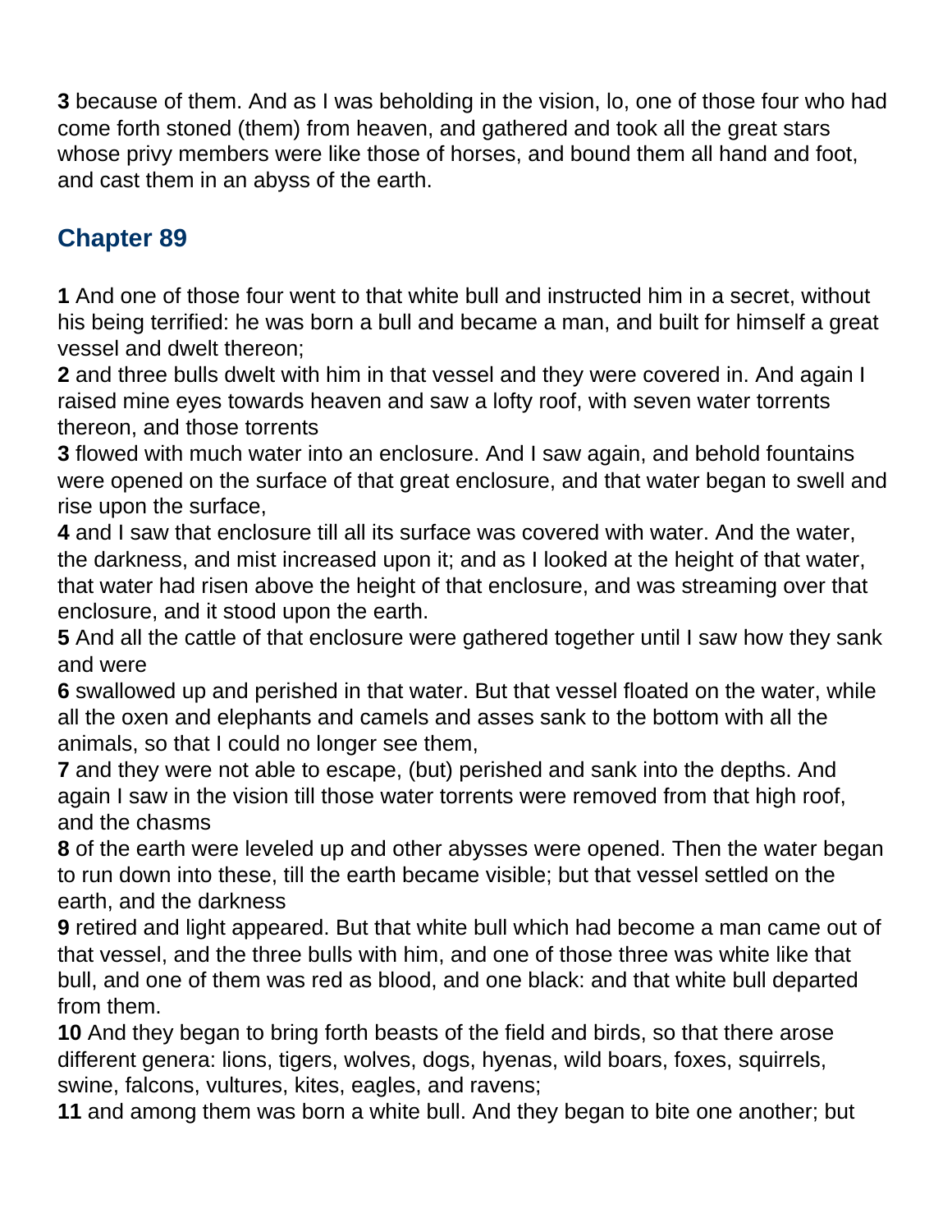**3** because of them. And as I was beholding in the vision, lo, one of those four who had come forth stoned (them) from heaven, and gathered and took all the great stars whose privy members were like those of horses, and bound them all hand and foot, and cast them in an abyss of the earth.

## Chapter 89

**1** And one of those four went to that white bull and instructed him in a secret, without his being terrified: he was born a bull and became a man, and built for himself a great vessel and dwelt thereon;
**2** and three bulls dwelt with him in that vessel and they were covered in. And again I raised mine eyes towards heaven and saw a lofty roof, with seven water torrents thereon, and those torrents
**3** flowed with much water into an enclosure. And I saw again, and behold fountains were opened on the surface of that great enclosure, and that water began to swell and rise upon the surface,
**4** and I saw that enclosure till all its surface was covered with water. And the water, the darkness, and mist increased upon it; and as I looked at the height of that water, that water had risen above the height of that enclosure, and was streaming over that enclosure, and it stood upon the earth.
**5** And all the cattle of that enclosure were gathered together until I saw how they sank and were
**6** swallowed up and perished in that water. But that vessel floated on the water, while all the oxen and elephants and camels and asses sank to the bottom with all the animals, so that I could no longer see them,
**7** and they were not able to escape, (but) perished and sank into the depths. And again I saw in the vision till those water torrents were removed from that high roof, and the chasms
**8** of the earth were leveled up and other abysses were opened. Then the water began to run down into these, till the earth became visible; but that vessel settled on the earth, and the darkness
**9** retired and light appeared. But that white bull which had become a man came out of that vessel, and the three bulls with him, and one of those three was white like that bull, and one of them was red as blood, and one black: and that white bull departed from them.
**10** And they began to bring forth beasts of the field and birds, so that there arose different genera: lions, tigers, wolves, dogs, hyenas, wild boars, foxes, squirrels, swine, falcons, vultures, kites, eagles, and ravens;
**11** and among them was born a white bull. And they began to bite one another; but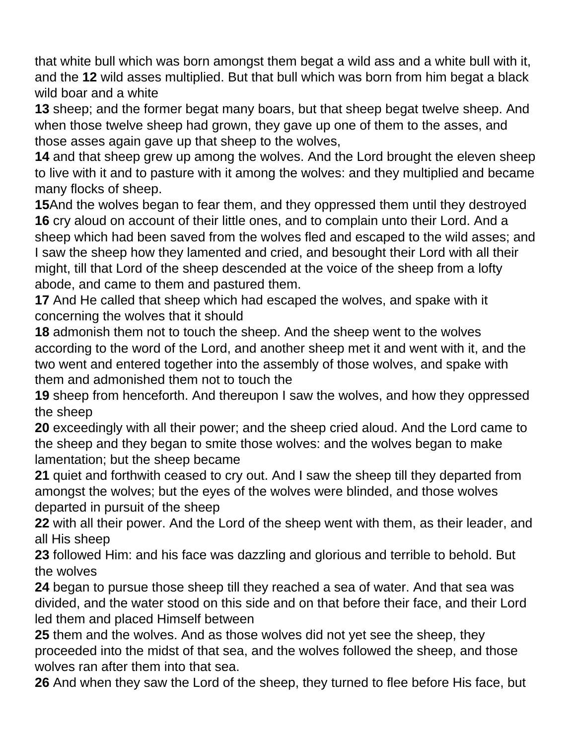that white bull which was born amongst them begat a wild ass and a white bull with it, and the **12** wild asses multiplied. But that bull which was born from him begat a black wild boar and a white
**13** sheep; and the former begat many boars, but that sheep begat twelve sheep. And when those twelve sheep had grown, they gave up one of them to the asses, and those asses again gave up that sheep to the wolves,
**14** and that sheep grew up among the wolves. And the Lord brought the eleven sheep to live with it and to pasture with it among the wolves: and they multiplied and became many flocks of sheep.
**15**And the wolves began to fear them, and they oppressed them until they destroyed
**16** cry aloud on account of their little ones, and to complain unto their Lord. And a sheep which had been saved from the wolves fled and escaped to the wild asses; and I saw the sheep how they lamented and cried, and besought their Lord with all their might, till that Lord of the sheep descended at the voice of the sheep from a lofty abode, and came to them and pastured them.
**17** And He called that sheep which had escaped the wolves, and spake with it concerning the wolves that it should
**18** admonish them not to touch the sheep. And the sheep went to the wolves according to the word of the Lord, and another sheep met it and went with it, and the two went and entered together into the assembly of those wolves, and spake with them and admonished them not to touch the
**19** sheep from henceforth. And thereupon I saw the wolves, and how they oppressed the sheep
**20** exceedingly with all their power; and the sheep cried aloud. And the Lord came to the sheep and they began to smite those wolves: and the wolves began to make lamentation; but the sheep became
**21** quiet and forthwith ceased to cry out. And I saw the sheep till they departed from amongst the wolves; but the eyes of the wolves were blinded, and those wolves departed in pursuit of the sheep
**22** with all their power. And the Lord of the sheep went with them, as their leader, and all His sheep
**23** followed Him: and his face was dazzling and glorious and terrible to behold. But the wolves
**24** began to pursue those sheep till they reached a sea of water. And that sea was divided, and the water stood on this side and on that before their face, and their Lord led them and placed Himself between
**25** them and the wolves. And as those wolves did not yet see the sheep, they proceeded into the midst of that sea, and the wolves followed the sheep, and those wolves ran after them into that sea.
**26** And when they saw the Lord of the sheep, they turned to flee before His face, but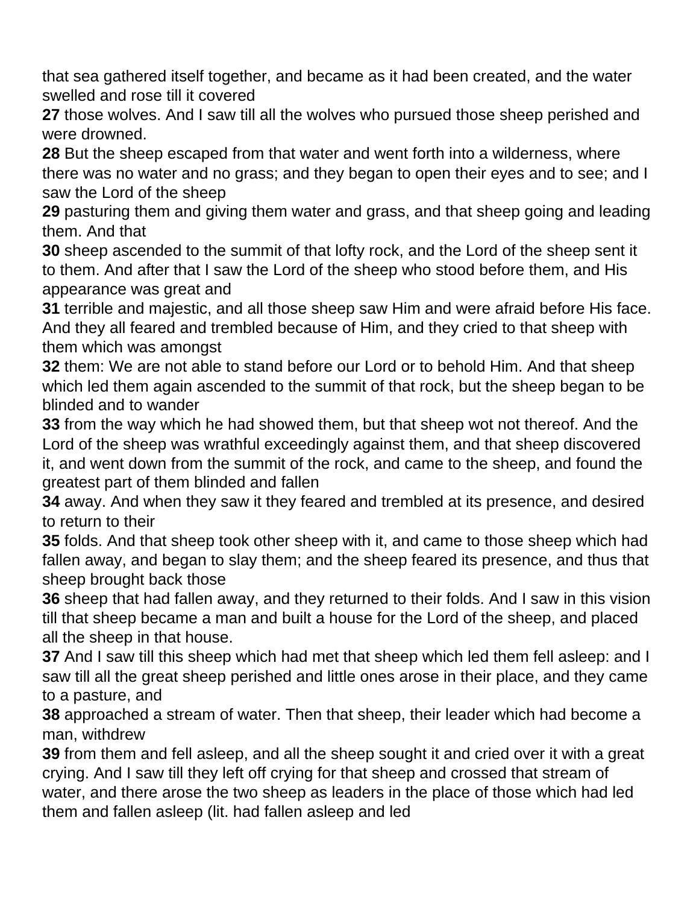that sea gathered itself together, and became as it had been created, and the water swelled and rose till it covered

**27** those wolves. And I saw till all the wolves who pursued those sheep perished and were drowned.

**28** But the sheep escaped from that water and went forth into a wilderness, where there was no water and no grass; and they began to open their eyes and to see; and I saw the Lord of the sheep

**29** pasturing them and giving them water and grass, and that sheep going and leading them. And that

**30** sheep ascended to the summit of that lofty rock, and the Lord of the sheep sent it to them. And after that I saw the Lord of the sheep who stood before them, and His appearance was great and

**31** terrible and majestic, and all those sheep saw Him and were afraid before His face. And they all feared and trembled because of Him, and they cried to that sheep with them which was amongst

**32** them: We are not able to stand before our Lord or to behold Him. And that sheep which led them again ascended to the summit of that rock, but the sheep began to be blinded and to wander

**33** from the way which he had showed them, but that sheep wot not thereof. And the Lord of the sheep was wrathful exceedingly against them, and that sheep discovered it, and went down from the summit of the rock, and came to the sheep, and found the greatest part of them blinded and fallen

**34** away. And when they saw it they feared and trembled at its presence, and desired to return to their

**35** folds. And that sheep took other sheep with it, and came to those sheep which had fallen away, and began to slay them; and the sheep feared its presence, and thus that sheep brought back those

**36** sheep that had fallen away, and they returned to their folds. And I saw in this vision till that sheep became a man and built a house for the Lord of the sheep, and placed all the sheep in that house.

**37** And I saw till this sheep which had met that sheep which led them fell asleep: and I saw till all the great sheep perished and little ones arose in their place, and they came to a pasture, and

**38** approached a stream of water. Then that sheep, their leader which had become a man, withdrew

**39** from them and fell asleep, and all the sheep sought it and cried over it with a great crying. And I saw till they left off crying for that sheep and crossed that stream of water, and there arose the two sheep as leaders in the place of those which had led them and fallen asleep (lit. had fallen asleep and led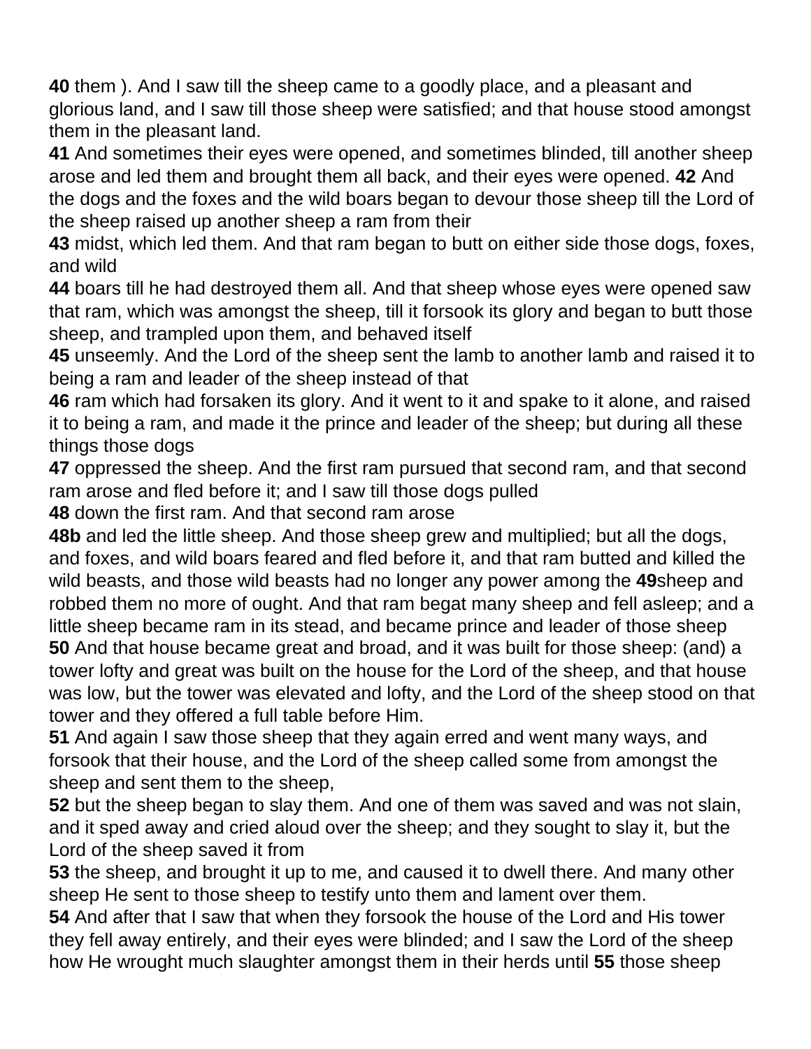**40** them ). And I saw till the sheep came to a goodly place, and a pleasant and glorious land, and I saw till those sheep were satisfied; and that house stood amongst them in the pleasant land.

**41** And sometimes their eyes were opened, and sometimes blinded, till another sheep arose and led them and brought them all back, and their eyes were opened. **42** And the dogs and the foxes and the wild boars began to devour those sheep till the Lord of the sheep raised up another sheep a ram from their

**43** midst, which led them. And that ram began to butt on either side those dogs, foxes, and wild

**44** boars till he had destroyed them all. And that sheep whose eyes were opened saw that ram, which was amongst the sheep, till it forsook its glory and began to butt those sheep, and trampled upon them, and behaved itself

**45** unseemly. And the Lord of the sheep sent the lamb to another lamb and raised it to being a ram and leader of the sheep instead of that

**46** ram which had forsaken its glory. And it went to it and spake to it alone, and raised it to being a ram, and made it the prince and leader of the sheep; but during all these things those dogs

**47** oppressed the sheep. And the first ram pursued that second ram, and that second ram arose and fled before it; and I saw till those dogs pulled

**48** down the first ram. And that second ram arose

**48b** and led the little sheep. And those sheep grew and multiplied; but all the dogs, and foxes, and wild boars feared and fled before it, and that ram butted and killed the wild beasts, and those wild beasts had no longer any power among the **49**sheep and robbed them no more of ought. And that ram begat many sheep and fell asleep; and a little sheep became ram in its stead, and became prince and leader of those sheep

**50** And that house became great and broad, and it was built for those sheep: (and) a tower lofty and great was built on the house for the Lord of the sheep, and that house was low, but the tower was elevated and lofty, and the Lord of the sheep stood on that tower and they offered a full table before Him.

**51** And again I saw those sheep that they again erred and went many ways, and forsook that their house, and the Lord of the sheep called some from amongst the sheep and sent them to the sheep,

**52** but the sheep began to slay them. And one of them was saved and was not slain, and it sped away and cried aloud over the sheep; and they sought to slay it, but the Lord of the sheep saved it from

**53** the sheep, and brought it up to me, and caused it to dwell there. And many other sheep He sent to those sheep to testify unto them and lament over them.

**54** And after that I saw that when they forsook the house of the Lord and His tower they fell away entirely, and their eyes were blinded; and I saw the Lord of the sheep how He wrought much slaughter amongst them in their herds until **55** those sheep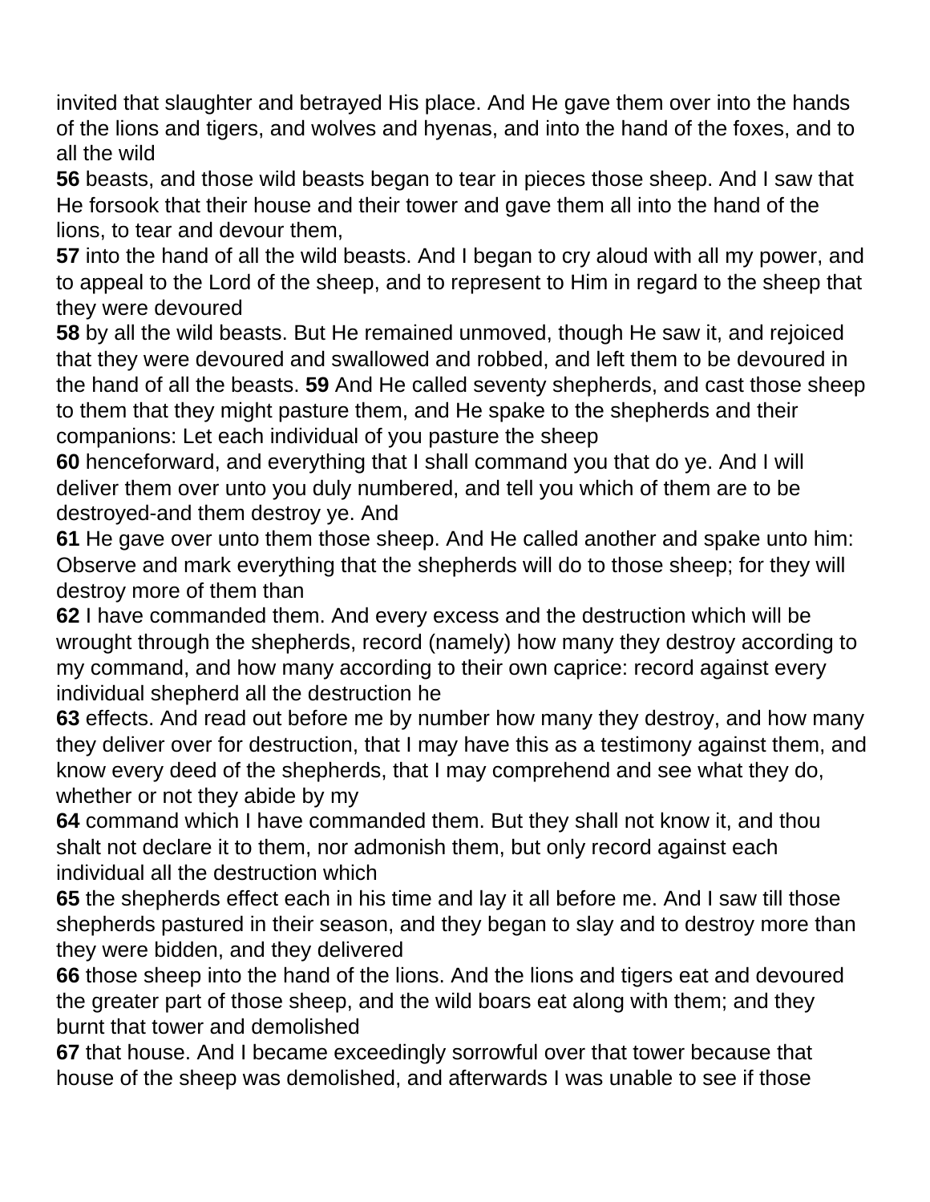invited that slaughter and betrayed His place. And He gave them over into the hands of the lions and tigers, and wolves and hyenas, and into the hand of the foxes, and to all the wild

**56** beasts, and those wild beasts began to tear in pieces those sheep. And I saw that He forsook that their house and their tower and gave them all into the hand of the lions, to tear and devour them,

**57** into the hand of all the wild beasts. And I began to cry aloud with all my power, and to appeal to the Lord of the sheep, and to represent to Him in regard to the sheep that they were devoured

**58** by all the wild beasts. But He remained unmoved, though He saw it, and rejoiced that they were devoured and swallowed and robbed, and left them to be devoured in the hand of all the beasts. **59** And He called seventy shepherds, and cast those sheep to them that they might pasture them, and He spake to the shepherds and their companions: Let each individual of you pasture the sheep

**60** henceforward, and everything that I shall command you that do ye. And I will deliver them over unto you duly numbered, and tell you which of them are to be destroyed-and them destroy ye. And

**61** He gave over unto them those sheep. And He called another and spake unto him: Observe and mark everything that the shepherds will do to those sheep; for they will destroy more of them than

**62** I have commanded them. And every excess and the destruction which will be wrought through the shepherds, record (namely) how many they destroy according to my command, and how many according to their own caprice: record against every individual shepherd all the destruction he

**63** effects. And read out before me by number how many they destroy, and how many they deliver over for destruction, that I may have this as a testimony against them, and know every deed of the shepherds, that I may comprehend and see what they do, whether or not they abide by my

**64** command which I have commanded them. But they shall not know it, and thou shalt not declare it to them, nor admonish them, but only record against each individual all the destruction which

**65** the shepherds effect each in his time and lay it all before me. And I saw till those shepherds pastured in their season, and they began to slay and to destroy more than they were bidden, and they delivered

**66** those sheep into the hand of the lions. And the lions and tigers eat and devoured the greater part of those sheep, and the wild boars eat along with them; and they burnt that tower and demolished

**67** that house. And I became exceedingly sorrowful over that tower because that house of the sheep was demolished, and afterwards I was unable to see if those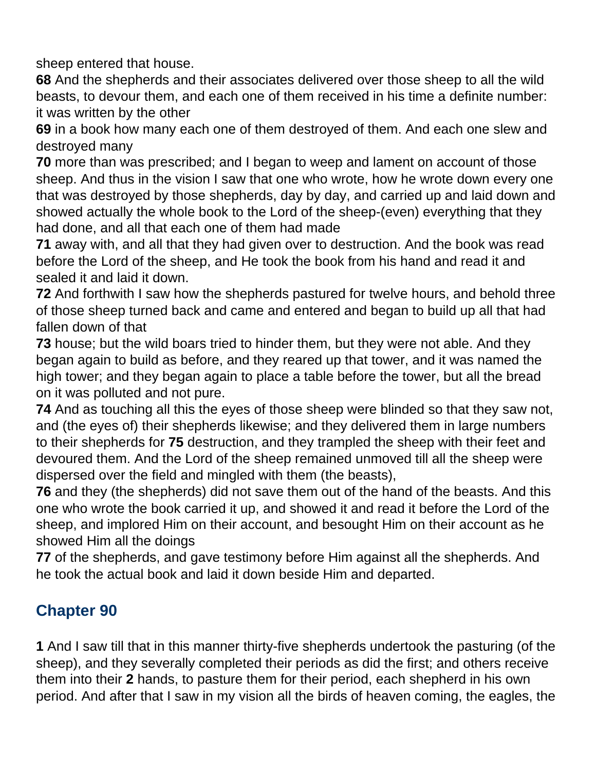sheep entered that house.

**68** And the shepherds and their associates delivered over those sheep to all the wild beasts, to devour them, and each one of them received in his time a definite number: it was written by the other

**69** in a book how many each one of them destroyed of them. And each one slew and destroyed many

**70** more than was prescribed; and I began to weep and lament on account of those sheep. And thus in the vision I saw that one who wrote, how he wrote down every one that was destroyed by those shepherds, day by day, and carried up and laid down and showed actually the whole book to the Lord of the sheep-(even) everything that they had done, and all that each one of them had made

**71** away with, and all that they had given over to destruction. And the book was read before the Lord of the sheep, and He took the book from his hand and read it and sealed it and laid it down.

**72** And forthwith I saw how the shepherds pastured for twelve hours, and behold three of those sheep turned back and came and entered and began to build up all that had fallen down of that

**73** house; but the wild boars tried to hinder them, but they were not able. And they began again to build as before, and they reared up that tower, and it was named the high tower; and they began again to place a table before the tower, but all the bread on it was polluted and not pure.

**74** And as touching all this the eyes of those sheep were blinded so that they saw not, and (the eyes of) their shepherds likewise; and they delivered them in large numbers to their shepherds for **75** destruction, and they trampled the sheep with their feet and devoured them. And the Lord of the sheep remained unmoved till all the sheep were dispersed over the field and mingled with them (the beasts),

**76** and they (the shepherds) did not save them out of the hand of the beasts. And this one who wrote the book carried it up, and showed it and read it before the Lord of the sheep, and implored Him on their account, and besought Him on their account as he showed Him all the doings

**77** of the shepherds, and gave testimony before Him against all the shepherds. And he took the actual book and laid it down beside Him and departed.

## Chapter 90

**1** And I saw till that in this manner thirty-five shepherds undertook the pasturing (of the sheep), and they severally completed their periods as did the first; and others receive them into their **2** hands, to pasture them for their period, each shepherd in his own period. And after that I saw in my vision all the birds of heaven coming, the eagles, the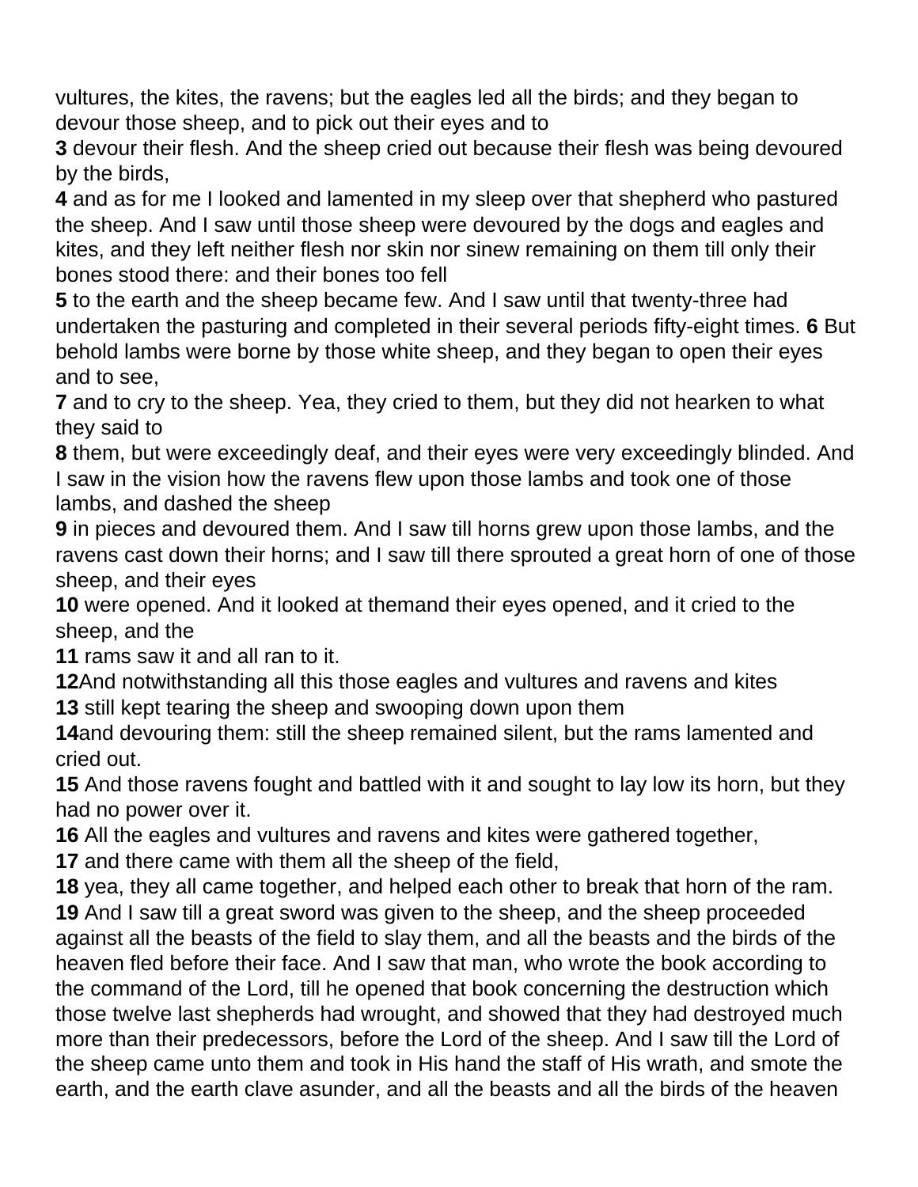vultures, the kites, the ravens; but the eagles led all the birds; and they began to devour those sheep, and to pick out their eyes and to

**3** devour their flesh. And the sheep cried out because their flesh was being devoured by the birds,

**4** and as for me I looked and lamented in my sleep over that shepherd who pastured the sheep. And I saw until those sheep were devoured by the dogs and eagles and kites, and they left neither flesh nor skin nor sinew remaining on them till only their bones stood there: and their bones too fell

**5** to the earth and the sheep became few. And I saw until that twenty-three had undertaken the pasturing and completed in their several periods fifty-eight times. **6** But behold lambs were borne by those white sheep, and they began to open their eyes and to see,

**7** and to cry to the sheep. Yea, they cried to them, but they did not hearken to what they said to

**8** them, but were exceedingly deaf, and their eyes were very exceedingly blinded. And I saw in the vision how the ravens flew upon those lambs and took one of those lambs, and dashed the sheep

**9** in pieces and devoured them. And I saw till horns grew upon those lambs, and the ravens cast down their horns; and I saw till there sprouted a great horn of one of those sheep, and their eyes

**10** were opened. And it looked at themand their eyes opened, and it cried to the sheep, and the

**11** rams saw it and all ran to it.

**12**And notwithstanding all this those eagles and vultures and ravens and kites

**13** still kept tearing the sheep and swooping down upon them

**14**and devouring them: still the sheep remained silent, but the rams lamented and cried out.

**15** And those ravens fought and battled with it and sought to lay low its horn, but they had no power over it.

**16** All the eagles and vultures and ravens and kites were gathered together,

**17** and there came with them all the sheep of the field,

**18** yea, they all came together, and helped each other to break that horn of the ram.

**19** And I saw till a great sword was given to the sheep, and the sheep proceeded against all the beasts of the field to slay them, and all the beasts and the birds of the heaven fled before their face. And I saw that man, who wrote the book according to the command of the Lord, till he opened that book concerning the destruction which those twelve last shepherds had wrought, and showed that they had destroyed much more than their predecessors, before the Lord of the sheep. And I saw till the Lord of the sheep came unto them and took in His hand the staff of His wrath, and smote the earth, and the earth clave asunder, and all the beasts and all the birds of the heaven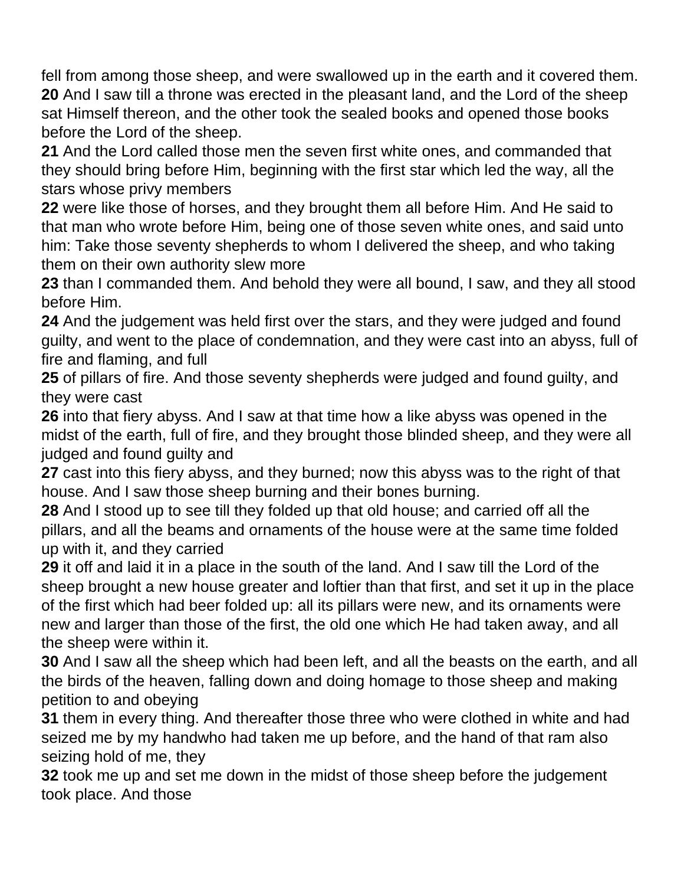fell from among those sheep, and were swallowed up in the earth and it covered them.
**20** And I saw till a throne was erected in the pleasant land, and the Lord of the sheep sat Himself thereon, and the other took the sealed books and opened those books before the Lord of the sheep.
**21** And the Lord called those men the seven first white ones, and commanded that they should bring before Him, beginning with the first star which led the way, all the stars whose privy members
**22** were like those of horses, and they brought them all before Him. And He said to that man who wrote before Him, being one of those seven white ones, and said unto him: Take those seventy shepherds to whom I delivered the sheep, and who taking them on their own authority slew more
**23** than I commanded them. And behold they were all bound, I saw, and they all stood before Him.
**24** And the judgement was held first over the stars, and they were judged and found guilty, and went to the place of condemnation, and they were cast into an abyss, full of fire and flaming, and full
**25** of pillars of fire. And those seventy shepherds were judged and found guilty, and they were cast
**26** into that fiery abyss. And I saw at that time how a like abyss was opened in the midst of the earth, full of fire, and they brought those blinded sheep, and they were all judged and found guilty and
**27** cast into this fiery abyss, and they burned; now this abyss was to the right of that house. And I saw those sheep burning and their bones burning.
**28** And I stood up to see till they folded up that old house; and carried off all the pillars, and all the beams and ornaments of the house were at the same time folded up with it, and they carried
**29** it off and laid it in a place in the south of the land. And I saw till the Lord of the sheep brought a new house greater and loftier than that first, and set it up in the place of the first which had beer folded up: all its pillars were new, and its ornaments were new and larger than those of the first, the old one which He had taken away, and all the sheep were within it.
**30** And I saw all the sheep which had been left, and all the beasts on the earth, and all the birds of the heaven, falling down and doing homage to those sheep and making petition to and obeying
**31** them in every thing. And thereafter those three who were clothed in white and had seized me by my handwho had taken me up before, and the hand of that ram also seizing hold of me, they
**32** took me up and set me down in the midst of those sheep before the judgement took place. And those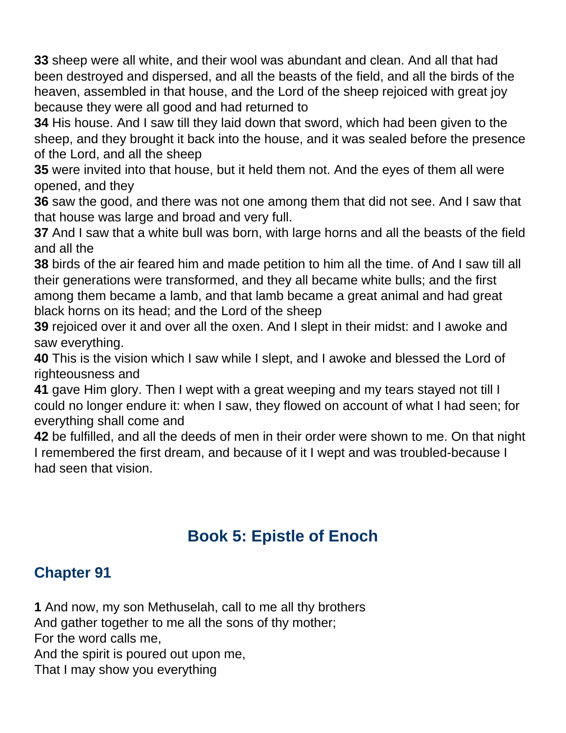**33** sheep were all white, and their wool was abundant and clean. And all that had been destroyed and dispersed, and all the beasts of the field, and all the birds of the heaven, assembled in that house, and the Lord of the sheep rejoiced with great joy because they were all good and had returned to

**34** His house. And I saw till they laid down that sword, which had been given to the sheep, and they brought it back into the house, and it was sealed before the presence of the Lord, and all the sheep

**35** were invited into that house, but it held them not. And the eyes of them all were opened, and they

**36** saw the good, and there was not one among them that did not see. And I saw that that house was large and broad and very full.

**37** And I saw that a white bull was born, with large horns and all the beasts of the field and all the

**38** birds of the air feared him and made petition to him all the time. of And I saw till all their generations were transformed, and they all became white bulls; and the first among them became a lamb, and that lamb became a great animal and had great black horns on its head; and the Lord of the sheep

**39** rejoiced over it and over all the oxen. And I slept in their midst: and I awoke and saw everything.

**40** This is the vision which I saw while I slept, and I awoke and blessed the Lord of righteousness and

**41** gave Him glory. Then I wept with a great weeping and my tears stayed not till I could no longer endure it: when I saw, they flowed on account of what I had seen; for everything shall come and

**42** be fulfilled, and all the deeds of men in their order were shown to me. On that night I remembered the first dream, and because of it I wept and was troubled-because I had seen that vision.

# Book 5: Epistle of Enoch

## Chapter 91

**1** And now, my son Methuselah, call to me all thy brothers
And gather together to me all the sons of thy mother;
For the word calls me,
And the spirit is poured out upon me,
That I may show you everything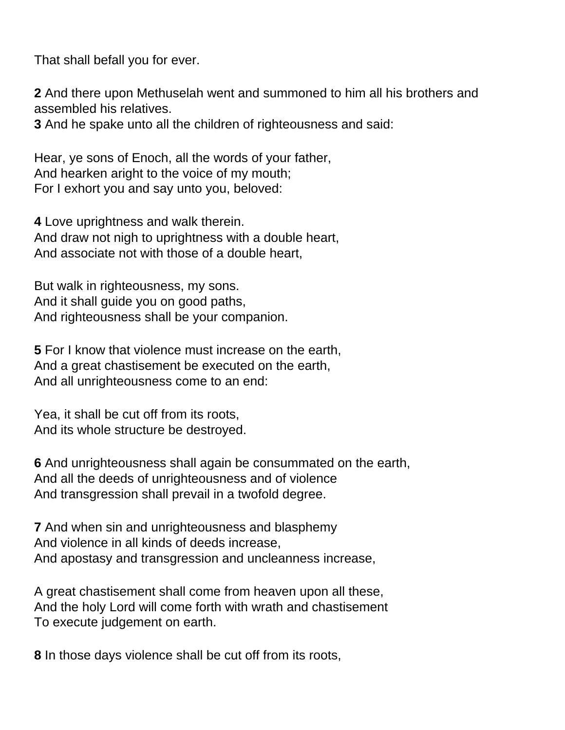That shall befall you for ever.

**2** And there upon Methuselah went and summoned to him all his brothers and assembled his relatives.
**3** And he spake unto all the children of righteousness and said:

Hear, ye sons of Enoch, all the words of your father,
And hearken aright to the voice of my mouth;
For I exhort you and say unto you, beloved:

**4** Love uprightness and walk therein.
And draw not nigh to uprightness with a double heart,
And associate not with those of a double heart,

But walk in righteousness, my sons.
And it shall guide you on good paths,
And righteousness shall be your companion.

**5** For I know that violence must increase on the earth,
And a great chastisement be executed on the earth,
And all unrighteousness come to an end:

Yea, it shall be cut off from its roots,
And its whole structure be destroyed.

**6** And unrighteousness shall again be consummated on the earth,
And all the deeds of unrighteousness and of violence
And transgression shall prevail in a twofold degree.

**7** And when sin and unrighteousness and blasphemy
And violence in all kinds of deeds increase,
And apostasy and transgression and uncleanness increase,

A great chastisement shall come from heaven upon all these,
And the holy Lord will come forth with wrath and chastisement
To execute judgement on earth.

**8** In those days violence shall be cut off from its roots,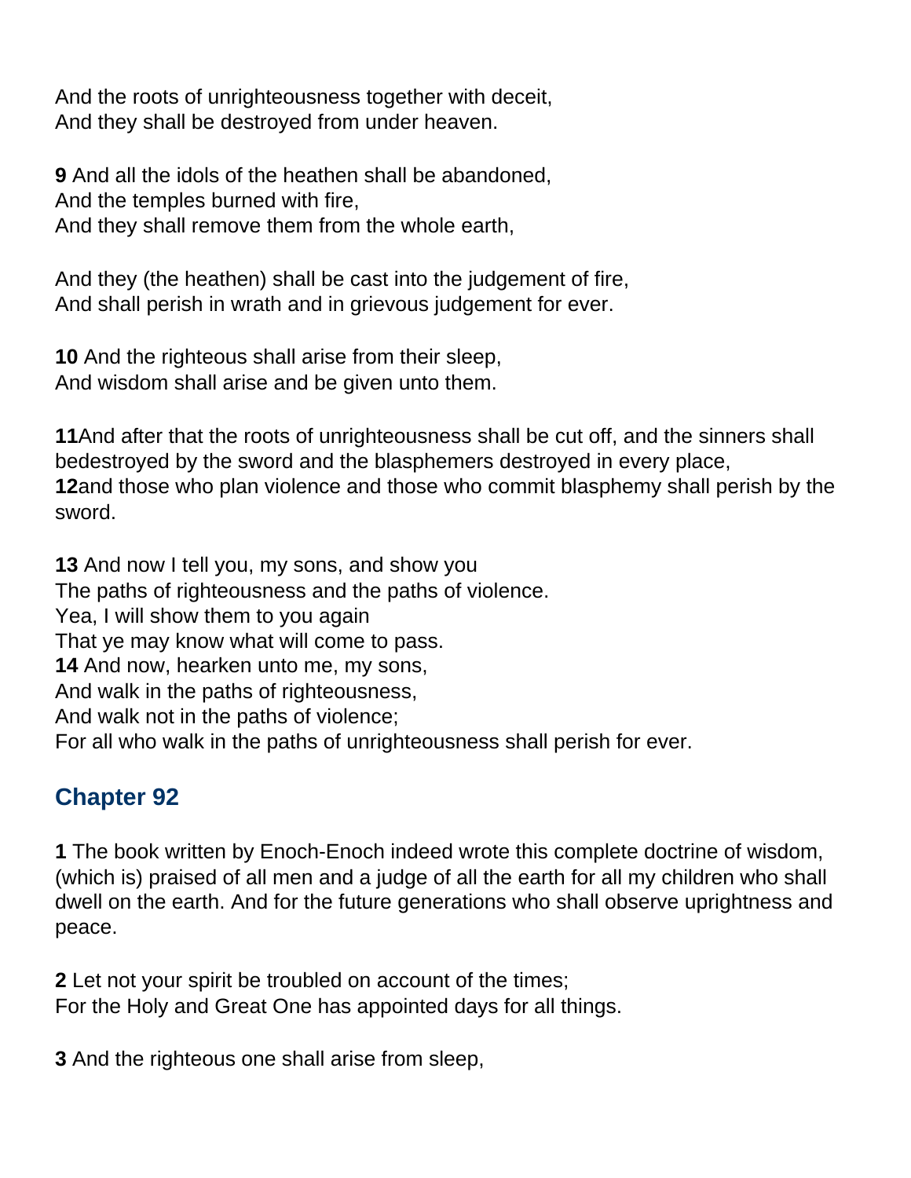And the roots of unrighteousness together with deceit,
And they shall be destroyed from under heaven.

**9** And all the idols of the heathen shall be abandoned,
And the temples burned with fire,
And they shall remove them from the whole earth,

And they (the heathen) shall be cast into the judgement of fire,
And shall perish in wrath and in grievous judgement for ever.

**10** And the righteous shall arise from their sleep,
And wisdom shall arise and be given unto them.

**11**And after that the roots of unrighteousness shall be cut off, and the sinners shall bedestroyed by the sword and the blasphemers destroyed in every place,
**12**and those who plan violence and those who commit blasphemy shall perish by the sword.

**13** And now I tell you, my sons, and show you
The paths of righteousness and the paths of violence.
Yea, I will show them to you again
That ye may know what will come to pass.
**14** And now, hearken unto me, my sons,
And walk in the paths of righteousness,
And walk not in the paths of violence;
For all who walk in the paths of unrighteousness shall perish for ever.

## Chapter 92

**1** The book written by Enoch-Enoch indeed wrote this complete doctrine of wisdom, (which is) praised of all men and a judge of all the earth for all my children who shall dwell on the earth. And for the future generations who shall observe uprightness and peace.

**2** Let not your spirit be troubled on account of the times;
For the Holy and Great One has appointed days for all things.

**3** And the righteous one shall arise from sleep,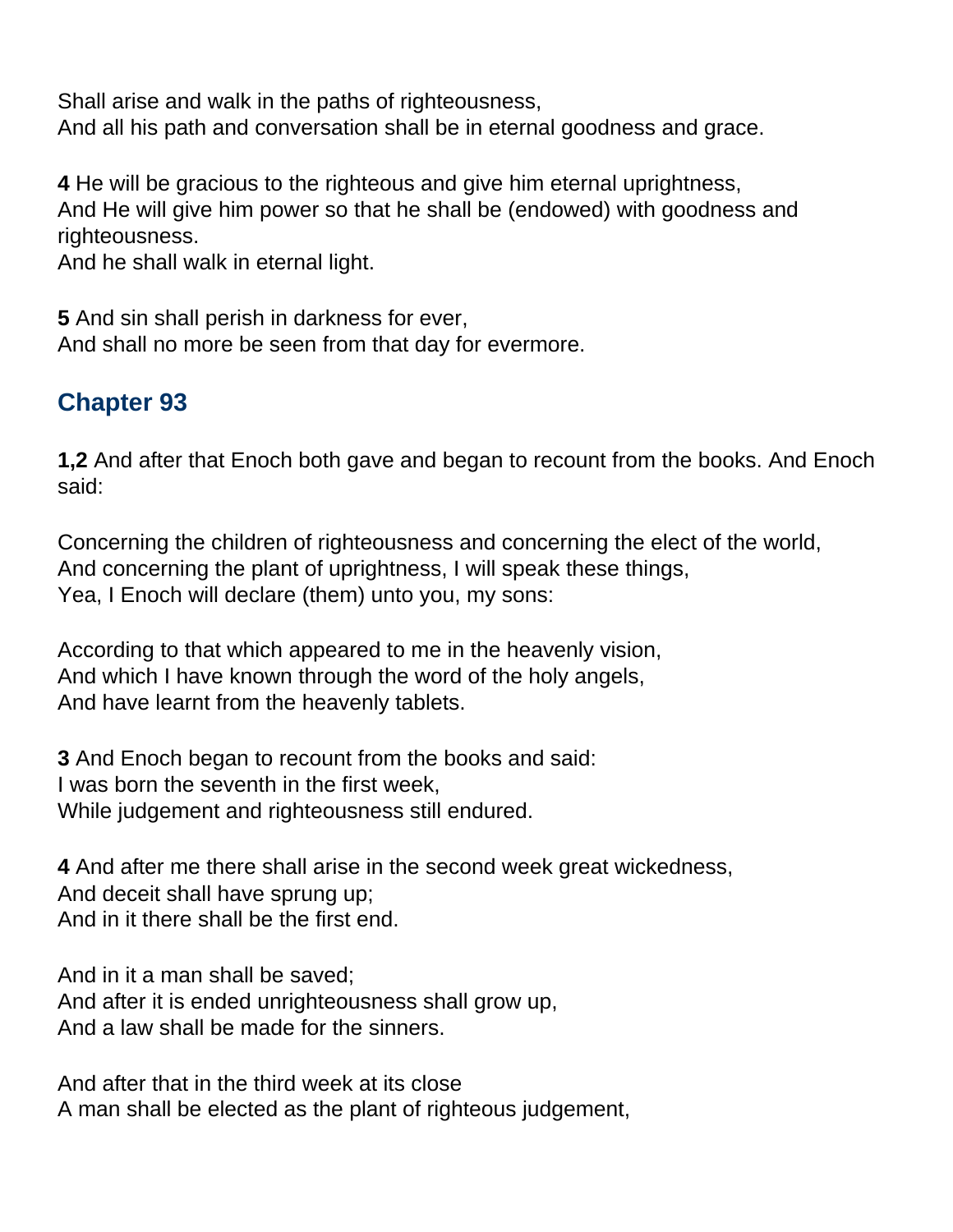Shall arise and walk in the paths of righteousness,
And all his path and conversation shall be in eternal goodness and grace.

**4** He will be gracious to the righteous and give him eternal uprightness,
And He will give him power so that he shall be (endowed) with goodness and righteousness.
And he shall walk in eternal light.

**5** And sin shall perish in darkness for ever,
And shall no more be seen from that day for evermore.

## Chapter 93

**1,2** And after that Enoch both gave and began to recount from the books. And Enoch said:

Concerning the children of righteousness and concerning the elect of the world,
And concerning the plant of uprightness, I will speak these things,
Yea, I Enoch will declare (them) unto you, my sons:

According to that which appeared to me in the heavenly vision,
And which I have known through the word of the holy angels,
And have learnt from the heavenly tablets.

**3** And Enoch began to recount from the books and said:
I was born the seventh in the first week,
While judgement and righteousness still endured.

**4** And after me there shall arise in the second week great wickedness,
And deceit shall have sprung up;
And in it there shall be the first end.

And in it a man shall be saved;
And after it is ended unrighteousness shall grow up,
And a law shall be made for the sinners.

And after that in the third week at its close
A man shall be elected as the plant of righteous judgement,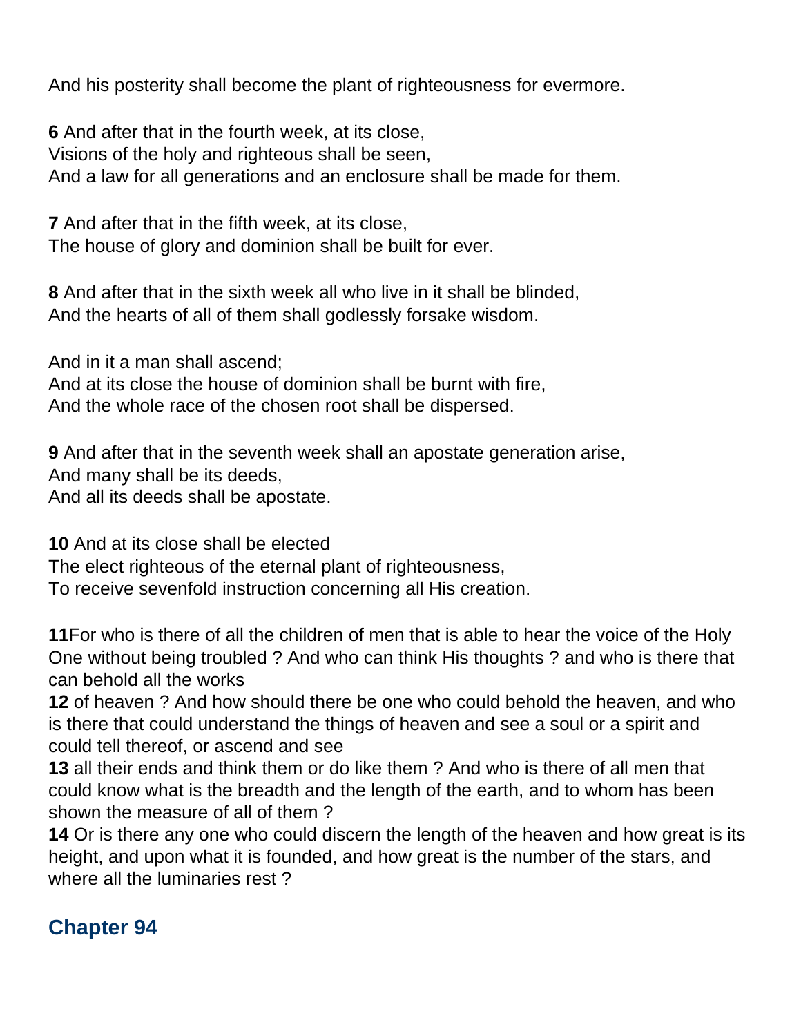And his posterity shall become the plant of righteousness for evermore.

**6** And after that in the fourth week, at its close,
Visions of the holy and righteous shall be seen,
And a law for all generations and an enclosure shall be made for them.

**7** And after that in the fifth week, at its close,
The house of glory and dominion shall be built for ever.

**8** And after that in the sixth week all who live in it shall be blinded,
And the hearts of all of them shall godlessly forsake wisdom.

And in it a man shall ascend;
And at its close the house of dominion shall be burnt with fire,
And the whole race of the chosen root shall be dispersed.

**9** And after that in the seventh week shall an apostate generation arise,
And many shall be its deeds,
And all its deeds shall be apostate.

**10** And at its close shall be elected
The elect righteous of the eternal plant of righteousness,
To receive sevenfold instruction concerning all His creation.

**11**For who is there of all the children of men that is able to hear the voice of the Holy One without being troubled ? And who can think His thoughts ? and who is there that can behold all the works
**12** of heaven ? And how should there be one who could behold the heaven, and who is there that could understand the things of heaven and see a soul or a spirit and could tell thereof, or ascend and see
**13** all their ends and think them or do like them ? And who is there of all men that could know what is the breadth and the length of the earth, and to whom has been shown the measure of all of them ?
**14** Or is there any one who could discern the length of the heaven and how great is its height, and upon what it is founded, and how great is the number of the stars, and where all the luminaries rest ?

## Chapter 94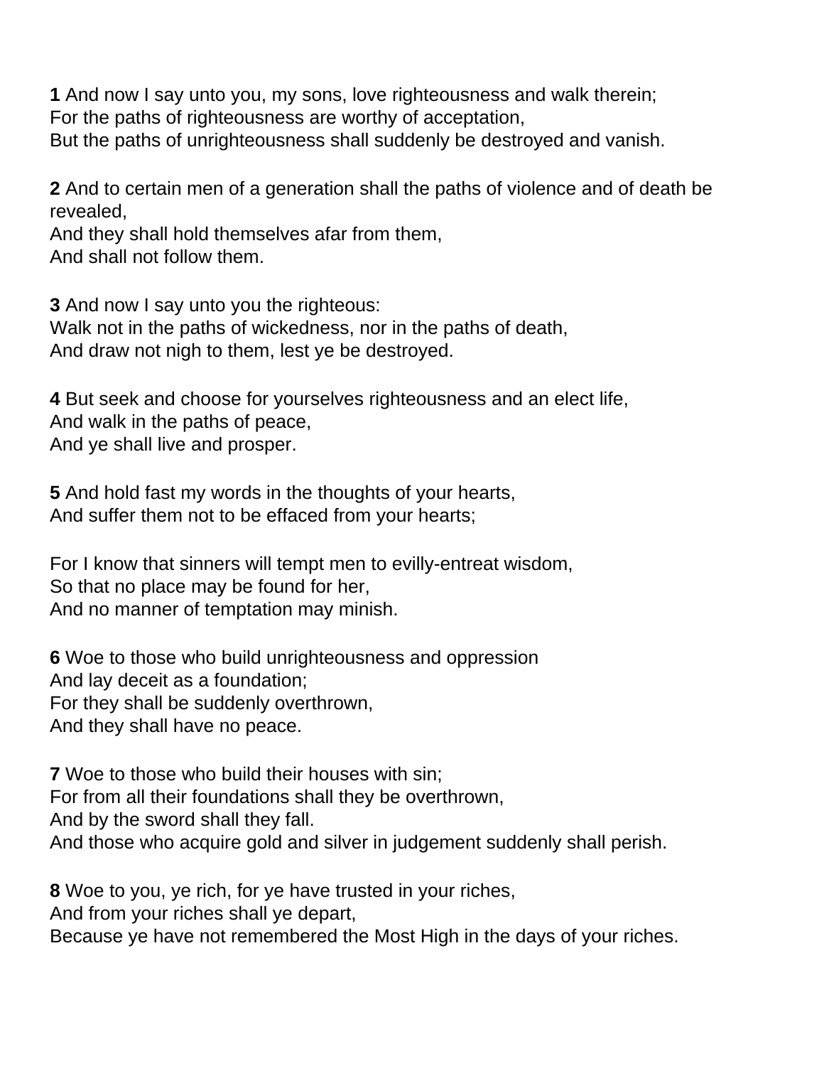**1** And now I say unto you, my sons, love righteousness and walk therein;
For the paths of righteousness are worthy of acceptation,
But the paths of unrighteousness shall suddenly be destroyed and vanish.

**2** And to certain men of a generation shall the paths of violence and of death be revealed,
And they shall hold themselves afar from them,
And shall not follow them.

**3** And now I say unto you the righteous:
Walk not in the paths of wickedness, nor in the paths of death,
And draw not nigh to them, lest ye be destroyed.

**4** But seek and choose for yourselves righteousness and an elect life,
And walk in the paths of peace,
And ye shall live and prosper.

**5** And hold fast my words in the thoughts of your hearts,
And suffer them not to be effaced from your hearts;

For I know that sinners will tempt men to evilly-entreat wisdom,
So that no place may be found for her,
And no manner of temptation may minish.

**6** Woe to those who build unrighteousness and oppression
And lay deceit as a foundation;
For they shall be suddenly overthrown,
And they shall have no peace.

**7** Woe to those who build their houses with sin;
For from all their foundations shall they be overthrown,
And by the sword shall they fall.
And those who acquire gold and silver in judgement suddenly shall perish.

**8** Woe to you, ye rich, for ye have trusted in your riches,
And from your riches shall ye depart,
Because ye have not remembered the Most High in the days of your riches.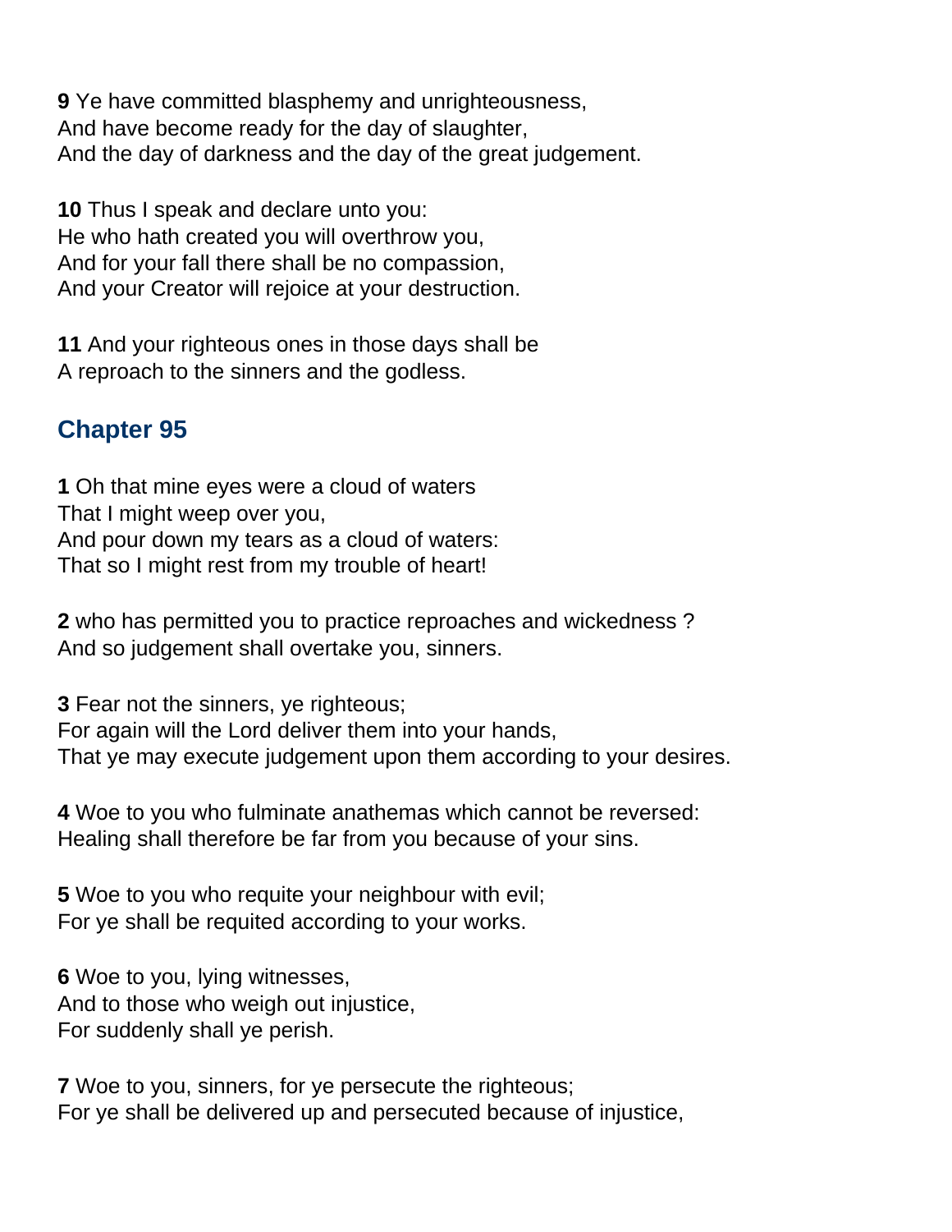**9** Ye have committed blasphemy and unrighteousness,
And have become ready for the day of slaughter,
And the day of darkness and the day of the great judgement.

**10** Thus I speak and declare unto you:
He who hath created you will overthrow you,
And for your fall there shall be no compassion,
And your Creator will rejoice at your destruction.

**11** And your righteous ones in those days shall be
A reproach to the sinners and the godless.

## Chapter 95

**1** Oh that mine eyes were a cloud of waters
That I might weep over you,
And pour down my tears as a cloud of waters:
That so I might rest from my trouble of heart!

**2** who has permitted you to practice reproaches and wickedness ?
And so judgement shall overtake you, sinners.

**3** Fear not the sinners, ye righteous;
For again will the Lord deliver them into your hands,
That ye may execute judgement upon them according to your desires.

**4** Woe to you who fulminate anathemas which cannot be reversed:
Healing shall therefore be far from you because of your sins.

**5** Woe to you who requite your neighbour with evil;
For ye shall be requited according to your works.

**6** Woe to you, lying witnesses,
And to those who weigh out injustice,
For suddenly shall ye perish.

**7** Woe to you, sinners, for ye persecute the righteous;
For ye shall be delivered up and persecuted because of injustice,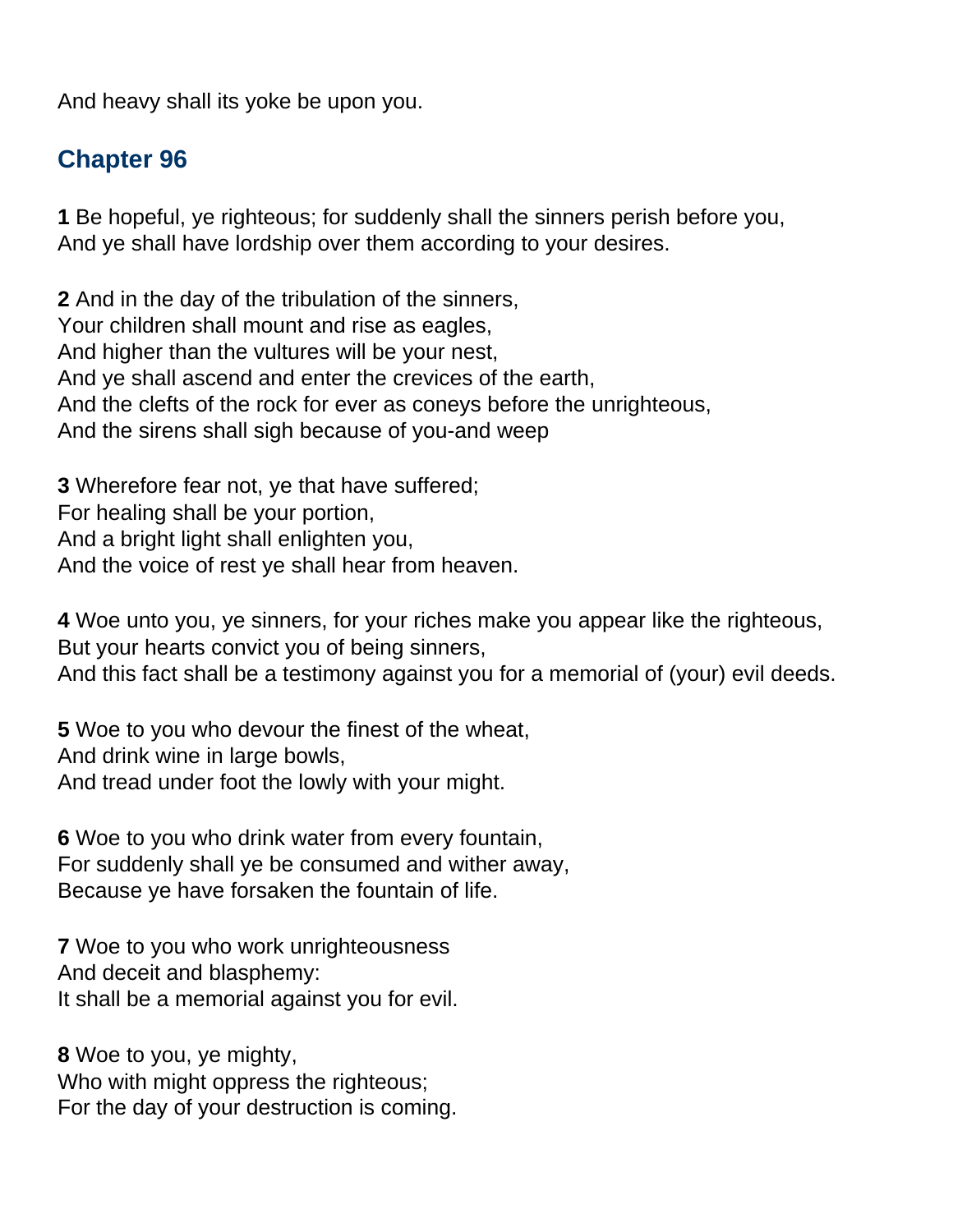And heavy shall its yoke be upon you.

## Chapter 96

**1** Be hopeful, ye righteous; for suddenly shall the sinners perish before you,
And ye shall have lordship over them according to your desires.

**2** And in the day of the tribulation of the sinners,
Your children shall mount and rise as eagles,
And higher than the vultures will be your nest,
And ye shall ascend and enter the crevices of the earth,
And the clefts of the rock for ever as coneys before the unrighteous,
And the sirens shall sigh because of you-and weep

**3** Wherefore fear not, ye that have suffered;
For healing shall be your portion,
And a bright light shall enlighten you,
And the voice of rest ye shall hear from heaven.

**4** Woe unto you, ye sinners, for your riches make you appear like the righteous,
But your hearts convict you of being sinners,
And this fact shall be a testimony against you for a memorial of (your) evil deeds.

**5** Woe to you who devour the finest of the wheat,
And drink wine in large bowls,
And tread under foot the lowly with your might.

**6** Woe to you who drink water from every fountain,
For suddenly shall ye be consumed and wither away,
Because ye have forsaken the fountain of life.

**7** Woe to you who work unrighteousness
And deceit and blasphemy:
It shall be a memorial against you for evil.

**8** Woe to you, ye mighty,
Who with might oppress the righteous;
For the day of your destruction is coming.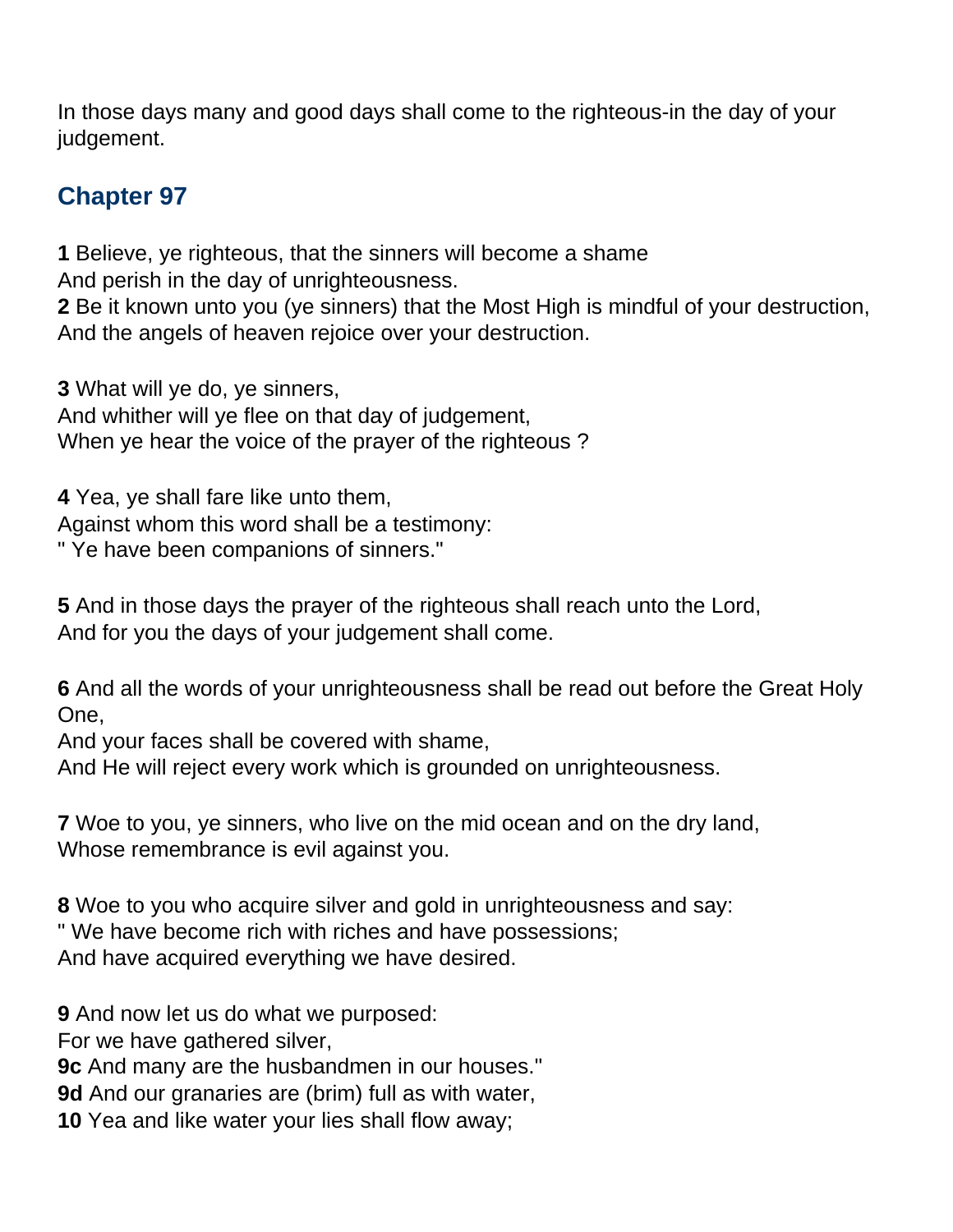In those days many and good days shall come to the righteous-in the day of your judgement.

## Chapter 97

**1** Believe, ye righteous, that the sinners will become a shame
And perish in the day of unrighteousness.
**2** Be it known unto you (ye sinners) that the Most High is mindful of your destruction,
And the angels of heaven rejoice over your destruction.

**3** What will ye do, ye sinners,
And whither will ye flee on that day of judgement,
When ye hear the voice of the prayer of the righteous ?

**4** Yea, ye shall fare like unto them,
Against whom this word shall be a testimony:
" Ye have been companions of sinners."

**5** And in those days the prayer of the righteous shall reach unto the Lord,
And for you the days of your judgement shall come.

**6** And all the words of your unrighteousness shall be read out before the Great Holy One,
And your faces shall be covered with shame,
And He will reject every work which is grounded on unrighteousness.

**7** Woe to you, ye sinners, who live on the mid ocean and on the dry land,
Whose remembrance is evil against you.

**8** Woe to you who acquire silver and gold in unrighteousness and say:
" We have become rich with riches and have possessions;
And have acquired everything we have desired.

**9** And now let us do what we purposed:
For we have gathered silver,
**9c** And many are the husbandmen in our houses."
**9d** And our granaries are (brim) full as with water,
**10** Yea and like water your lies shall flow away;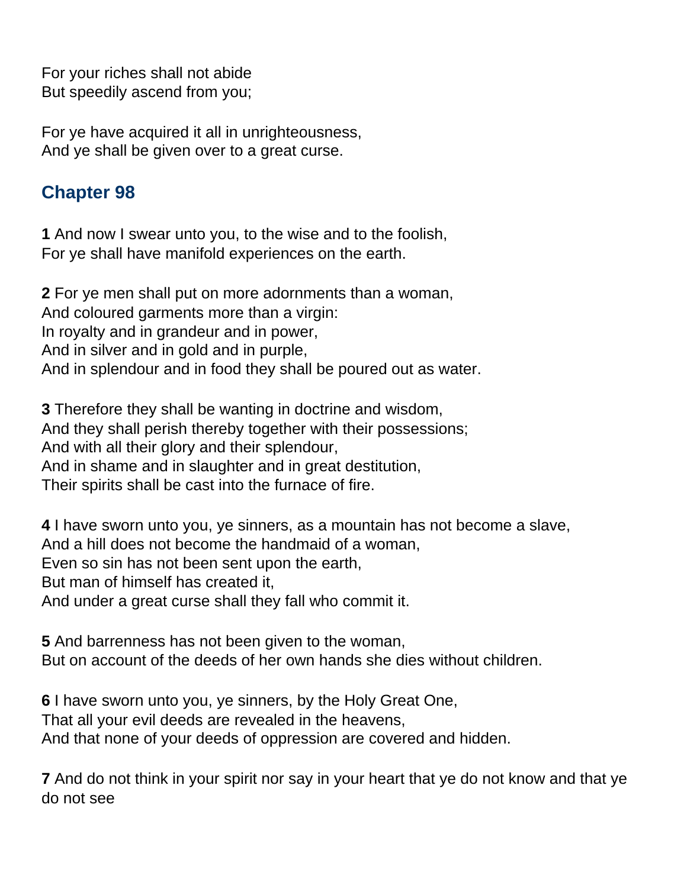For your riches shall not abide  
But speedily ascend from you;

For ye have acquired it all in unrighteousness,  
And ye shall be given over to a great curse.

## Chapter 98

**1** And now I swear unto you, to the wise and to the foolish,  
For ye shall have manifold experiences on the earth.

**2** For ye men shall put on more adornments than a woman,  
And coloured garments more than a virgin:  
In royalty and in grandeur and in power,  
And in silver and in gold and in purple,  
And in splendour and in food they shall be poured out as water.

**3** Therefore they shall be wanting in doctrine and wisdom,  
And they shall perish thereby together with their possessions;  
And with all their glory and their splendour,  
And in shame and in slaughter and in great destitution,  
Their spirits shall be cast into the furnace of fire.

**4** I have sworn unto you, ye sinners, as a mountain has not become a slave,  
And a hill does not become the handmaid of a woman,  
Even so sin has not been sent upon the earth,  
But man of himself has created it,  
And under a great curse shall they fall who commit it.

**5** And barrenness has not been given to the woman,  
But on account of the deeds of her own hands she dies without children.

**6** I have sworn unto you, ye sinners, by the Holy Great One,  
That all your evil deeds are revealed in the heavens,  
And that none of your deeds of oppression are covered and hidden.

**7** And do not think in your spirit nor say in your heart that ye do not know and that ye do not see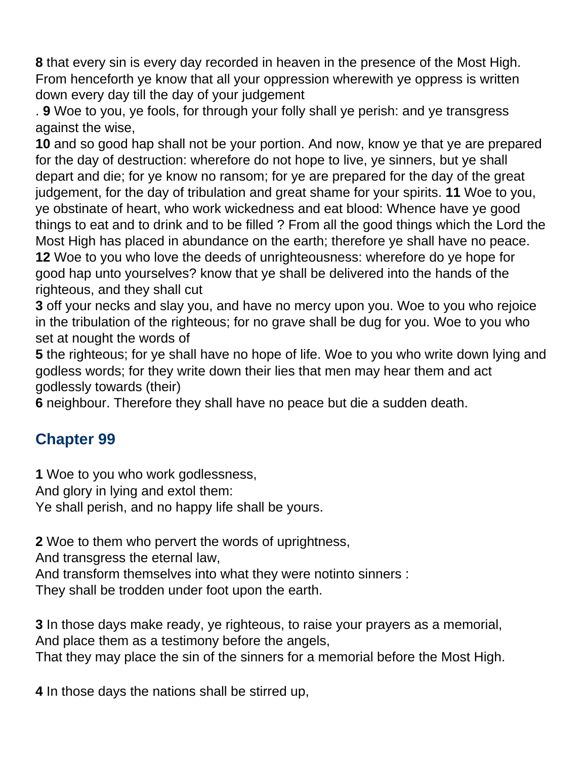**8** that every sin is every day recorded in heaven in the presence of the Most High. From henceforth ye know that all your oppression wherewith ye oppress is written down every day till the day of your judgement

. **9** Woe to you, ye fools, for through your folly shall ye perish: and ye transgress against the wise,

**10** and so good hap shall not be your portion. And now, know ye that ye are prepared for the day of destruction: wherefore do not hope to live, ye sinners, but ye shall depart and die; for ye know no ransom; for ye are prepared for the day of the great judgement, for the day of tribulation and great shame for your spirits. **11** Woe to you, ye obstinate of heart, who work wickedness and eat blood: Whence have ye good things to eat and to drink and to be filled ? From all the good things which the Lord the Most High has placed in abundance on the earth; therefore ye shall have no peace.

**12** Woe to you who love the deeds of unrighteousness: wherefore do ye hope for good hap unto yourselves? know that ye shall be delivered into the hands of the righteous, and they shall cut

**3** off your necks and slay you, and have no mercy upon you. Woe to you who rejoice in the tribulation of the righteous; for no grave shall be dug for you. Woe to you who set at nought the words of

**5** the righteous; for ye shall have no hope of life. Woe to you who write down lying and godless words; for they write down their lies that men may hear them and act godlessly towards (their)

**6** neighbour. Therefore they shall have no peace but die a sudden death.

## Chapter 99

**1** Woe to you who work godlessness,
And glory in lying and extol them:
Ye shall perish, and no happy life shall be yours.

**2** Woe to them who pervert the words of uprightness,
And transgress the eternal law,
And transform themselves into what they were notinto sinners :
They shall be trodden under foot upon the earth.

**3** In those days make ready, ye righteous, to raise your prayers as a memorial,
And place them as a testimony before the angels,
That they may place the sin of the sinners for a memorial before the Most High.

**4** In those days the nations shall be stirred up,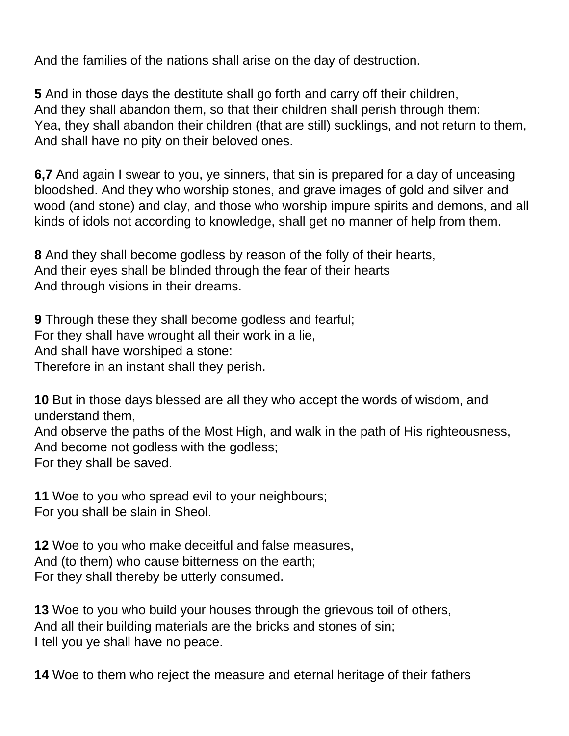And the families of the nations shall arise on the day of destruction.

**5** And in those days the destitute shall go forth and carry off their children,
And they shall abandon them, so that their children shall perish through them:
Yea, they shall abandon their children (that are still) sucklings, and not return to them,
And shall have no pity on their beloved ones.

**6,7** And again I swear to you, ye sinners, that sin is prepared for a day of unceasing bloodshed. And they who worship stones, and grave images of gold and silver and wood (and stone) and clay, and those who worship impure spirits and demons, and all kinds of idols not according to knowledge, shall get no manner of help from them.

**8** And they shall become godless by reason of the folly of their hearts,
And their eyes shall be blinded through the fear of their hearts
And through visions in their dreams.

**9** Through these they shall become godless and fearful;
For they shall have wrought all their work in a lie,
And shall have worshiped a stone:
Therefore in an instant shall they perish.

**10** But in those days blessed are all they who accept the words of wisdom, and understand them,
And observe the paths of the Most High, and walk in the path of His righteousness,
And become not godless with the godless;
For they shall be saved.

**11** Woe to you who spread evil to your neighbours;
For you shall be slain in Sheol.

**12** Woe to you who make deceitful and false measures,
And (to them) who cause bitterness on the earth;
For they shall thereby be utterly consumed.

**13** Woe to you who build your houses through the grievous toil of others,
And all their building materials are the bricks and stones of sin;
I tell you ye shall have no peace.

**14** Woe to them who reject the measure and eternal heritage of their fathers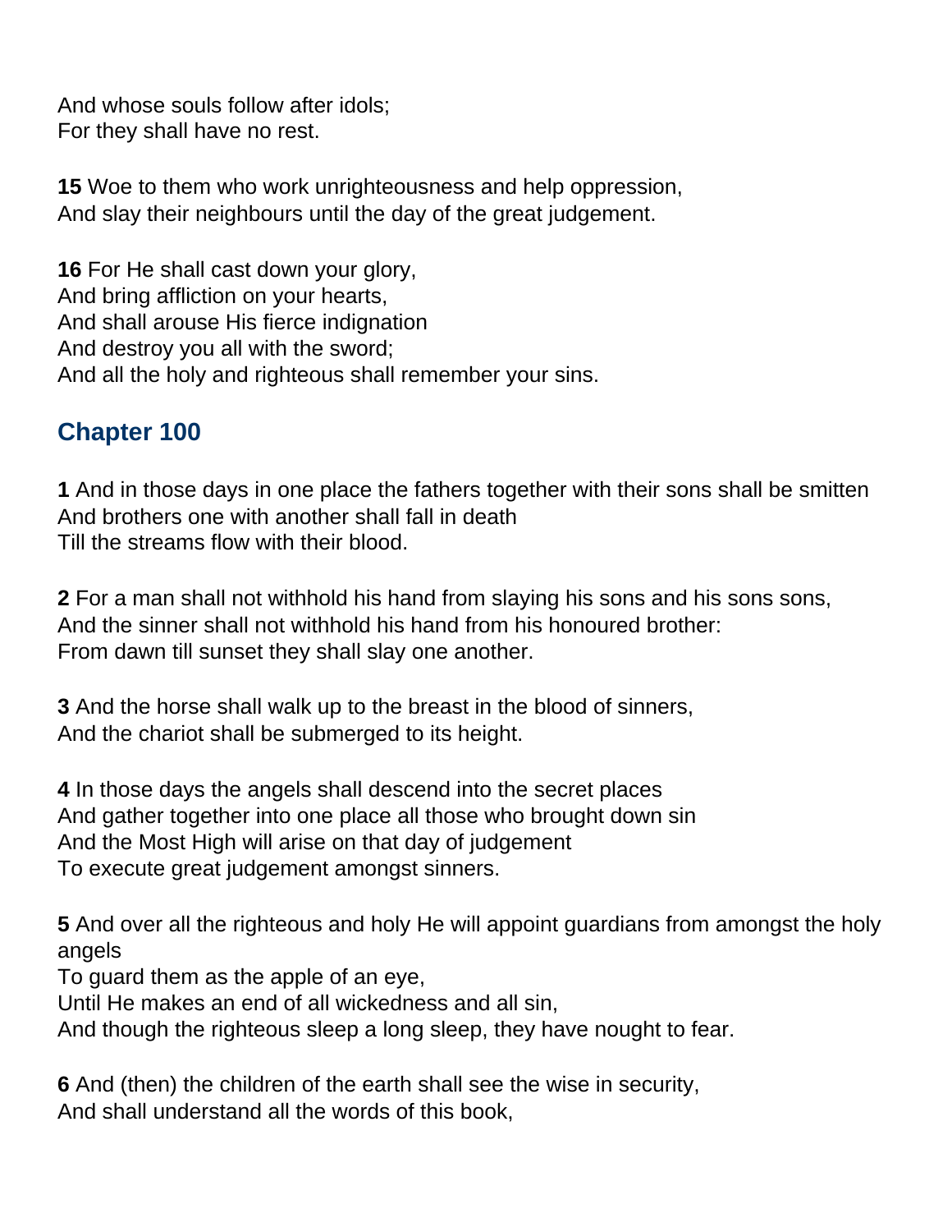And whose souls follow after idols;
For they shall have no rest.

**15** Woe to them who work unrighteousness and help oppression,
And slay their neighbours until the day of the great judgement.

**16** For He shall cast down your glory,
And bring affliction on your hearts,
And shall arouse His fierce indignation
And destroy you all with the sword;
And all the holy and righteous shall remember your sins.

## Chapter 100

**1** And in those days in one place the fathers together with their sons shall be smitten
And brothers one with another shall fall in death
Till the streams flow with their blood.

**2** For a man shall not withhold his hand from slaying his sons and his sons sons,
And the sinner shall not withhold his hand from his honoured brother:
From dawn till sunset they shall slay one another.

**3** And the horse shall walk up to the breast in the blood of sinners,
And the chariot shall be submerged to its height.

**4** In those days the angels shall descend into the secret places
And gather together into one place all those who brought down sin
And the Most High will arise on that day of judgement
To execute great judgement amongst sinners.

**5** And over all the righteous and holy He will appoint guardians from amongst the holy angels
To guard them as the apple of an eye,
Until He makes an end of all wickedness and all sin,
And though the righteous sleep a long sleep, they have nought to fear.

**6** And (then) the children of the earth shall see the wise in security,
And shall understand all the words of this book,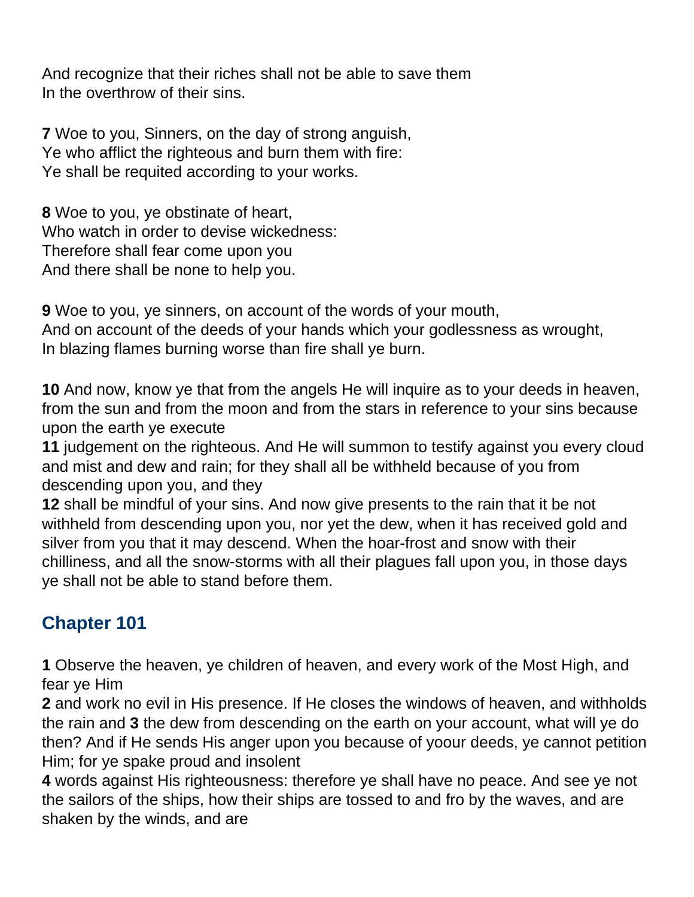And recognize that their riches shall not be able to save them
In the overthrow of their sins.

**7** Woe to you, Sinners, on the day of strong anguish,
Ye who afflict the righteous and burn them with fire:
Ye shall be requited according to your works.

**8** Woe to you, ye obstinate of heart,
Who watch in order to devise wickedness:
Therefore shall fear come upon you
And there shall be none to help you.

**9** Woe to you, ye sinners, on account of the words of your mouth,
And on account of the deeds of your hands which your godlessness as wrought,
In blazing flames burning worse than fire shall ye burn.

**10** And now, know ye that from the angels He will inquire as to your deeds in heaven, from the sun and from the moon and from the stars in reference to your sins because upon the earth ye execute
**11** judgement on the righteous. And He will summon to testify against you every cloud and mist and dew and rain; for they shall all be withheld because of you from descending upon you, and they
**12** shall be mindful of your sins. And now give presents to the rain that it be not withheld from descending upon you, nor yet the dew, when it has received gold and silver from you that it may descend. When the hoar-frost and snow with their chilliness, and all the snow-storms with all their plagues fall upon you, in those days ye shall not be able to stand before them.

## Chapter 101

**1** Observe the heaven, ye children of heaven, and every work of the Most High, and fear ye Him
**2** and work no evil in His presence. If He closes the windows of heaven, and withholds the rain and **3** the dew from descending on the earth on your account, what will ye do then? And if He sends His anger upon you because of yoour deeds, ye cannot petition Him; for ye spake proud and insolent
**4** words against His righteousness: therefore ye shall have no peace. And see ye not the sailors of the ships, how their ships are tossed to and fro by the waves, and are shaken by the winds, and are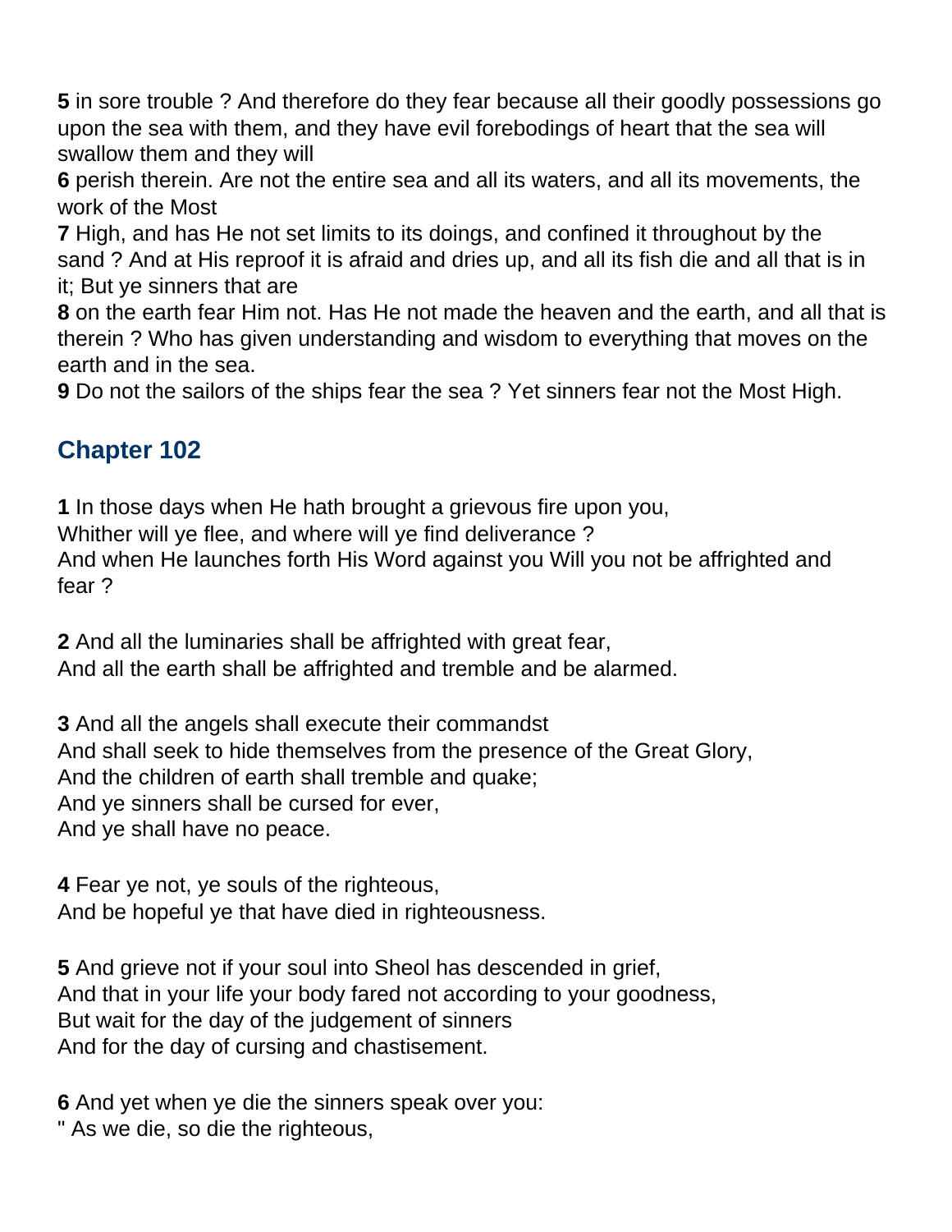**5** in sore trouble ? And therefore do they fear because all their goodly possessions go upon the sea with them, and they have evil forebodings of heart that the sea will swallow them and they will
**6** perish therein. Are not the entire sea and all its waters, and all its movements, the work of the Most
**7** High, and has He not set limits to its doings, and confined it throughout by the sand ? And at His reproof it is afraid and dries up, and all its fish die and all that is in it; But ye sinners that are
**8** on the earth fear Him not. Has He not made the heaven and the earth, and all that is therein ? Who has given understanding and wisdom to everything that moves on the earth and in the sea.
**9** Do not the sailors of the ships fear the sea ? Yet sinners fear not the Most High.

## Chapter 102

**1** In those days when He hath brought a grievous fire upon you,
Whither will ye flee, and where will ye find deliverance ?
And when He launches forth His Word against you Will you not be affrighted and fear ?

**2** And all the luminaries shall be affrighted with great fear,
And all the earth shall be affrighted and tremble and be alarmed.

**3** And all the angels shall execute their commandst
And shall seek to hide themselves from the presence of the Great Glory,
And the children of earth shall tremble and quake;
And ye sinners shall be cursed for ever,
And ye shall have no peace.

**4** Fear ye not, ye souls of the righteous,
And be hopeful ye that have died in righteousness.

**5** And grieve not if your soul into Sheol has descended in grief,
And that in your life your body fared not according to your goodness,
But wait for the day of the judgement of sinners
And for the day of cursing and chastisement.

**6** And yet when ye die the sinners speak over you:
" As we die, so die the righteous,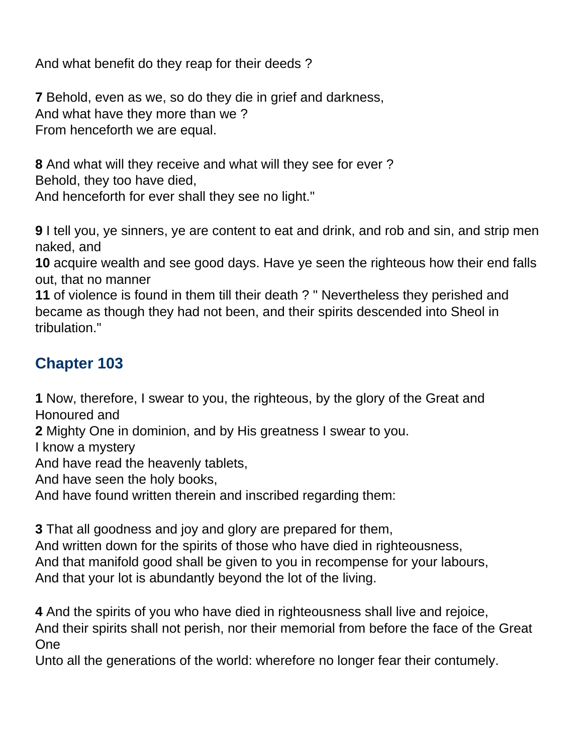And what benefit do they reap for their deeds ?

**7** Behold, even as we, so do they die in grief and darkness,
And what have they more than we ?
From henceforth we are equal.

**8** And what will they receive and what will they see for ever ?
Behold, they too have died,
And henceforth for ever shall they see no light."

**9** I tell you, ye sinners, ye are content to eat and drink, and rob and sin, and strip men naked, and
**10** acquire wealth and see good days. Have ye seen the righteous how their end falls out, that no manner
**11** of violence is found in them till their death ? " Nevertheless they perished and became as though they had not been, and their spirits descended into Sheol in tribulation."

## Chapter 103

**1** Now, therefore, I swear to you, the righteous, by the glory of the Great and Honoured and
**2** Mighty One in dominion, and by His greatness I swear to you.
I know a mystery
And have read the heavenly tablets,
And have seen the holy books,
And have found written therein and inscribed regarding them:

**3** That all goodness and joy and glory are prepared for them,
And written down for the spirits of those who have died in righteousness,
And that manifold good shall be given to you in recompense for your labours,
And that your lot is abundantly beyond the lot of the living.

**4** And the spirits of you who have died in righteousness shall live and rejoice,
And their spirits shall not perish, nor their memorial from before the face of the Great One
Unto all the generations of the world: wherefore no longer fear their contumely.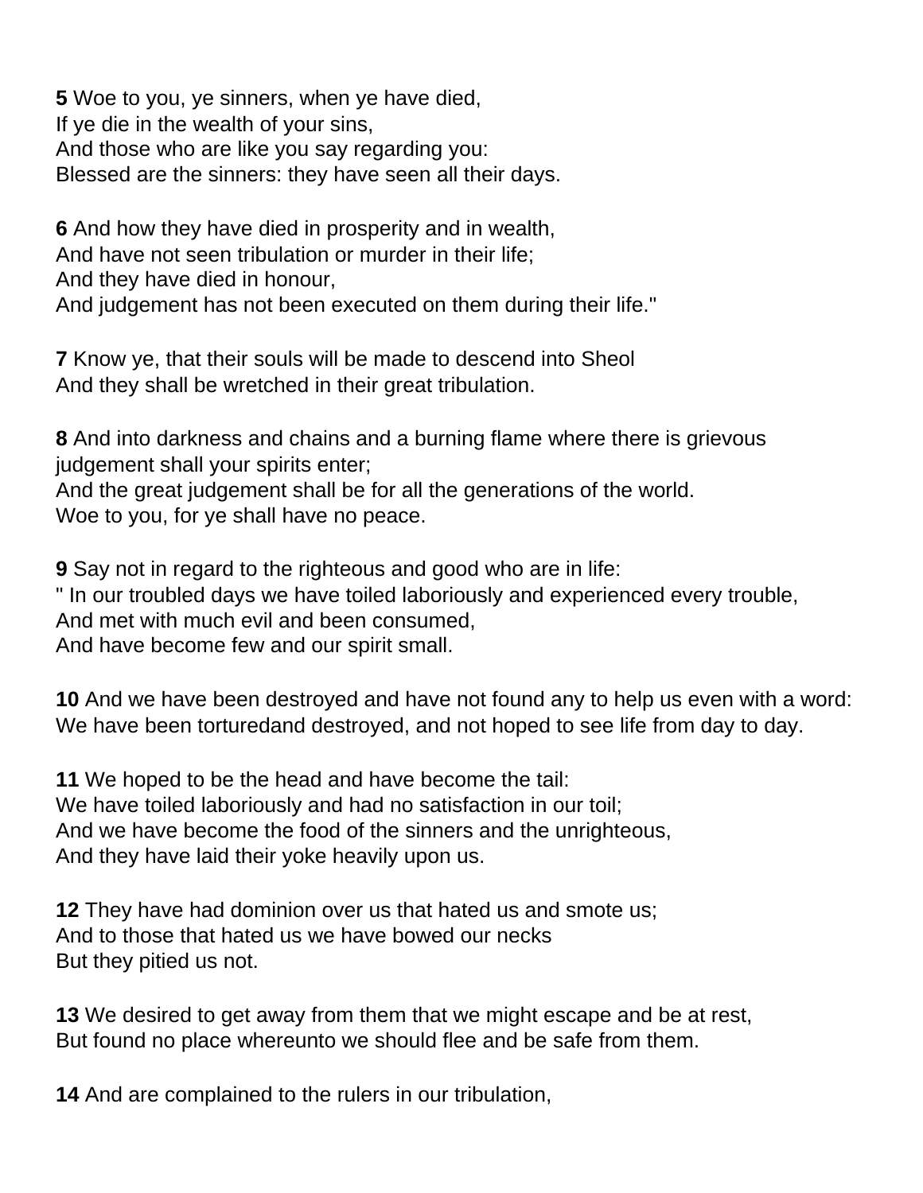**5** Woe to you, ye sinners, when ye have died,
If ye die in the wealth of your sins,
And those who are like you say regarding you:
Blessed are the sinners: they have seen all their days.

**6** And how they have died in prosperity and in wealth,
And have not seen tribulation or murder in their life;
And they have died in honour,
And judgement has not been executed on them during their life."

**7** Know ye, that their souls will be made to descend into Sheol
And they shall be wretched in their great tribulation.

**8** And into darkness and chains and a burning flame where there is grievous judgement shall your spirits enter;
And the great judgement shall be for all the generations of the world.
Woe to you, for ye shall have no peace.

**9** Say not in regard to the righteous and good who are in life:
" In our troubled days we have toiled laboriously and experienced every trouble,
And met with much evil and been consumed,
And have become few and our spirit small.

**10** And we have been destroyed and have not found any to help us even with a word:
We have been torturedand destroyed, and not hoped to see life from day to day.

**11** We hoped to be the head and have become the tail:
We have toiled laboriously and had no satisfaction in our toil;
And we have become the food of the sinners and the unrighteous,
And they have laid their yoke heavily upon us.

**12** They have had dominion over us that hated us and smote us;
And to those that hated us we have bowed our necks
But they pitied us not.

**13** We desired to get away from them that we might escape and be at rest,
But found no place whereunto we should flee and be safe from them.

**14** And are complained to the rulers in our tribulation,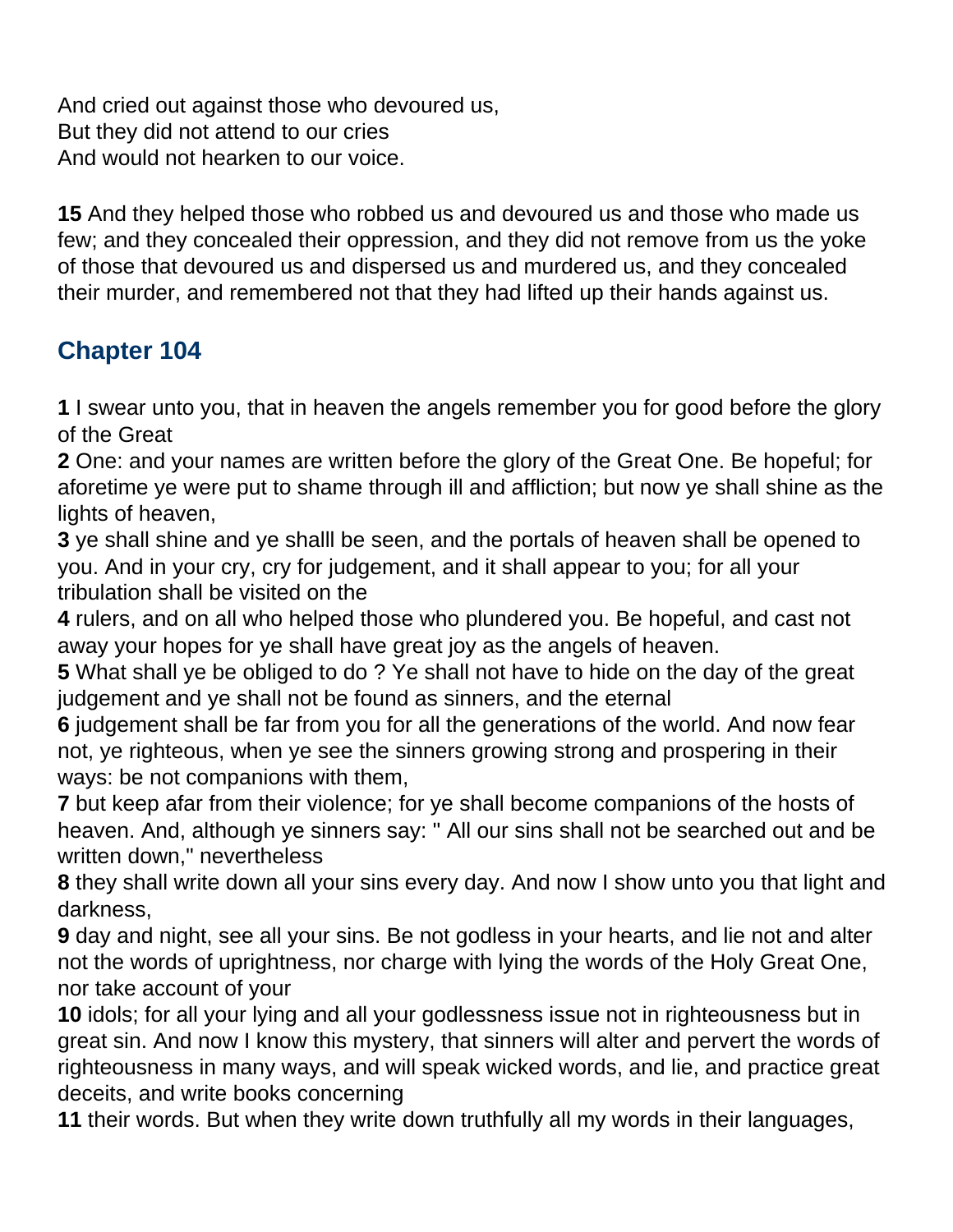And cried out against those who devoured us,
But they did not attend to our cries
And would not hearken to our voice.

**15** And they helped those who robbed us and devoured us and those who made us few; and they concealed their oppression, and they did not remove from us the yoke of those that devoured us and dispersed us and murdered us, and they concealed their murder, and remembered not that they had lifted up their hands against us.

## Chapter 104

**1** I swear unto you, that in heaven the angels remember you for good before the glory of the Great
**2** One: and your names are written before the glory of the Great One. Be hopeful; for aforetime ye were put to shame through ill and affliction; but now ye shall shine as the lights of heaven,
**3** ye shall shine and ye shalll be seen, and the portals of heaven shall be opened to you. And in your cry, cry for judgement, and it shall appear to you; for all your tribulation shall be visited on the
**4** rulers, and on all who helped those who plundered you. Be hopeful, and cast not away your hopes for ye shall have great joy as the angels of heaven.
**5** What shall ye be obliged to do ? Ye shall not have to hide on the day of the great judgement and ye shall not be found as sinners, and the eternal
**6** judgement shall be far from you for all the generations of the world. And now fear not, ye righteous, when ye see the sinners growing strong and prospering in their ways: be not companions with them,
**7** but keep afar from their violence; for ye shall become companions of the hosts of heaven. And, although ye sinners say: " All our sins shall not be searched out and be written down," nevertheless
**8** they shall write down all your sins every day. And now I show unto you that light and darkness,
**9** day and night, see all your sins. Be not godless in your hearts, and lie not and alter not the words of uprightness, nor charge with lying the words of the Holy Great One, nor take account of your
**10** idols; for all your lying and all your godlessness issue not in righteousness but in great sin. And now I know this mystery, that sinners will alter and pervert the words of righteousness in many ways, and will speak wicked words, and lie, and practice great deceits, and write books concerning
**11** their words. But when they write down truthfully all my words in their languages,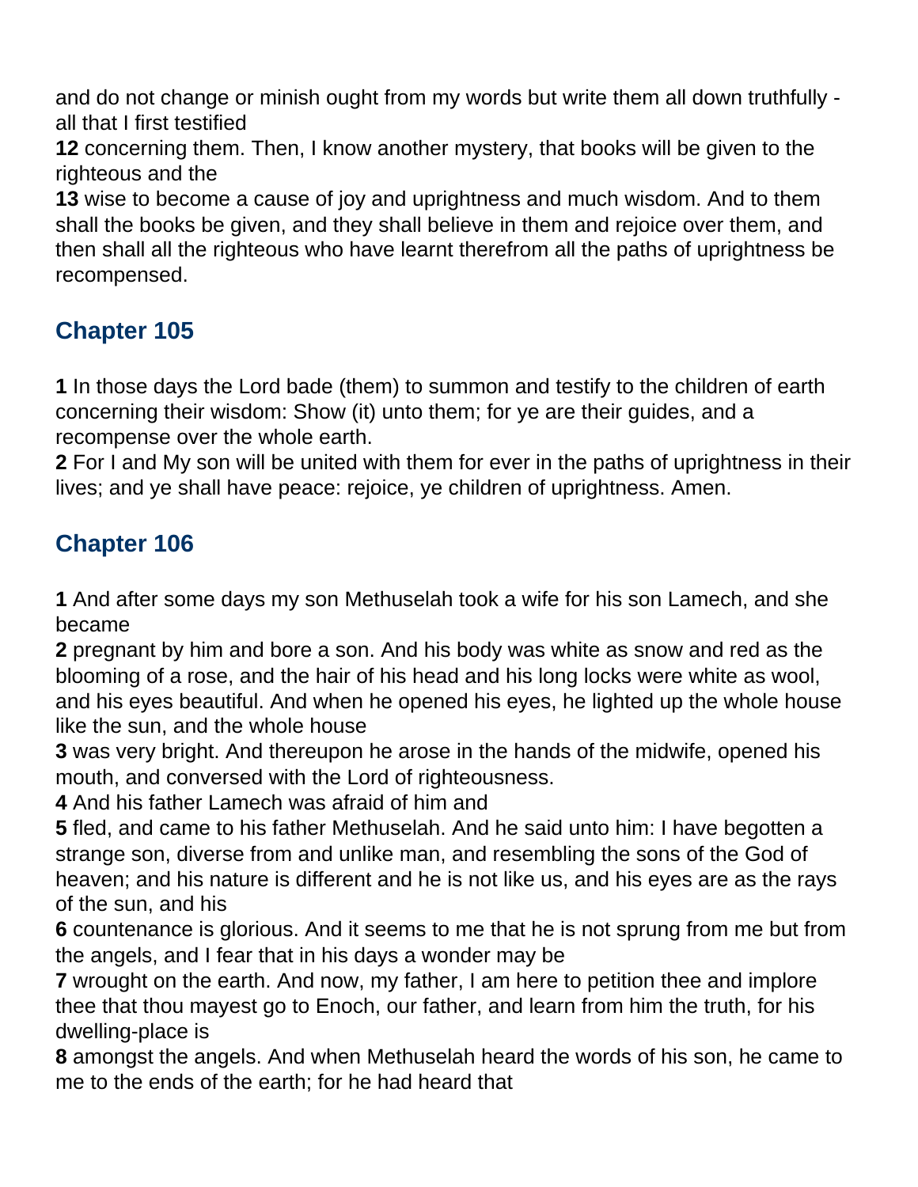and do not change or minish ought from my words but write them all down truthfully - all that I first testified
**12** concerning them. Then, I know another mystery, that books will be given to the righteous and the
**13** wise to become a cause of joy and uprightness and much wisdom. And to them shall the books be given, and they shall believe in them and rejoice over them, and then shall all the righteous who have learnt therefrom all the paths of uprightness be recompensed.

## Chapter 105

**1** In those days the Lord bade (them) to summon and testify to the children of earth concerning their wisdom: Show (it) unto them; for ye are their guides, and a recompense over the whole earth.
**2** For I and My son will be united with them for ever in the paths of uprightness in their lives; and ye shall have peace: rejoice, ye children of uprightness. Amen.

## Chapter 106

**1** And after some days my son Methuselah took a wife for his son Lamech, and she became
**2** pregnant by him and bore a son. And his body was white as snow and red as the blooming of a rose, and the hair of his head and his long locks were white as wool, and his eyes beautiful. And when he opened his eyes, he lighted up the whole house like the sun, and the whole house
**3** was very bright. And thereupon he arose in the hands of the midwife, opened his mouth, and conversed with the Lord of righteousness.
**4** And his father Lamech was afraid of him and
**5** fled, and came to his father Methuselah. And he said unto him: I have begotten a strange son, diverse from and unlike man, and resembling the sons of the God of heaven; and his nature is different and he is not like us, and his eyes are as the rays of the sun, and his
**6** countenance is glorious. And it seems to me that he is not sprung from me but from the angels, and I fear that in his days a wonder may be
**7** wrought on the earth. And now, my father, I am here to petition thee and implore thee that thou mayest go to Enoch, our father, and learn from him the truth, for his dwelling-place is
**8** amongst the angels. And when Methuselah heard the words of his son, he came to me to the ends of the earth; for he had heard that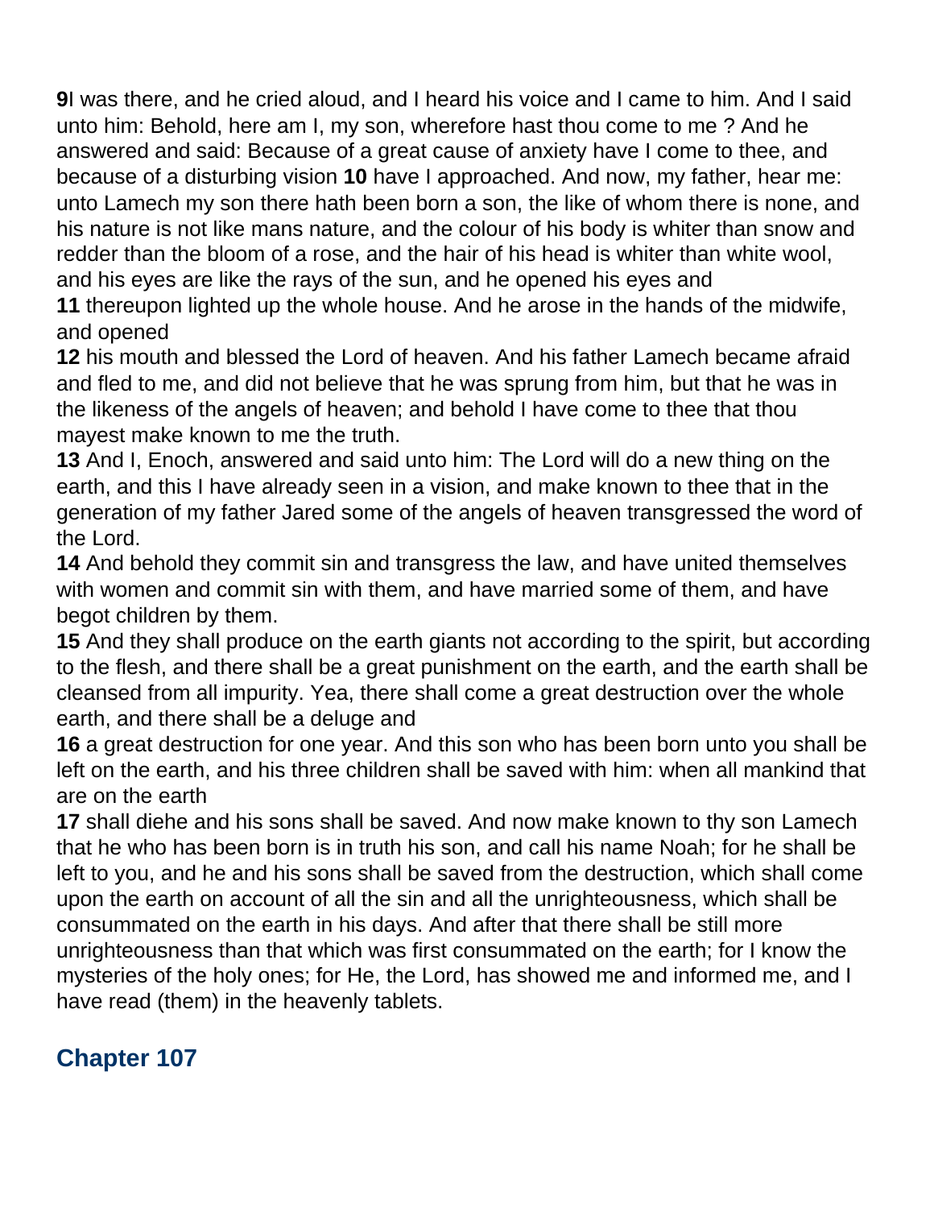**9**I was there, and he cried aloud, and I heard his voice and I came to him. And I said unto him: Behold, here am I, my son, wherefore hast thou come to me ? And he answered and said: Because of a great cause of anxiety have I come to thee, and because of a disturbing vision **10** have I approached. And now, my father, hear me: unto Lamech my son there hath been born a son, the like of whom there is none, and his nature is not like mans nature, and the colour of his body is whiter than snow and redder than the bloom of a rose, and the hair of his head is whiter than white wool, and his eyes are like the rays of the sun, and he opened his eyes and
**11** thereupon lighted up the whole house. And he arose in the hands of the midwife, and opened
**12** his mouth and blessed the Lord of heaven. And his father Lamech became afraid and fled to me, and did not believe that he was sprung from him, but that he was in the likeness of the angels of heaven; and behold I have come to thee that thou mayest make known to me the truth.
**13** And I, Enoch, answered and said unto him: The Lord will do a new thing on the earth, and this I have already seen in a vision, and make known to thee that in the generation of my father Jared some of the angels of heaven transgressed the word of the Lord.
**14** And behold they commit sin and transgress the law, and have united themselves with women and commit sin with them, and have married some of them, and have begot children by them.
**15** And they shall produce on the earth giants not according to the spirit, but according to the flesh, and there shall be a great punishment on the earth, and the earth shall be cleansed from all impurity. Yea, there shall come a great destruction over the whole earth, and there shall be a deluge and
**16** a great destruction for one year. And this son who has been born unto you shall be left on the earth, and his three children shall be saved with him: when all mankind that are on the earth
**17** shall diehe and his sons shall be saved. And now make known to thy son Lamech that he who has been born is in truth his son, and call his name Noah; for he shall be left to you, and he and his sons shall be saved from the destruction, which shall come upon the earth on account of all the sin and all the unrighteousness, which shall be consummated on the earth in his days. And after that there shall be still more unrighteousness than that which was first consummated on the earth; for I know the mysteries of the holy ones; for He, the Lord, has showed me and informed me, and I have read (them) in the heavenly tablets.

## Chapter 107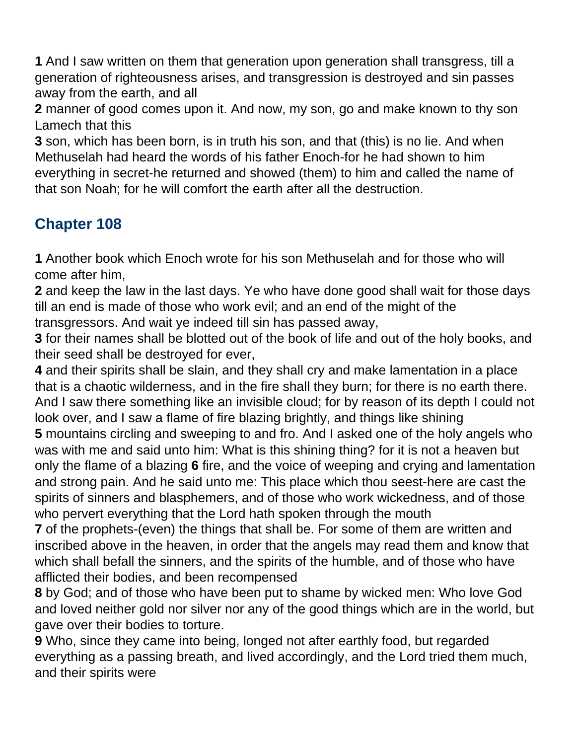**1** And I saw written on them that generation upon generation shall transgress, till a generation of righteousness arises, and transgression is destroyed and sin passes away from the earth, and all

**2** manner of good comes upon it. And now, my son, go and make known to thy son Lamech that this

**3** son, which has been born, is in truth his son, and that (this) is no lie. And when Methuselah had heard the words of his father Enoch-for he had shown to him everything in secret-he returned and showed (them) to him and called the name of that son Noah; for he will comfort the earth after all the destruction.

## Chapter 108

**1** Another book which Enoch wrote for his son Methuselah and for those who will come after him,

**2** and keep the law in the last days. Ye who have done good shall wait for those days till an end is made of those who work evil; and an end of the might of the transgressors. And wait ye indeed till sin has passed away,

**3** for their names shall be blotted out of the book of life and out of the holy books, and their seed shall be destroyed for ever,

**4** and their spirits shall be slain, and they shall cry and make lamentation in a place that is a chaotic wilderness, and in the fire shall they burn; for there is no earth there. And I saw there something like an invisible cloud; for by reason of its depth I could not look over, and I saw a flame of fire blazing brightly, and things like shining

**5** mountains circling and sweeping to and fro. And I asked one of the holy angels who was with me and said unto him: What is this shining thing? for it is not a heaven but only the flame of a blazing **6** fire, and the voice of weeping and crying and lamentation and strong pain. And he said unto me: This place which thou seest-here are cast the spirits of sinners and blasphemers, and of those who work wickedness, and of those who pervert everything that the Lord hath spoken through the mouth

**7** of the prophets-(even) the things that shall be. For some of them are written and inscribed above in the heaven, in order that the angels may read them and know that which shall befall the sinners, and the spirits of the humble, and of those who have afflicted their bodies, and been recompensed

**8** by God; and of those who have been put to shame by wicked men: Who love God and loved neither gold nor silver nor any of the good things which are in the world, but gave over their bodies to torture.

**9** Who, since they came into being, longed not after earthly food, but regarded everything as a passing breath, and lived accordingly, and the Lord tried them much, and their spirits were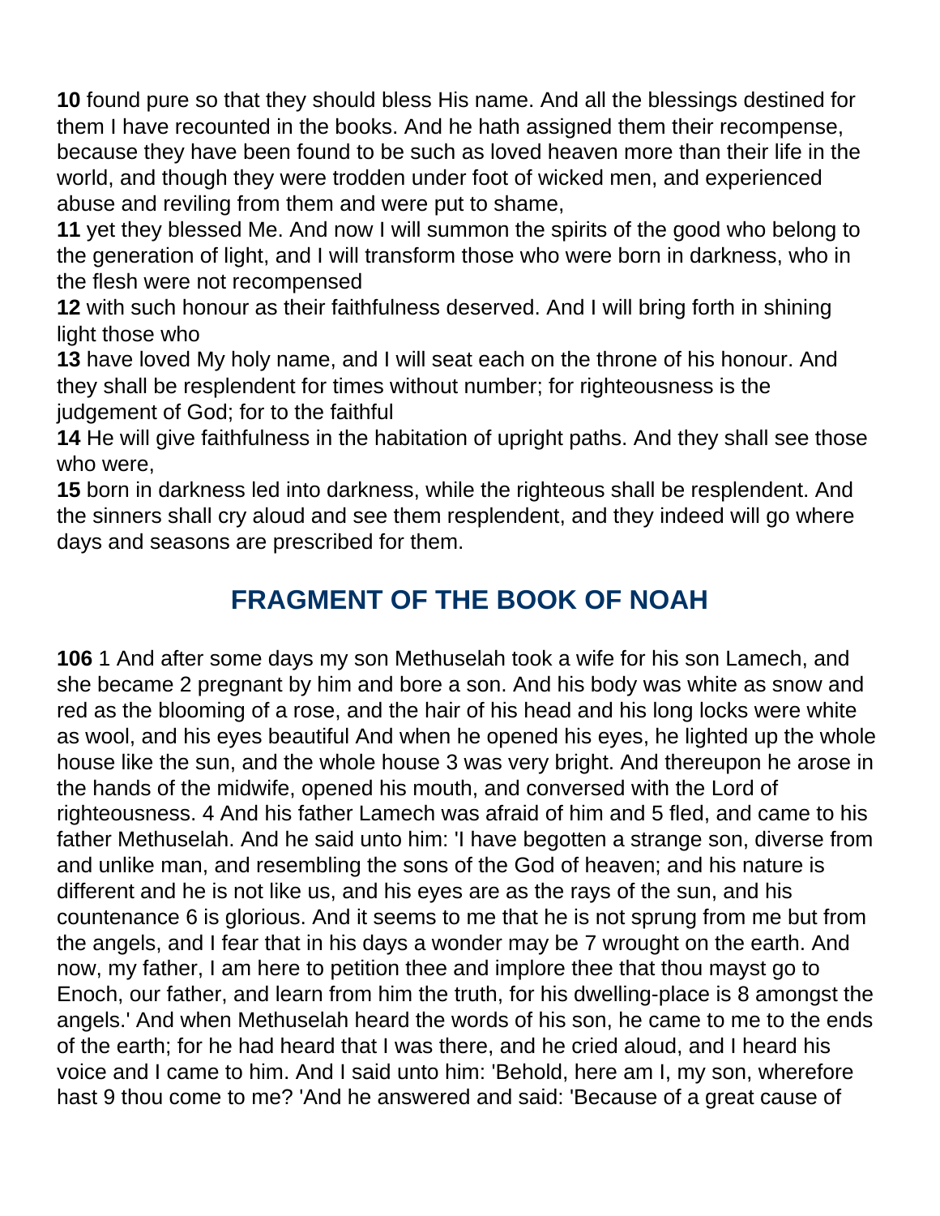**10** found pure so that they should bless His name. And all the blessings destined for them I have recounted in the books. And he hath assigned them their recompense, because they have been found to be such as loved heaven more than their life in the world, and though they were trodden under foot of wicked men, and experienced abuse and reviling from them and were put to shame,
**11** yet they blessed Me. And now I will summon the spirits of the good who belong to the generation of light, and I will transform those who were born in darkness, who in the flesh were not recompensed
**12** with such honour as their faithfulness deserved. And I will bring forth in shining light those who
**13** have loved My holy name, and I will seat each on the throne of his honour. And they shall be resplendent for times without number; for righteousness is the judgement of God; for to the faithful
**14** He will give faithfulness in the habitation of upright paths. And they shall see those who were,
**15** born in darkness led into darkness, while the righteous shall be resplendent. And the sinners shall cry aloud and see them resplendent, and they indeed will go where days and seasons are prescribed for them.

## FRAGMENT OF THE BOOK OF NOAH

**106** 1 And after some days my son Methuselah took a wife for his son Lamech, and she became 2 pregnant by him and bore a son. And his body was white as snow and red as the blooming of a rose, and the hair of his head and his long locks were white as wool, and his eyes beautiful And when he opened his eyes, he lighted up the whole house like the sun, and the whole house 3 was very bright. And thereupon he arose in the hands of the midwife, opened his mouth, and conversed with the Lord of righteousness. 4 And his father Lamech was afraid of him and 5 fled, and came to his father Methuselah. And he said unto him: 'I have begotten a strange son, diverse from and unlike man, and resembling the sons of the God of heaven; and his nature is different and he is not like us, and his eyes are as the rays of the sun, and his countenance 6 is glorious. And it seems to me that he is not sprung from me but from the angels, and I fear that in his days a wonder may be 7 wrought on the earth. And now, my father, I am here to petition thee and implore thee that thou mayst go to Enoch, our father, and learn from him the truth, for his dwelling-place is 8 amongst the angels.' And when Methuselah heard the words of his son, he came to me to the ends of the earth; for he had heard that I was there, and he cried aloud, and I heard his voice and I came to him. And I said unto him: 'Behold, here am I, my son, wherefore hast 9 thou come to me? 'And he answered and said: 'Because of a great cause of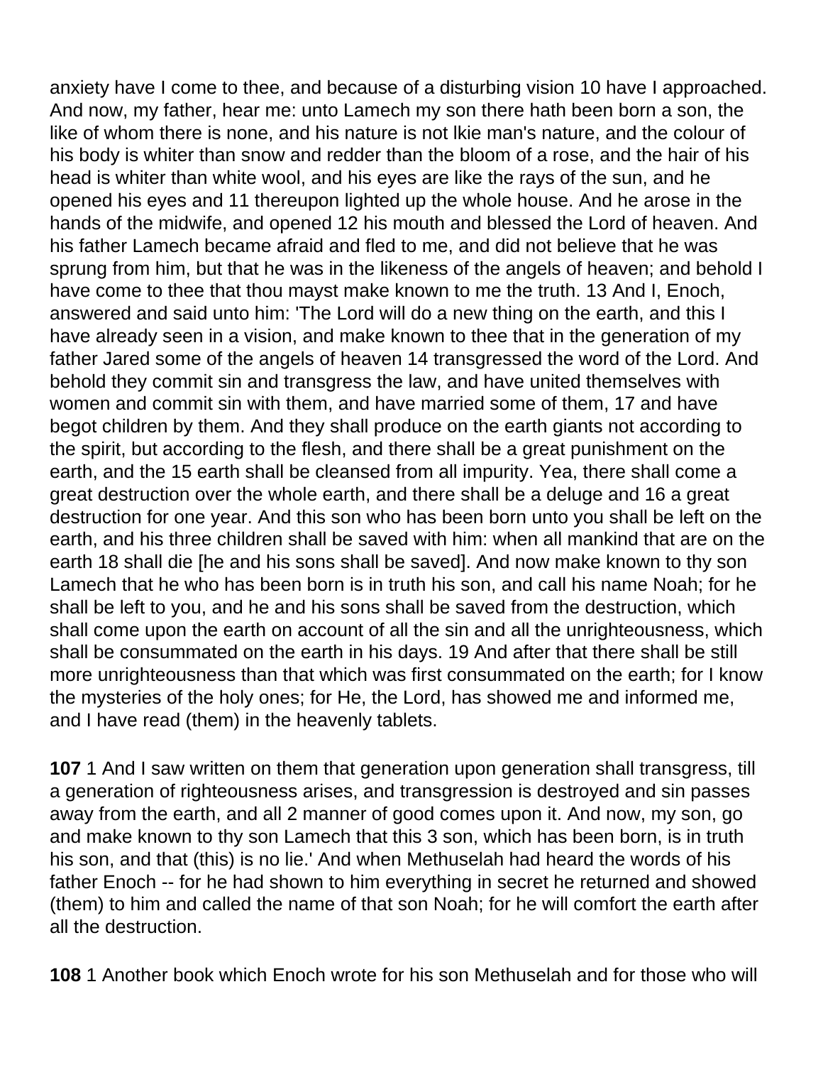anxiety have I come to thee, and because of a disturbing vision 10 have I approached. And now, my father, hear me: unto Lamech my son there hath been born a son, the like of whom there is none, and his nature is not lkie man's nature, and the colour of his body is whiter than snow and redder than the bloom of a rose, and the hair of his head is whiter than white wool, and his eyes are like the rays of the sun, and he opened his eyes and 11 thereupon lighted up the whole house. And he arose in the hands of the midwife, and opened 12 his mouth and blessed the Lord of heaven. And his father Lamech became afraid and fled to me, and did not believe that he was sprung from him, but that he was in the likeness of the angels of heaven; and behold I have come to thee that thou mayst make known to me the truth. 13 And I, Enoch, answered and said unto him: 'The Lord will do a new thing on the earth, and this I have already seen in a vision, and make known to thee that in the generation of my father Jared some of the angels of heaven 14 transgressed the word of the Lord. And behold they commit sin and transgress the law, and have united themselves with women and commit sin with them, and have married some of them, 17 and have begot children by them. And they shall produce on the earth giants not according to the spirit, but according to the flesh, and there shall be a great punishment on the earth, and the 15 earth shall be cleansed from all impurity. Yea, there shall come a great destruction over the whole earth, and there shall be a deluge and 16 a great destruction for one year. And this son who has been born unto you shall be left on the earth, and his three children shall be saved with him: when all mankind that are on the earth 18 shall die [he and his sons shall be saved]. And now make known to thy son Lamech that he who has been born is in truth his son, and call his name Noah; for he shall be left to you, and he and his sons shall be saved from the destruction, which shall come upon the earth on account of all the sin and all the unrighteousness, which shall be consummated on the earth in his days. 19 And after that there shall be still more unrighteousness than that which was first consummated on the earth; for I know the mysteries of the holy ones; for He, the Lord, has showed me and informed me, and I have read (them) in the heavenly tablets.

**107** 1 And I saw written on them that generation upon generation shall transgress, till a generation of righteousness arises, and transgression is destroyed and sin passes away from the earth, and all 2 manner of good comes upon it. And now, my son, go and make known to thy son Lamech that this 3 son, which has been born, is in truth his son, and that (this) is no lie.' And when Methuselah had heard the words of his father Enoch -- for he had shown to him everything in secret he returned and showed (them) to him and called the name of that son Noah; for he will comfort the earth after all the destruction.

**108** 1 Another book which Enoch wrote for his son Methuselah and for those who will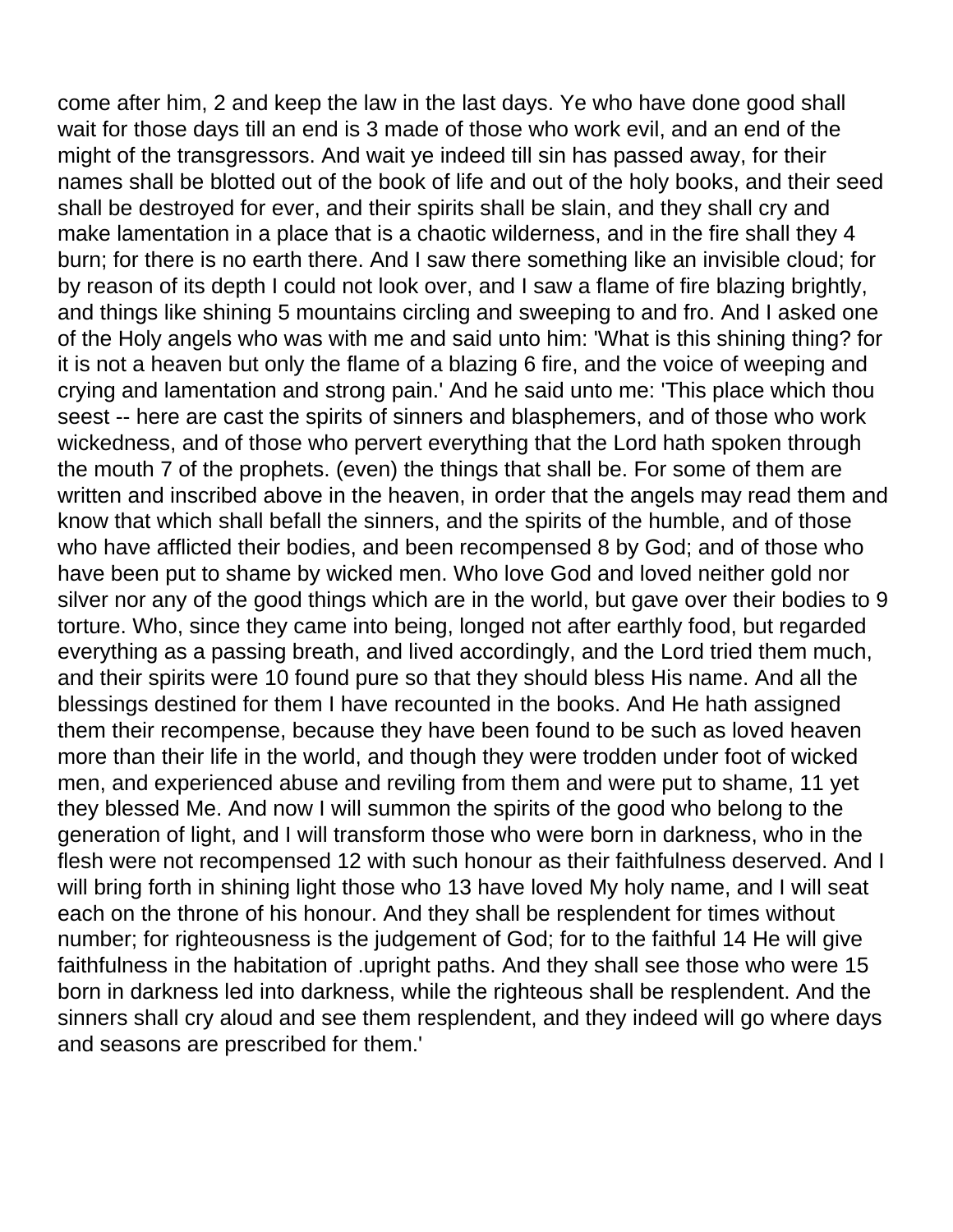come after him, 2 and keep the law in the last days. Ye who have done good shall wait for those days till an end is 3 made of those who work evil, and an end of the might of the transgressors. And wait ye indeed till sin has passed away, for their names shall be blotted out of the book of life and out of the holy books, and their seed shall be destroyed for ever, and their spirits shall be slain, and they shall cry and make lamentation in a place that is a chaotic wilderness, and in the fire shall they 4 burn; for there is no earth there. And I saw there something like an invisible cloud; for by reason of its depth I could not look over, and I saw a flame of fire blazing brightly, and things like shining 5 mountains circling and sweeping to and fro. And I asked one of the Holy angels who was with me and said unto him: 'What is this shining thing? for it is not a heaven but only the flame of a blazing 6 fire, and the voice of weeping and crying and lamentation and strong pain.' And he said unto me: 'This place which thou seest -- here are cast the spirits of sinners and blasphemers, and of those who work wickedness, and of those who pervert everything that the Lord hath spoken through the mouth 7 of the prophets. (even) the things that shall be. For some of them are written and inscribed above in the heaven, in order that the angels may read them and know that which shall befall the sinners, and the spirits of the humble, and of those who have afflicted their bodies, and been recompensed 8 by God; and of those who have been put to shame by wicked men. Who love God and loved neither gold nor silver nor any of the good things which are in the world, but gave over their bodies to 9 torture. Who, since they came into being, longed not after earthly food, but regarded everything as a passing breath, and lived accordingly, and the Lord tried them much, and their spirits were 10 found pure so that they should bless His name. And all the blessings destined for them I have recounted in the books. And He hath assigned them their recompense, because they have been found to be such as loved heaven more than their life in the world, and though they were trodden under foot of wicked men, and experienced abuse and reviling from them and were put to shame, 11 yet they blessed Me. And now I will summon the spirits of the good who belong to the generation of light, and I will transform those who were born in darkness, who in the flesh were not recompensed 12 with such honour as their faithfulness deserved. And I will bring forth in shining light those who 13 have loved My holy name, and I will seat each on the throne of his honour. And they shall be resplendent for times without number; for righteousness is the judgement of God; for to the faithful 14 He will give faithfulness in the habitation of .upright paths. And they shall see those who were 15 born in darkness led into darkness, while the righteous shall be resplendent. And the sinners shall cry aloud and see them resplendent, and they indeed will go where days and seasons are prescribed for them.'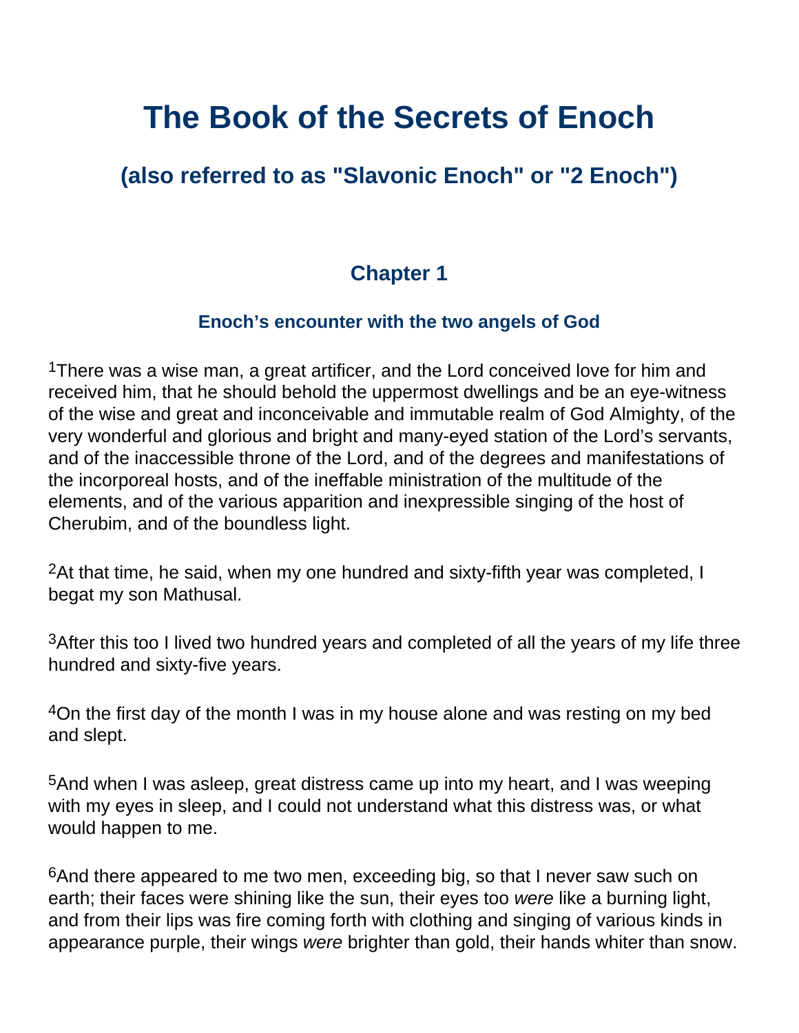# The Book of the Secrets of Enoch

## (also referred to as "Slavonic Enoch" or "2 Enoch")

### Chapter 1

#### Enoch’s encounter with the two angels of God

[1]There was a wise man, a great artificer, and the Lord conceived love for him and received him, that he should behold the uppermost dwellings and be an eye-witness of the wise and great and inconceivable and immutable realm of God Almighty, of the very wonderful and glorious and bright and many-eyed station of the Lord’s servants, and of the inaccessible throne of the Lord, and of the degrees and manifestations of the incorporeal hosts, and of the ineffable ministration of the multitude of the elements, and of the various apparition and inexpressible singing of the host of Cherubim, and of the boundless light.

[2]At that time, he said, when my one hundred and sixty-fifth year was completed, I begat my son Mathusal.

[3]After this too I lived two hundred years and completed of all the years of my life three hundred and sixty-five years.

[4]On the first day of the month I was in my house alone and was resting on my bed and slept.

[5]And when I was asleep, great distress came up into my heart, and I was weeping with my eyes in sleep, and I could not understand what this distress was, or what would happen to me.

[6]And there appeared to me two men, exceeding big, so that I never saw such on earth; their faces were shining like the sun, their eyes too *were* like a burning light, and from their lips was fire coming forth with clothing and singing of various kinds in appearance purple, their wings *were* brighter than gold, their hands whiter than snow.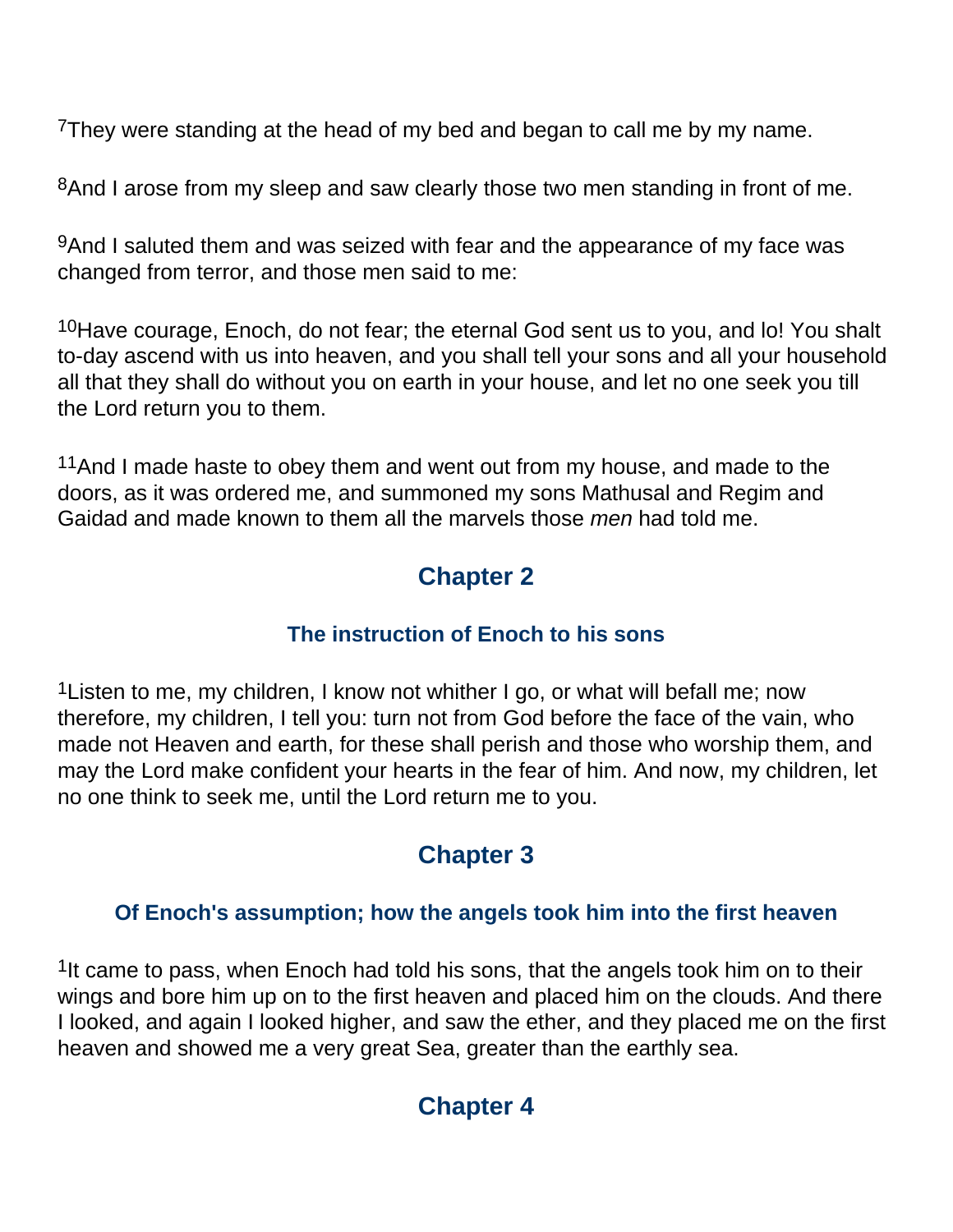[7]They were standing at the head of my bed and began to call me by my name.

[8]And I arose from my sleep and saw clearly those two men standing in front of me.

[9]And I saluted them and was seized with fear and the appearance of my face was changed from terror, and those men said to me:

[10]Have courage, Enoch, do not fear; the eternal God sent us to you, and lo! You shalt to-day ascend with us into heaven, and you shall tell your sons and all your household all that they shall do without you on earth in your house, and let no one seek you till the Lord return you to them.

[11]And I made haste to obey them and went out from my house, and made to the doors, as it was ordered me, and summoned my sons Mathusal and Regim and Gaidad and made known to them all the marvels those *men* had told me.

## Chapter 2

### The instruction of Enoch to his sons

[1]Listen to me, my children, I know not whither I go, or what will befall me; now therefore, my children, I tell you: turn not from God before the face of the vain, who made not Heaven and earth, for these shall perish and those who worship them, and may the Lord make confident your hearts in the fear of him. And now, my children, let no one think to seek me, until the Lord return me to you.

## Chapter 3

### Of Enoch's assumption; how the angels took him into the first heaven

[1]It came to pass, when Enoch had told his sons, that the angels took him on to their wings and bore him up on to the first heaven and placed him on the clouds. And there I looked, and again I looked higher, and saw the ether, and they placed me on the first heaven and showed me a very great Sea, greater than the earthly sea.

## Chapter 4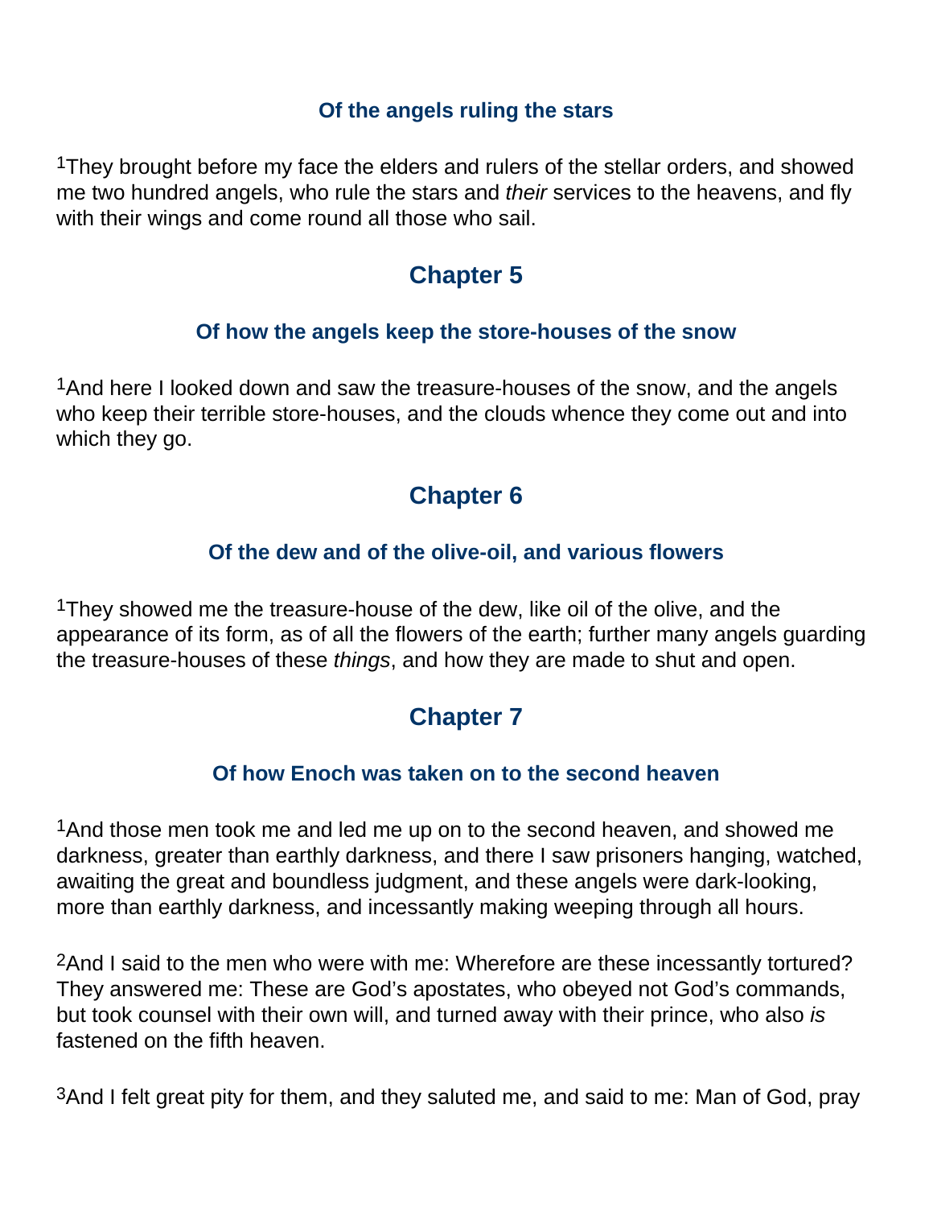### Of the angels ruling the stars

[1]They brought before my face the elders and rulers of the stellar orders, and showed me two hundred angels, who rule the stars and *their* services to the heavens, and fly with their wings and come round all those who sail.

## Chapter 5

### Of how the angels keep the store-houses of the snow

[1]And here I looked down and saw the treasure-houses of the snow, and the angels who keep their terrible store-houses, and the clouds whence they come out and into which they go.

## Chapter 6

### Of the dew and of the olive-oil, and various flowers

[1]They showed me the treasure-house of the dew, like oil of the olive, and the appearance of its form, as of all the flowers of the earth; further many angels guarding the treasure-houses of these *things*, and how they are made to shut and open.

## Chapter 7

### Of how Enoch was taken on to the second heaven

[1]And those men took me and led me up on to the second heaven, and showed me darkness, greater than earthly darkness, and there I saw prisoners hanging, watched, awaiting the great and boundless judgment, and these angels were dark-looking, more than earthly darkness, and incessantly making weeping through all hours.

[2]And I said to the men who were with me: Wherefore are these incessantly tortured? They answered me: These are God's apostates, who obeyed not God's commands, but took counsel with their own will, and turned away with their prince, who also *is* fastened on the fifth heaven.

[3]And I felt great pity for them, and they saluted me, and said to me: Man of God, pray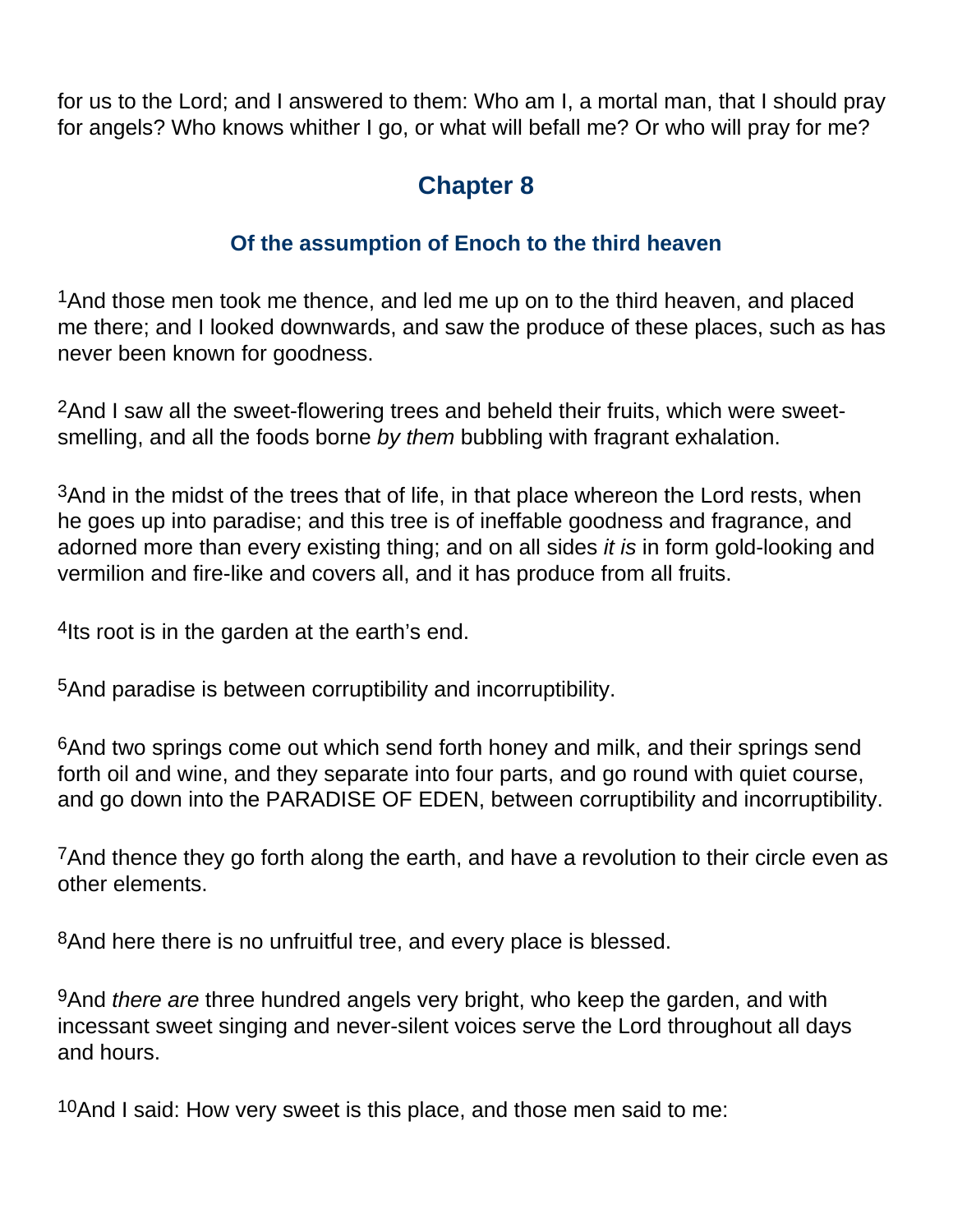for us to the Lord; and I answered to them: Who am I, a mortal man, that I should pray for angels? Who knows whither I go, or what will befall me? Or who will pray for me?

## Chapter 8

### Of the assumption of Enoch to the third heaven

[1]And those men took me thence, and led me up on to the third heaven, and placed me there; and I looked downwards, and saw the produce of these places, such as has never been known for goodness.

[2]And I saw all the sweet-flowering trees and beheld their fruits, which were sweet-smelling, and all the foods borne *by them* bubbling with fragrant exhalation.

[3]And in the midst of the trees that of life, in that place whereon the Lord rests, when he goes up into paradise; and this tree is of ineffable goodness and fragrance, and adorned more than every existing thing; and on all sides *it is* in form gold-looking and vermilion and fire-like and covers all, and it has produce from all fruits.

[4]Its root is in the garden at the earth's end.

[5]And paradise is between corruptibility and incorruptibility.

[6]And two springs come out which send forth honey and milk, and their springs send forth oil and wine, and they separate into four parts, and go round with quiet course, and go down into the PARADISE OF EDEN, between corruptibility and incorruptibility.

[7]And thence they go forth along the earth, and have a revolution to their circle even as other elements.

[8]And here there is no unfruitful tree, and every place is blessed.

[9]And *there are* three hundred angels very bright, who keep the garden, and with incessant sweet singing and never-silent voices serve the Lord throughout all days and hours.

[10]And I said: How very sweet is this place, and those men said to me: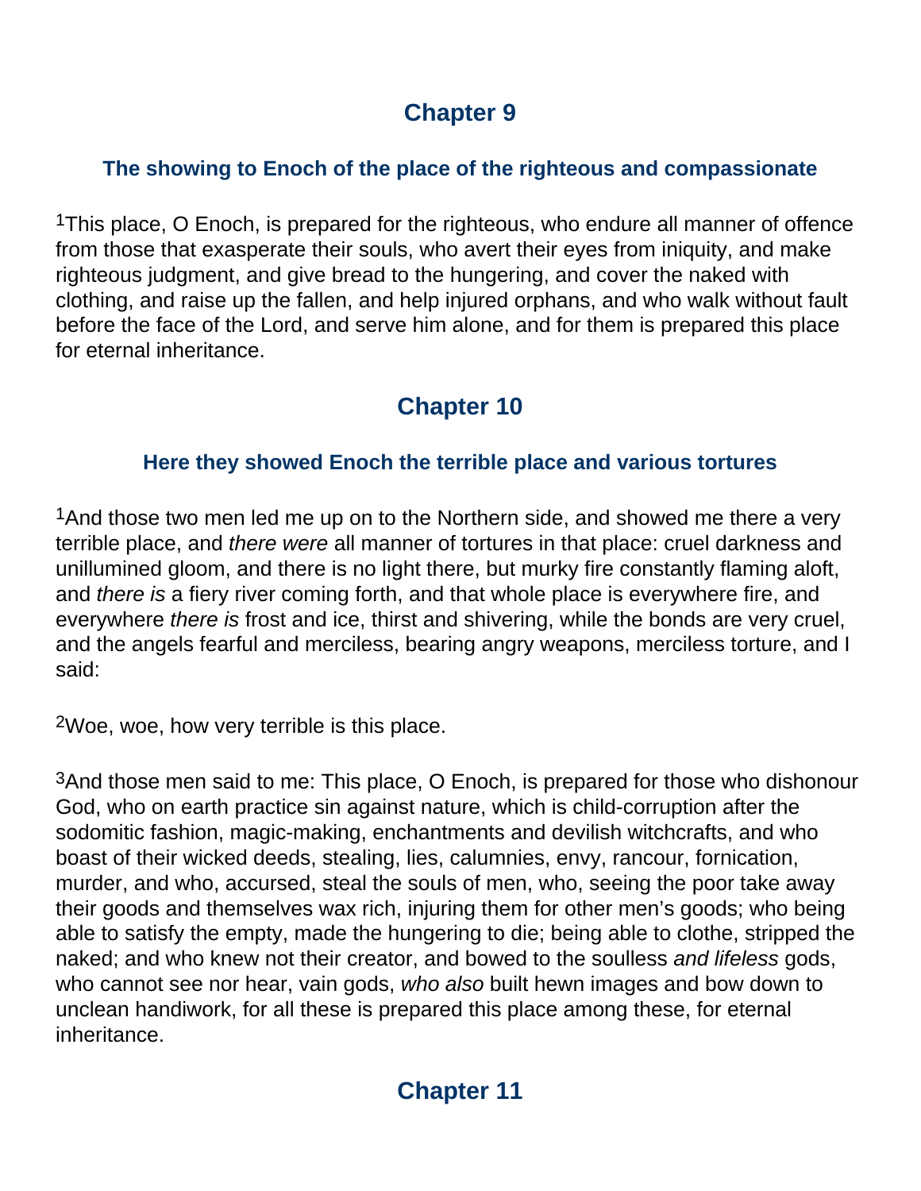## Chapter 9

### The showing to Enoch of the place of the righteous and compassionate

[1]This place, O Enoch, is prepared for the righteous, who endure all manner of offence from those that exasperate their souls, who avert their eyes from iniquity, and make righteous judgment, and give bread to the hungering, and cover the naked with clothing, and raise up the fallen, and help injured orphans, and who walk without fault before the face of the Lord, and serve him alone, and for them is prepared this place for eternal inheritance.

## Chapter 10

### Here they showed Enoch the terrible place and various tortures

[1]And those two men led me up on to the Northern side, and showed me there a very terrible place, and *there were* all manner of tortures in that place: cruel darkness and unillumined gloom, and there is no light there, but murky fire constantly flaming aloft, and *there is* a fiery river coming forth, and that whole place is everywhere fire, and everywhere *there is* frost and ice, thirst and shivering, while the bonds are very cruel, and the angels fearful and merciless, bearing angry weapons, merciless torture, and I said:

[2]Woe, woe, how very terrible is this place.

[3]And those men said to me: This place, O Enoch, is prepared for those who dishonour God, who on earth practice sin against nature, which is child-corruption after the sodomitic fashion, magic-making, enchantments and devilish witchcrafts, and who boast of their wicked deeds, stealing, lies, calumnies, envy, rancour, fornication, murder, and who, accursed, steal the souls of men, who, seeing the poor take away their goods and themselves wax rich, injuring them for other men's goods; who being able to satisfy the empty, made the hungering to die; being able to clothe, stripped the naked; and who knew not their creator, and bowed to the soulless *and lifeless* gods, who cannot see nor hear, vain gods, *who also* built hewn images and bow down to unclean handiwork, for all these is prepared this place among these, for eternal inheritance.

## Chapter 11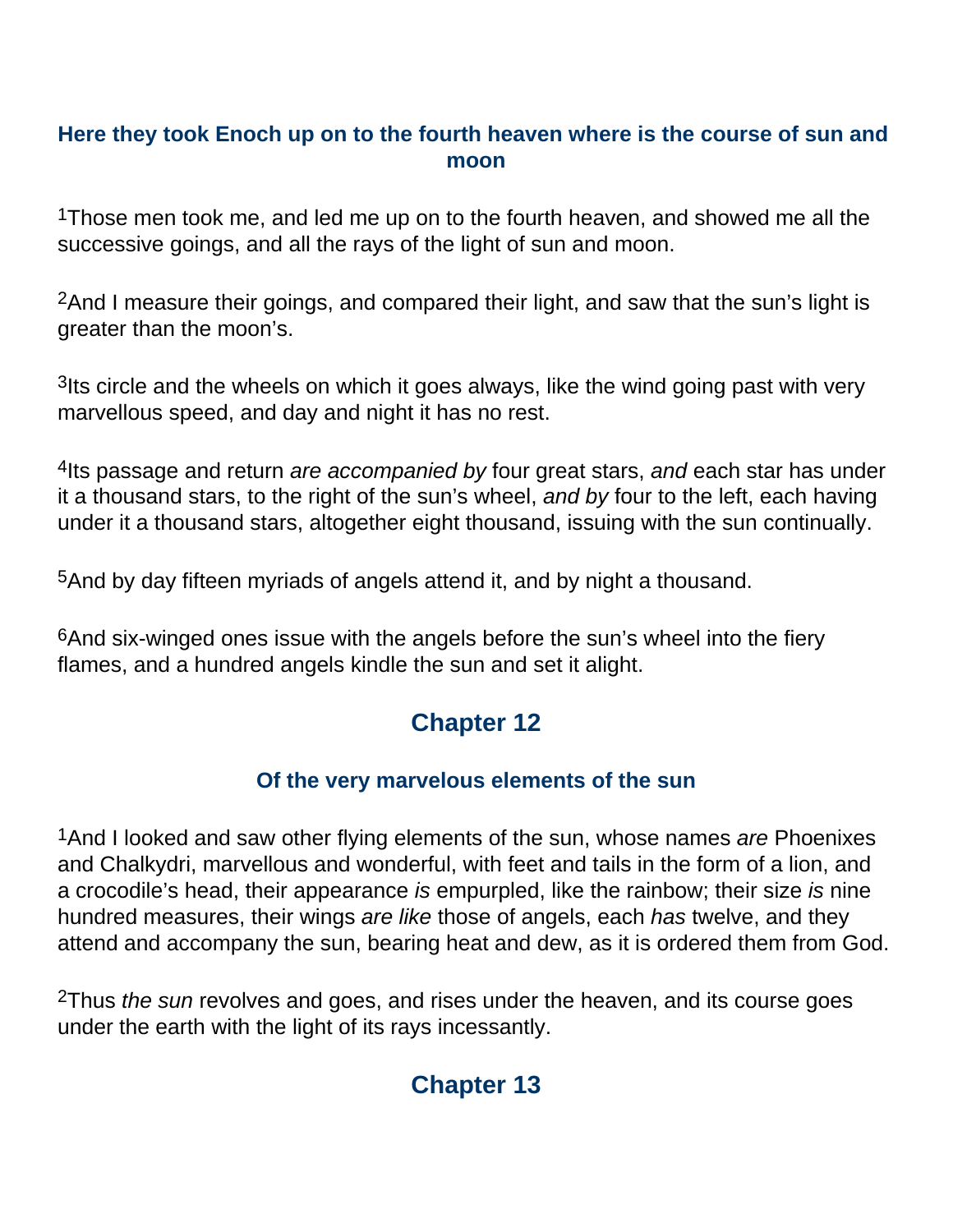### Here they took Enoch up on to the fourth heaven where is the course of sun and moon

[1]Those men took me, and led me up on to the fourth heaven, and showed me all the successive goings, and all the rays of the light of sun and moon.

[2]And I measure their goings, and compared their light, and saw that the sun's light is greater than the moon's.

[3]Its circle and the wheels on which it goes always, like the wind going past with very marvellous speed, and day and night it has no rest.

[4]Its passage and return *are accompanied by* four great stars, *and* each star has under it a thousand stars, to the right of the sun's wheel, *and by* four to the left, each having under it a thousand stars, altogether eight thousand, issuing with the sun continually.

[5]And by day fifteen myriads of angels attend it, and by night a thousand.

[6]And six-winged ones issue with the angels before the sun's wheel into the fiery flames, and a hundred angels kindle the sun and set it alight.

## Chapter 12

### Of the very marvelous elements of the sun

[1]And I looked and saw other flying elements of the sun, whose names *are* Phoenixes and Chalkydri, marvellous and wonderful, with feet and tails in the form of a lion, and a crocodile's head, their appearance *is* empurpled, like the rainbow; their size *is* nine hundred measures, their wings *are like* those of angels, each *has* twelve, and they attend and accompany the sun, bearing heat and dew, as it is ordered them from God.

[2]Thus *the sun* revolves and goes, and rises under the heaven, and its course goes under the earth with the light of its rays incessantly.

## Chapter 13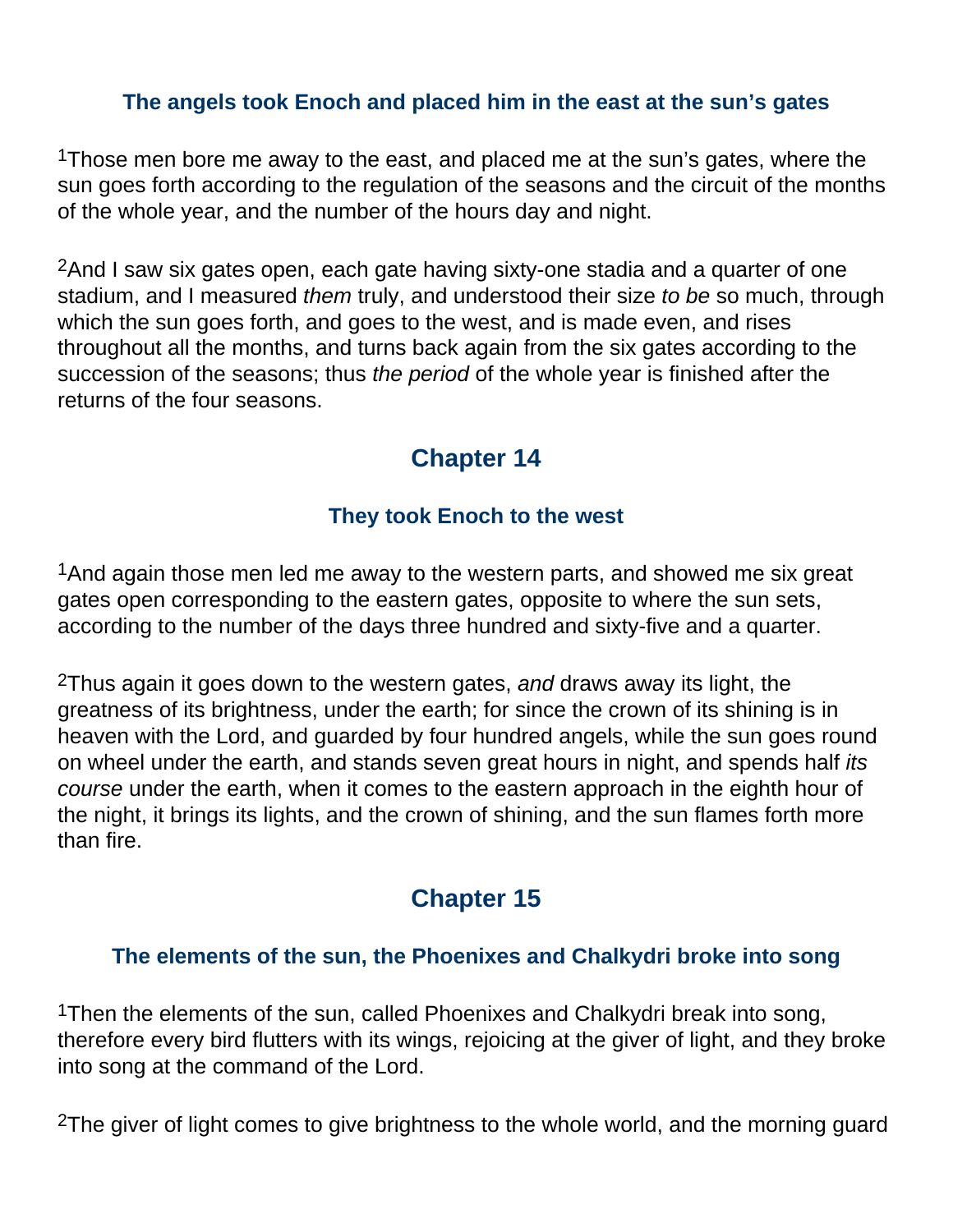### The angels took Enoch and placed him in the east at the sun's gates

[1]Those men bore me away to the east, and placed me at the sun's gates, where the sun goes forth according to the regulation of the seasons and the circuit of the months of the whole year, and the number of the hours day and night.

[2]And I saw six gates open, each gate having sixty-one stadia and a quarter of one stadium, and I measured *them* truly, and understood their size *to be* so much, through which the sun goes forth, and goes to the west, and is made even, and rises throughout all the months, and turns back again from the six gates according to the succession of the seasons; thus *the period* of the whole year is finished after the returns of the four seasons.

## Chapter 14

### They took Enoch to the west

[1]And again those men led me away to the western parts, and showed me six great gates open corresponding to the eastern gates, opposite to where the sun sets, according to the number of the days three hundred and sixty-five and a quarter.

[2]Thus again it goes down to the western gates, *and* draws away its light, the greatness of its brightness, under the earth; for since the crown of its shining is in heaven with the Lord, and guarded by four hundred angels, while the sun goes round on wheel under the earth, and stands seven great hours in night, and spends half *its course* under the earth, when it comes to the eastern approach in the eighth hour of the night, it brings its lights, and the crown of shining, and the sun flames forth more than fire.

## Chapter 15

### The elements of the sun, the Phoenixes and Chalkydri broke into song

[1]Then the elements of the sun, called Phoenixes and Chalkydri break into song, therefore every bird flutters with its wings, rejoicing at the giver of light, and they broke into song at the command of the Lord.

[2]The giver of light comes to give brightness to the whole world, and the morning guard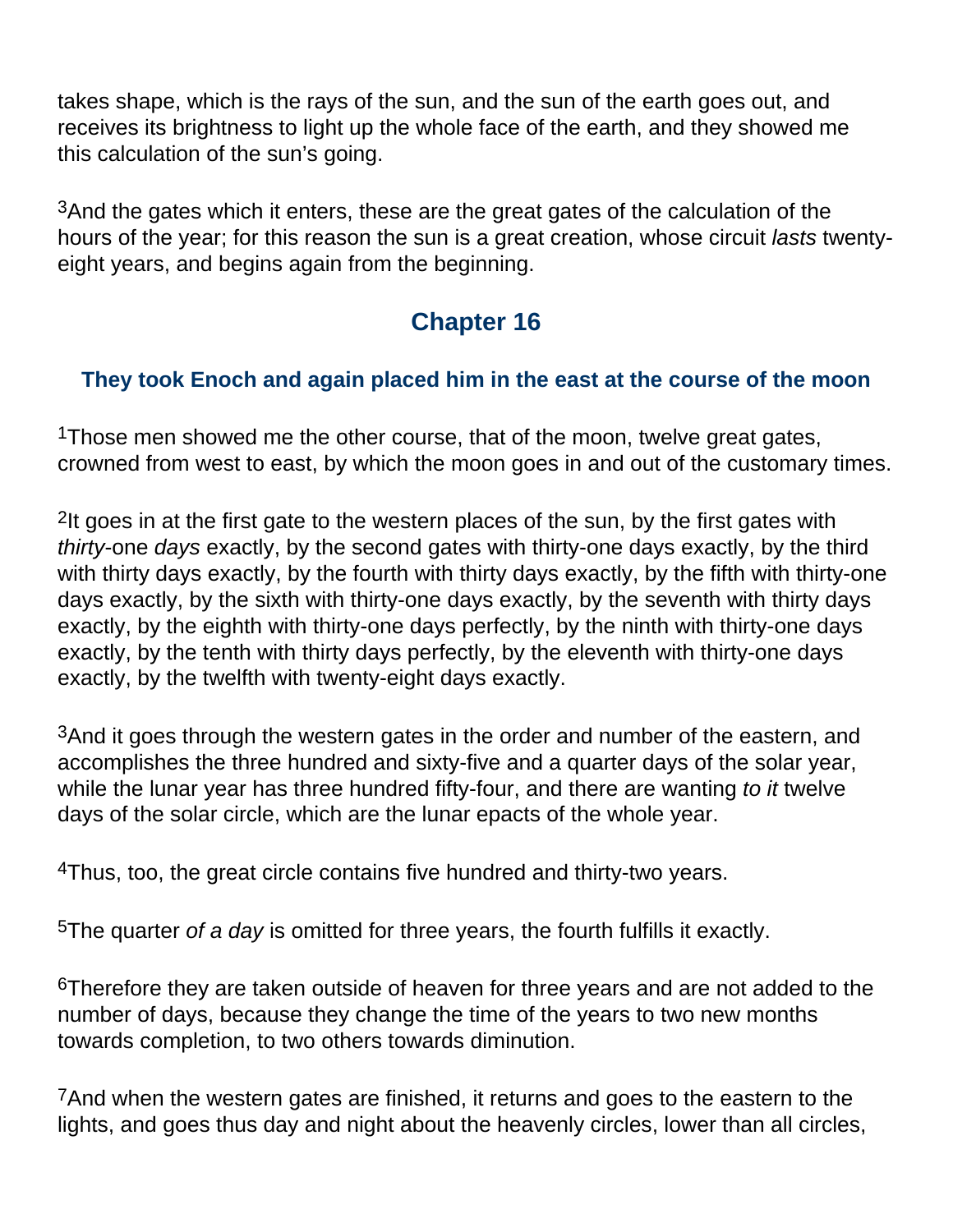takes shape, which is the rays of the sun, and the sun of the earth goes out, and receives its brightness to light up the whole face of the earth, and they showed me this calculation of the sun's going.

[3]And the gates which it enters, these are the great gates of the calculation of the hours of the year; for this reason the sun is a great creation, whose circuit *lasts* twenty-eight years, and begins again from the beginning.

## Chapter 16

### They took Enoch and again placed him in the east at the course of the moon

[1]Those men showed me the other course, that of the moon, twelve great gates, crowned from west to east, by which the moon goes in and out of the customary times.

[2]It goes in at the first gate to the western places of the sun, by the first gates with *thirty*-one *days* exactly, by the second gates with thirty-one days exactly, by the third with thirty days exactly, by the fourth with thirty days exactly, by the fifth with thirty-one days exactly, by the sixth with thirty-one days exactly, by the seventh with thirty days exactly, by the eighth with thirty-one days perfectly, by the ninth with thirty-one days exactly, by the tenth with thirty days perfectly, by the eleventh with thirty-one days exactly, by the twelfth with twenty-eight days exactly.

[3]And it goes through the western gates in the order and number of the eastern, and accomplishes the three hundred and sixty-five and a quarter days of the solar year, while the lunar year has three hundred fifty-four, and there are wanting *to it* twelve days of the solar circle, which are the lunar epacts of the whole year.

[4]Thus, too, the great circle contains five hundred and thirty-two years.

[5]The quarter *of a day* is omitted for three years, the fourth fulfills it exactly.

[6]Therefore they are taken outside of heaven for three years and are not added to the number of days, because they change the time of the years to two new months towards completion, to two others towards diminution.

[7]And when the western gates are finished, it returns and goes to the eastern to the lights, and goes thus day and night about the heavenly circles, lower than all circles,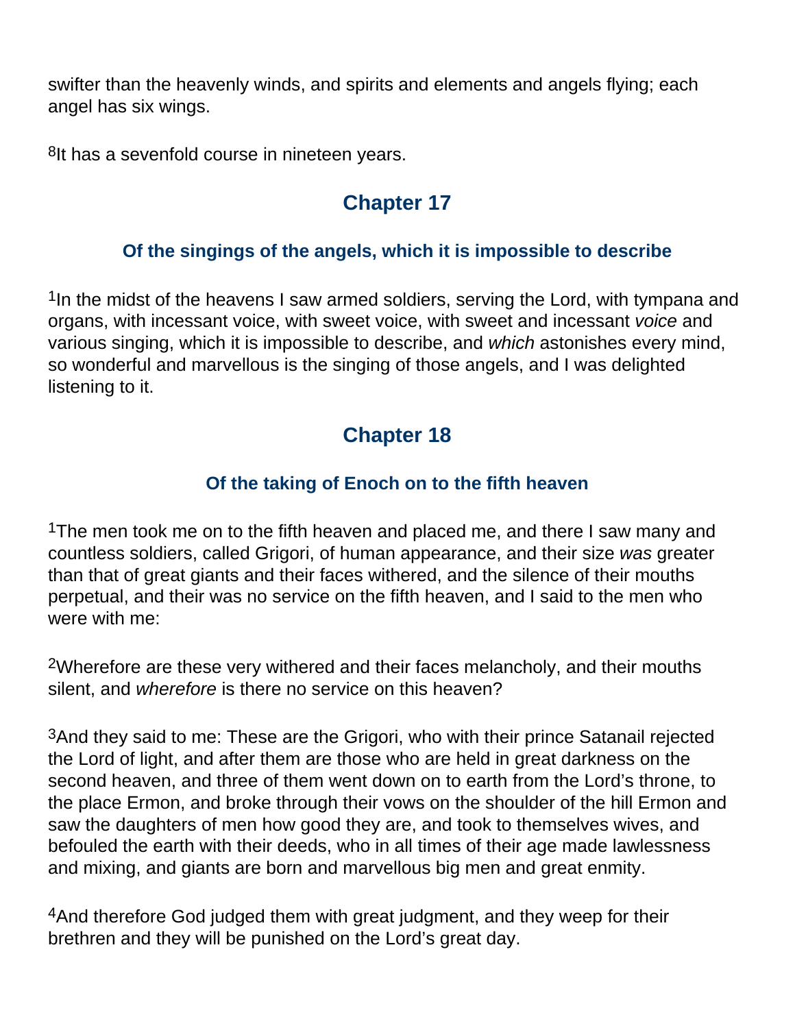swifter than the heavenly winds, and spirits and elements and angels flying; each angel has six wings.

[8]It has a sevenfold course in nineteen years.

## Chapter 17

### Of the singings of the angels, which it is impossible to describe

[1]In the midst of the heavens I saw armed soldiers, serving the Lord, with tympana and organs, with incessant voice, with sweet voice, with sweet and incessant *voice* and various singing, which it is impossible to describe, and *which* astonishes every mind, so wonderful and marvellous is the singing of those angels, and I was delighted listening to it.

## Chapter 18

### Of the taking of Enoch on to the fifth heaven

[1]The men took me on to the fifth heaven and placed me, and there I saw many and countless soldiers, called Grigori, of human appearance, and their size *was* greater than that of great giants and their faces withered, and the silence of their mouths perpetual, and their was no service on the fifth heaven, and I said to the men who were with me:

[2]Wherefore are these very withered and their faces melancholy, and their mouths silent, and *wherefore* is there no service on this heaven?

[3]And they said to me: These are the Grigori, who with their prince Satanail rejected the Lord of light, and after them are those who are held in great darkness on the second heaven, and three of them went down on to earth from the Lord's throne, to the place Ermon, and broke through their vows on the shoulder of the hill Ermon and saw the daughters of men how good they are, and took to themselves wives, and befouled the earth with their deeds, who in all times of their age made lawlessness and mixing, and giants are born and marvellous big men and great enmity.

[4]And therefore God judged them with great judgment, and they weep for their brethren and they will be punished on the Lord's great day.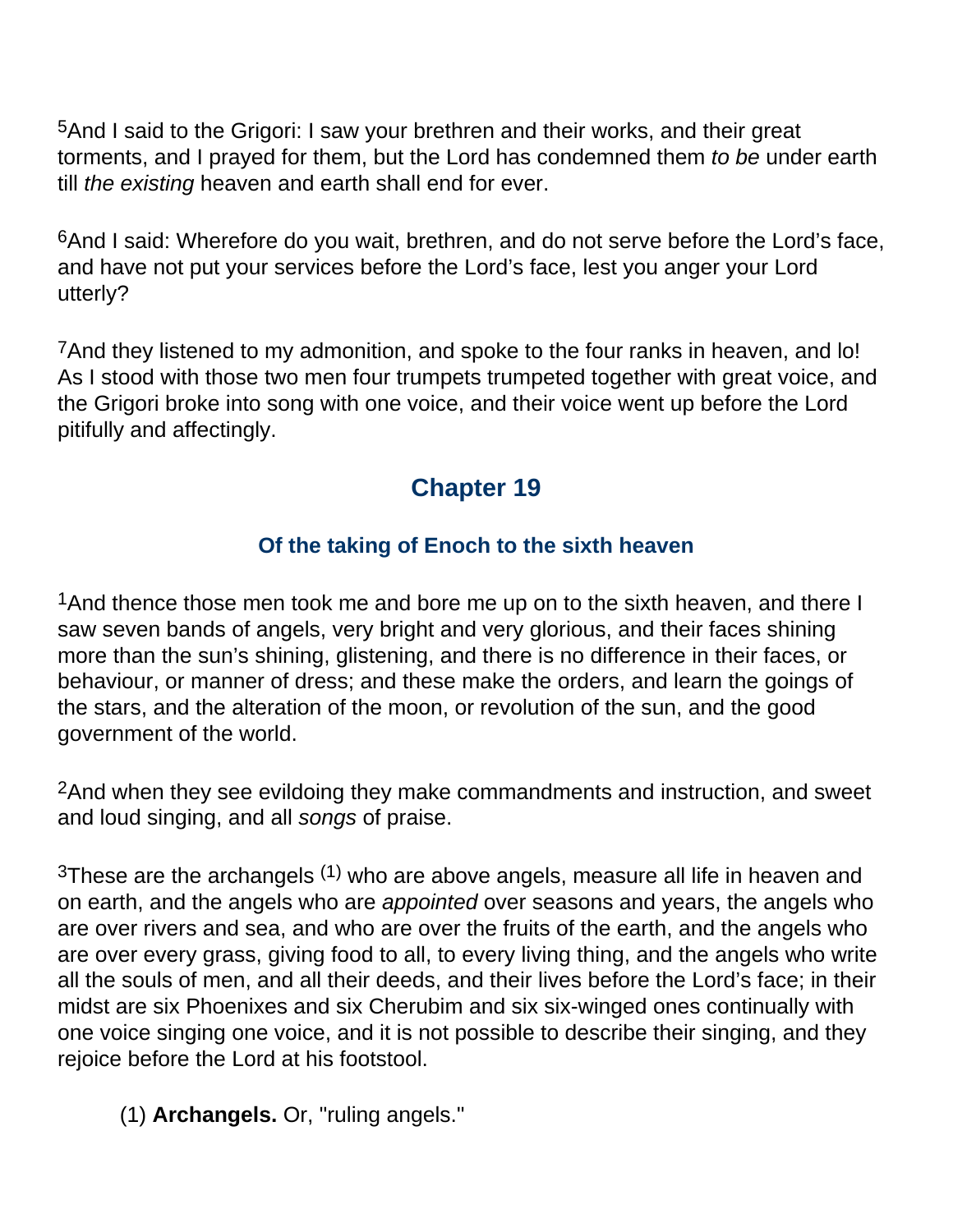[5]And I said to the Grigori: I saw your brethren and their works, and their great torments, and I prayed for them, but the Lord has condemned them *to be* under earth till *the existing* heaven and earth shall end for ever.

[6]And I said: Wherefore do you wait, brethren, and do not serve before the Lord's face, and have not put your services before the Lord's face, lest you anger your Lord utterly?

[7]And they listened to my admonition, and spoke to the four ranks in heaven, and lo! As I stood with those two men four trumpets trumpeted together with great voice, and the Grigori broke into song with one voice, and their voice went up before the Lord pitifully and affectingly.

## Chapter 19

### Of the taking of Enoch to the sixth heaven

[1]And thence those men took me and bore me up on to the sixth heaven, and there I saw seven bands of angels, very bright and very glorious, and their faces shining more than the sun's shining, glistening, and there is no difference in their faces, or behaviour, or manner of dress; and these make the orders, and learn the goings of the stars, and the alteration of the moon, or revolution of the sun, and the good government of the world.

[2]And when they see evildoing they make commandments and instruction, and sweet and loud singing, and all *songs* of praise.

[3]These are the archangels [(1)] who are above angels, measure all life in heaven and on earth, and the angels who are *appointed* over seasons and years, the angels who are over rivers and sea, and who are over the fruits of the earth, and the angels who are over every grass, giving food to all, to every living thing, and the angels who write all the souls of men, and all their deeds, and their lives before the Lord's face; in their midst are six Phoenixes and six Cherubim and six six-winged ones continually with one voice singing one voice, and it is not possible to describe their singing, and they rejoice before the Lord at his footstool.

(1) **Archangels.** Or, "ruling angels."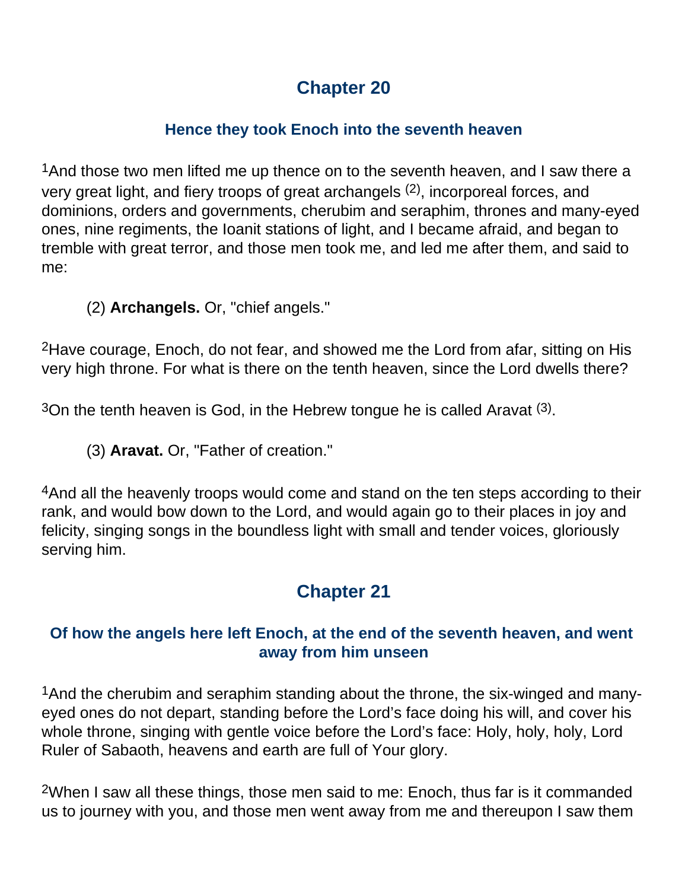## Chapter 20

### Hence they took Enoch into the seventh heaven

[1]And those two men lifted me up thence on to the seventh heaven, and I saw there a very great light, and fiery troops of great archangels [(2)], incorporeal forces, and dominions, orders and governments, cherubim and seraphim, thrones and many-eyed ones, nine regiments, the Ioanit stations of light, and I became afraid, and began to tremble with great terror, and those men took me, and led me after them, and said to me:

> (2) **Archangels.** Or, "chief angels."

[2]Have courage, Enoch, do not fear, and showed me the Lord from afar, sitting on His very high throne. For what is there on the tenth heaven, since the Lord dwells there?

[3]On the tenth heaven is God, in the Hebrew tongue he is called Aravat [(3)].

> (3) **Aravat.** Or, "Father of creation."

[4]And all the heavenly troops would come and stand on the ten steps according to their rank, and would bow down to the Lord, and would again go to their places in joy and felicity, singing songs in the boundless light with small and tender voices, gloriously serving him.

## Chapter 21

### Of how the angels here left Enoch, at the end of the seventh heaven, and went away from him unseen

[1]And the cherubim and seraphim standing about the throne, the six-winged and many-eyed ones do not depart, standing before the Lord's face doing his will, and cover his whole throne, singing with gentle voice before the Lord's face: Holy, holy, holy, Lord Ruler of Sabaoth, heavens and earth are full of Your glory.

[2]When I saw all these things, those men said to me: Enoch, thus far is it commanded us to journey with you, and those men went away from me and thereupon I saw them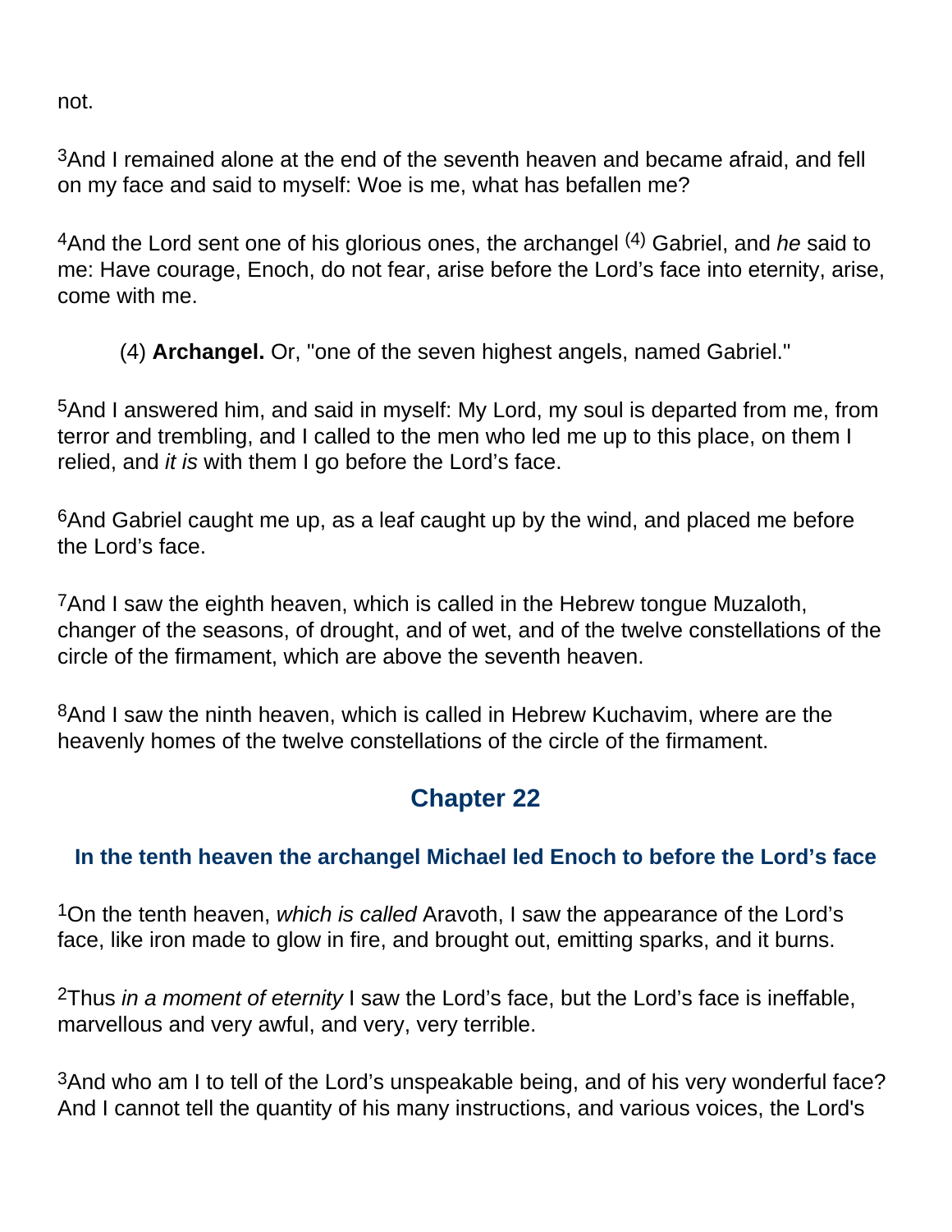not.

[3]And I remained alone at the end of the seventh heaven and became afraid, and fell on my face and said to myself: Woe is me, what has befallen me?

[4]And the Lord sent one of his glorious ones, the archangel (4) Gabriel, and *he* said to me: Have courage, Enoch, do not fear, arise before the Lord's face into eternity, arise, come with me.

(4) **Archangel.** Or, "one of the seven highest angels, named Gabriel."

[5]And I answered him, and said in myself: My Lord, my soul is departed from me, from terror and trembling, and I called to the men who led me up to this place, on them I relied, and *it is* with them I go before the Lord's face.

[6]And Gabriel caught me up, as a leaf caught up by the wind, and placed me before the Lord's face.

[7]And I saw the eighth heaven, which is called in the Hebrew tongue Muzaloth, changer of the seasons, of drought, and of wet, and of the twelve constellations of the circle of the firmament, which are above the seventh heaven.

[8]And I saw the ninth heaven, which is called in Hebrew Kuchavim, where are the heavenly homes of the twelve constellations of the circle of the firmament.

## Chapter 22

### In the tenth heaven the archangel Michael led Enoch to before the Lord's face

[1]On the tenth heaven, *which is called* Aravoth, I saw the appearance of the Lord's face, like iron made to glow in fire, and brought out, emitting sparks, and it burns.

[2]Thus *in a moment of eternity* I saw the Lord's face, but the Lord's face is ineffable, marvellous and very awful, and very, very terrible.

[3]And who am I to tell of the Lord's unspeakable being, and of his very wonderful face? And I cannot tell the quantity of his many instructions, and various voices, the Lord's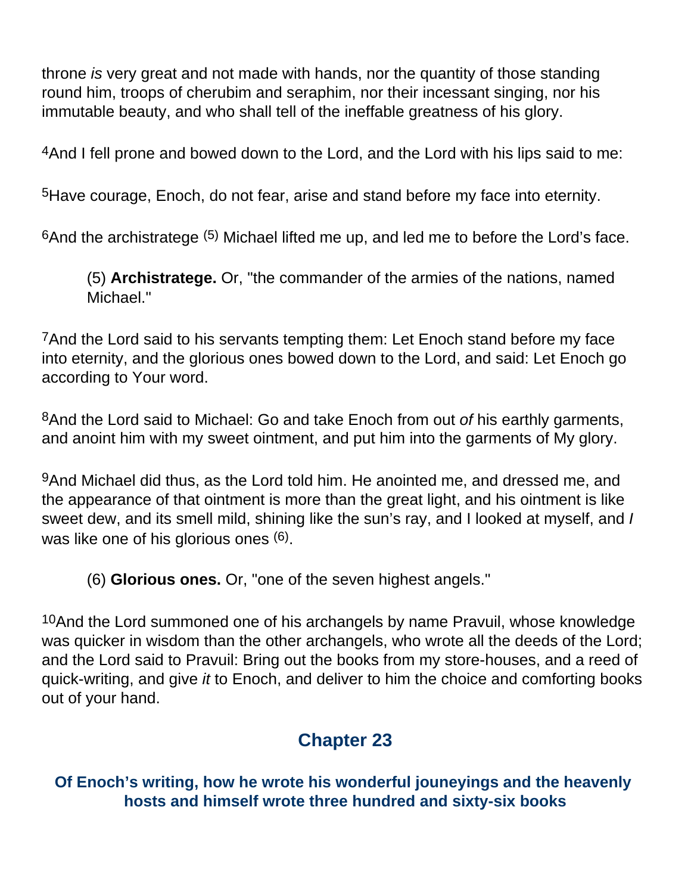throne *is* very great and not made with hands, nor the quantity of those standing round him, troops of cherubim and seraphim, nor their incessant singing, nor his immutable beauty, and who shall tell of the ineffable greatness of his glory.

4And I fell prone and bowed down to the Lord, and the Lord with his lips said to me:

5Have courage, Enoch, do not fear, arise and stand before my face into eternity.

6And the archistratege (5) Michael lifted me up, and led me to before the Lord's face.

> (5) **Archistratege.** Or, "the commander of the armies of the nations, named Michael."

7And the Lord said to his servants tempting them: Let Enoch stand before my face into eternity, and the glorious ones bowed down to the Lord, and said: Let Enoch go according to Your word.

8And the Lord said to Michael: Go and take Enoch from out *of* his earthly garments, and anoint him with my sweet ointment, and put him into the garments of My glory.

9And Michael did thus, as the Lord told him. He anointed me, and dressed me, and the appearance of that ointment is more than the great light, and his ointment is like sweet dew, and its smell mild, shining like the sun's ray, and I looked at myself, and *I* was like one of his glorious ones (6).

> (6) **Glorious ones.** Or, "one of the seven highest angels."

10And the Lord summoned one of his archangels by name Pravuil, whose knowledge was quicker in wisdom than the other archangels, who wrote all the deeds of the Lord; and the Lord said to Pravuil: Bring out the books from my store-houses, and a reed of quick-writing, and give *it* to Enoch, and deliver to him the choice and comforting books out of your hand.

## Chapter 23

### Of Enoch's writing, how he wrote his wonderful jouneyings and the heavenly hosts and himself wrote three hundred and sixty-six books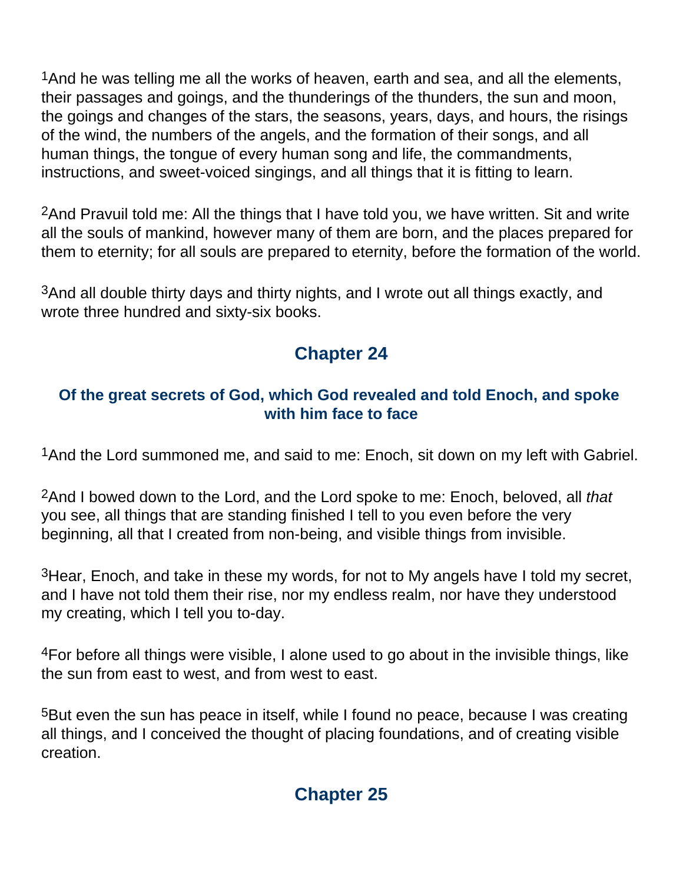[1]And he was telling me all the works of heaven, earth and sea, and all the elements, their passages and goings, and the thunderings of the thunders, the sun and moon, the goings and changes of the stars, the seasons, years, days, and hours, the risings of the wind, the numbers of the angels, and the formation of their songs, and all human things, the tongue of every human song and life, the commandments, instructions, and sweet-voiced singings, and all things that it is fitting to learn.

[2]And Pravuil told me: All the things that I have told you, we have written. Sit and write all the souls of mankind, however many of them are born, and the places prepared for them to eternity; for all souls are prepared to eternity, before the formation of the world.

[3]And all double thirty days and thirty nights, and I wrote out all things exactly, and wrote three hundred and sixty-six books.

## Chapter 24

### Of the great secrets of God, which God revealed and told Enoch, and spoke with him face to face

[1]And the Lord summoned me, and said to me: Enoch, sit down on my left with Gabriel.

[2]And I bowed down to the Lord, and the Lord spoke to me: Enoch, beloved, all *that* you see, all things that are standing finished I tell to you even before the very beginning, all that I created from non-being, and visible things from invisible.

[3]Hear, Enoch, and take in these my words, for not to My angels have I told my secret, and I have not told them their rise, nor my endless realm, nor have they understood my creating, which I tell you to-day.

[4]For before all things were visible, I alone used to go about in the invisible things, like the sun from east to west, and from west to east.

[5]But even the sun has peace in itself, while I found no peace, because I was creating all things, and I conceived the thought of placing foundations, and of creating visible creation.

## Chapter 25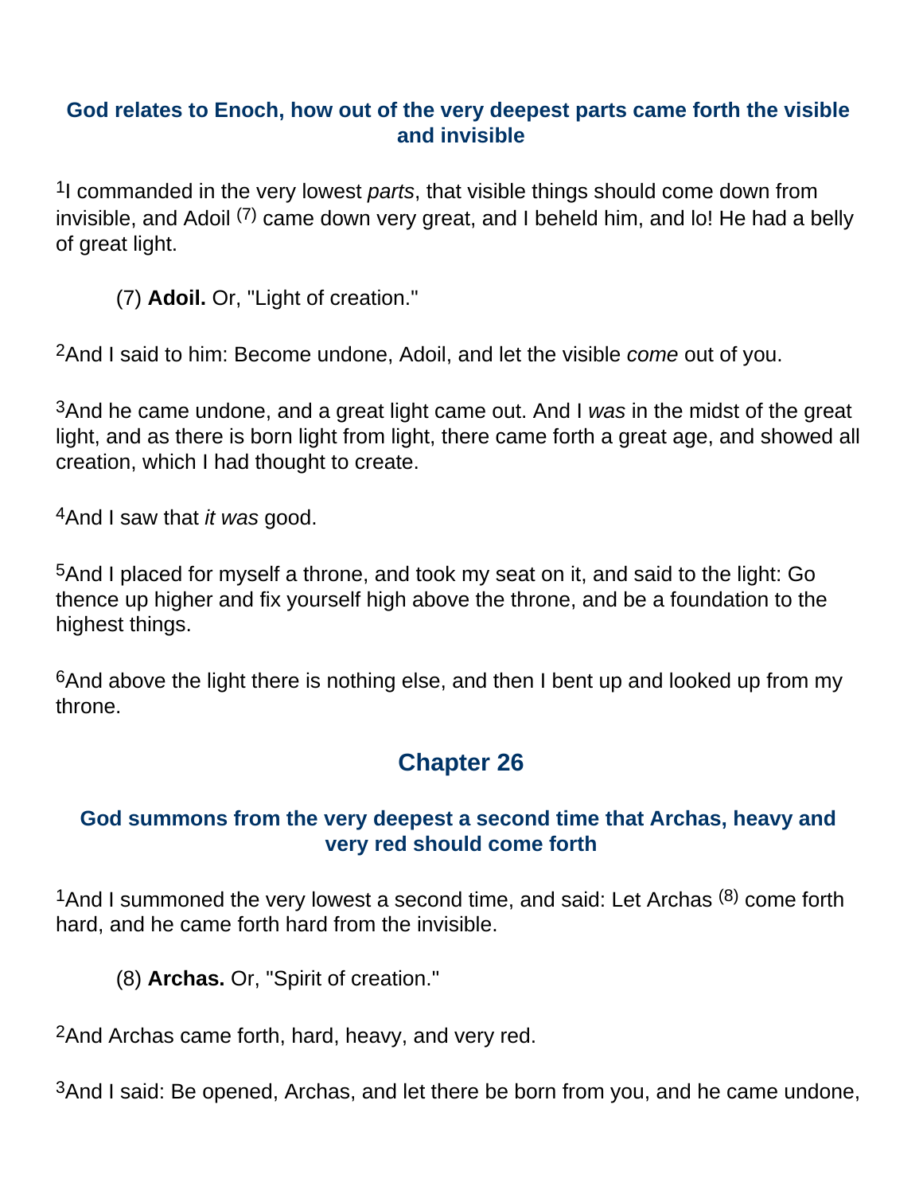### God relates to Enoch, how out of the very deepest parts came forth the visible and invisible

[1]I commanded in the very lowest *parts*, that visible things should come down from invisible, and Adoil [(7)] came down very great, and I beheld him, and lo! He had a belly of great light.

> (7) **Adoil.** Or, "Light of creation."

[2]And I said to him: Become undone, Adoil, and let the visible *come* out of you.

[3]And he came undone, and a great light came out. And I *was* in the midst of the great light, and as there is born light from light, there came forth a great age, and showed all creation, which I had thought to create.

[4]And I saw that *it was* good.

[5]And I placed for myself a throne, and took my seat on it, and said to the light: Go thence up higher and fix yourself high above the throne, and be a foundation to the highest things.

[6]And above the light there is nothing else, and then I bent up and looked up from my throne.

## Chapter 26

### God summons from the very deepest a second time that Archas, heavy and very red should come forth

[1]And I summoned the very lowest a second time, and said: Let Archas [(8)] come forth hard, and he came forth hard from the invisible.

> (8) **Archas.** Or, "Spirit of creation."

[2]And Archas came forth, hard, heavy, and very red.

[3]And I said: Be opened, Archas, and let there be born from you, and he came undone,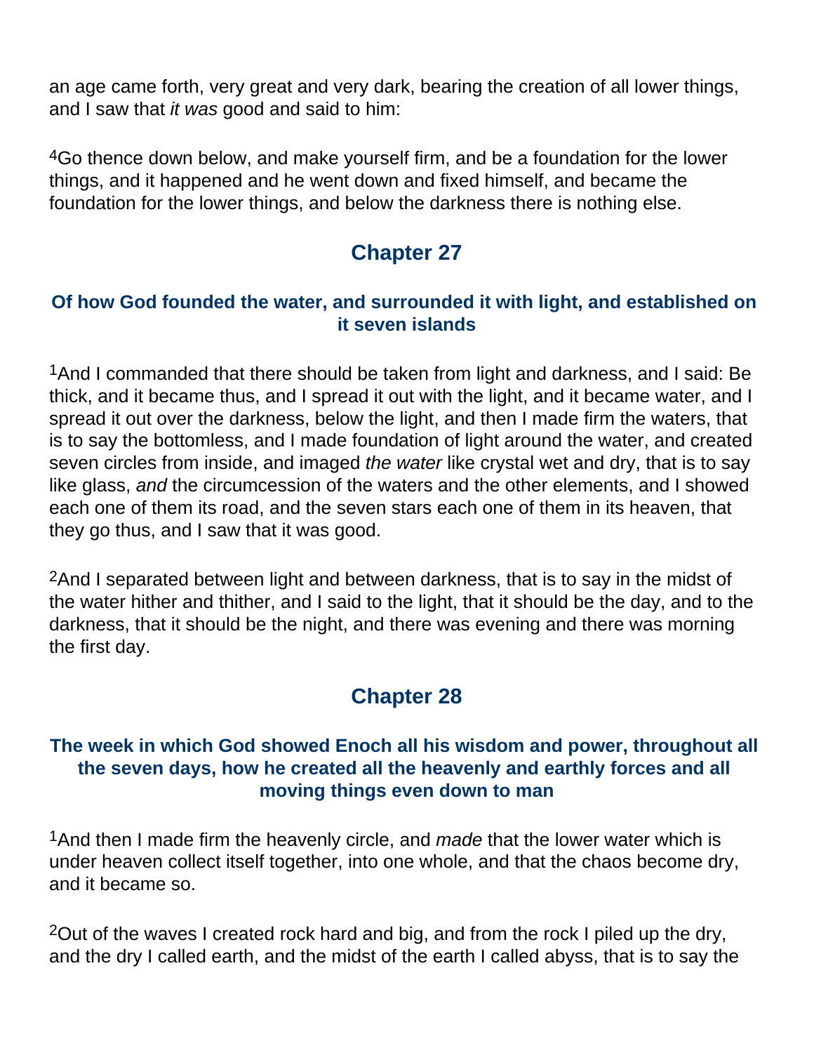an age came forth, very great and very dark, bearing the creation of all lower things, and I saw that *it was* good and said to him:

[4]Go thence down below, and make yourself firm, and be a foundation for the lower things, and it happened and he went down and fixed himself, and became the foundation for the lower things, and below the darkness there is nothing else.

## Chapter 27

### Of how God founded the water, and surrounded it with light, and established on it seven islands

[1]And I commanded that there should be taken from light and darkness, and I said: Be thick, and it became thus, and I spread it out with the light, and it became water, and I spread it out over the darkness, below the light, and then I made firm the waters, that is to say the bottomless, and I made foundation of light around the water, and created seven circles from inside, and imaged *the water* like crystal wet and dry, that is to say like glass, *and* the circumcession of the waters and the other elements, and I showed each one of them its road, and the seven stars each one of them in its heaven, that they go thus, and I saw that it was good.

[2]And I separated between light and between darkness, that is to say in the midst of the water hither and thither, and I said to the light, that it should be the day, and to the darkness, that it should be the night, and there was evening and there was morning the first day.

## Chapter 28

### The week in which God showed Enoch all his wisdom and power, throughout all the seven days, how he created all the heavenly and earthly forces and all moving things even down to man

[1]And then I made firm the heavenly circle, and *made* that the lower water which is under heaven collect itself together, into one whole, and that the chaos become dry, and it became so.

[2]Out of the waves I created rock hard and big, and from the rock I piled up the dry, and the dry I called earth, and the midst of the earth I called abyss, that is to say the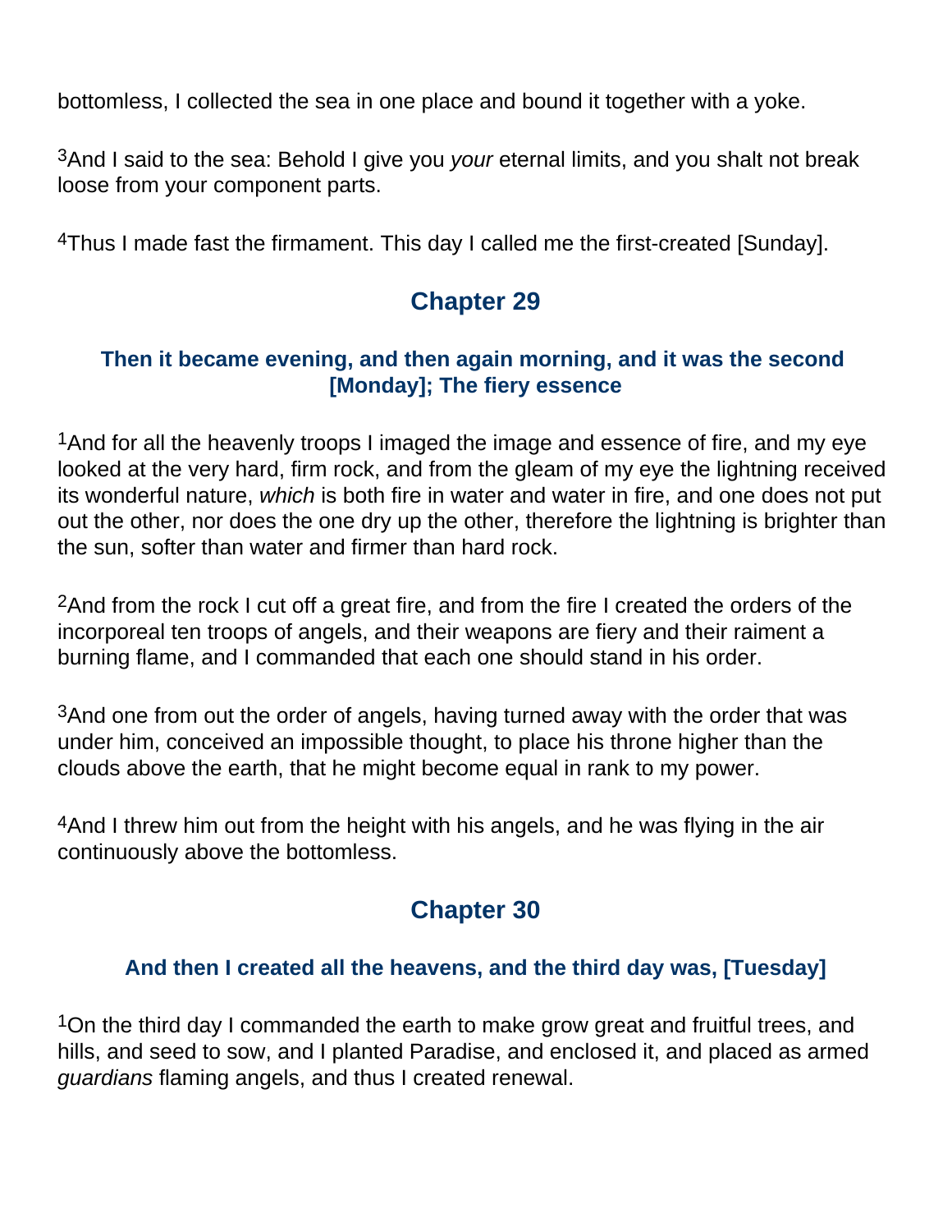bottomless, I collected the sea in one place and bound it together with a yoke.

[3]And I said to the sea: Behold I give you *your* eternal limits, and you shalt not break loose from your component parts.

[4]Thus I made fast the firmament. This day I called me the first-created [Sunday].

## Chapter 29

### Then it became evening, and then again morning, and it was the second [Monday]; The fiery essence

[1]And for all the heavenly troops I imaged the image and essence of fire, and my eye looked at the very hard, firm rock, and from the gleam of my eye the lightning received its wonderful nature, *which* is both fire in water and water in fire, and one does not put out the other, nor does the one dry up the other, therefore the lightning is brighter than the sun, softer than water and firmer than hard rock.

[2]And from the rock I cut off a great fire, and from the fire I created the orders of the incorporeal ten troops of angels, and their weapons are fiery and their raiment a burning flame, and I commanded that each one should stand in his order.

[3]And one from out the order of angels, having turned away with the order that was under him, conceived an impossible thought, to place his throne higher than the clouds above the earth, that he might become equal in rank to my power.

[4]And I threw him out from the height with his angels, and he was flying in the air continuously above the bottomless.

## Chapter 30

### And then I created all the heavens, and the third day was, [Tuesday]

[1]On the third day I commanded the earth to make grow great and fruitful trees, and hills, and seed to sow, and I planted Paradise, and enclosed it, and placed as armed *guardians* flaming angels, and thus I created renewal.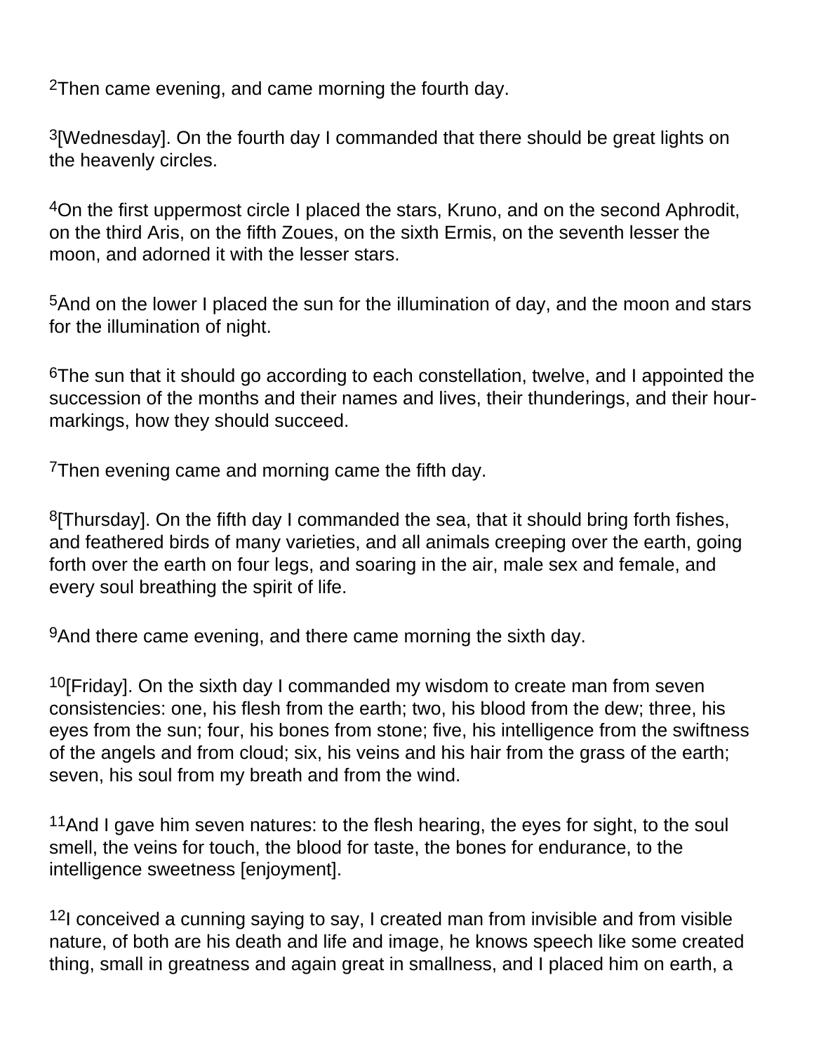[2]Then came evening, and came morning the fourth day.

[3][Wednesday]. On the fourth day I commanded that there should be great lights on the heavenly circles.

[4]On the first uppermost circle I placed the stars, Kruno, and on the second Aphrodit, on the third Aris, on the fifth Zoues, on the sixth Ermis, on the seventh lesser the moon, and adorned it with the lesser stars.

[5]And on the lower I placed the sun for the illumination of day, and the moon and stars for the illumination of night.

[6]The sun that it should go according to each constellation, twelve, and I appointed the succession of the months and their names and lives, their thunderings, and their hour-markings, how they should succeed.

[7]Then evening came and morning came the fifth day.

[8][Thursday]. On the fifth day I commanded the sea, that it should bring forth fishes, and feathered birds of many varieties, and all animals creeping over the earth, going forth over the earth on four legs, and soaring in the air, male sex and female, and every soul breathing the spirit of life.

[9]And there came evening, and there came morning the sixth day.

[10][Friday]. On the sixth day I commanded my wisdom to create man from seven consistencies: one, his flesh from the earth; two, his blood from the dew; three, his eyes from the sun; four, his bones from stone; five, his intelligence from the swiftness of the angels and from cloud; six, his veins and his hair from the grass of the earth; seven, his soul from my breath and from the wind.

[11]And I gave him seven natures: to the flesh hearing, the eyes for sight, to the soul smell, the veins for touch, the blood for taste, the bones for endurance, to the intelligence sweetness [enjoyment].

[12]I conceived a cunning saying to say, I created man from invisible and from visible nature, of both are his death and life and image, he knows speech like some created thing, small in greatness and again great in smallness, and I placed him on earth, a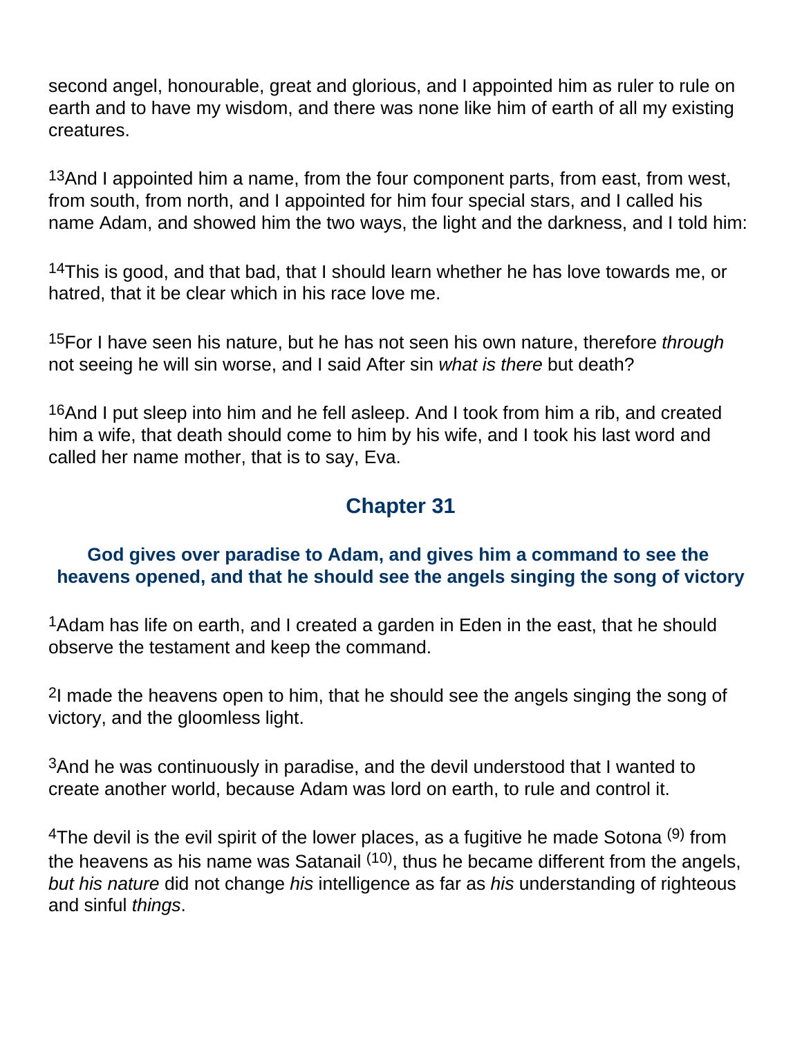second angel, honourable, great and glorious, and I appointed him as ruler to rule on earth and to have my wisdom, and there was none like him of earth of all my existing creatures.

13And I appointed him a name, from the four component parts, from east, from west, from south, from north, and I appointed for him four special stars, and I called his name Adam, and showed him the two ways, the light and the darkness, and I told him:

14This is good, and that bad, that I should learn whether he has love towards me, or hatred, that it be clear which in his race love me.

15For I have seen his nature, but he has not seen his own nature, therefore *through* not seeing he will sin worse, and I said After sin *what is there* but death?

16And I put sleep into him and he fell asleep. And I took from him a rib, and created him a wife, that death should come to him by his wife, and I took his last word and called her name mother, that is to say, Eva.

## Chapter 31

### God gives over paradise to Adam, and gives him a command to see the heavens opened, and that he should see the angels singing the song of victory

1Adam has life on earth, and I created a garden in Eden in the east, that he should observe the testament and keep the command.

2I made the heavens open to him, that he should see the angels singing the song of victory, and the gloomless light.

3And he was continuously in paradise, and the devil understood that I wanted to create another world, because Adam was lord on earth, to rule and control it.

4The devil is the evil spirit of the lower places, as a fugitive he made Sotona (9) from the heavens as his name was Satanail (10), thus he became different from the angels, *but his nature* did not change *his* intelligence as far as *his* understanding of righteous and sinful *things*.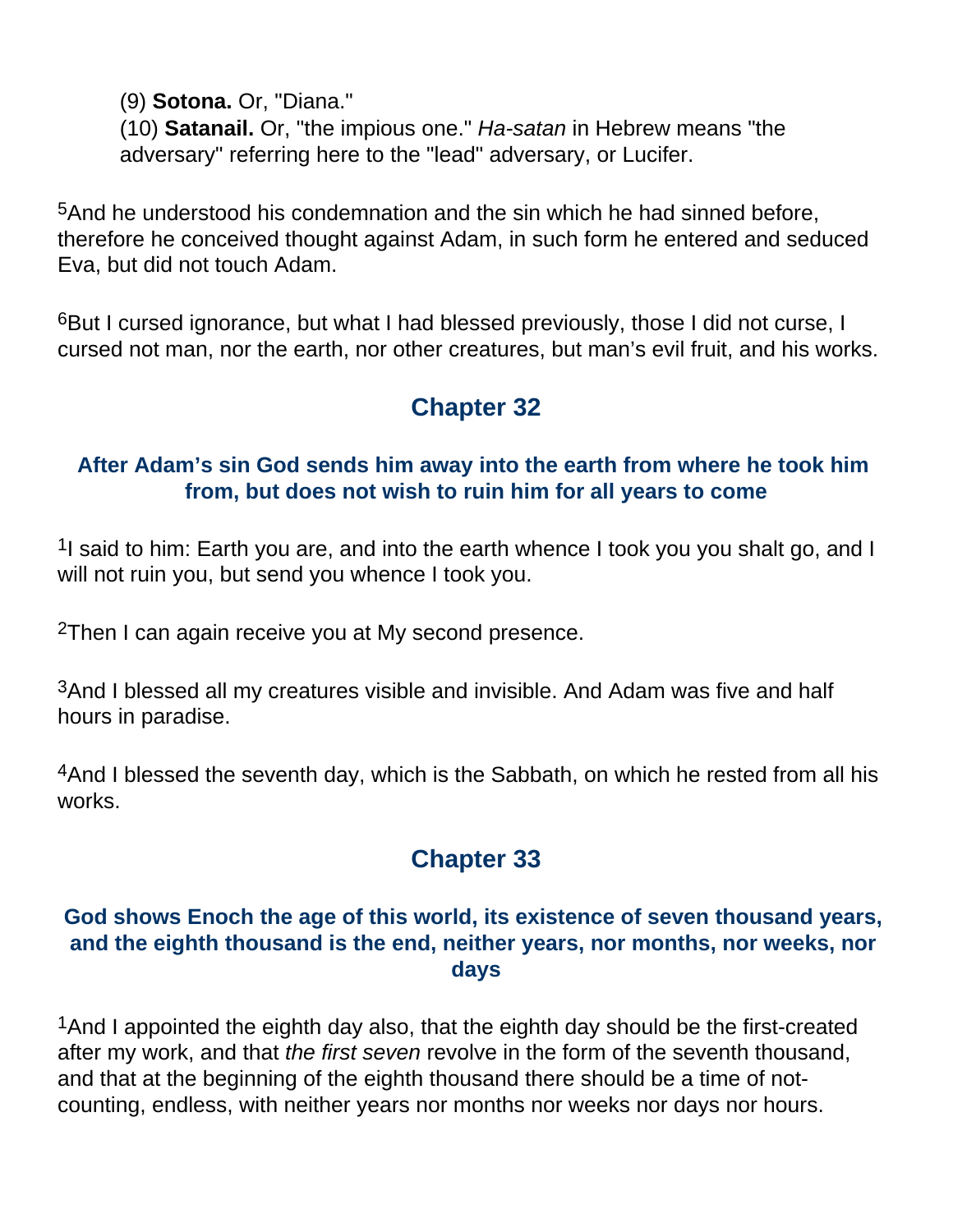(9) **Sotona.** Or, "Diana."
(10) **Satanail.** Or, "the impious one." *Ha-satan* in Hebrew means "the adversary" referring here to the "lead" adversary, or Lucifer.

[5]And he understood his condemnation and the sin which he had sinned before, therefore he conceived thought against Adam, in such form he entered and seduced Eva, but did not touch Adam.

[6]But I cursed ignorance, but what I had blessed previously, those I did not curse, I cursed not man, nor the earth, nor other creatures, but man's evil fruit, and his works.

## Chapter 32

### After Adam's sin God sends him away into the earth from where he took him from, but does not wish to ruin him for all years to come

[1]I said to him: Earth you are, and into the earth whence I took you you shalt go, and I will not ruin you, but send you whence I took you.

[2]Then I can again receive you at My second presence.

[3]And I blessed all my creatures visible and invisible. And Adam was five and half hours in paradise.

[4]And I blessed the seventh day, which is the Sabbath, on which he rested from all his works.

## Chapter 33

### God shows Enoch the age of this world, its existence of seven thousand years, and the eighth thousand is the end, neither years, nor months, nor weeks, nor days

[1]And I appointed the eighth day also, that the eighth day should be the first-created after my work, and that *the first seven* revolve in the form of the seventh thousand, and that at the beginning of the eighth thousand there should be a time of not-counting, endless, with neither years nor months nor weeks nor days nor hours.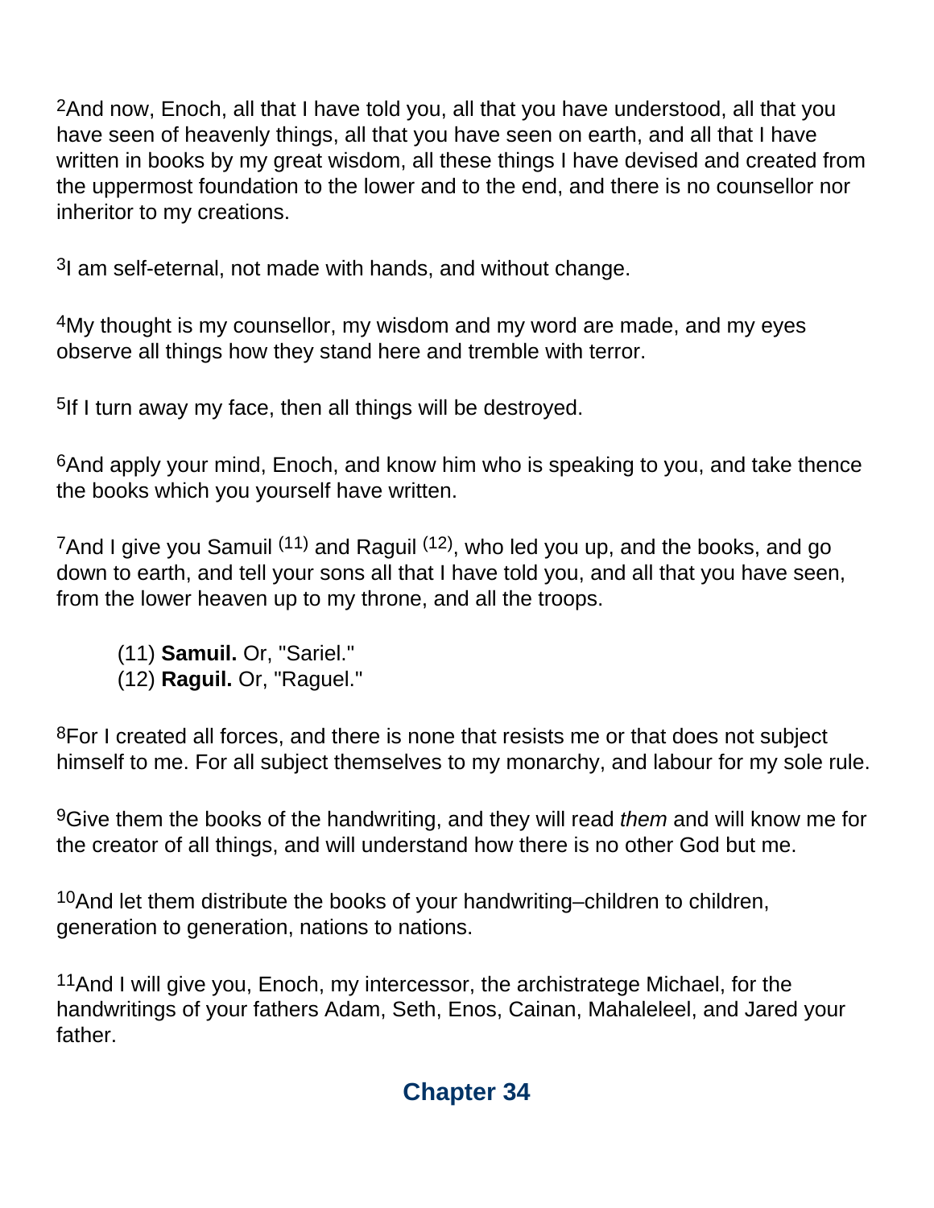[2]And now, Enoch, all that I have told you, all that you have understood, all that you have seen of heavenly things, all that you have seen on earth, and all that I have written in books by my great wisdom, all these things I have devised and created from the uppermost foundation to the lower and to the end, and there is no counsellor nor inheritor to my creations.

[3]I am self-eternal, not made with hands, and without change.

[4]My thought is my counsellor, my wisdom and my word are made, and my eyes observe all things how they stand here and tremble with terror.

[5]If I turn away my face, then all things will be destroyed.

[6]And apply your mind, Enoch, and know him who is speaking to you, and take thence the books which you yourself have written.

[7]And I give you Samuil [(11)] and Raguil [(12)], who led you up, and the books, and go down to earth, and tell your sons all that I have told you, and all that you have seen, from the lower heaven up to my throne, and all the troops.

> (11) **Samuil.** Or, "Sariel."
> (12) **Raguil.** Or, "Raguel."

[8]For I created all forces, and there is none that resists me or that does not subject himself to me. For all subject themselves to my monarchy, and labour for my sole rule.

[9]Give them the books of the handwriting, and they will read *them* and will know me for the creator of all things, and will understand how there is no other God but me.

[10]And let them distribute the books of your handwriting–children to children, generation to generation, nations to nations.

[11]And I will give you, Enoch, my intercessor, the archistratege Michael, for the handwritings of your fathers Adam, Seth, Enos, Cainan, Mahaleleel, and Jared your father.

## Chapter 34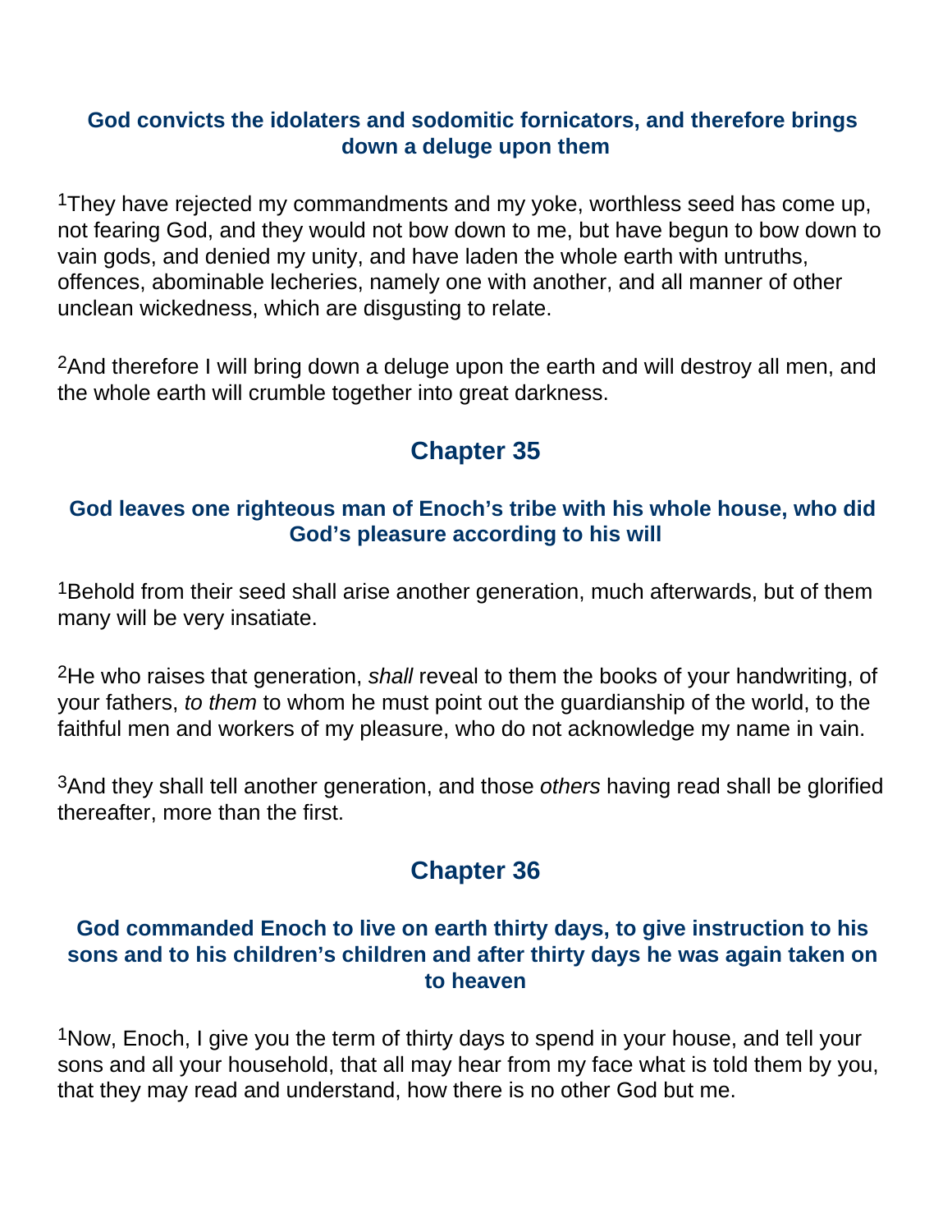### God convicts the idolaters and sodomitic fornicators, and therefore brings down a deluge upon them

[1]They have rejected my commandments and my yoke, worthless seed has come up, not fearing God, and they would not bow down to me, but have begun to bow down to vain gods, and denied my unity, and have laden the whole earth with untruths, offences, abominable lecheries, namely one with another, and all manner of other unclean wickedness, which are disgusting to relate.

[2]And therefore I will bring down a deluge upon the earth and will destroy all men, and the whole earth will crumble together into great darkness.

## Chapter 35

### God leaves one righteous man of Enoch's tribe with his whole house, who did God's pleasure according to his will

[1]Behold from their seed shall arise another generation, much afterwards, but of them many will be very insatiate.

[2]He who raises that generation, *shall* reveal to them the books of your handwriting, of your fathers, *to them* to whom he must point out the guardianship of the world, to the faithful men and workers of my pleasure, who do not acknowledge my name in vain.

[3]And they shall tell another generation, and those *others* having read shall be glorified thereafter, more than the first.

## Chapter 36

### God commanded Enoch to live on earth thirty days, to give instruction to his sons and to his children's children and after thirty days he was again taken on to heaven

[1]Now, Enoch, I give you the term of thirty days to spend in your house, and tell your sons and all your household, that all may hear from my face what is told them by you, that they may read and understand, how there is no other God but me.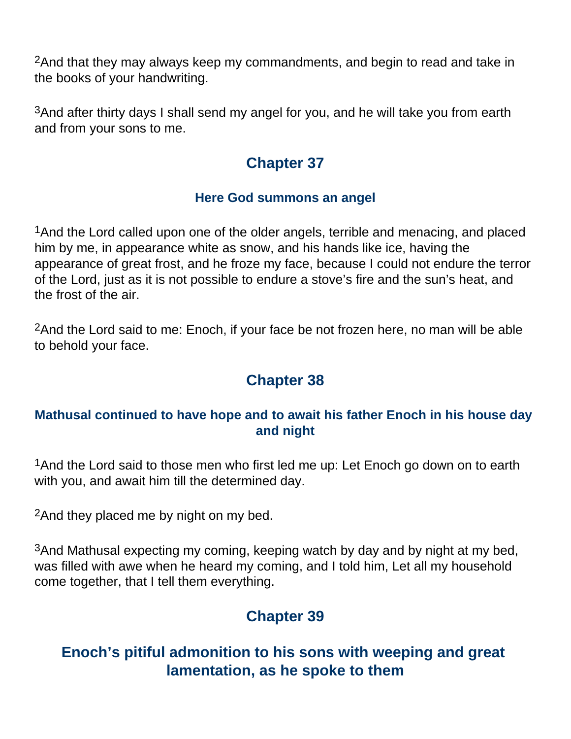[2]And that they may always keep my commandments, and begin to read and take in the books of your handwriting.

[3]And after thirty days I shall send my angel for you, and he will take you from earth and from your sons to me.

## Chapter 37

### Here God summons an angel

[1]And the Lord called upon one of the older angels, terrible and menacing, and placed him by me, in appearance white as snow, and his hands like ice, having the appearance of great frost, and he froze my face, because I could not endure the terror of the Lord, just as it is not possible to endure a stove's fire and the sun's heat, and the frost of the air.

[2]And the Lord said to me: Enoch, if your face be not frozen here, no man will be able to behold your face.

## Chapter 38

### Mathusal continued to have hope and to await his father Enoch in his house day and night

[1]And the Lord said to those men who first led me up: Let Enoch go down on to earth with you, and await him till the determined day.

[2]And they placed me by night on my bed.

[3]And Mathusal expecting my coming, keeping watch by day and by night at my bed, was filled with awe when he heard my coming, and I told him, Let all my household come together, that I tell them everything.

## Chapter 39

## Enoch's pitiful admonition to his sons with weeping and great lamentation, as he spoke to them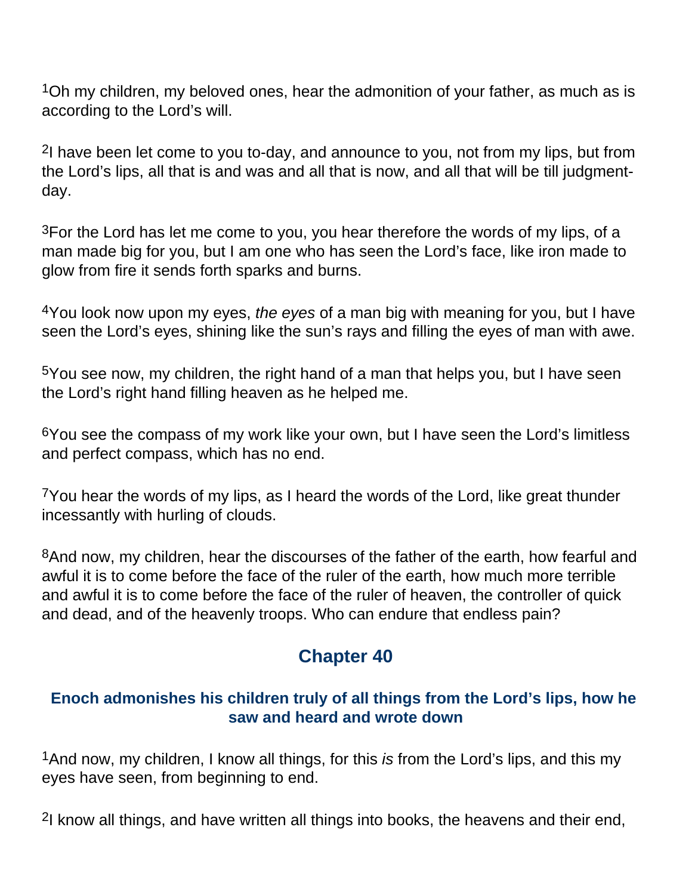[1]Oh my children, my beloved ones, hear the admonition of your father, as much as is according to the Lord's will.

[2]I have been let come to you to-day, and announce to you, not from my lips, but from the Lord's lips, all that is and was and all that is now, and all that will be till judgment-day.

[3]For the Lord has let me come to you, you hear therefore the words of my lips, of a man made big for you, but I am one who has seen the Lord's face, like iron made to glow from fire it sends forth sparks and burns.

[4]You look now upon my eyes, *the eyes* of a man big with meaning for you, but I have seen the Lord's eyes, shining like the sun's rays and filling the eyes of man with awe.

[5]You see now, my children, the right hand of a man that helps you, but I have seen the Lord's right hand filling heaven as he helped me.

[6]You see the compass of my work like your own, but I have seen the Lord's limitless and perfect compass, which has no end.

[7]You hear the words of my lips, as I heard the words of the Lord, like great thunder incessantly with hurling of clouds.

[8]And now, my children, hear the discourses of the father of the earth, how fearful and awful it is to come before the face of the ruler of the earth, how much more terrible and awful it is to come before the face of the ruler of heaven, the controller of quick and dead, and of the heavenly troops. Who can endure that endless pain?

## Chapter 40

### Enoch admonishes his children truly of all things from the Lord's lips, how he saw and heard and wrote down

[1]And now, my children, I know all things, for this *is* from the Lord's lips, and this my eyes have seen, from beginning to end.

[2]I know all things, and have written all things into books, the heavens and their end,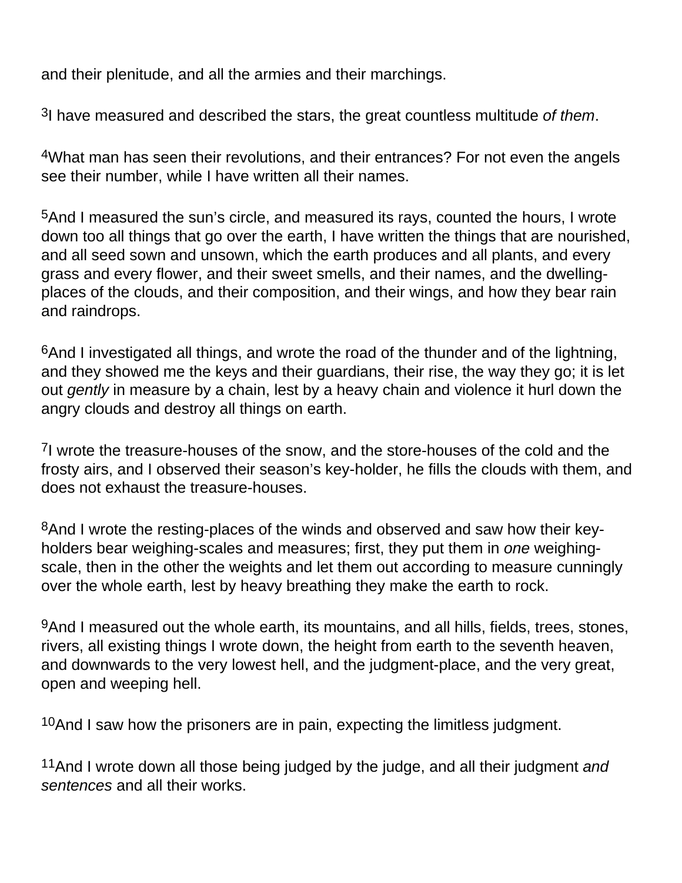and their plenitude, and all the armies and their marchings.

3I have measured and described the stars, the great countless multitude *of them*.

4What man has seen their revolutions, and their entrances? For not even the angels see their number, while I have written all their names.

5And I measured the sun's circle, and measured its rays, counted the hours, I wrote down too all things that go over the earth, I have written the things that are nourished, and all seed sown and unsown, which the earth produces and all plants, and every grass and every flower, and their sweet smells, and their names, and the dwelling-places of the clouds, and their composition, and their wings, and how they bear rain and raindrops.

6And I investigated all things, and wrote the road of the thunder and of the lightning, and they showed me the keys and their guardians, their rise, the way they go; it is let out *gently* in measure by a chain, lest by a heavy chain and violence it hurl down the angry clouds and destroy all things on earth.

7I wrote the treasure-houses of the snow, and the store-houses of the cold and the frosty airs, and I observed their season's key-holder, he fills the clouds with them, and does not exhaust the treasure-houses.

8And I wrote the resting-places of the winds and observed and saw how their key-holders bear weighing-scales and measures; first, they put them in *one* weighing-scale, then in the other the weights and let them out according to measure cunningly over the whole earth, lest by heavy breathing they make the earth to rock.

9And I measured out the whole earth, its mountains, and all hills, fields, trees, stones, rivers, all existing things I wrote down, the height from earth to the seventh heaven, and downwards to the very lowest hell, and the judgment-place, and the very great, open and weeping hell.

10And I saw how the prisoners are in pain, expecting the limitless judgment.

11And I wrote down all those being judged by the judge, and all their judgment *and sentences* and all their works.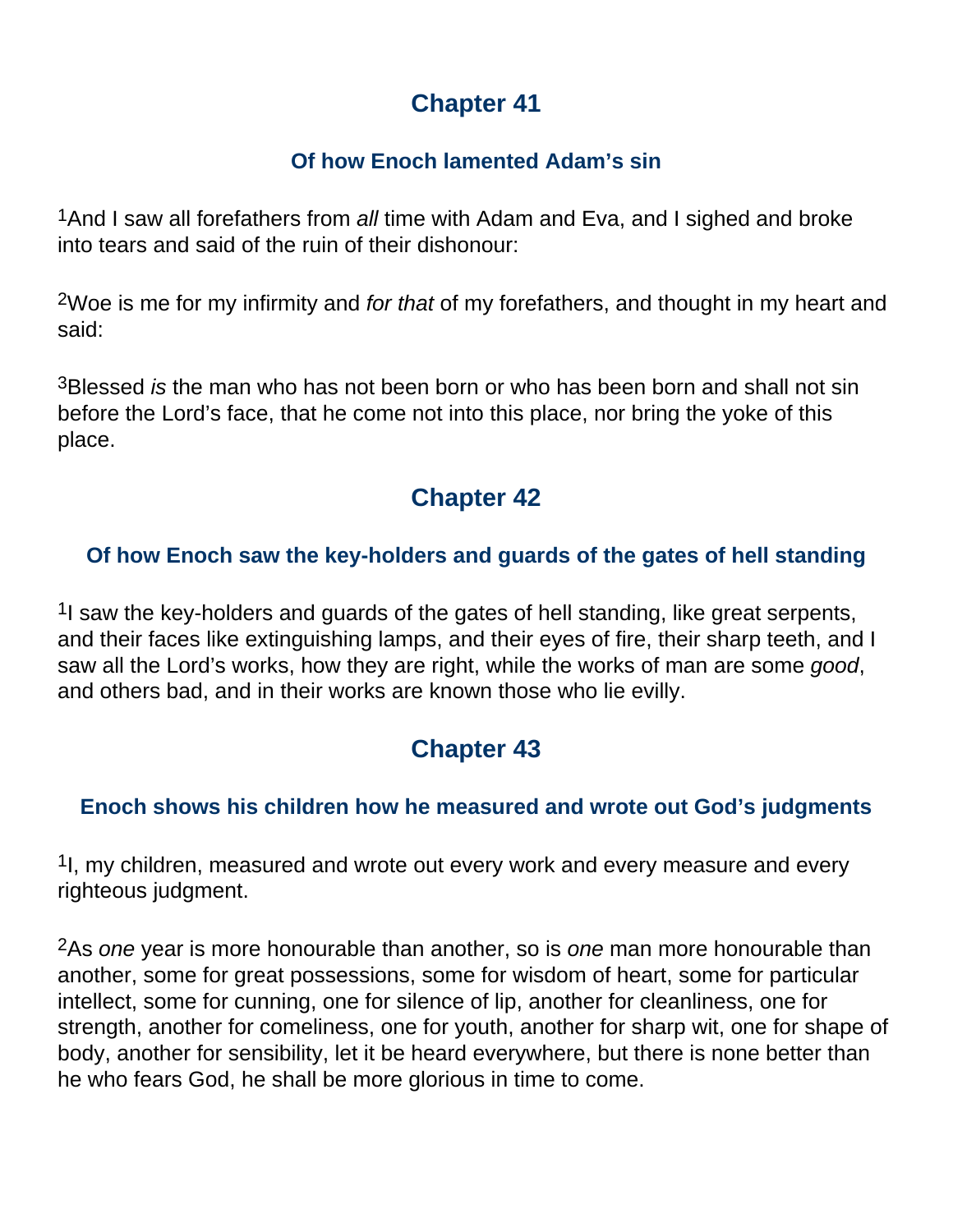## Chapter 41

### Of how Enoch lamented Adam's sin

[1]And I saw all forefathers from *all* time with Adam and Eva, and I sighed and broke into tears and said of the ruin of their dishonour:

[2]Woe is me for my infirmity and *for that* of my forefathers, and thought in my heart and said:

[3]Blessed *is* the man who has not been born or who has been born and shall not sin before the Lord's face, that he come not into this place, nor bring the yoke of this place.

## Chapter 42

### Of how Enoch saw the key-holders and guards of the gates of hell standing

[1]I saw the key-holders and guards of the gates of hell standing, like great serpents, and their faces like extinguishing lamps, and their eyes of fire, their sharp teeth, and I saw all the Lord's works, how they are right, while the works of man are some *good*, and others bad, and in their works are known those who lie evilly.

## Chapter 43

### Enoch shows his children how he measured and wrote out God's judgments

[1]I, my children, measured and wrote out every work and every measure and every righteous judgment.

[2]As *one* year is more honourable than another, so is *one* man more honourable than another, some for great possessions, some for wisdom of heart, some for particular intellect, some for cunning, one for silence of lip, another for cleanliness, one for strength, another for comeliness, one for youth, another for sharp wit, one for shape of body, another for sensibility, let it be heard everywhere, but there is none better than he who fears God, he shall be more glorious in time to come.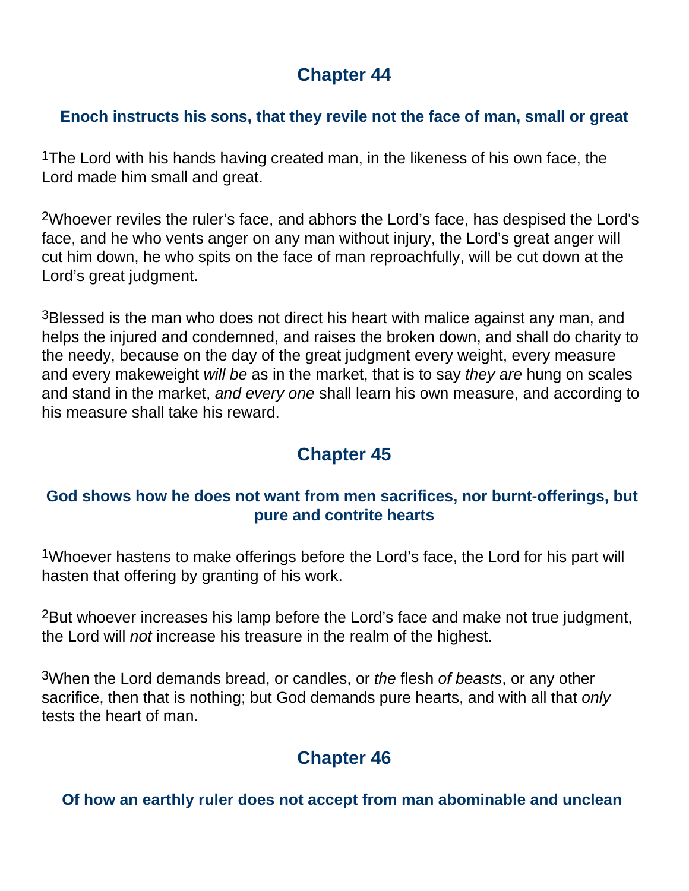## Chapter 44

### Enoch instructs his sons, that they revile not the face of man, small or great

[1]The Lord with his hands having created man, in the likeness of his own face, the Lord made him small and great.

[2]Whoever reviles the ruler's face, and abhors the Lord's face, has despised the Lord's face, and he who vents anger on any man without injury, the Lord's great anger will cut him down, he who spits on the face of man reproachfully, will be cut down at the Lord's great judgment.

[3]Blessed is the man who does not direct his heart with malice against any man, and helps the injured and condemned, and raises the broken down, and shall do charity to the needy, because on the day of the great judgment every weight, every measure and every makeweight *will be* as in the market, that is to say *they are* hung on scales and stand in the market, *and every one* shall learn his own measure, and according to his measure shall take his reward.

## Chapter 45

### God shows how he does not want from men sacrifices, nor burnt-offerings, but pure and contrite hearts

[1]Whoever hastens to make offerings before the Lord's face, the Lord for his part will hasten that offering by granting of his work.

[2]But whoever increases his lamp before the Lord's face and make not true judgment, the Lord will *not* increase his treasure in the realm of the highest.

[3]When the Lord demands bread, or candles, or *the* flesh *of beasts*, or any other sacrifice, then that is nothing; but God demands pure hearts, and with all that *only* tests the heart of man.

## Chapter 46

### Of how an earthly ruler does not accept from man abominable and unclean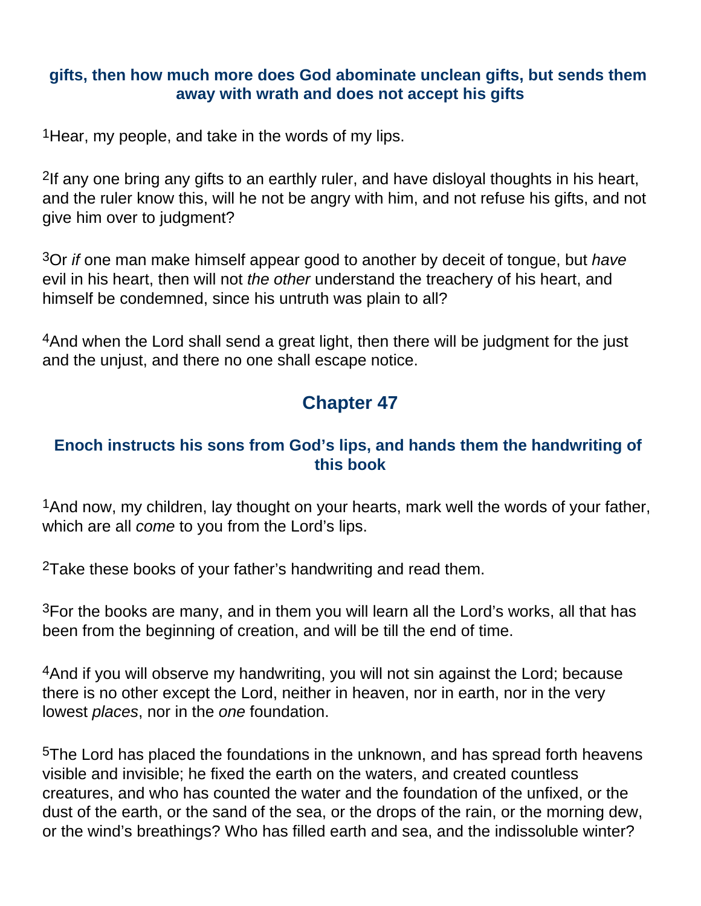**gifts, then how much more does God abominate unclean gifts, but sends them away with wrath and does not accept his gifts**

[1]Hear, my people, and take in the words of my lips.

[2]If any one bring any gifts to an earthly ruler, and have disloyal thoughts in his heart, and the ruler know this, will he not be angry with him, and not refuse his gifts, and not give him over to judgment?

[3]Or *if* one man make himself appear good to another by deceit of tongue, but *have* evil in his heart, then will not *the other* understand the treachery of his heart, and himself be condemned, since his untruth was plain to all?

[4]And when the Lord shall send a great light, then there will be judgment for the just and the unjust, and there no one shall escape notice.

## Chapter 47

### Enoch instructs his sons from God's lips, and hands them the handwriting of this book

[1]And now, my children, lay thought on your hearts, mark well the words of your father, which are all *come* to you from the Lord's lips.

[2]Take these books of your father's handwriting and read them.

[3]For the books are many, and in them you will learn all the Lord's works, all that has been from the beginning of creation, and will be till the end of time.

[4]And if you will observe my handwriting, you will not sin against the Lord; because there is no other except the Lord, neither in heaven, nor in earth, nor in the very lowest *places*, nor in the *one* foundation.

[5]The Lord has placed the foundations in the unknown, and has spread forth heavens visible and invisible; he fixed the earth on the waters, and created countless creatures, and who has counted the water and the foundation of the unfixed, or the dust of the earth, or the sand of the sea, or the drops of the rain, or the morning dew, or the wind's breathings? Who has filled earth and sea, and the indissoluble winter?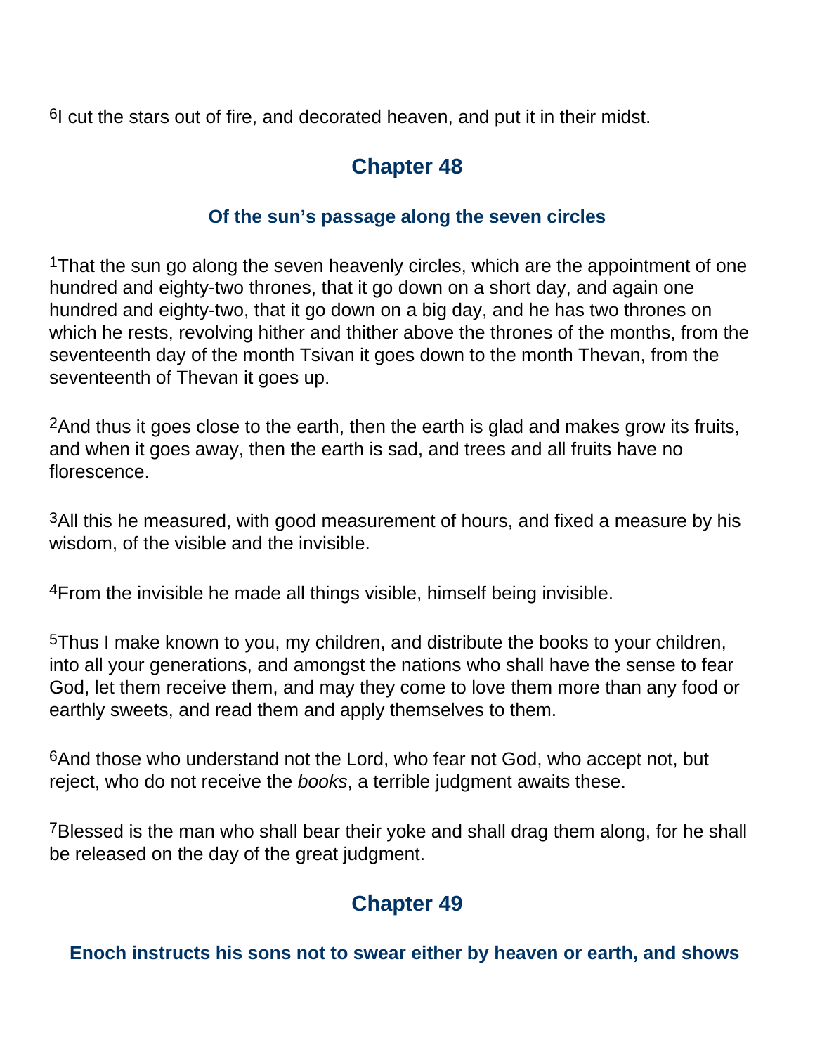[6]I cut the stars out of fire, and decorated heaven, and put it in their midst.

## Chapter 48

### Of the sun's passage along the seven circles

[1]That the sun go along the seven heavenly circles, which are the appointment of one hundred and eighty-two thrones, that it go down on a short day, and again one hundred and eighty-two, that it go down on a big day, and he has two thrones on which he rests, revolving hither and thither above the thrones of the months, from the seventeenth day of the month Tsivan it goes down to the month Thevan, from the seventeenth of Thevan it goes up.

[2]And thus it goes close to the earth, then the earth is glad and makes grow its fruits, and when it goes away, then the earth is sad, and trees and all fruits have no florescence.

[3]All this he measured, with good measurement of hours, and fixed a measure by his wisdom, of the visible and the invisible.

[4]From the invisible he made all things visible, himself being invisible.

[5]Thus I make known to you, my children, and distribute the books to your children, into all your generations, and amongst the nations who shall have the sense to fear God, let them receive them, and may they come to love them more than any food or earthly sweets, and read them and apply themselves to them.

[6]And those who understand not the Lord, who fear not God, who accept not, but reject, who do not receive the *books*, a terrible judgment awaits these.

[7]Blessed is the man who shall bear their yoke and shall drag them along, for he shall be released on the day of the great judgment.

## Chapter 49

### Enoch instructs his sons not to swear either by heaven or earth, and shows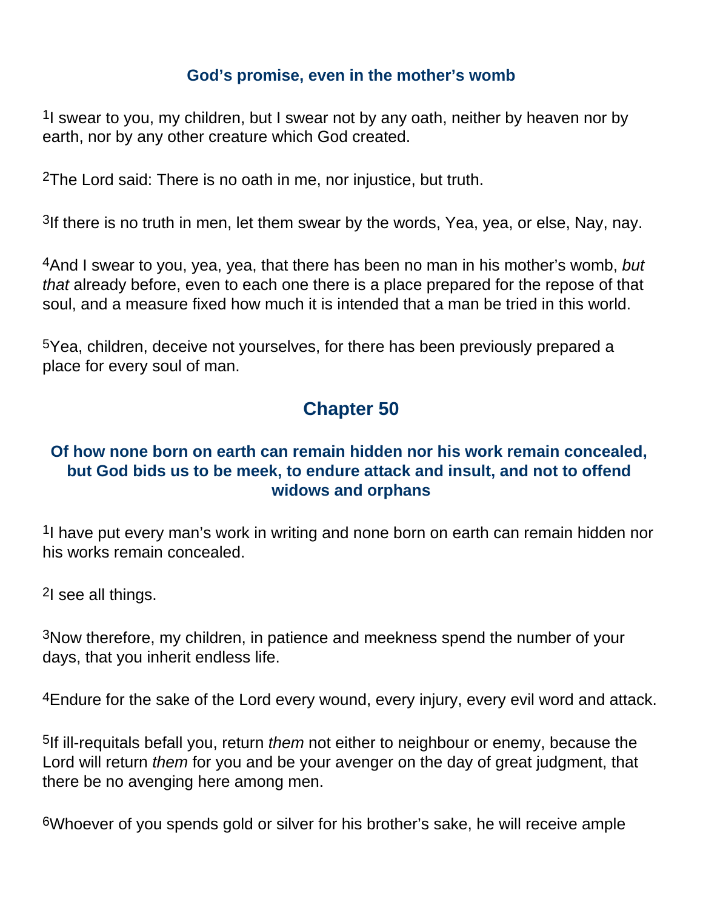### God's promise, even in the mother's womb

[1]I swear to you, my children, but I swear not by any oath, neither by heaven nor by earth, nor by any other creature which God created.

[2]The Lord said: There is no oath in me, nor injustice, but truth.

[3]If there is no truth in men, let them swear by the words, Yea, yea, or else, Nay, nay.

[4]And I swear to you, yea, yea, that there has been no man in his mother's womb, *but that* already before, even to each one there is a place prepared for the repose of that soul, and a measure fixed how much it is intended that a man be tried in this world.

[5]Yea, children, deceive not yourselves, for there has been previously prepared a place for every soul of man.

## Chapter 50

### Of how none born on earth can remain hidden nor his work remain concealed, but God bids us to be meek, to endure attack and insult, and not to offend widows and orphans

[1]I have put every man's work in writing and none born on earth can remain hidden nor his works remain concealed.

[2]I see all things.

[3]Now therefore, my children, in patience and meekness spend the number of your days, that you inherit endless life.

[4]Endure for the sake of the Lord every wound, every injury, every evil word and attack.

[5]If ill-requitals befall you, return *them* not either to neighbour or enemy, because the Lord will return *them* for you and be your avenger on the day of great judgment, that there be no avenging here among men.

[6]Whoever of you spends gold or silver for his brother's sake, he will receive ample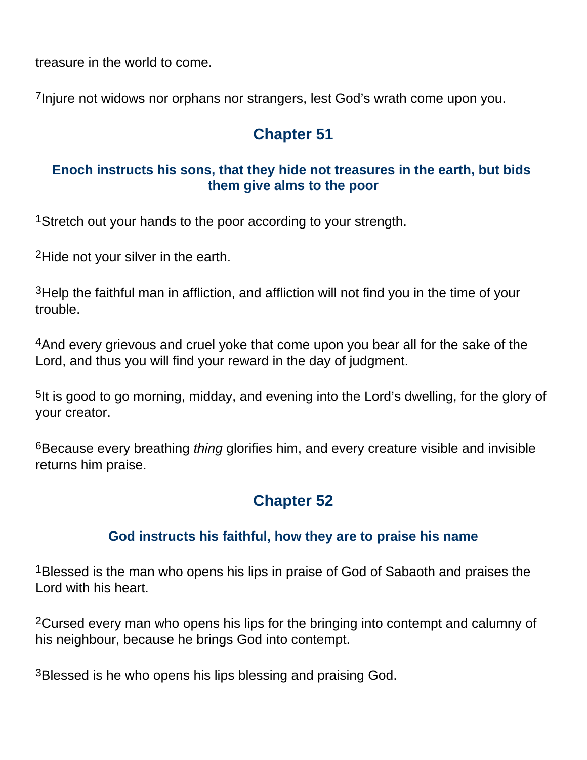treasure in the world to come.

[7]Injure not widows nor orphans nor strangers, lest God's wrath come upon you.

## Chapter 51

### Enoch instructs his sons, that they hide not treasures in the earth, but bids them give alms to the poor

[1]Stretch out your hands to the poor according to your strength.

[2]Hide not your silver in the earth.

[3]Help the faithful man in affliction, and affliction will not find you in the time of your trouble.

[4]And every grievous and cruel yoke that come upon you bear all for the sake of the Lord, and thus you will find your reward in the day of judgment.

[5]It is good to go morning, midday, and evening into the Lord's dwelling, for the glory of your creator.

[6]Because every breathing *thing* glorifies him, and every creature visible and invisible returns him praise.

## Chapter 52

### God instructs his faithful, how they are to praise his name

[1]Blessed is the man who opens his lips in praise of God of Sabaoth and praises the Lord with his heart.

[2]Cursed every man who opens his lips for the bringing into contempt and calumny of his neighbour, because he brings God into contempt.

[3]Blessed is he who opens his lips blessing and praising God.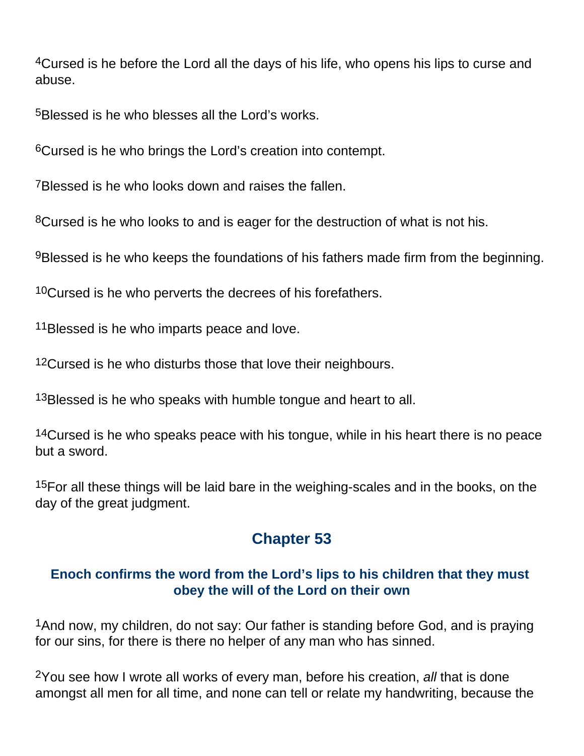[4]Cursed is he before the Lord all the days of his life, who opens his lips to curse and abuse.

[5]Blessed is he who blesses all the Lord's works.

[6]Cursed is he who brings the Lord's creation into contempt.

[7]Blessed is he who looks down and raises the fallen.

[8]Cursed is he who looks to and is eager for the destruction of what is not his.

[9]Blessed is he who keeps the foundations of his fathers made firm from the beginning.

[10]Cursed is he who perverts the decrees of his forefathers.

[11]Blessed is he who imparts peace and love.

[12]Cursed is he who disturbs those that love their neighbours.

[13]Blessed is he who speaks with humble tongue and heart to all.

[14]Cursed is he who speaks peace with his tongue, while in his heart there is no peace but a sword.

[15]For all these things will be laid bare in the weighing-scales and in the books, on the day of the great judgment.

## Chapter 53

### Enoch confirms the word from the Lord's lips to his children that they must obey the will of the Lord on their own

[1]And now, my children, do not say: Our father is standing before God, and is praying for our sins, for there is there no helper of any man who has sinned.

[2]You see how I wrote all works of every man, before his creation, *all* that is done amongst all men for all time, and none can tell or relate my handwriting, because the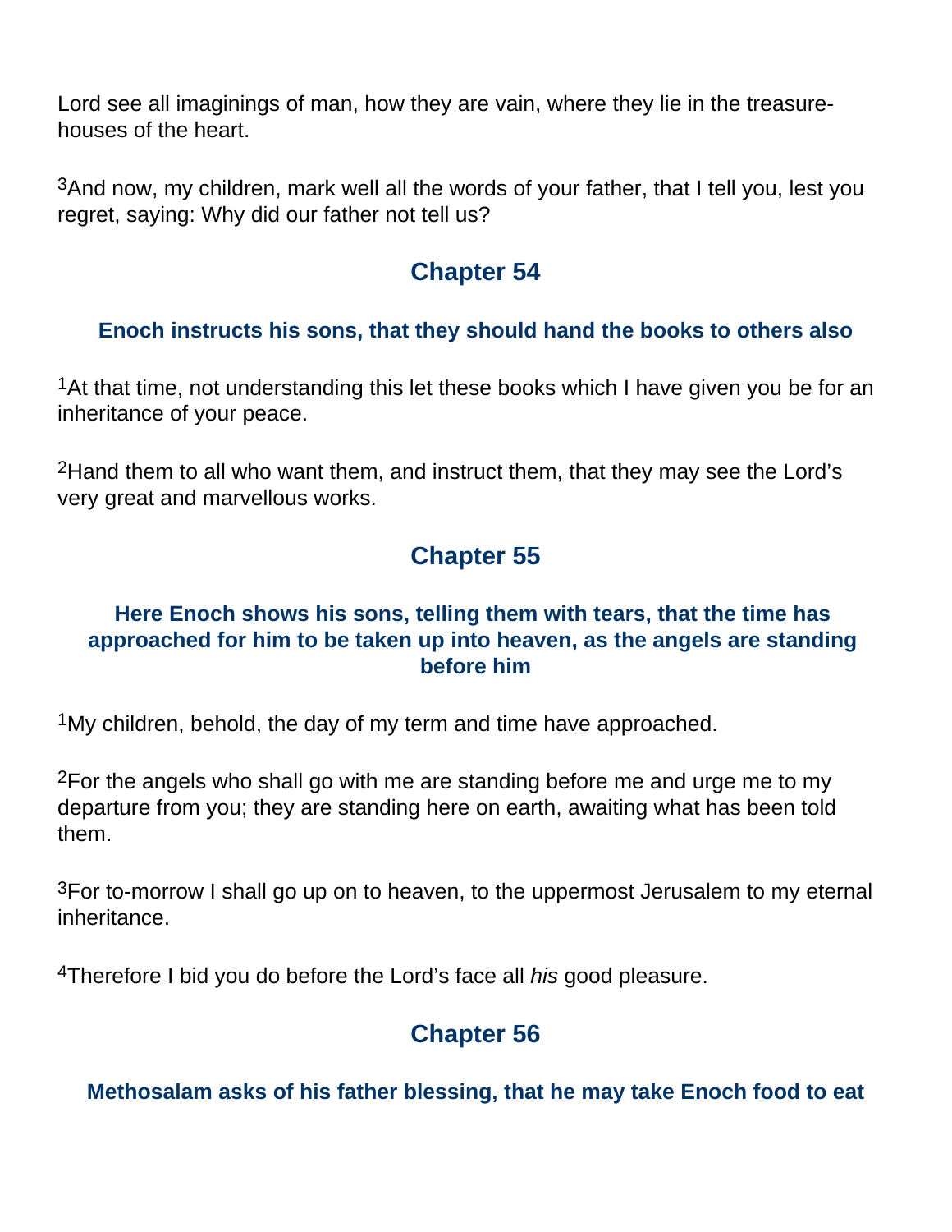Lord see all imaginings of man, how they are vain, where they lie in the treasure-houses of the heart.

[3]And now, my children, mark well all the words of your father, that I tell you, lest you regret, saying: Why did our father not tell us?

## Chapter 54

### Enoch instructs his sons, that they should hand the books to others also

[1]At that time, not understanding this let these books which I have given you be for an inheritance of your peace.

[2]Hand them to all who want them, and instruct them, that they may see the Lord's very great and marvellous works.

## Chapter 55

### Here Enoch shows his sons, telling them with tears, that the time has approached for him to be taken up into heaven, as the angels are standing before him

[1]My children, behold, the day of my term and time have approached.

[2]For the angels who shall go with me are standing before me and urge me to my departure from you; they are standing here on earth, awaiting what has been told them.

[3]For to-morrow I shall go up on to heaven, to the uppermost Jerusalem to my eternal inheritance.

[4]Therefore I bid you do before the Lord's face all *his* good pleasure.

## Chapter 56

### Methosalam asks of his father blessing, that he may take Enoch food to eat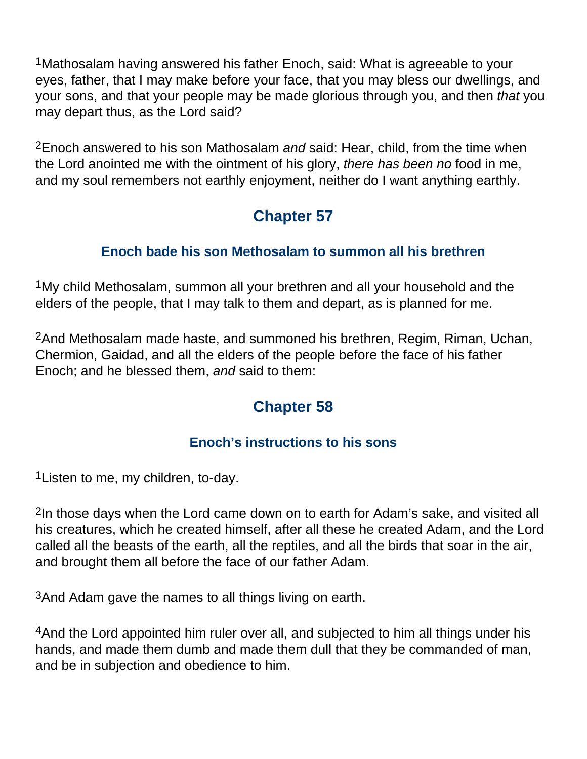[1]Mathosalam having answered his father Enoch, said: What is agreeable to your eyes, father, that I may make before your face, that you may bless our dwellings, and your sons, and that your people may be made glorious through you, and then *that* you may depart thus, as the Lord said?

[2]Enoch answered to his son Mathosalam *and* said: Hear, child, from the time when the Lord anointed me with the ointment of his glory, *there has been no* food in me, and my soul remembers not earthly enjoyment, neither do I want anything earthly.

## Chapter 57

### Enoch bade his son Methosalam to summon all his brethren

[1]My child Methosalam, summon all your brethren and all your household and the elders of the people, that I may talk to them and depart, as is planned for me.

[2]And Methosalam made haste, and summoned his brethren, Regim, Riman, Uchan, Chermion, Gaidad, and all the elders of the people before the face of his father Enoch; and he blessed them, *and* said to them:

## Chapter 58

### Enoch's instructions to his sons

[1]Listen to me, my children, to-day.

[2]In those days when the Lord came down on to earth for Adam's sake, and visited all his creatures, which he created himself, after all these he created Adam, and the Lord called all the beasts of the earth, all the reptiles, and all the birds that soar in the air, and brought them all before the face of our father Adam.

[3]And Adam gave the names to all things living on earth.

[4]And the Lord appointed him ruler over all, and subjected to him all things under his hands, and made them dumb and made them dull that they be commanded of man, and be in subjection and obedience to him.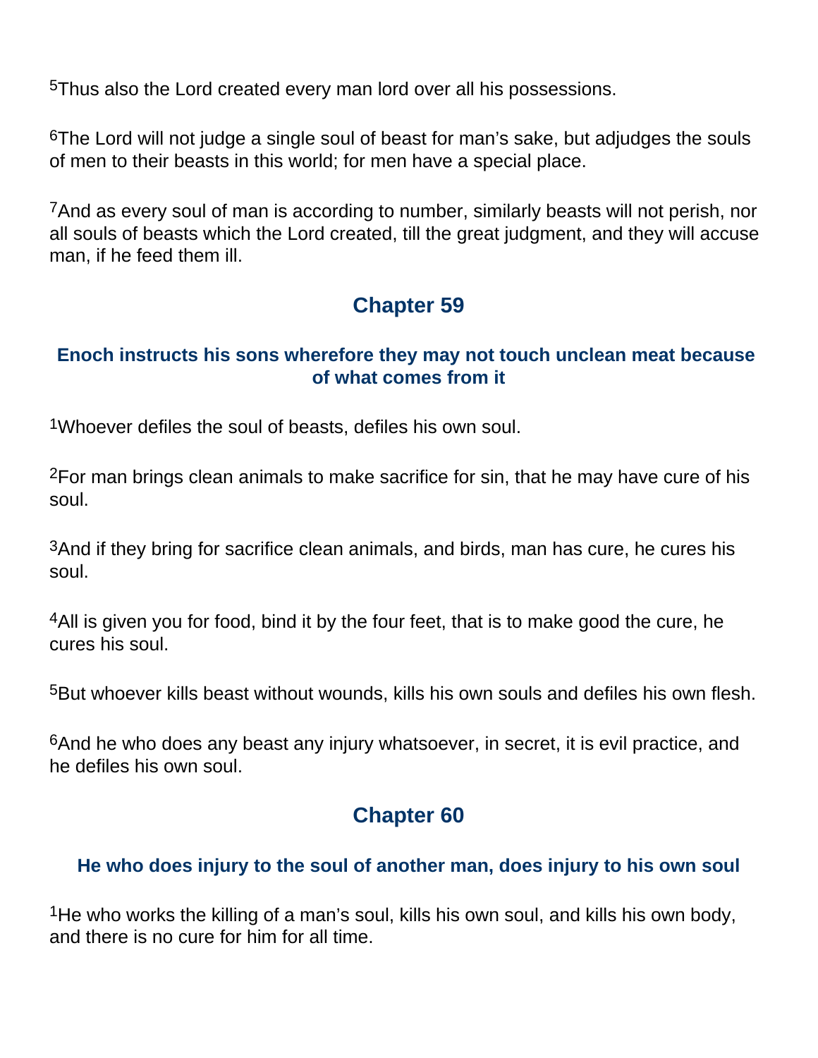[5]Thus also the Lord created every man lord over all his possessions.

[6]The Lord will not judge a single soul of beast for man's sake, but adjudges the souls of men to their beasts in this world; for men have a special place.

[7]And as every soul of man is according to number, similarly beasts will not perish, nor all souls of beasts which the Lord created, till the great judgment, and they will accuse man, if he feed them ill.

## Chapter 59

### Enoch instructs his sons wherefore they may not touch unclean meat because of what comes from it

[1]Whoever defiles the soul of beasts, defiles his own soul.

[2]For man brings clean animals to make sacrifice for sin, that he may have cure of his soul.

[3]And if they bring for sacrifice clean animals, and birds, man has cure, he cures his soul.

[4]All is given you for food, bind it by the four feet, that is to make good the cure, he cures his soul.

[5]But whoever kills beast without wounds, kills his own souls and defiles his own flesh.

[6]And he who does any beast any injury whatsoever, in secret, it is evil practice, and he defiles his own soul.

## Chapter 60

### He who does injury to the soul of another man, does injury to his own soul

[1]He who works the killing of a man's soul, kills his own soul, and kills his own body, and there is no cure for him for all time.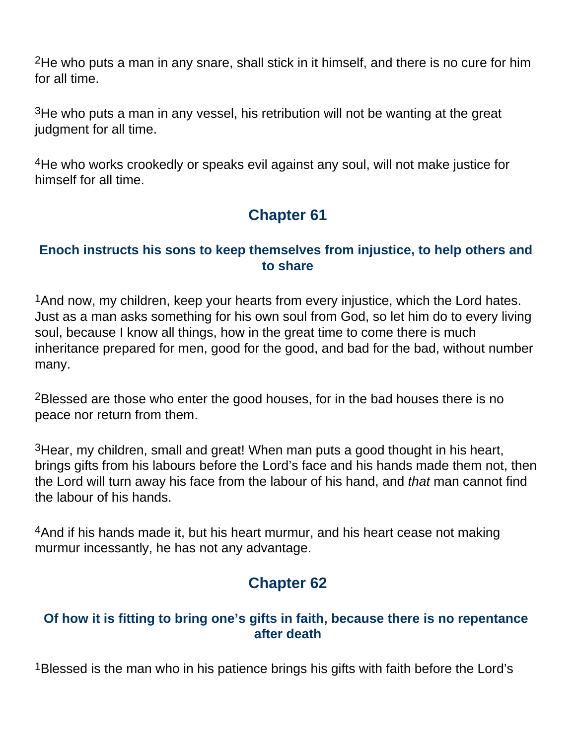[2]He who puts a man in any snare, shall stick in it himself, and there is no cure for him for all time.

[3]He who puts a man in any vessel, his retribution will not be wanting at the great judgment for all time.

[4]He who works crookedly or speaks evil against any soul, will not make justice for himself for all time.

## Chapter 61

### Enoch instructs his sons to keep themselves from injustice, to help others and to share

[1]And now, my children, keep your hearts from every injustice, which the Lord hates. Just as a man asks something for his own soul from God, so let him do to every living soul, because I know all things, how in the great time to come there is much inheritance prepared for men, good for the good, and bad for the bad, without number many.

[2]Blessed are those who enter the good houses, for in the bad houses there is no peace nor return from them.

[3]Hear, my children, small and great! When man puts a good thought in his heart, brings gifts from his labours before the Lord's face and his hands made them not, then the Lord will turn away his face from the labour of his hand, and *that* man cannot find the labour of his hands.

[4]And if his hands made it, but his heart murmur, and his heart cease not making murmur incessantly, he has not any advantage.

## Chapter 62

### Of how it is fitting to bring one's gifts in faith, because there is no repentance after death

[1]Blessed is the man who in his patience brings his gifts with faith before the Lord's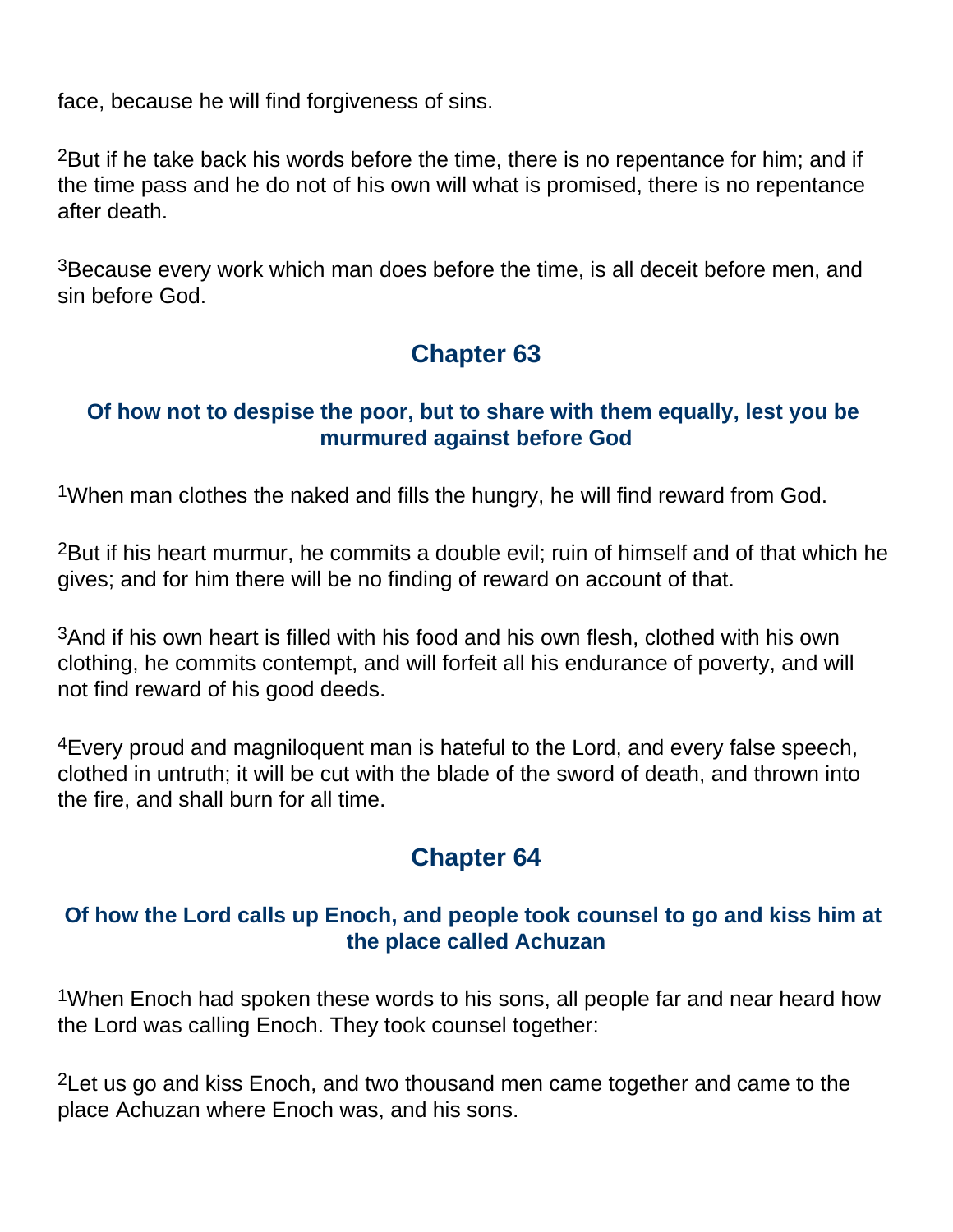face, because he will find forgiveness of sins.

[2]But if he take back his words before the time, there is no repentance for him; and if the time pass and he do not of his own will what is promised, there is no repentance after death.

[3]Because every work which man does before the time, is all deceit before men, and sin before God.

## Chapter 63

### Of how not to despise the poor, but to share with them equally, lest you be murmured against before God

[1]When man clothes the naked and fills the hungry, he will find reward from God.

[2]But if his heart murmur, he commits a double evil; ruin of himself and of that which he gives; and for him there will be no finding of reward on account of that.

[3]And if his own heart is filled with his food and his own flesh, clothed with his own clothing, he commits contempt, and will forfeit all his endurance of poverty, and will not find reward of his good deeds.

[4]Every proud and magniloquent man is hateful to the Lord, and every false speech, clothed in untruth; it will be cut with the blade of the sword of death, and thrown into the fire, and shall burn for all time.

## Chapter 64

### Of how the Lord calls up Enoch, and people took counsel to go and kiss him at the place called Achuzan

[1]When Enoch had spoken these words to his sons, all people far and near heard how the Lord was calling Enoch. They took counsel together:

[2]Let us go and kiss Enoch, and two thousand men came together and came to the place Achuzan where Enoch was, and his sons.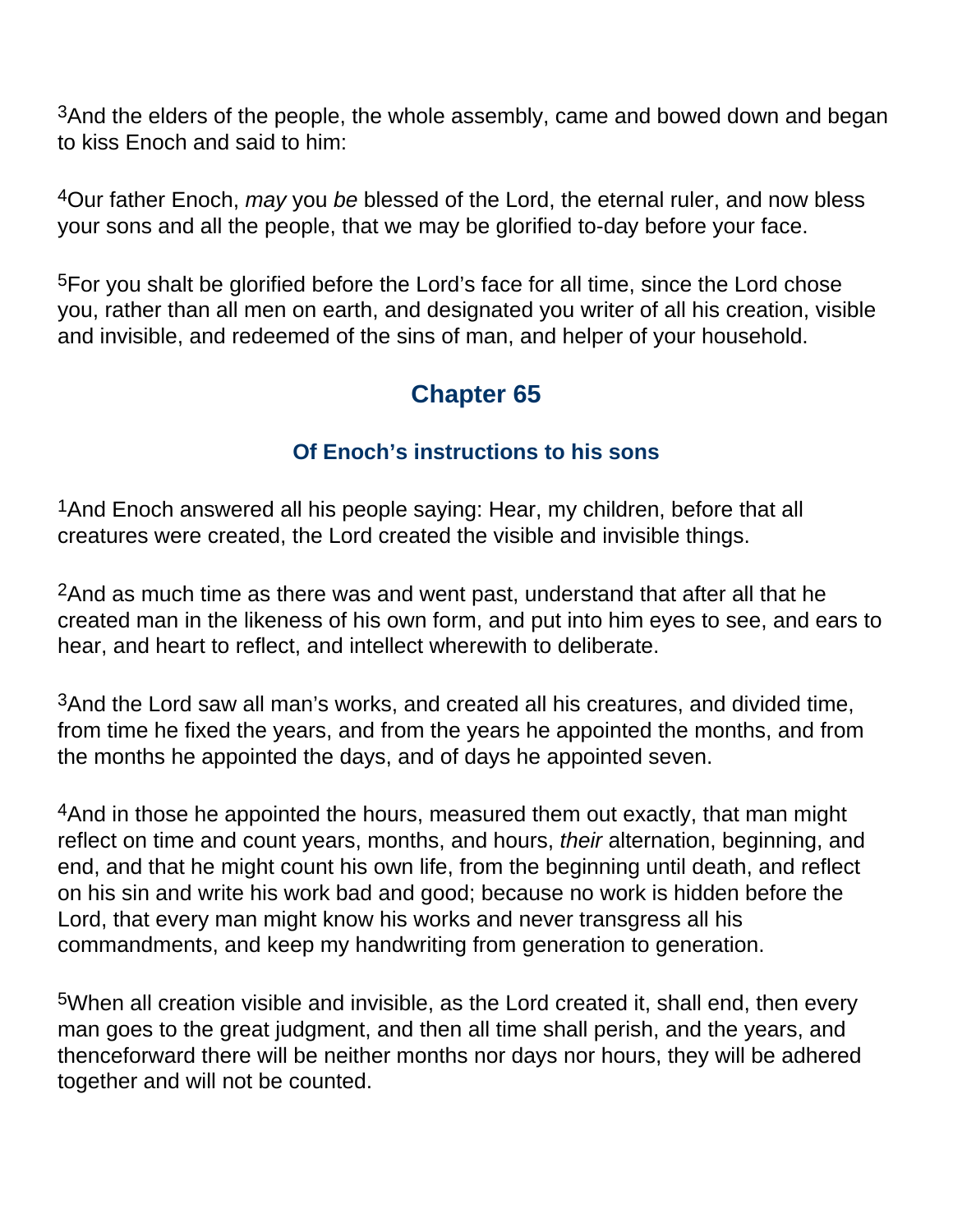3And the elders of the people, the whole assembly, came and bowed down and began to kiss Enoch and said to him:

4Our father Enoch, *may* you *be* blessed of the Lord, the eternal ruler, and now bless your sons and all the people, that we may be glorified to-day before your face.

5For you shalt be glorified before the Lord's face for all time, since the Lord chose you, rather than all men on earth, and designated you writer of all his creation, visible and invisible, and redeemed of the sins of man, and helper of your household.

## Chapter 65

### Of Enoch's instructions to his sons

1And Enoch answered all his people saying: Hear, my children, before that all creatures were created, the Lord created the visible and invisible things.

2And as much time as there was and went past, understand that after all that he created man in the likeness of his own form, and put into him eyes to see, and ears to hear, and heart to reflect, and intellect wherewith to deliberate.

3And the Lord saw all man's works, and created all his creatures, and divided time, from time he fixed the years, and from the years he appointed the months, and from the months he appointed the days, and of days he appointed seven.

4And in those he appointed the hours, measured them out exactly, that man might reflect on time and count years, months, and hours, *their* alternation, beginning, and end, and that he might count his own life, from the beginning until death, and reflect on his sin and write his work bad and good; because no work is hidden before the Lord, that every man might know his works and never transgress all his commandments, and keep my handwriting from generation to generation.

5When all creation visible and invisible, as the Lord created it, shall end, then every man goes to the great judgment, and then all time shall perish, and the years, and thenceforward there will be neither months nor days nor hours, they will be adhered together and will not be counted.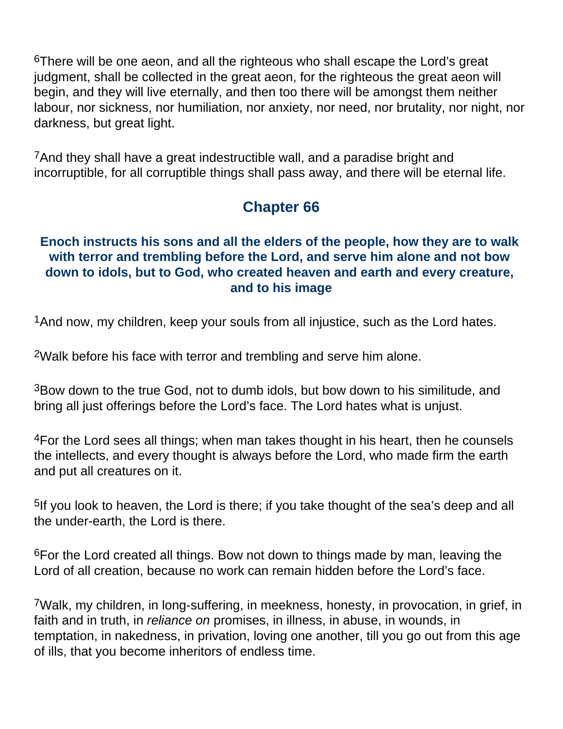[6]There will be one aeon, and all the righteous who shall escape the Lord's great judgment, shall be collected in the great aeon, for the righteous the great aeon will begin, and they will live eternally, and then too there will be amongst them neither labour, nor sickness, nor humiliation, nor anxiety, nor need, nor brutality, nor night, nor darkness, but great light.

[7]And they shall have a great indestructible wall, and a paradise bright and incorruptible, for all corruptible things shall pass away, and there will be eternal life.

## Chapter 66

### Enoch instructs his sons and all the elders of the people, how they are to walk with terror and trembling before the Lord, and serve him alone and not bow down to idols, but to God, who created heaven and earth and every creature, and to his image

[1]And now, my children, keep your souls from all injustice, such as the Lord hates.

[2]Walk before his face with terror and trembling and serve him alone.

[3]Bow down to the true God, not to dumb idols, but bow down to his similitude, and bring all just offerings before the Lord's face. The Lord hates what is unjust.

[4]For the Lord sees all things; when man takes thought in his heart, then he counsels the intellects, and every thought is always before the Lord, who made firm the earth and put all creatures on it.

[5]If you look to heaven, the Lord is there; if you take thought of the sea's deep and all the under-earth, the Lord is there.

[6]For the Lord created all things. Bow not down to things made by man, leaving the Lord of all creation, because no work can remain hidden before the Lord's face.

[7]Walk, my children, in long-suffering, in meekness, honesty, in provocation, in grief, in faith and in truth, in *reliance on* promises, in illness, in abuse, in wounds, in temptation, in nakedness, in privation, loving one another, till you go out from this age of ills, that you become inheritors of endless time.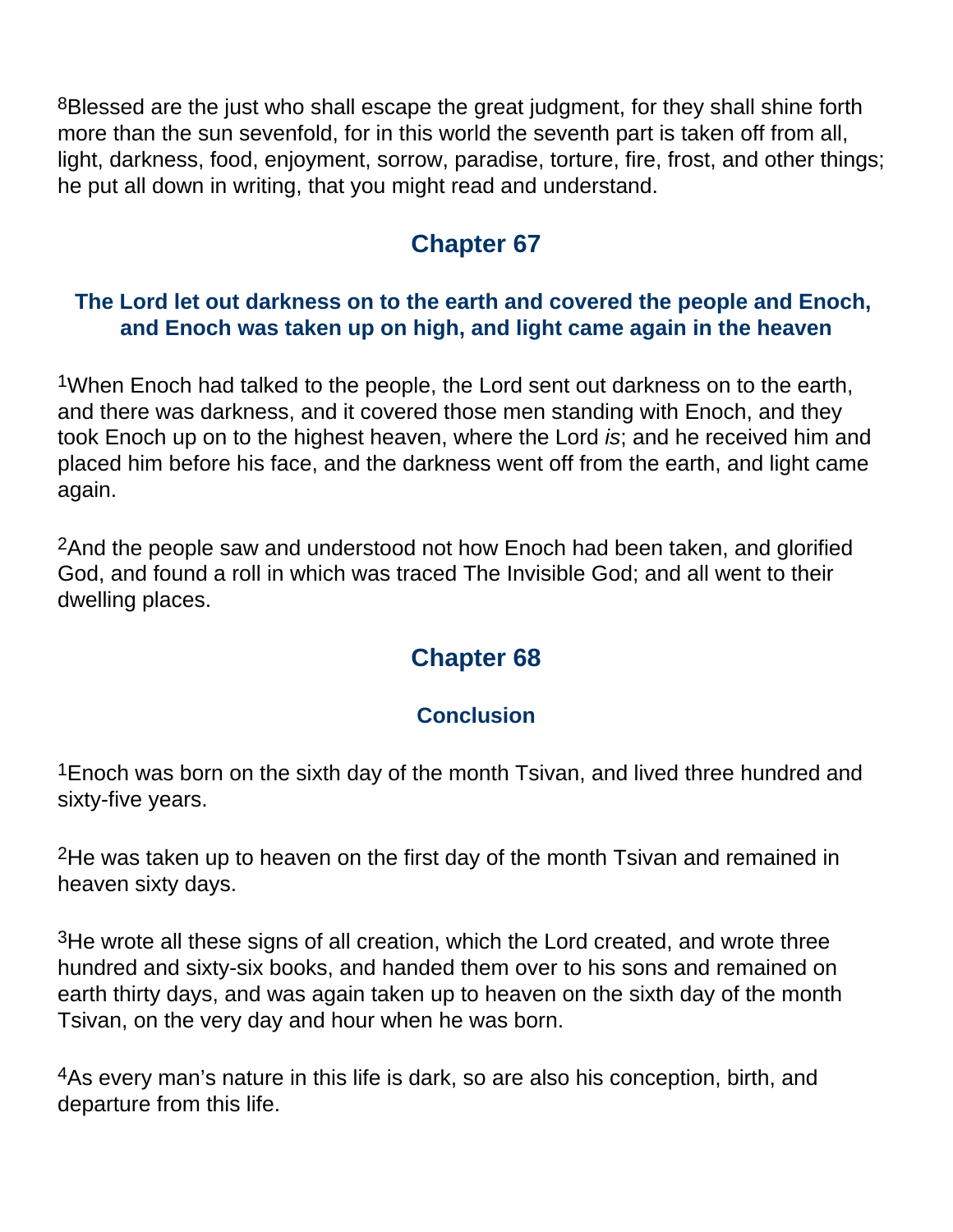[8]Blessed are the just who shall escape the great judgment, for they shall shine forth more than the sun sevenfold, for in this world the seventh part is taken off from all, light, darkness, food, enjoyment, sorrow, paradise, torture, fire, frost, and other things; he put all down in writing, that you might read and understand.

## Chapter 67

### The Lord let out darkness on to the earth and covered the people and Enoch, and Enoch was taken up on high, and light came again in the heaven

[1]When Enoch had talked to the people, the Lord sent out darkness on to the earth, and there was darkness, and it covered those men standing with Enoch, and they took Enoch up on to the highest heaven, where the Lord *is*; and he received him and placed him before his face, and the darkness went off from the earth, and light came again.

[2]And the people saw and understood not how Enoch had been taken, and glorified God, and found a roll in which was traced The Invisible God; and all went to their dwelling places.

## Chapter 68

### Conclusion

[1]Enoch was born on the sixth day of the month Tsivan, and lived three hundred and sixty-five years.

[2]He was taken up to heaven on the first day of the month Tsivan and remained in heaven sixty days.

[3]He wrote all these signs of all creation, which the Lord created, and wrote three hundred and sixty-six books, and handed them over to his sons and remained on earth thirty days, and was again taken up to heaven on the sixth day of the month Tsivan, on the very day and hour when he was born.

[4]As every man's nature in this life is dark, so are also his conception, birth, and departure from this life.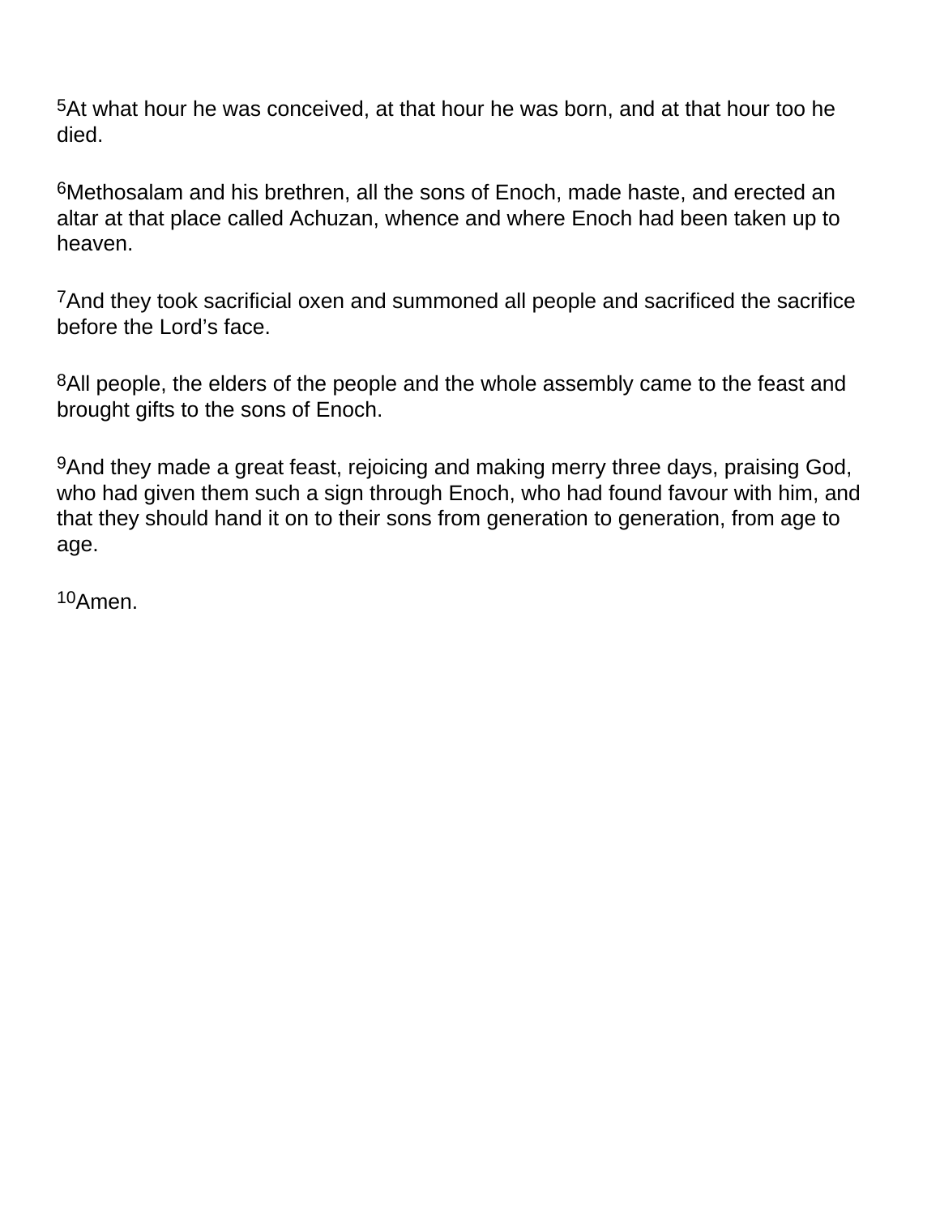5At what hour he was conceived, at that hour he was born, and at that hour too he died.

6Methosalam and his brethren, all the sons of Enoch, made haste, and erected an altar at that place called Achuzan, whence and where Enoch had been taken up to heaven.

7And they took sacrificial oxen and summoned all people and sacrificed the sacrifice before the Lord's face.

8All people, the elders of the people and the whole assembly came to the feast and brought gifts to the sons of Enoch.

9And they made a great feast, rejoicing and making merry three days, praising God, who had given them such a sign through Enoch, who had found favour with him, and that they should hand it on to their sons from generation to generation, from age to age.

10Amen.